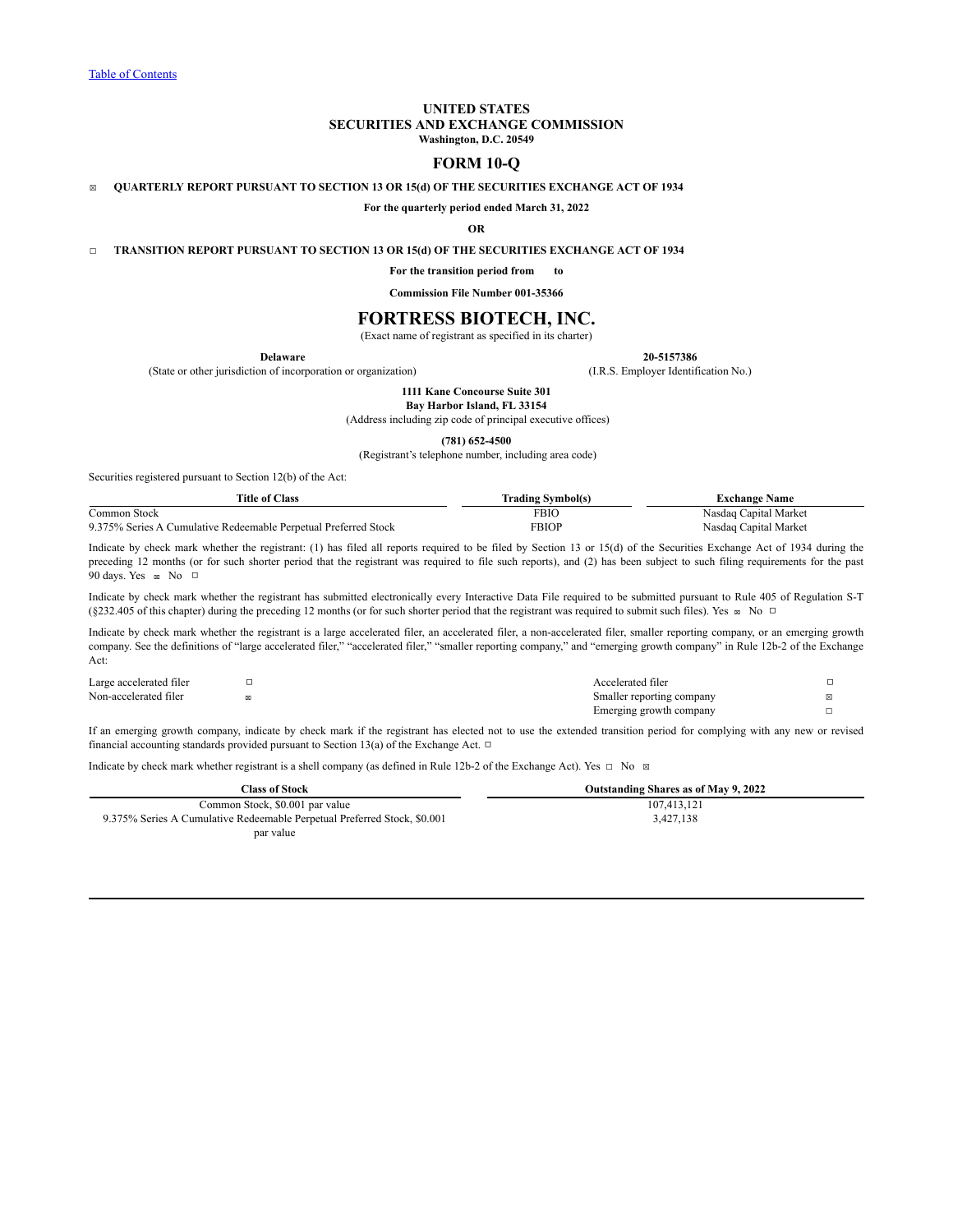Table of Contents

**UNITED STATES**
**SECURITIES AND EXCHANGE COMMISSION**
**Washington, D.C. 20549**

# FORM 10-Q

☒ **QUARTERLY REPORT PURSUANT TO SECTION 13 OR 15(d) OF THE SECURITIES EXCHANGE ACT OF 1934**

**For the quarterly period ended March 31, 2022**

**OR**

☐ **TRANSITION REPORT PURSUANT TO SECTION 13 OR 15(d) OF THE SECURITIES EXCHANGE ACT OF 1934**

**For the transition period from to**

**Commission File Number 001-35366**

# FORTRESS BIOTECH, INC.

(Exact name of registrant as specified in its charter)

| **Delaware** | **20-5157386** |
|---|---|
| (State or other jurisdiction of incorporation or organization) | (I.R.S. Employer Identification No.) |

**1111 Kane Concourse Suite 301**
**Bay Harbor Island, FL 33154**
(Address including zip code of principal executive offices)

**(781) 652-4500**
(Registrant's telephone number, including area code)

Securities registered pursuant to Section 12(b) of the Act:

| Title of Class | Trading Symbol(s) | Exchange Name |
|---|---|---|
| Common Stock | FBIO | Nasdaq Capital Market |
| 9.375% Series A Cumulative Redeemable Perpetual Preferred Stock | FBIOP | Nasdaq Capital Market |

Indicate by check mark whether the registrant: (1) has filed all reports required to be filed by Section 13 or 15(d) of the Securities Exchange Act of 1934 during the preceding 12 months (or for such shorter period that the registrant was required to file such reports), and (2) has been subject to such filing requirements for the past 90 days. Yes ☒ No ☐

Indicate by check mark whether the registrant has submitted electronically every Interactive Data File required to be submitted pursuant to Rule 405 of Regulation S-T (§232.405 of this chapter) during the preceding 12 months (or for such shorter period that the registrant was required to submit such files). Yes ☒ No ☐

Indicate by check mark whether the registrant is a large accelerated filer, an accelerated filer, a non-accelerated filer, smaller reporting company, or an emerging growth company. See the definitions of "large accelerated filer," "accelerated filer," "smaller reporting company," and "emerging growth company" in Rule 12b-2 of the Exchange Act:

| | | | |
|---|---|---|---|
| Large accelerated filer | ☐ | Accelerated filer | ☐ |
| Non-accelerated filer | ☒ | Smaller reporting company | ☒ |
| | | Emerging growth company | ☐ |

If an emerging growth company, indicate by check mark if the registrant has elected not to use the extended transition period for complying with any new or revised financial accounting standards provided pursuant to Section 13(a) of the Exchange Act. ☐

Indicate by check mark whether registrant is a shell company (as defined in Rule 12b-2 of the Exchange Act). Yes ☐ No ☒

| Class of Stock | Outstanding Shares as of May 9, 2022 |
|---|---|
| Common Stock, $0.001 par value | 107,413,121 |
| 9.375% Series A Cumulative Redeemable Perpetual Preferred Stock, $0.001 par value | 3,427,138 |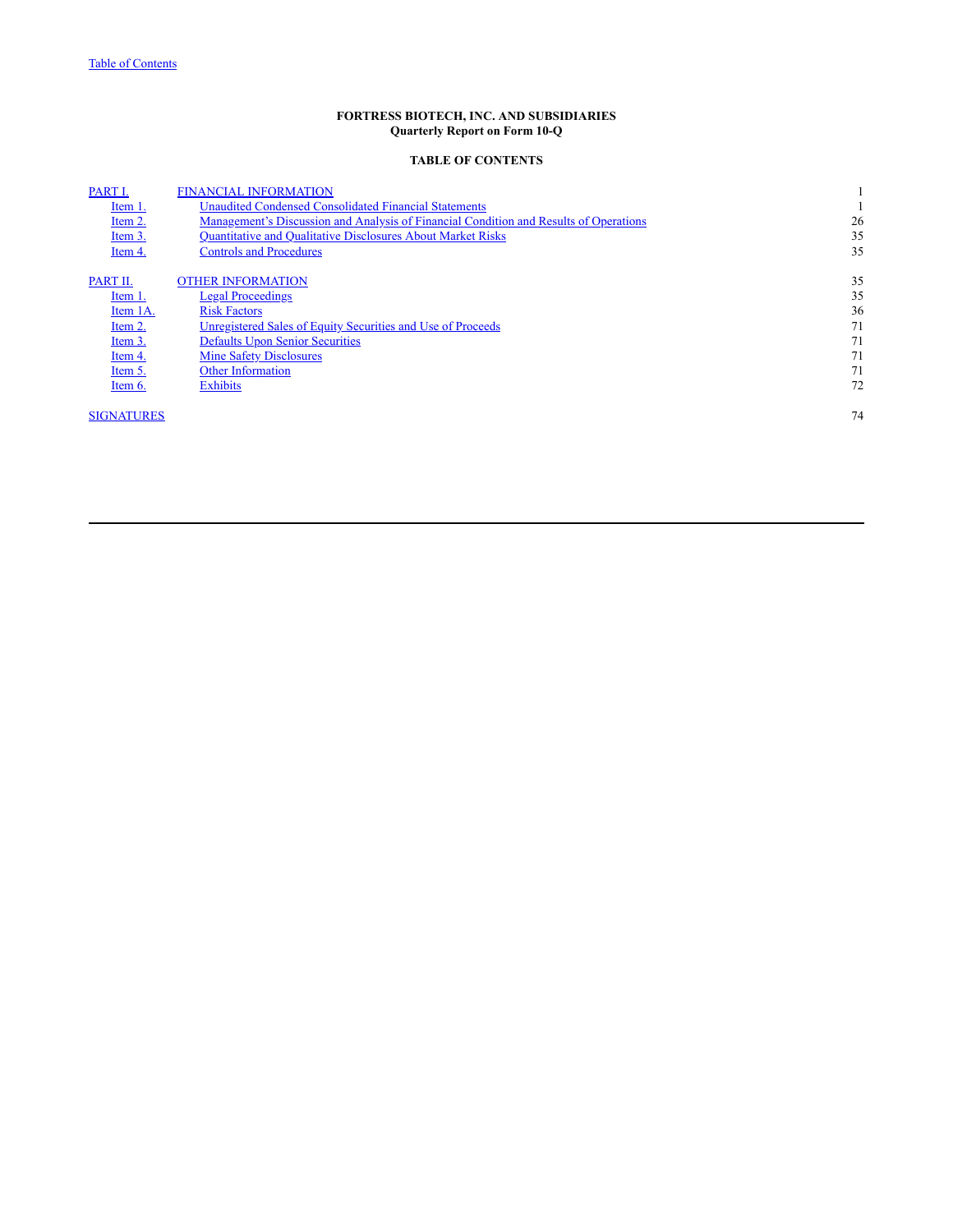**FORTRESS BIOTECH, INC. AND SUBSIDIARIES**
**Quarterly Report on Form 10-Q**

**TABLE OF CONTENTS**

| | | |
|---|---|---|
| PART I. | FINANCIAL INFORMATION | 1 |
| Item 1. | Unaudited Condensed Consolidated Financial Statements | 1 |
| Item 2. | Management's Discussion and Analysis of Financial Condition and Results of Operations | 26 |
| Item 3. | Quantitative and Qualitative Disclosures About Market Risks | 35 |
| Item 4. | Controls and Procedures | 35 |
| | | |
| PART II. | OTHER INFORMATION | 35 |
| Item 1. | Legal Proceedings | 35 |
| Item 1A. | Risk Factors | 36 |
| Item 2. | Unregistered Sales of Equity Securities and Use of Proceeds | 71 |
| Item 3. | Defaults Upon Senior Securities | 71 |
| Item 4. | Mine Safety Disclosures | 71 |
| Item 5. | Other Information | 71 |
| Item 6. | Exhibits | 72 |
| | | |
| SIGNATURES | | 74 |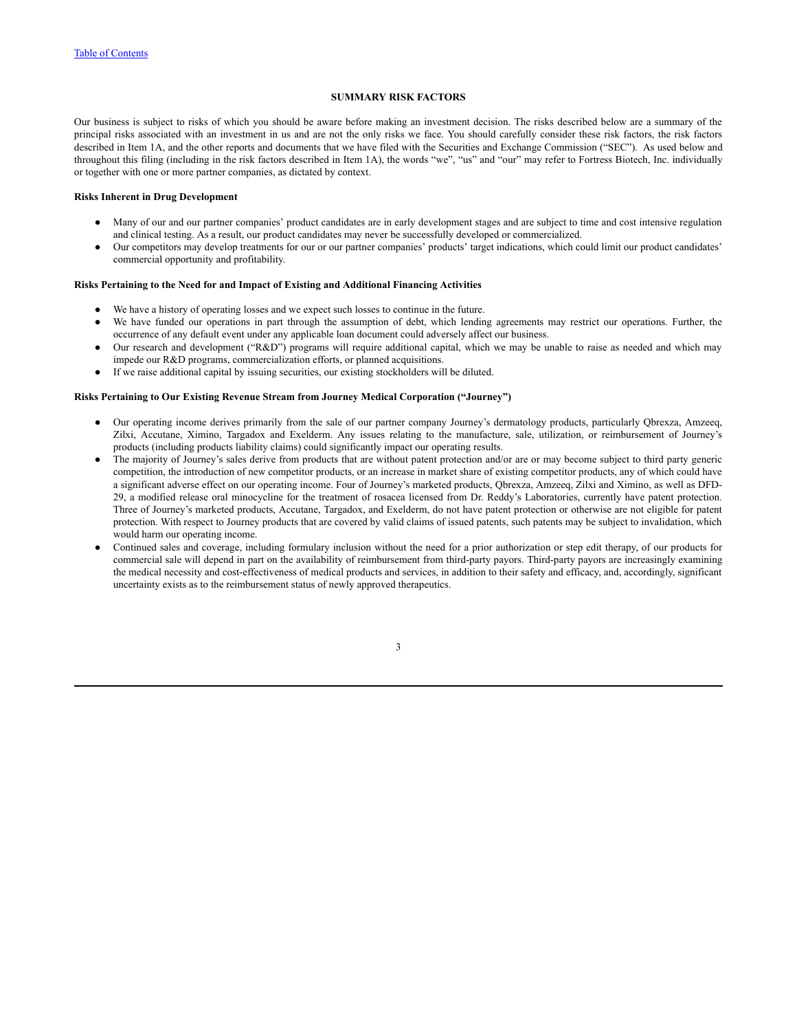## SUMMARY RISK FACTORS

Our business is subject to risks of which you should be aware before making an investment decision. The risks described below are a summary of the principal risks associated with an investment in us and are not the only risks we face. You should carefully consider these risk factors, the risk factors described in Item 1A, and the other reports and documents that we have filed with the Securities and Exchange Commission ("SEC"). As used below and throughout this filing (including in the risk factors described in Item 1A), the words "we", "us" and "our" may refer to Fortress Biotech, Inc. individually or together with one or more partner companies, as dictated by context.

**Risks Inherent in Drug Development**

- Many of our and our partner companies' product candidates are in early development stages and are subject to time and cost intensive regulation and clinical testing. As a result, our product candidates may never be successfully developed or commercialized.
- Our competitors may develop treatments for our or our partner companies' products' target indications, which could limit our product candidates' commercial opportunity and profitability.

**Risks Pertaining to the Need for and Impact of Existing and Additional Financing Activities**

- We have a history of operating losses and we expect such losses to continue in the future.
- We have funded our operations in part through the assumption of debt, which lending agreements may restrict our operations. Further, the occurrence of any default event under any applicable loan document could adversely affect our business.
- Our research and development ("R&D") programs will require additional capital, which we may be unable to raise as needed and which may impede our R&D programs, commercialization efforts, or planned acquisitions.
- If we raise additional capital by issuing securities, our existing stockholders will be diluted.

**Risks Pertaining to Our Existing Revenue Stream from Journey Medical Corporation ("Journey")**

- Our operating income derives primarily from the sale of our partner company Journey's dermatology products, particularly Qbrexza, Amzeeq, Zilxi, Accutane, Ximino, Targadox and Exelderm. Any issues relating to the manufacture, sale, utilization, or reimbursement of Journey's products (including products liability claims) could significantly impact our operating results.
- The majority of Journey's sales derive from products that are without patent protection and/or are or may become subject to third party generic competition, the introduction of new competitor products, or an increase in market share of existing competitor products, any of which could have a significant adverse effect on our operating income. Four of Journey's marketed products, Qbrexza, Amzeeq, Zilxi and Ximino, as well as DFD-29, a modified release oral minocycline for the treatment of rosacea licensed from Dr. Reddy's Laboratories, currently have patent protection. Three of Journey's marketed products, Accutane, Targadox, and Exelderm, do not have patent protection or otherwise are not eligible for patent protection. With respect to Journey products that are covered by valid claims of issued patents, such patents may be subject to invalidation, which would harm our operating income.
- Continued sales and coverage, including formulary inclusion without the need for a prior authorization or step edit therapy, of our products for commercial sale will depend in part on the availability of reimbursement from third-party payors. Third-party payors are increasingly examining the medical necessity and cost-effectiveness of medical products and services, in addition to their safety and efficacy, and, accordingly, significant uncertainty exists as to the reimbursement status of newly approved therapeutics.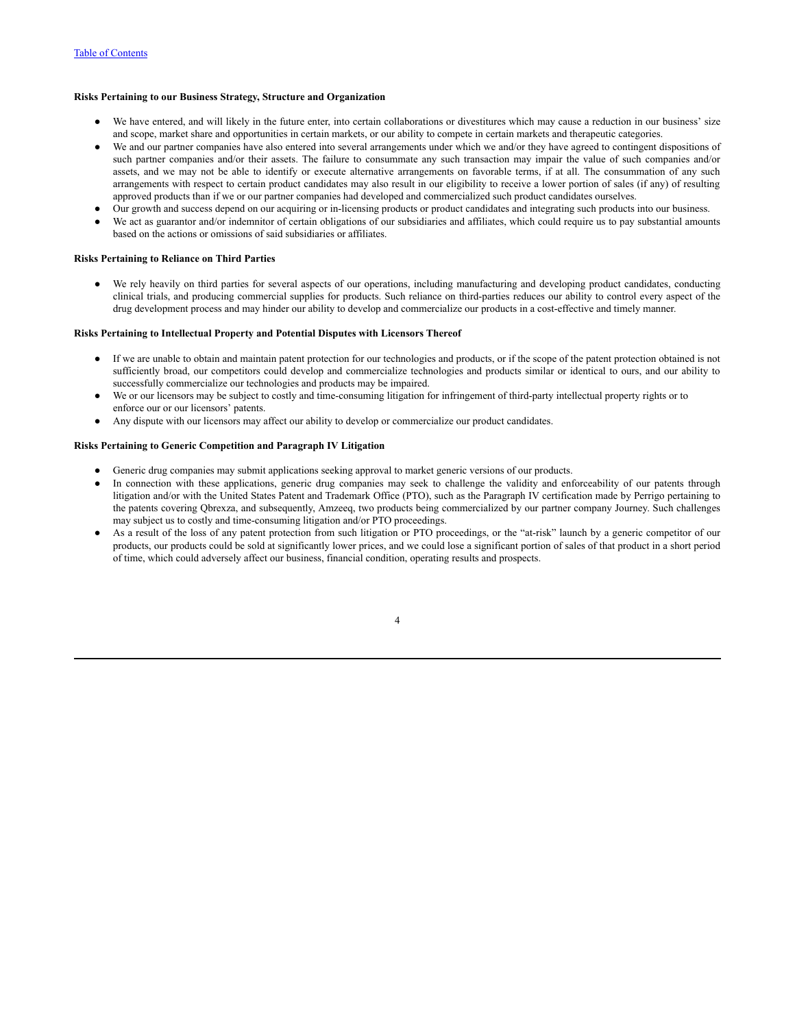**Risks Pertaining to our Business Strategy, Structure and Organization**

- We have entered, and will likely in the future enter, into certain collaborations or divestitures which may cause a reduction in our business' size and scope, market share and opportunities in certain markets, or our ability to compete in certain markets and therapeutic categories.
- We and our partner companies have also entered into several arrangements under which we and/or they have agreed to contingent dispositions of such partner companies and/or their assets. The failure to consummate any such transaction may impair the value of such companies and/or assets, and we may not be able to identify or execute alternative arrangements on favorable terms, if at all. The consummation of any such arrangements with respect to certain product candidates may also result in our eligibility to receive a lower portion of sales (if any) of resulting approved products than if we or our partner companies had developed and commercialized such product candidates ourselves.
- Our growth and success depend on our acquiring or in-licensing products or product candidates and integrating such products into our business.
- We act as guarantor and/or indemnitor of certain obligations of our subsidiaries and affiliates, which could require us to pay substantial amounts based on the actions or omissions of said subsidiaries or affiliates.

**Risks Pertaining to Reliance on Third Parties**

- We rely heavily on third parties for several aspects of our operations, including manufacturing and developing product candidates, conducting clinical trials, and producing commercial supplies for products. Such reliance on third-parties reduces our ability to control every aspect of the drug development process and may hinder our ability to develop and commercialize our products in a cost-effective and timely manner.

**Risks Pertaining to Intellectual Property and Potential Disputes with Licensors Thereof**

- If we are unable to obtain and maintain patent protection for our technologies and products, or if the scope of the patent protection obtained is not sufficiently broad, our competitors could develop and commercialize technologies and products similar or identical to ours, and our ability to successfully commercialize our technologies and products may be impaired.
- We or our licensors may be subject to costly and time-consuming litigation for infringement of third-party intellectual property rights or to enforce our or our licensors' patents.
- Any dispute with our licensors may affect our ability to develop or commercialize our product candidates.

**Risks Pertaining to Generic Competition and Paragraph IV Litigation**

- Generic drug companies may submit applications seeking approval to market generic versions of our products.
- In connection with these applications, generic drug companies may seek to challenge the validity and enforceability of our patents through litigation and/or with the United States Patent and Trademark Office (PTO), such as the Paragraph IV certification made by Perrigo pertaining to the patents covering Qbrexza, and subsequently, Amzeeq, two products being commercialized by our partner company Journey. Such challenges may subject us to costly and time-consuming litigation and/or PTO proceedings.
- As a result of the loss of any patent protection from such litigation or PTO proceedings, or the "at-risk" launch by a generic competitor of our products, our products could be sold at significantly lower prices, and we could lose a significant portion of sales of that product in a short period of time, which could adversely affect our business, financial condition, operating results and prospects.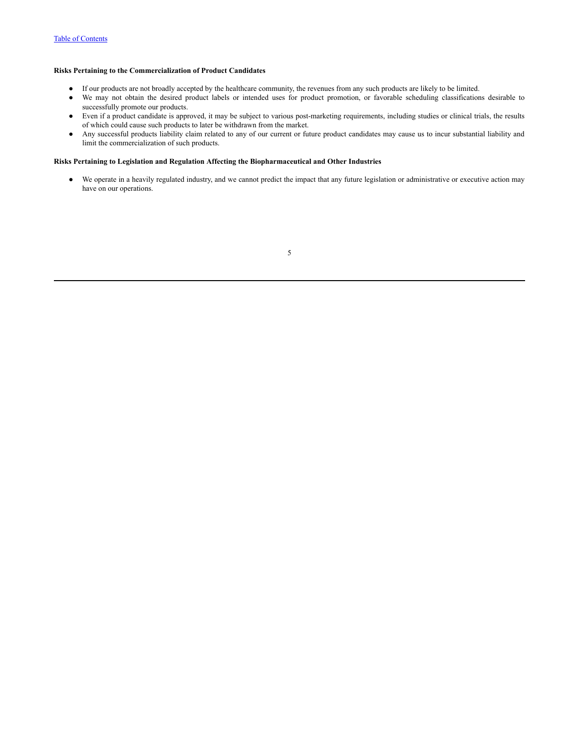**Risks Pertaining to the Commercialization of Product Candidates**

- If our products are not broadly accepted by the healthcare community, the revenues from any such products are likely to be limited.
- We may not obtain the desired product labels or intended uses for product promotion, or favorable scheduling classifications desirable to successfully promote our products.
- Even if a product candidate is approved, it may be subject to various post-marketing requirements, including studies or clinical trials, the results of which could cause such products to later be withdrawn from the market.
- Any successful products liability claim related to any of our current or future product candidates may cause us to incur substantial liability and limit the commercialization of such products.

**Risks Pertaining to Legislation and Regulation Affecting the Biopharmaceutical and Other Industries**

- We operate in a heavily regulated industry, and we cannot predict the impact that any future legislation or administrative or executive action may have on our operations.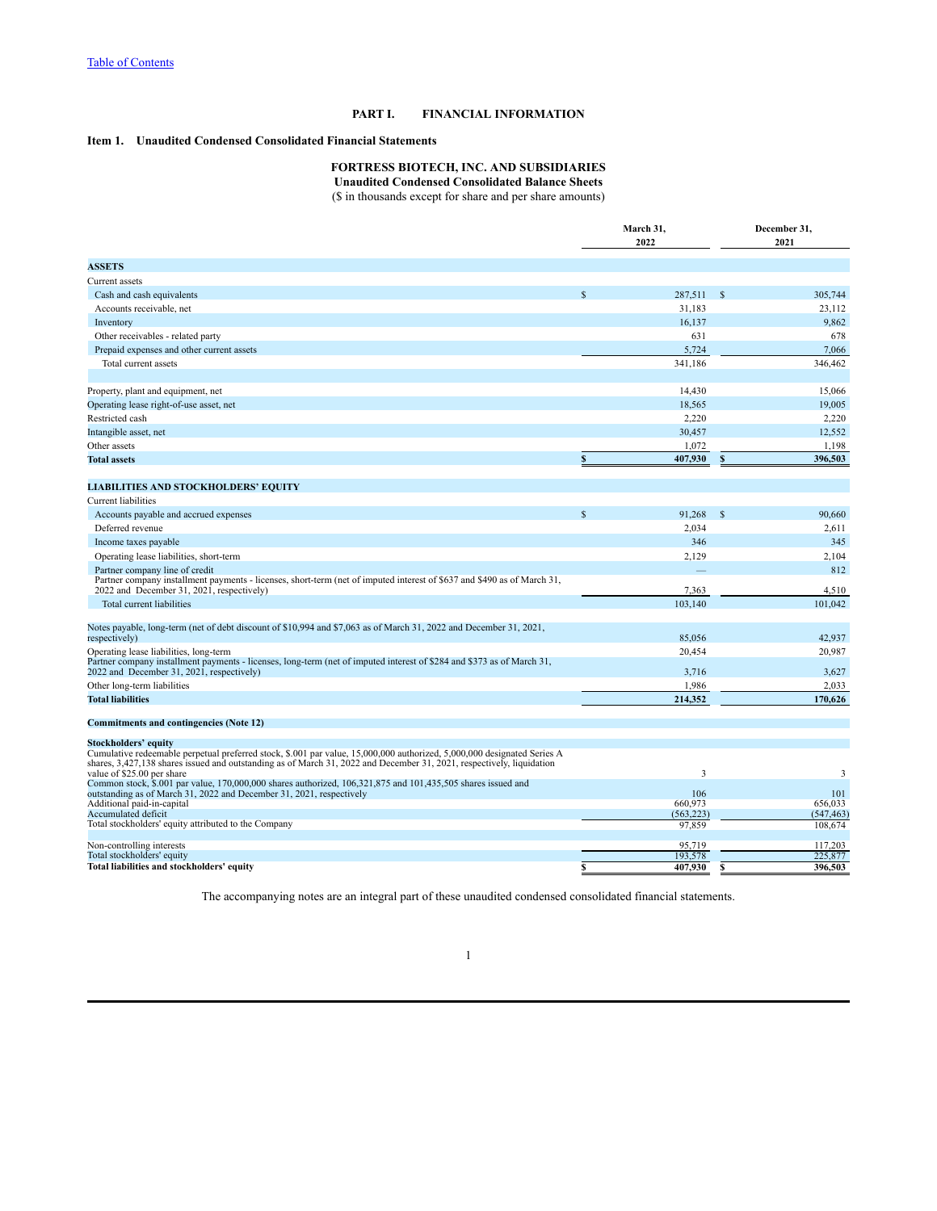Table of Contents

# PART I. FINANCIAL INFORMATION

## Item 1. Unaudited Condensed Consolidated Financial Statements

**FORTRESS BIOTECH, INC. AND SUBSIDIARIES**
**Unaudited Condensed Consolidated Balance Sheets**
($ in thousands except for share and per share amounts)

| | March 31, 2022 | December 31, 2021 |
|---|---|---|
| **ASSETS** | | |
| Current assets | | |
| Cash and cash equivalents | $ 287,511 | $ 305,744 |
| Accounts receivable, net | 31,183 | 23,112 |
| Inventory | 16,137 | 9,862 |
| Other receivables - related party | 631 | 678 |
| Prepaid expenses and other current assets | 5,724 | 7,066 |
| Total current assets | 341,186 | 346,462 |
| | | |
| Property, plant and equipment, net | 14,430 | 15,066 |
| Operating lease right-of-use asset, net | 18,565 | 19,005 |
| Restricted cash | 2,220 | 2,220 |
| Intangible asset, net | 30,457 | 12,552 |
| Other assets | 1,072 | 1,198 |
| **Total assets** | **$ 407,930** | **$ 396,503** |
| | | |
| **LIABILITIES AND STOCKHOLDERS' EQUITY** | | |
| Current liabilities | | |
| Accounts payable and accrued expenses | $ 91,268 | $ 90,660 |
| Deferred revenue | 2,034 | 2,611 |
| Income taxes payable | 346 | 345 |
| Operating lease liabilities, short-term | 2,129 | 2,104 |
| Partner company line of credit | — | 812 |
| Partner company installment payments - licenses, short-term (net of imputed interest of $637 and $490 as of March 31, 2022 and December 31, 2021, respectively) | 7,363 | 4,510 |
| Total current liabilities | 103,140 | 101,042 |
| | | |
| Notes payable, long-term (net of debt discount of $10,994 and $7,063 as of March 31, 2022 and December 31, 2021, respectively) | 85,056 | 42,937 |
| Operating lease liabilities, long-term | 20,454 | 20,987 |
| Partner company installment payments - licenses, long-term (net of imputed interest of $284 and $373 as of March 31, 2022 and December 31, 2021, respectively) | 3,716 | 3,627 |
| Other long-term liabilities | 1,986 | 2,033 |
| **Total liabilities** | **214,352** | **170,626** |
| | | |
| **Commitments and contingencies (Note 12)** | | |
| | | |
| **Stockholders' equity** | | |
| Cumulative redeemable perpetual preferred stock, $.001 par value, 15,000,000 authorized, 5,000,000 designated Series A shares, 3,427,138 shares issued and outstanding as of March 31, 2022 and December 31, 2021, respectively, liquidation value of $25.00 per share | 3 | 3 |
| Common stock, $.001 par value, 170,000,000 shares authorized, 106,321,875 and 101,435,505 shares issued and outstanding as of March 31, 2022 and December 31, 2021, respectively | 106 | 101 |
| Additional paid-in-capital | 660,973 | 656,033 |
| Accumulated deficit | (563,223) | (547,463) |
| Total stockholders' equity attributed to the Company | 97,859 | 108,674 |
| | | |
| Non-controlling interests | 95,719 | 117,203 |
| Total stockholders' equity | 193,578 | 225,877 |
| **Total liabilities and stockholders' equity** | **$ 407,930** | **$ 396,503** |

The accompanying notes are an integral part of these unaudited condensed consolidated financial statements.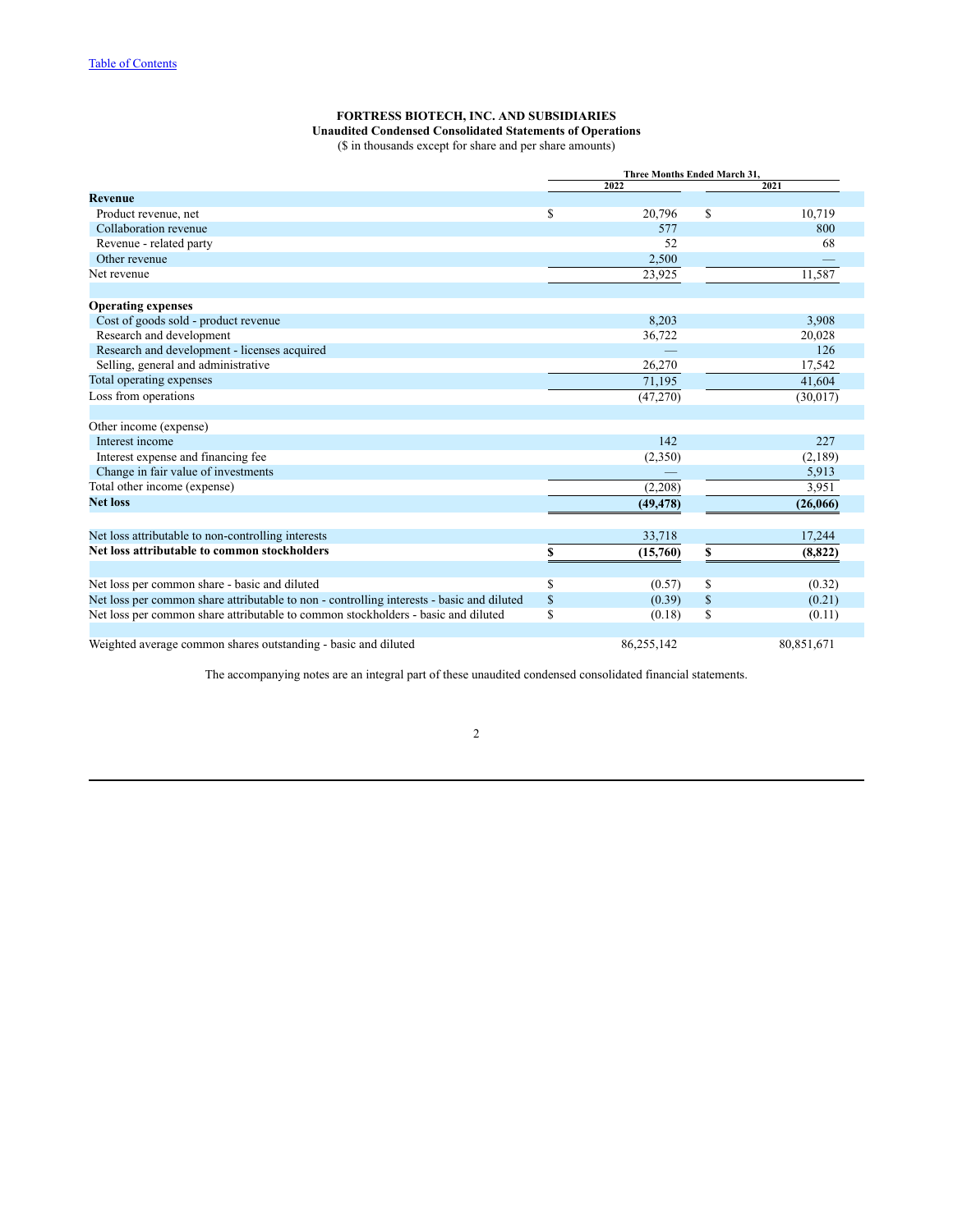[Table of Contents]

**FORTRESS BIOTECH, INC. AND SUBSIDIARIES**
**Unaudited Condensed Consolidated Statements of Operations**
($ in thousands except for share and per share amounts)

| | Three Months Ended March 31, | |
|---|---|---|
| | 2022 | 2021 |
| **Revenue** | | |
| Product revenue, net | $ 20,796 | $ 10,719 |
| Collaboration revenue | 577 | 800 |
| Revenue - related party | 52 | 68 |
| Other revenue | 2,500 | — |
| Net revenue | 23,925 | 11,587 |
| | | |
| **Operating expenses** | | |
| Cost of goods sold - product revenue | 8,203 | 3,908 |
| Research and development | 36,722 | 20,028 |
| Research and development - licenses acquired | — | 126 |
| Selling, general and administrative | 26,270 | 17,542 |
| Total operating expenses | 71,195 | 41,604 |
| Loss from operations | (47,270) | (30,017) |
| | | |
| Other income (expense) | | |
| Interest income | 142 | 227 |
| Interest expense and financing fee | (2,350) | (2,189) |
| Change in fair value of investments | — | 5,913 |
| Total other income (expense) | (2,208) | 3,951 |
| **Net loss** | **(49,478)** | **(26,066)** |
| | | |
| Net loss attributable to non-controlling interests | 33,718 | 17,244 |
| **Net loss attributable to common stockholders** | **$ (15,760)** | **$ (8,822)** |
| | | |
| Net loss per common share - basic and diluted | $ (0.57) | $ (0.32) |
| Net loss per common share attributable to non - controlling interests - basic and diluted | $ (0.39) | $ (0.21) |
| Net loss per common share attributable to common stockholders - basic and diluted | $ (0.18) | $ (0.11) |
| | | |
| Weighted average common shares outstanding - basic and diluted | 86,255,142 | 80,851,671 |

The accompanying notes are an integral part of these unaudited condensed consolidated financial statements.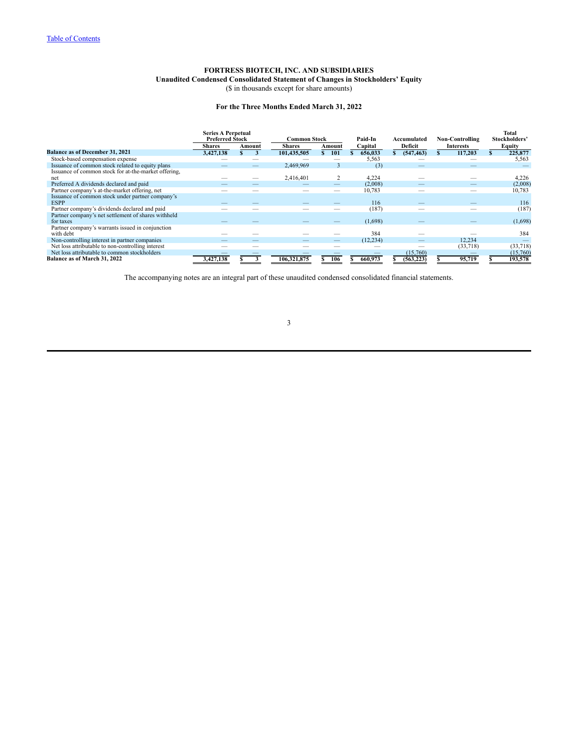[Table of Contents](#)

# FORTRESS BIOTECH, INC. AND SUBSIDIARIES
## Unaudited Condensed Consolidated Statement of Changes in Stockholders' Equity
($ in thousands except for share amounts)

### For the Three Months Ended March 31, 2022

| | Series A Perpetual Preferred Stock | | Common Stock | | Paid-In | Accumulated | Non-Controlling | Total Stockholders' |
|---|---|---|---|---|---|---|---|---|
| | Shares | Amount | Shares | Amount | Capital | Deficit | Interests | Equity |
| **Balance as of December 31, 2021** | **3,427,138** | **$ 3** | **101,435,505** | **$ 101** | **$ 656,033** | **$ (547,463)** | **$ 117,203** | **$ 225,877** |
| Stock-based compensation expense | — | — | — | — | 5,563 | — | — | 5,563 |
| Issuance of common stock related to equity plans | — | — | 2,469,969 | 3 | (3) | — | — | — |
| Issuance of common stock for at-the-market offering, net | — | — | 2,416,401 | 2 | 4,224 | — | — | 4,226 |
| Preferred A dividends declared and paid | — | — | — | — | (2,008) | — | — | (2,008) |
| Partner company's at-the-market offering, net | — | — | — | — | 10,783 | — | — | 10,783 |
| Issuance of common stock under partner company's ESPP | — | — | — | — | 116 | — | — | 116 |
| Partner company's dividends declared and paid | — | — | — | — | (187) | — | — | (187) |
| Partner company's net settlement of shares withheld for taxes | — | — | — | — | (1,698) | — | — | (1,698) |
| Partner company's warrants issued in conjunction with debt | — | — | — | — | 384 | — | — | 384 |
| Non-controlling interest in partner companies | — | — | — | — | (12,234) | — | 12,234 | — |
| Net loss attributable to non-controlling interest | — | — | — | — | — | — | (33,718) | (33,718) |
| Net loss attributable to common stockholders | — | — | — | — | — | (15,760) | — | (15,760) |
| **Balance as of March 31, 2022** | **3,427,138** | **$ 3** | **106,321,875** | **$ 106** | **$ 660,973** | **$ (563,223)** | **$ 95,719** | **$ 193,578** |

The accompanying notes are an integral part of these unaudited condensed consolidated financial statements.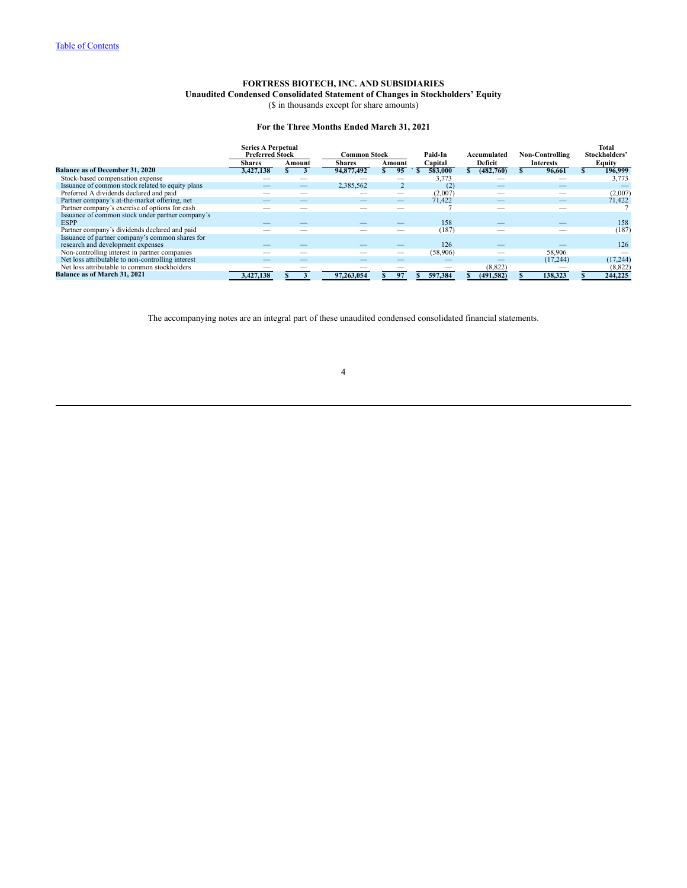[Table of Contents](#)

# FORTRESS BIOTECH, INC. AND SUBSIDIARIES

## Unaudited Condensed Consolidated Statement of Changes in Stockholders' Equity

($ in thousands except for share amounts)

### For the Three Months Ended March 31, 2021

| | Series A Perpetual Preferred Stock | | Common Stock | | Paid-In | Accumulated | Non-Controlling | Total Stockholders' |
|---|---|---|---|---|---|---|---|---|
| | Shares | Amount | Shares | Amount | Capital | Deficit | Interests | Equity |
| **Balance as of December 31, 2020** | **3,427,138** | **$ 3** | **94,877,492** | **$ 95** | **$ 583,000** | **$ (482,760)** | **$ 96,661** | **$ 196,999** |
| Stock-based compensation expense | — | — | — | — | 3,773 | — | — | 3,773 |
| Issuance of common stock related to equity plans | — | — | 2,385,562 | 2 | (2) | — | — | — |
| Preferred A dividends declared and paid | — | — | — | — | (2,007) | — | — | (2,007) |
| Partner company's at-the-market offering, net | — | — | — | — | 71,422 | — | — | 71,422 |
| Partner company's exercise of options for cash | — | — | — | — | 7 | — | — | 7 |
| Issuance of common stock under partner company's ESPP | — | — | — | — | 158 | — | — | 158 |
| Partner company's dividends declared and paid | — | — | — | — | (187) | — | — | (187) |
| Issuance of partner company's common shares for research and development expenses | — | — | — | — | 126 | — | — | 126 |
| Non-controlling interest in partner companies | — | — | — | — | (58,906) | — | 58,906 | — |
| Net loss attributable to non-controlling interest | — | — | — | — | — | — | (17,244) | (17,244) |
| Net loss attributable to common stockholders | — | — | — | — | — | (8,822) | — | (8,822) |
| **Balance as of March 31, 2021** | **3,427,138** | **$ 3** | **97,263,054** | **$ 97** | **$ 597,384** | **$ (491,582)** | **$ 138,323** | **$ 244,225** |

The accompanying notes are an integral part of these unaudited condensed consolidated financial statements.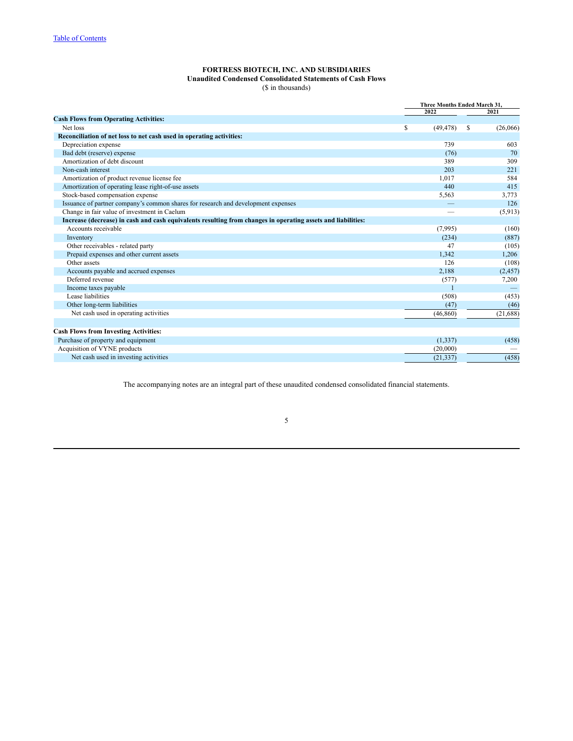[Table of Contents](#)

**FORTRESS BIOTECH, INC. AND SUBSIDIARIES**
**Unaudited Condensed Consolidated Statements of Cash Flows**
($ in thousands)

| | Three Months Ended March 31, | |
|---|---|---|
| | 2022 | 2021 |
| **Cash Flows from Operating Activities:** | | |
| Net loss | $ (49,478) | $ (26,066) |
| **Reconciliation of net loss to net cash used in operating activities:** | | |
| Depreciation expense | 739 | 603 |
| Bad debt (reserve) expense | (76) | 70 |
| Amortization of debt discount | 389 | 309 |
| Non-cash interest | 203 | 221 |
| Amortization of product revenue license fee | 1,017 | 584 |
| Amortization of operating lease right-of-use assets | 440 | 415 |
| Stock-based compensation expense | 5,563 | 3,773 |
| Issuance of partner company's common shares for research and development expenses | — | 126 |
| Change in fair value of investment in Caelum | — | (5,913) |
| **Increase (decrease) in cash and cash equivalents resulting from changes in operating assets and liabilities:** | | |
| Accounts receivable | (7,995) | (160) |
| Inventory | (234) | (887) |
| Other receivables - related party | 47 | (105) |
| Prepaid expenses and other current assets | 1,342 | 1,206 |
| Other assets | 126 | (108) |
| Accounts payable and accrued expenses | 2,188 | (2,457) |
| Deferred revenue | (577) | 7,200 |
| Income taxes payable | 1 | — |
| Lease liabilities | (508) | (453) |
| Other long-term liabilities | (47) | (46) |
| Net cash used in operating activities | (46,860) | (21,688) |
| | | |
| **Cash Flows from Investing Activities:** | | |
| Purchase of property and equipment | (1,337) | (458) |
| Acquisition of VYNE products | (20,000) | — |
| Net cash used in investing activities | (21,337) | (458) |

The accompanying notes are an integral part of these unaudited condensed consolidated financial statements.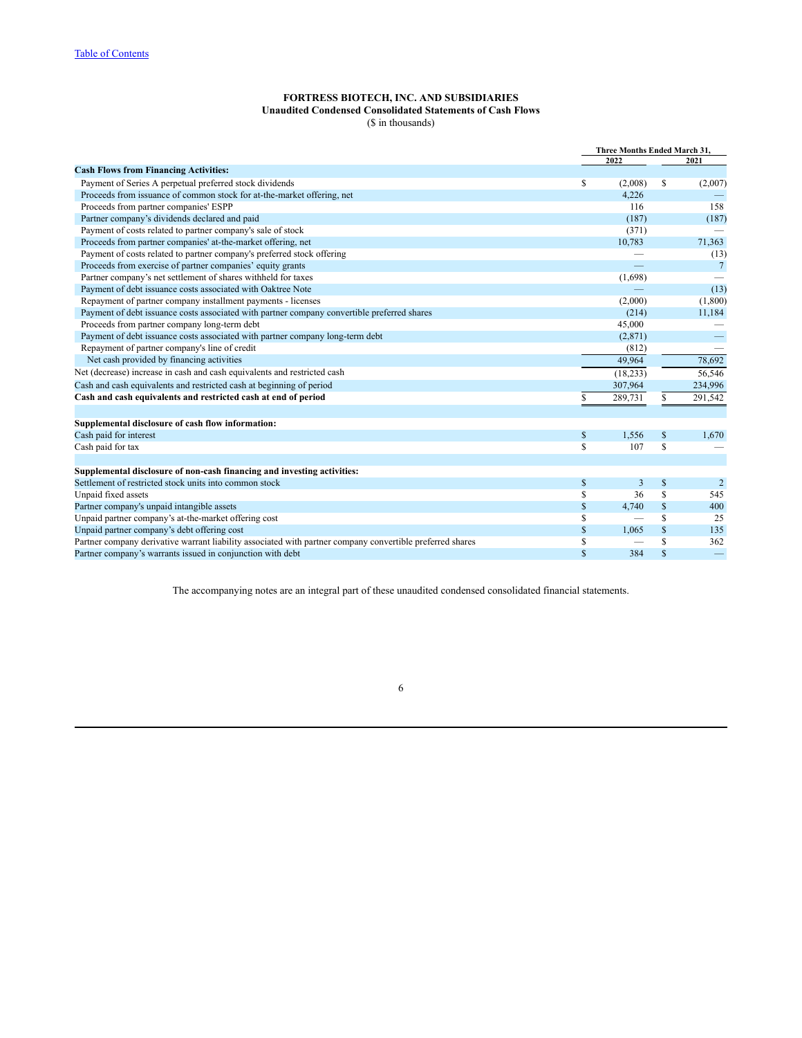[Table of Contents](#)

**FORTRESS BIOTECH, INC. AND SUBSIDIARIES**
**Unaudited Condensed Consolidated Statements of Cash Flows**
($ in thousands)

| | Three Months Ended March 31, | |
|---|---|---|
| | 2022 | 2021 |
| **Cash Flows from Financing Activities:** | | |
| Payment of Series A perpetual preferred stock dividends | $ (2,008) | $ (2,007) |
| Proceeds from issuance of common stock for at-the-market offering, net | 4,226 | — |
| Proceeds from partner companies' ESPP | 116 | 158 |
| Partner company's dividends declared and paid | (187) | (187) |
| Payment of costs related to partner company's sale of stock | (371) | — |
| Proceeds from partner companies' at-the-market offering, net | 10,783 | 71,363 |
| Payment of costs related to partner company's preferred stock offering | — | (13) |
| Proceeds from exercise of partner companies' equity grants | — | 7 |
| Partner company's net settlement of shares withheld for taxes | (1,698) | — |
| Payment of debt issuance costs associated with Oaktree Note | — | (13) |
| Repayment of partner company installment payments - licenses | (2,000) | (1,800) |
| Payment of debt issuance costs associated with partner company convertible preferred shares | (214) | 11,184 |
| Proceeds from partner company long-term debt | 45,000 | — |
| Payment of debt issuance costs associated with partner company long-term debt | (2,871) | — |
| Repayment of partner company's line of credit | (812) | — |
| Net cash provided by financing activities | 49,964 | 78,692 |
| Net (decrease) increase in cash and cash equivalents and restricted cash | (18,233) | 56,546 |
| Cash and cash equivalents and restricted cash at beginning of period | 307,964 | 234,996 |
| **Cash and cash equivalents and restricted cash at end of period** | $ 289,731 | $ 291,542 |
| | | |
| **Supplemental disclosure of cash flow information:** | | |
| Cash paid for interest | $ 1,556 | $ 1,670 |
| Cash paid for tax | $ 107 | $ — |
| | | |
| **Supplemental disclosure of non-cash financing and investing activities:** | | |
| Settlement of restricted stock units into common stock | $ 3 | $ 2 |
| Unpaid fixed assets | $ 36 | $ 545 |
| Partner company's unpaid intangible assets | $ 4,740 | $ 400 |
| Unpaid partner company's at-the-market offering cost | $ — | $ 25 |
| Unpaid partner company's debt offering cost | $ 1,065 | $ 135 |
| Partner company derivative warrant liability associated with partner company convertible preferred shares | $ — | $ 362 |
| Partner company's warrants issued in conjunction with debt | $ 384 | $ — |

The accompanying notes are an integral part of these unaudited condensed consolidated financial statements.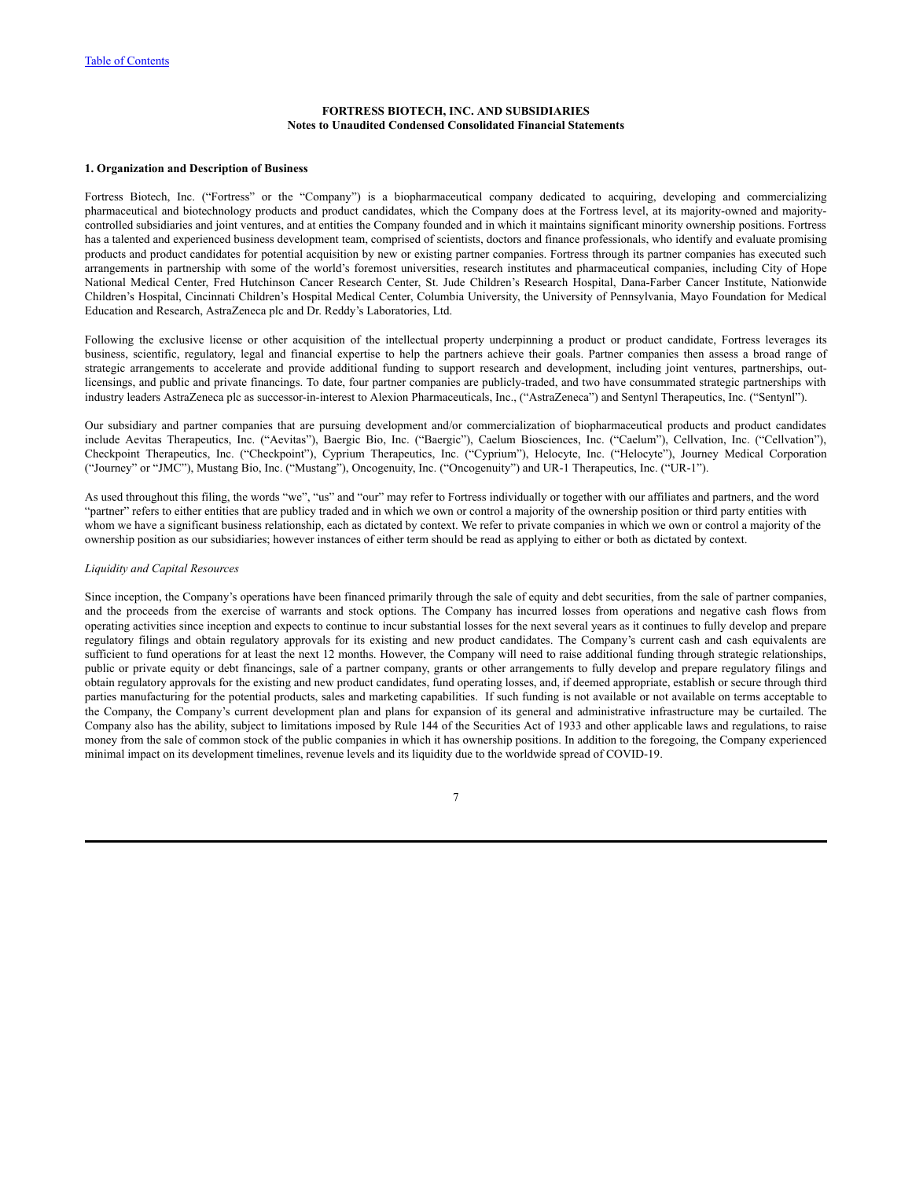**FORTRESS BIOTECH, INC. AND SUBSIDIARIES**
**Notes to Unaudited Condensed Consolidated Financial Statements**

**1. Organization and Description of Business**

Fortress Biotech, Inc. ("Fortress" or the "Company") is a biopharmaceutical company dedicated to acquiring, developing and commercializing pharmaceutical and biotechnology products and product candidates, which the Company does at the Fortress level, at its majority-owned and majority-controlled subsidiaries and joint ventures, and at entities the Company founded and in which it maintains significant minority ownership positions. Fortress has a talented and experienced business development team, comprised of scientists, doctors and finance professionals, who identify and evaluate promising products and product candidates for potential acquisition by new or existing partner companies. Fortress through its partner companies has executed such arrangements in partnership with some of the world's foremost universities, research institutes and pharmaceutical companies, including City of Hope National Medical Center, Fred Hutchinson Cancer Research Center, St. Jude Children's Research Hospital, Dana-Farber Cancer Institute, Nationwide Children's Hospital, Cincinnati Children's Hospital Medical Center, Columbia University, the University of Pennsylvania, Mayo Foundation for Medical Education and Research, AstraZeneca plc and Dr. Reddy's Laboratories, Ltd.

Following the exclusive license or other acquisition of the intellectual property underpinning a product or product candidate, Fortress leverages its business, scientific, regulatory, legal and financial expertise to help the partners achieve their goals. Partner companies then assess a broad range of strategic arrangements to accelerate and provide additional funding to support research and development, including joint ventures, partnerships, out-licensings, and public and private financings. To date, four partner companies are publicly-traded, and two have consummated strategic partnerships with industry leaders AstraZeneca plc as successor-in-interest to Alexion Pharmaceuticals, Inc., ("AstraZeneca") and Sentynl Therapeutics, Inc. ("Sentynl").

Our subsidiary and partner companies that are pursuing development and/or commercialization of biopharmaceutical products and product candidates include Aevitas Therapeutics, Inc. ("Aevitas"), Baergic Bio, Inc. ("Baergic"), Caelum Biosciences, Inc. ("Caelum"), Cellvation, Inc. ("Cellvation"), Checkpoint Therapeutics, Inc. ("Checkpoint"), Cyprium Therapeutics, Inc. ("Cyprium"), Helocyte, Inc. ("Helocyte"), Journey Medical Corporation ("Journey" or "JMC"), Mustang Bio, Inc. ("Mustang"), Oncogenuity, Inc. ("Oncogenuity") and UR-1 Therapeutics, Inc. ("UR-1").

As used throughout this filing, the words "we", "us" and "our" may refer to Fortress individually or together with our affiliates and partners, and the word "partner" refers to either entities that are publicy traded and in which we own or control a majority of the ownership position or third party entities with whom we have a significant business relationship, each as dictated by context. We refer to private companies in which we own or control a majority of the ownership position as our subsidiaries; however instances of either term should be read as applying to either or both as dictated by context.

*Liquidity and Capital Resources*

Since inception, the Company's operations have been financed primarily through the sale of equity and debt securities, from the sale of partner companies, and the proceeds from the exercise of warrants and stock options. The Company has incurred losses from operations and negative cash flows from operating activities since inception and expects to continue to incur substantial losses for the next several years as it continues to fully develop and prepare regulatory filings and obtain regulatory approvals for its existing and new product candidates. The Company's current cash and cash equivalents are sufficient to fund operations for at least the next 12 months. However, the Company will need to raise additional funding through strategic relationships, public or private equity or debt financings, sale of a partner company, grants or other arrangements to fully develop and prepare regulatory filings and obtain regulatory approvals for the existing and new product candidates, fund operating losses, and, if deemed appropriate, establish or secure through third parties manufacturing for the potential products, sales and marketing capabilities. If such funding is not available or not available on terms acceptable to the Company, the Company's current development plan and plans for expansion of its general and administrative infrastructure may be curtailed. The Company also has the ability, subject to limitations imposed by Rule 144 of the Securities Act of 1933 and other applicable laws and regulations, to raise money from the sale of common stock of the public companies in which it has ownership positions. In addition to the foregoing, the Company experienced minimal impact on its development timelines, revenue levels and its liquidity due to the worldwide spread of COVID-19.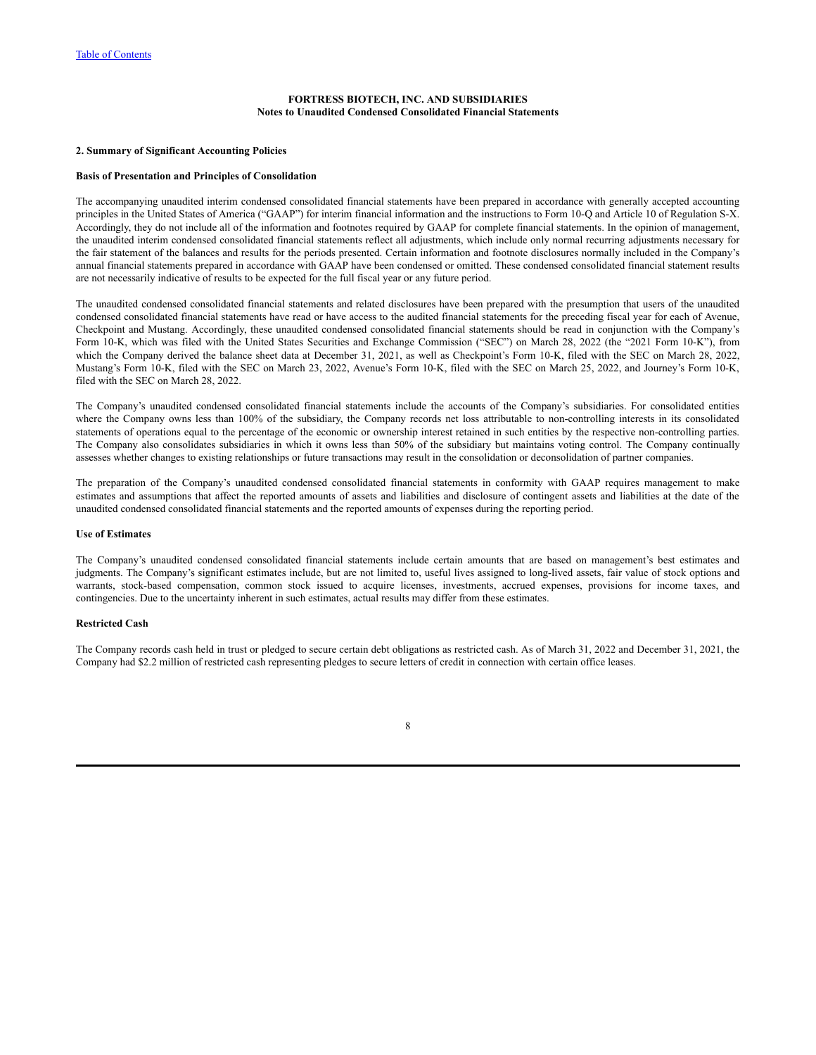**FORTRESS BIOTECH, INC. AND SUBSIDIARIES**
**Notes to Unaudited Condensed Consolidated Financial Statements**

**2. Summary of Significant Accounting Policies**

**Basis of Presentation and Principles of Consolidation**

The accompanying unaudited interim condensed consolidated financial statements have been prepared in accordance with generally accepted accounting principles in the United States of America ("GAAP") for interim financial information and the instructions to Form 10-Q and Article 10 of Regulation S-X. Accordingly, they do not include all of the information and footnotes required by GAAP for complete financial statements. In the opinion of management, the unaudited interim condensed consolidated financial statements reflect all adjustments, which include only normal recurring adjustments necessary for the fair statement of the balances and results for the periods presented. Certain information and footnote disclosures normally included in the Company's annual financial statements prepared in accordance with GAAP have been condensed or omitted. These condensed consolidated financial statement results are not necessarily indicative of results to be expected for the full fiscal year or any future period.

The unaudited condensed consolidated financial statements and related disclosures have been prepared with the presumption that users of the unaudited condensed consolidated financial statements have read or have access to the audited financial statements for the preceding fiscal year for each of Avenue, Checkpoint and Mustang. Accordingly, these unaudited condensed consolidated financial statements should be read in conjunction with the Company's Form 10-K, which was filed with the United States Securities and Exchange Commission ("SEC") on March 28, 2022 (the "2021 Form 10-K"), from which the Company derived the balance sheet data at December 31, 2021, as well as Checkpoint's Form 10-K, filed with the SEC on March 28, 2022, Mustang's Form 10-K, filed with the SEC on March 23, 2022, Avenue's Form 10-K, filed with the SEC on March 25, 2022, and Journey's Form 10-K, filed with the SEC on March 28, 2022.

The Company's unaudited condensed consolidated financial statements include the accounts of the Company's subsidiaries. For consolidated entities where the Company owns less than 100% of the subsidiary, the Company records net loss attributable to non-controlling interests in its consolidated statements of operations equal to the percentage of the economic or ownership interest retained in such entities by the respective non-controlling parties. The Company also consolidates subsidiaries in which it owns less than 50% of the subsidiary but maintains voting control. The Company continually assesses whether changes to existing relationships or future transactions may result in the consolidation or deconsolidation of partner companies.

The preparation of the Company's unaudited condensed consolidated financial statements in conformity with GAAP requires management to make estimates and assumptions that affect the reported amounts of assets and liabilities and disclosure of contingent assets and liabilities at the date of the unaudited condensed consolidated financial statements and the reported amounts of expenses during the reporting period.

**Use of Estimates**

The Company's unaudited condensed consolidated financial statements include certain amounts that are based on management's best estimates and judgments. The Company's significant estimates include, but are not limited to, useful lives assigned to long-lived assets, fair value of stock options and warrants, stock-based compensation, common stock issued to acquire licenses, investments, accrued expenses, provisions for income taxes, and contingencies. Due to the uncertainty inherent in such estimates, actual results may differ from these estimates.

**Restricted Cash**

The Company records cash held in trust or pledged to secure certain debt obligations as restricted cash. As of March 31, 2022 and December 31, 2021, the Company had $2.2 million of restricted cash representing pledges to secure letters of credit in connection with certain office leases.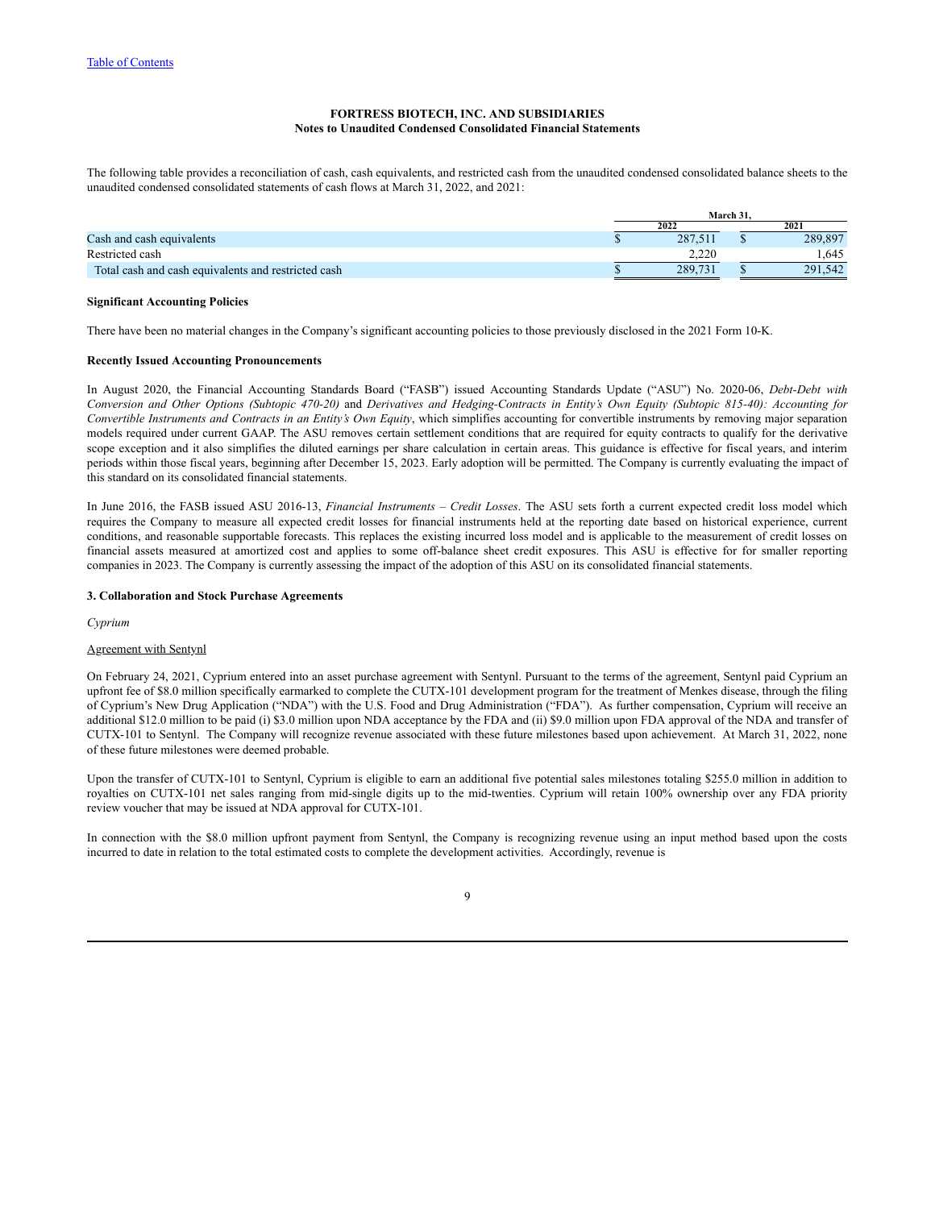The following table provides a reconciliation of cash, cash equivalents, and restricted cash from the unaudited condensed consolidated balance sheets to the unaudited condensed consolidated statements of cash flows at March 31, 2022, and 2021:

| | March 31, | |
|---|---|---|
| | 2022 | 2021 |
| Cash and cash equivalents | $ 287,511 | $ 289,897 |
| Restricted cash | 2,220 | 1,645 |
| Total cash and cash equivalents and restricted cash | $ 289,731 | $ 291,542 |

**Significant Accounting Policies**

There have been no material changes in the Company's significant accounting policies to those previously disclosed in the 2021 Form 10-K.

**Recently Issued Accounting Pronouncements**

In August 2020, the Financial Accounting Standards Board ("FASB") issued Accounting Standards Update ("ASU") No. 2020-06, *Debt-Debt with Conversion and Other Options (Subtopic 470-20)* and *Derivatives and Hedging-Contracts in Entity's Own Equity (Subtopic 815-40): Accounting for Convertible Instruments and Contracts in an Entity's Own Equity*, which simplifies accounting for convertible instruments by removing major separation models required under current GAAP. The ASU removes certain settlement conditions that are required for equity contracts to qualify for the derivative scope exception and it also simplifies the diluted earnings per share calculation in certain areas. This guidance is effective for fiscal years, and interim periods within those fiscal years, beginning after December 15, 2023. Early adoption will be permitted. The Company is currently evaluating the impact of this standard on its consolidated financial statements.

In June 2016, the FASB issued ASU 2016-13, *Financial Instruments – Credit Losses*. The ASU sets forth a current expected credit loss model which requires the Company to measure all expected credit losses for financial instruments held at the reporting date based on historical experience, current conditions, and reasonable supportable forecasts. This replaces the existing incurred loss model and is applicable to the measurement of credit losses on financial assets measured at amortized cost and applies to some off-balance sheet credit exposures. This ASU is effective for for smaller reporting companies in 2023. The Company is currently assessing the impact of the adoption of this ASU on its consolidated financial statements.

**3. Collaboration and Stock Purchase Agreements**

*Cyprium*

Agreement with Sentynl

On February 24, 2021, Cyprium entered into an asset purchase agreement with Sentynl. Pursuant to the terms of the agreement, Sentynl paid Cyprium an upfront fee of $8.0 million specifically earmarked to complete the CUTX-101 development program for the treatment of Menkes disease, through the filing of Cyprium's New Drug Application ("NDA") with the U.S. Food and Drug Administration ("FDA"). As further compensation, Cyprium will receive an additional $12.0 million to be paid (i) $3.0 million upon NDA acceptance by the FDA and (ii) $9.0 million upon FDA approval of the NDA and transfer of CUTX-101 to Sentynl. The Company will recognize revenue associated with these future milestones based upon achievement. At March 31, 2022, none of these future milestones were deemed probable.

Upon the transfer of CUTX-101 to Sentynl, Cyprium is eligible to earn an additional five potential sales milestones totaling $255.0 million in addition to royalties on CUTX-101 net sales ranging from mid-single digits up to the mid-twenties. Cyprium will retain 100% ownership over any FDA priority review voucher that may be issued at NDA approval for CUTX-101.

In connection with the $8.0 million upfront payment from Sentynl, the Company is recognizing revenue using an input method based upon the costs incurred to date in relation to the total estimated costs to complete the development activities. Accordingly, revenue is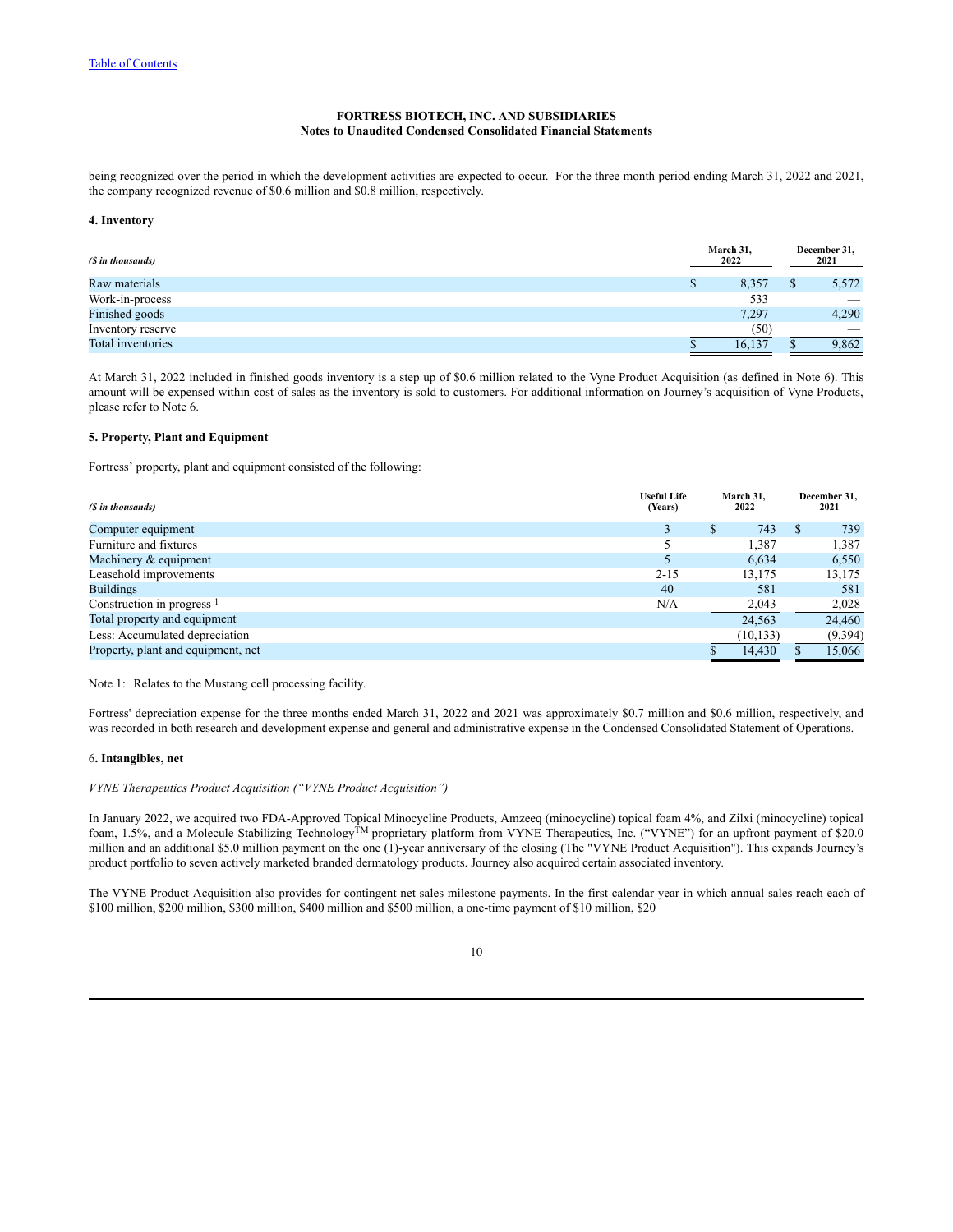**FORTRESS BIOTECH, INC. AND SUBSIDIARIES**
**Notes to Unaudited Condensed Consolidated Financial Statements**

being recognized over the period in which the development activities are expected to occur. For the three month period ending March 31, 2022 and 2021, the company recognized revenue of $0.6 million and $0.8 million, respectively.

**4. Inventory**

| *($ in thousands)* | March 31, 2022 | December 31, 2021 |
|---|---|---|
| Raw materials | $ 8,357 | $ 5,572 |
| Work-in-process | 533 | — |
| Finished goods | 7,297 | 4,290 |
| Inventory reserve | (50) | — |
| Total inventories | $ 16,137 | $ 9,862 |

At March 31, 2022 included in finished goods inventory is a step up of $0.6 million related to the Vyne Product Acquisition (as defined in Note 6). This amount will be expensed within cost of sales as the inventory is sold to customers. For additional information on Journey's acquisition of Vyne Products, please refer to Note 6.

**5. Property, Plant and Equipment**

Fortress' property, plant and equipment consisted of the following:

| *($ in thousands)* | Useful Life (Years) | March 31, 2022 | December 31, 2021 |
|---|---|---|---|
| Computer equipment | 3 | $ 743 | $ 739 |
| Furniture and fixtures | 5 | 1,387 | 1,387 |
| Machinery & equipment | 5 | 6,634 | 6,550 |
| Leasehold improvements | 2-15 | 13,175 | 13,175 |
| Buildings | 40 | 581 | 581 |
| Construction in progress [1] | N/A | 2,043 | 2,028 |
| Total property and equipment | | 24,563 | 24,460 |
| Less: Accumulated depreciation | | (10,133) | (9,394) |
| Property, plant and equipment, net | | $ 14,430 | $ 15,066 |

Note 1: Relates to the Mustang cell processing facility.

Fortress' depreciation expense for the three months ended March 31, 2022 and 2021 was approximately $0.7 million and $0.6 million, respectively, and was recorded in both research and development expense and general and administrative expense in the Condensed Consolidated Statement of Operations.

**6. Intangibles, net**

*VYNE Therapeutics Product Acquisition ("VYNE Product Acquisition")*

In January 2022, we acquired two FDA-Approved Topical Minocycline Products, Amzeeq (minocycline) topical foam 4%, and Zilxi (minocycline) topical foam, 1.5%, and a Molecule Stabilizing Technology™ proprietary platform from VYNE Therapeutics, Inc. ("VYNE") for an upfront payment of $20.0 million and an additional $5.0 million payment on the one (1)-year anniversary of the closing (The "VYNE Product Acquisition"). This expands Journey's product portfolio to seven actively marketed branded dermatology products. Journey also acquired certain associated inventory.

The VYNE Product Acquisition also provides for contingent net sales milestone payments. In the first calendar year in which annual sales reach each of $100 million, $200 million, $300 million, $400 million and $500 million, a one-time payment of $10 million, $20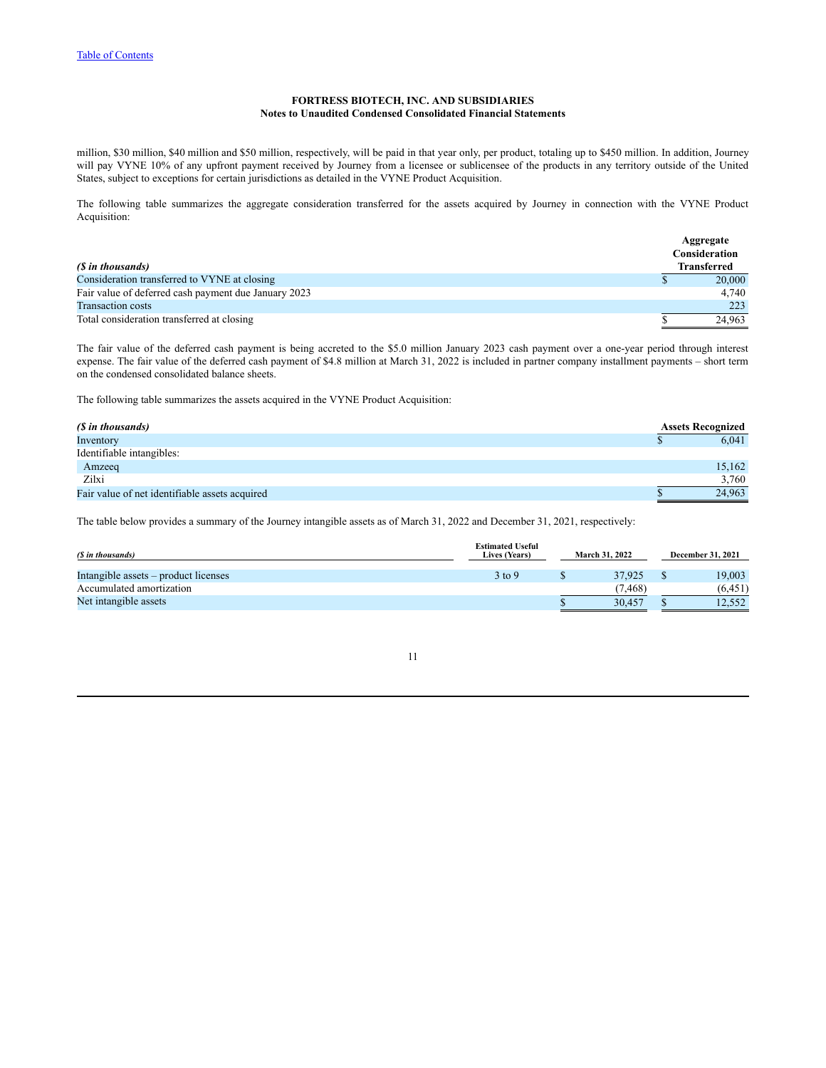million, $30 million, $40 million and $50 million, respectively, will be paid in that year only, per product, totaling up to $450 million. In addition, Journey will pay VYNE 10% of any upfront payment received by Journey from a licensee or sublicensee of the products in any territory outside of the United States, subject to exceptions for certain jurisdictions as detailed in the VYNE Product Acquisition.

The following table summarizes the aggregate consideration transferred for the assets acquired by Journey in connection with the VYNE Product Acquisition:

| *($ in thousands)* | **Aggregate Consideration Transferred** |
|---|---|
| Consideration transferred to VYNE at closing | $ 20,000 |
| Fair value of deferred cash payment due January 2023 | 4,740 |
| Transaction costs | 223 |
| Total consideration transferred at closing | $ 24,963 |

The fair value of the deferred cash payment is being accreted to the $5.0 million January 2023 cash payment over a one-year period through interest expense. The fair value of the deferred cash payment of $4.8 million at March 31, 2022 is included in partner company installment payments – short term on the condensed consolidated balance sheets.

The following table summarizes the assets acquired in the VYNE Product Acquisition:

| *($ in thousands)* | **Assets Recognized** |
|---|---|
| Inventory | $ 6,041 |
| Identifiable intangibles: | |
| Amzeeq | 15,162 |
| Zilxi | 3,760 |
| Fair value of net identifiable assets acquired | $ 24,963 |

The table below provides a summary of the Journey intangible assets as of March 31, 2022 and December 31, 2021, respectively:

| *($ in thousands)* | **Estimated Useful Lives (Years)** | **March 31, 2022** | **December 31, 2021** |
|---|---|---|---|
| Intangible assets – product licenses | 3 to 9 | $ 37,925 | $ 19,003 |
| Accumulated amortization | | (7,468) | (6,451) |
| Net intangible assets | | $ 30,457 | $ 12,552 |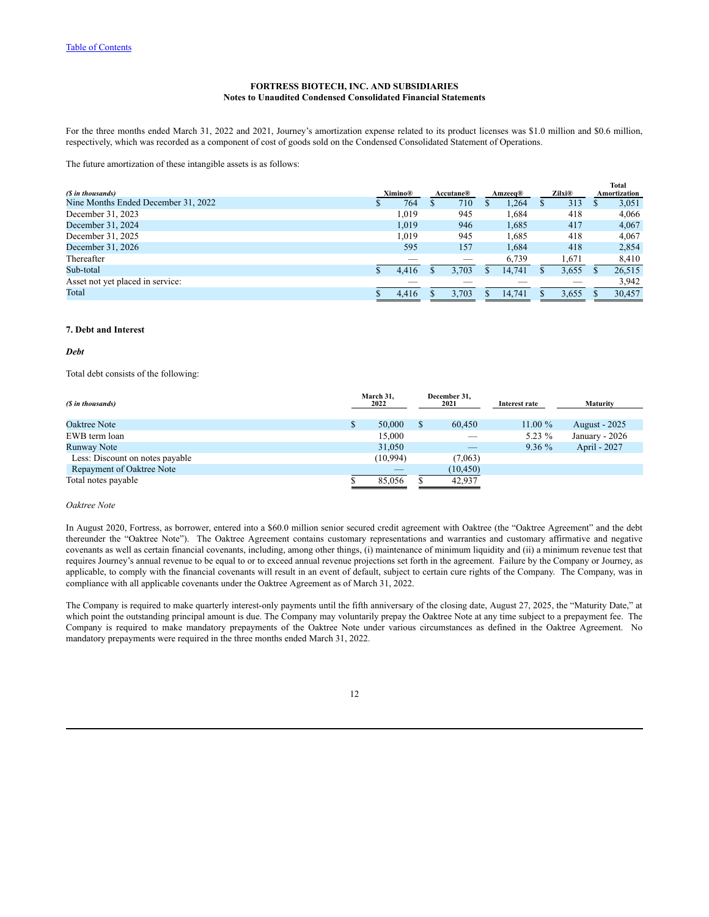**FORTRESS BIOTECH, INC. AND SUBSIDIARIES**
**Notes to Unaudited Condensed Consolidated Financial Statements**

For the three months ended March 31, 2022 and 2021, Journey's amortization expense related to its product licenses was $1.0 million and $0.6 million, respectively, which was recorded as a component of cost of goods sold on the Condensed Consolidated Statement of Operations.

The future amortization of these intangible assets is as follows:

| *($ in thousands)* | Ximino® | Accutane® | Amzeeq® | Zilxi® | Total Amortization |
|---|---|---|---|---|---|
| Nine Months Ended December 31, 2022 | $ 764 | $ 710 | $ 1,264 | $ 313 | $ 3,051 |
| December 31, 2023 | 1,019 | 945 | 1,684 | 418 | 4,066 |
| December 31, 2024 | 1,019 | 946 | 1,685 | 417 | 4,067 |
| December 31, 2025 | 1,019 | 945 | 1,685 | 418 | 4,067 |
| December 31, 2026 | 595 | 157 | 1,684 | 418 | 2,854 |
| Thereafter | — | — | 6,739 | 1,671 | 8,410 |
| Sub-total | $ 4,416 | $ 3,703 | $ 14,741 | $ 3,655 | $ 26,515 |
| Asset not yet placed in service: | — | — | — | — | 3,942 |
| Total | $ 4,416 | $ 3,703 | $ 14,741 | $ 3,655 | $ 30,457 |

**7. Debt and Interest**

***Debt***

Total debt consists of the following:

| *($ in thousands)* | March 31, 2022 | December 31, 2021 | Interest rate | Maturity |
|---|---|---|---|---|
| Oaktree Note | $ 50,000 | $ 60,450 | 11.00 % | August - 2025 |
| EWB term loan | 15,000 | — | 5.23 % | January - 2026 |
| Runway Note | 31,050 | — | 9.36 % | April - 2027 |
| Less: Discount on notes payable | (10,994) | (7,063) | | |
| Repayment of Oaktree Note | — | (10,450) | | |
| Total notes payable | $ 85,056 | $ 42,937 | | |

*Oaktree Note*

In August 2020, Fortress, as borrower, entered into a $60.0 million senior secured credit agreement with Oaktree (the "Oaktree Agreement" and the debt thereunder the "Oaktree Note"). The Oaktree Agreement contains customary representations and warranties and customary affirmative and negative covenants as well as certain financial covenants, including, among other things, (i) maintenance of minimum liquidity and (ii) a minimum revenue test that requires Journey's annual revenue to be equal to or to exceed annual revenue projections set forth in the agreement. Failure by the Company or Journey, as applicable, to comply with the financial covenants will result in an event of default, subject to certain cure rights of the Company. The Company, was in compliance with all applicable covenants under the Oaktree Agreement as of March 31, 2022.

The Company is required to make quarterly interest-only payments until the fifth anniversary of the closing date, August 27, 2025, the "Maturity Date," at which point the outstanding principal amount is due. The Company may voluntarily prepay the Oaktree Note at any time subject to a prepayment fee. The Company is required to make mandatory prepayments of the Oaktree Note under various circumstances as defined in the Oaktree Agreement. No mandatory prepayments were required in the three months ended March 31, 2022.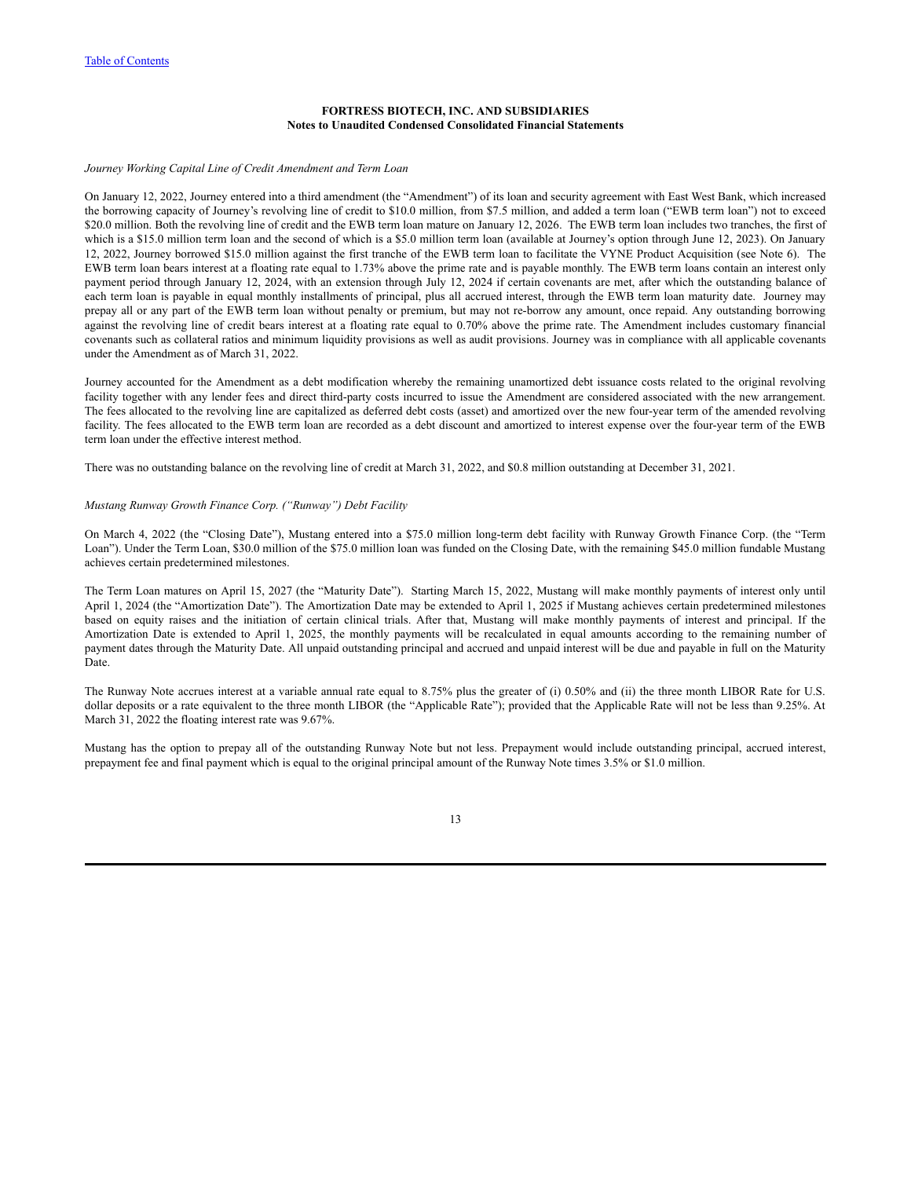*Journey Working Capital Line of Credit Amendment and Term Loan*

On January 12, 2022, Journey entered into a third amendment (the "Amendment") of its loan and security agreement with East West Bank, which increased the borrowing capacity of Journey's revolving line of credit to $10.0 million, from $7.5 million, and added a term loan ("EWB term loan") not to exceed $20.0 million. Both the revolving line of credit and the EWB term loan mature on January 12, 2026. The EWB term loan includes two tranches, the first of which is a $15.0 million term loan and the second of which is a $5.0 million term loan (available at Journey's option through June 12, 2023). On January 12, 2022, Journey borrowed $15.0 million against the first tranche of the EWB term loan to facilitate the VYNE Product Acquisition (see Note 6). The EWB term loan bears interest at a floating rate equal to 1.73% above the prime rate and is payable monthly. The EWB term loans contain an interest only payment period through January 12, 2024, with an extension through July 12, 2024 if certain covenants are met, after which the outstanding balance of each term loan is payable in equal monthly installments of principal, plus all accrued interest, through the EWB term loan maturity date. Journey may prepay all or any part of the EWB term loan without penalty or premium, but may not re-borrow any amount, once repaid. Any outstanding borrowing against the revolving line of credit bears interest at a floating rate equal to 0.70% above the prime rate. The Amendment includes customary financial covenants such as collateral ratios and minimum liquidity provisions as well as audit provisions. Journey was in compliance with all applicable covenants under the Amendment as of March 31, 2022.

Journey accounted for the Amendment as a debt modification whereby the remaining unamortized debt issuance costs related to the original revolving facility together with any lender fees and direct third-party costs incurred to issue the Amendment are considered associated with the new arrangement. The fees allocated to the revolving line are capitalized as deferred debt costs (asset) and amortized over the new four-year term of the amended revolving facility. The fees allocated to the EWB term loan are recorded as a debt discount and amortized to interest expense over the four-year term of the EWB term loan under the effective interest method.

There was no outstanding balance on the revolving line of credit at March 31, 2022, and $0.8 million outstanding at December 31, 2021.

*Mustang Runway Growth Finance Corp. ("Runway") Debt Facility*

On March 4, 2022 (the "Closing Date"), Mustang entered into a $75.0 million long-term debt facility with Runway Growth Finance Corp. (the "Term Loan"). Under the Term Loan, $30.0 million of the $75.0 million loan was funded on the Closing Date, with the remaining $45.0 million fundable Mustang achieves certain predetermined milestones.

The Term Loan matures on April 15, 2027 (the "Maturity Date"). Starting March 15, 2022, Mustang will make monthly payments of interest only until April 1, 2024 (the "Amortization Date"). The Amortization Date may be extended to April 1, 2025 if Mustang achieves certain predetermined milestones based on equity raises and the initiation of certain clinical trials. After that, Mustang will make monthly payments of interest and principal. If the Amortization Date is extended to April 1, 2025, the monthly payments will be recalculated in equal amounts according to the remaining number of payment dates through the Maturity Date. All unpaid outstanding principal and accrued and unpaid interest will be due and payable in full on the Maturity Date.

The Runway Note accrues interest at a variable annual rate equal to 8.75% plus the greater of (i) 0.50% and (ii) the three month LIBOR Rate for U.S. dollar deposits or a rate equivalent to the three month LIBOR (the "Applicable Rate"); provided that the Applicable Rate will not be less than 9.25%. At March 31, 2022 the floating interest rate was 9.67%.

Mustang has the option to prepay all of the outstanding Runway Note but not less. Prepayment would include outstanding principal, accrued interest, prepayment fee and final payment which is equal to the original principal amount of the Runway Note times 3.5% or $1.0 million.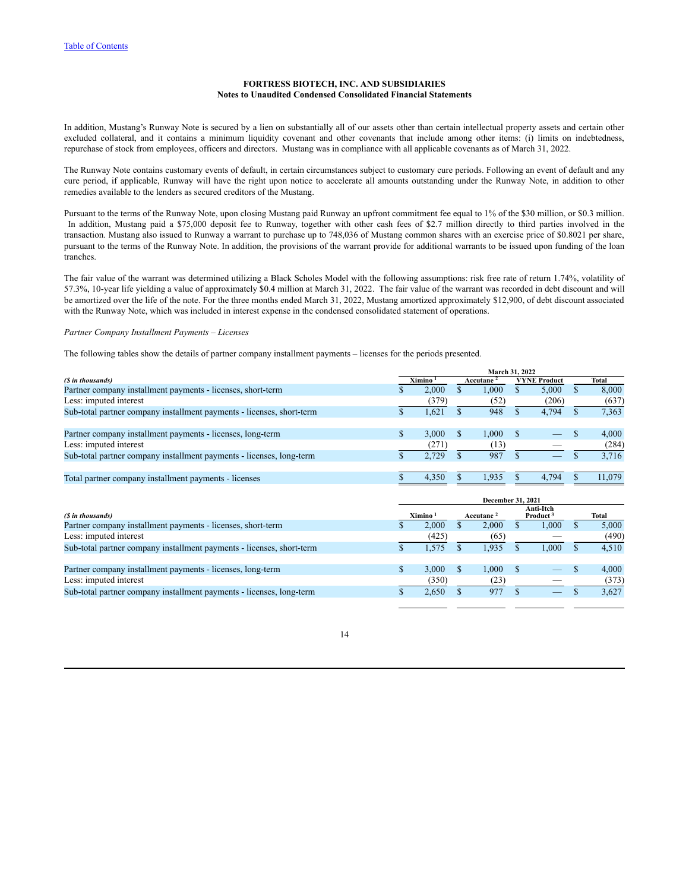# FORTRESS BIOTECH, INC. AND SUBSIDIARIES
## Notes to Unaudited Condensed Consolidated Financial Statements

In addition, Mustang's Runway Note is secured by a lien on substantially all of our assets other than certain intellectual property assets and certain other excluded collateral, and it contains a minimum liquidity covenant and other covenants that include among other items: (i) limits on indebtedness, repurchase of stock from employees, officers and directors. Mustang was in compliance with all applicable covenants as of March 31, 2022.

The Runway Note contains customary events of default, in certain circumstances subject to customary cure periods. Following an event of default and any cure period, if applicable, Runway will have the right upon notice to accelerate all amounts outstanding under the Runway Note, in addition to other remedies available to the lenders as secured creditors of the Mustang.

Pursuant to the terms of the Runway Note, upon closing Mustang paid Runway an upfront commitment fee equal to 1% of the $30 million, or $0.3 million. In addition, Mustang paid a $75,000 deposit fee to Runway, together with other cash fees of $2.7 million directly to third parties involved in the transaction. Mustang also issued to Runway a warrant to purchase up to 748,036 of Mustang common shares with an exercise price of $0.8021 per share, pursuant to the terms of the Runway Note. In addition, the provisions of the warrant provide for additional warrants to be issued upon funding of the loan tranches.

The fair value of the warrant was determined utilizing a Black Scholes Model with the following assumptions: risk free rate of return 1.74%, volatility of 57.3%, 10-year life yielding a value of approximately $0.4 million at March 31, 2022. The fair value of the warrant was recorded in debt discount and will be amortized over the life of the note. For the three months ended March 31, 2022, Mustang amortized approximately $12,900, of debt discount associated with the Runway Note, which was included in interest expense in the condensed consolidated statement of operations.

*Partner Company Installment Payments – Licenses*

The following tables show the details of partner company installment payments – licenses for the periods presented.

| | March 31, 2022 | | | |
|---|---|---|---|---|
| ***($ in thousands)*** | **Ximino [1]** | **Accutane [2]** | **VYNE Product** | **Total** |
| Partner company installment payments - licenses, short-term | $ 2,000 | $ 1,000 | $ 5,000 | $ 8,000 |
| Less: imputed interest | (379) | (52) | (206) | (637) |
| Sub-total partner company installment payments - licenses, short-term | $ 1,621 | $ 948 | $ 4,794 | $ 7,363 |
| | | | | |
| Partner company installment payments - licenses, long-term | $ 3,000 | $ 1,000 | $ — | $ 4,000 |
| Less: imputed interest | (271) | (13) | — | (284) |
| Sub-total partner company installment payments - licenses, long-term | $ 2,729 | $ 987 | $ — | $ 3,716 |
| | | | | |
| Total partner company installment payments - licenses | $ 4,350 | $ 1,935 | $ 4,794 | $ 11,079 |

| | December 31, 2021 | | | |
|---|---|---|---|---|
| ***($ in thousands)*** | **Ximino [1]** | **Accutane [2]** | **Anti-Itch Product [3]** | **Total** |
| Partner company installment payments - licenses, short-term | $ 2,000 | $ 2,000 | $ 1,000 | $ 5,000 |
| Less: imputed interest | (425) | (65) | — | (490) |
| Sub-total partner company installment payments - licenses, short-term | $ 1,575 | $ 1,935 | $ 1,000 | $ 4,510 |
| | | | | |
| Partner company installment payments - licenses, long-term | $ 3,000 | $ 1,000 | $ — | $ 4,000 |
| Less: imputed interest | (350) | (23) | — | (373) |
| Sub-total partner company installment payments - licenses, long-term | $ 2,650 | $ 977 | $ — | $ 3,627 |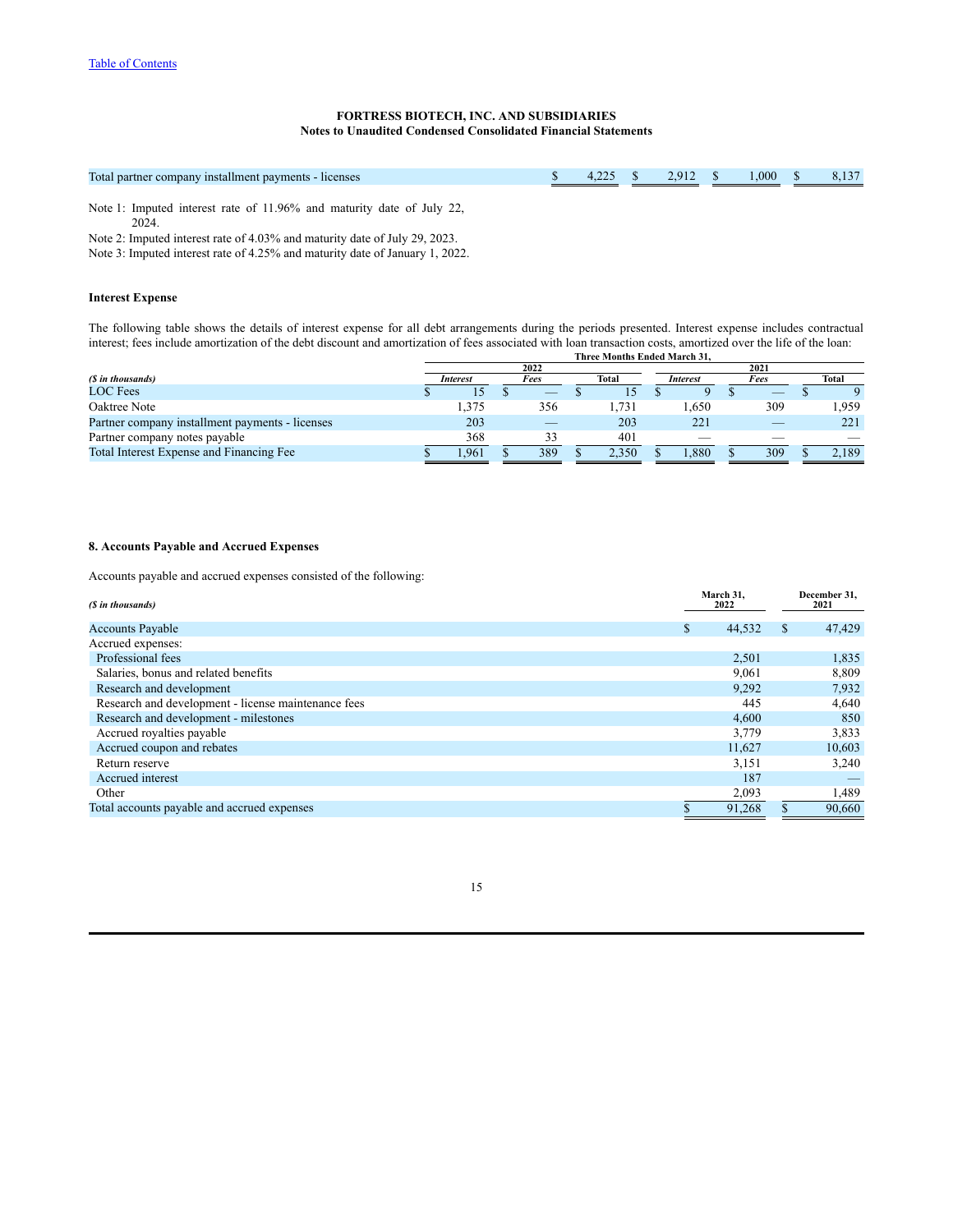| | | | | |
|---|---|---|---|---|
| Total partner company installment payments - licenses | $ 4,225 | $ 2,912 | $ 1,000 | $ 8,137 |

Note 1: Imputed interest rate of 11.96% and maturity date of July 22, 2024.

Note 2: Imputed interest rate of 4.03% and maturity date of July 29, 2023.

Note 3: Imputed interest rate of 4.25% and maturity date of January 1, 2022.

**Interest Expense**

The following table shows the details of interest expense for all debt arrangements during the periods presented. Interest expense includes contractual interest; fees include amortization of the debt discount and amortization of fees associated with loan transaction costs, amortized over the life of the loan:

| | Three Months Ended March 31, | | | | | |
|---|---|---|---|---|---|---|
| | 2022 | | | 2021 | | |
| *($ in thousands)* | *Interest* | *Fees* | Total | *Interest* | *Fees* | Total |
| LOC Fees | $ 15 | $ — | $ 15 | $ 9 | $ — | $ 9 |
| Oaktree Note | 1,375 | 356 | 1,731 | 1,650 | 309 | 1,959 |
| Partner company installment payments - licenses | 203 | — | 203 | 221 | — | 221 |
| Partner company notes payable | 368 | 33 | 401 | — | — | — |
| Total Interest Expense and Financing Fee | $ 1,961 | $ 389 | $ 2,350 | $ 1,880 | $ 309 | $ 2,189 |

**8. Accounts Payable and Accrued Expenses**

Accounts payable and accrued expenses consisted of the following:

| *($ in thousands)* | March 31, 2022 | December 31, 2021 |
|---|---|---|
| Accounts Payable | $ 44,532 | $ 47,429 |
| Accrued expenses: | | |
| Professional fees | 2,501 | 1,835 |
| Salaries, bonus and related benefits | 9,061 | 8,809 |
| Research and development | 9,292 | 7,932 |
| Research and development - license maintenance fees | 445 | 4,640 |
| Research and development - milestones | 4,600 | 850 |
| Accrued royalties payable | 3,779 | 3,833 |
| Accrued coupon and rebates | 11,627 | 10,603 |
| Return reserve | 3,151 | 3,240 |
| Accrued interest | 187 | — |
| Other | 2,093 | 1,489 |
| Total accounts payable and accrued expenses | $ 91,268 | $ 90,660 |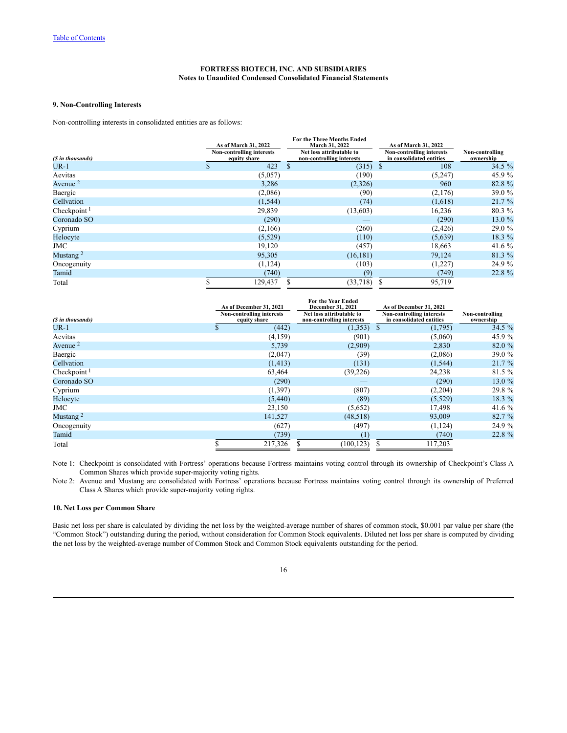**FORTRESS BIOTECH, INC. AND SUBSIDIARIES**
**Notes to Unaudited Condensed Consolidated Financial Statements**

### 9. Non-Controlling Interests

Non-controlling interests in consolidated entities are as follows:

| ($ in thousands) | As of March 31, 2022 Non-controlling interests equity share | For the Three Months Ended March 31, 2022 Net loss attributable to non-controlling interests | As of March 31, 2022 Non-controlling interests in consolidated entities | Non-controlling ownership |
|---|---|---|---|---|
| UR-1 | $ 423 | $ (315) | $ 108 | 34.5 % |
| Aevitas | (5,057) | (190) | (5,247) | 45.9 % |
| Avenue [2] | 3,286 | (2,326) | 960 | 82.8 % |
| Baergic | (2,086) | (90) | (2,176) | 39.0 % |
| Cellvation | (1,544) | (74) | (1,618) | 21.7 % |
| Checkpoint [1] | 29,839 | (13,603) | 16,236 | 80.3 % |
| Coronado SO | (290) | — | (290) | 13.0 % |
| Cyprium | (2,166) | (260) | (2,426) | 29.0 % |
| Helocyte | (5,529) | (110) | (5,639) | 18.3 % |
| JMC | 19,120 | (457) | 18,663 | 41.6 % |
| Mustang [2] | 95,305 | (16,181) | 79,124 | 81.3 % |
| Oncogenuity | (1,124) | (103) | (1,227) | 24.9 % |
| Tamid | (740) | (9) | (749) | 22.8 % |
| Total | $ 129,437 | $ (33,718) | $ 95,719 | |

| ($ in thousands) | As of December 31, 2021 Non-controlling interests equity share | For the Year Ended December 31, 2021 Net loss attributable to non-controlling interests | As of December 31, 2021 Non-controlling interests in consolidated entities | Non-controlling ownership |
|---|---|---|---|---|
| UR-1 | $ (442) | (1,353) | $ (1,795) | 34.5 % |
| Aevitas | (4,159) | (901) | (5,060) | 45.9 % |
| Avenue [2] | 5,739 | (2,909) | 2,830 | 82.0 % |
| Baergic | (2,047) | (39) | (2,086) | 39.0 % |
| Cellvation | (1,413) | (131) | (1,544) | 21.7 % |
| Checkpoint [1] | 63,464 | (39,226) | 24,238 | 81.5 % |
| Coronado SO | (290) | — | (290) | 13.0 % |
| Cyprium | (1,397) | (807) | (2,204) | 29.8 % |
| Helocyte | (5,440) | (89) | (5,529) | 18.3 % |
| JMC | 23,150 | (5,652) | 17,498 | 41.6 % |
| Mustang [2] | 141,527 | (48,518) | 93,009 | 82.7 % |
| Oncogenuity | (627) | (497) | (1,124) | 24.9 % |
| Tamid | (739) | (1) | (740) | 22.8 % |
| Total | $ 217,326 | $ (100,123) | $ 117,203 | |

Note 1: Checkpoint is consolidated with Fortress' operations because Fortress maintains voting control through its ownership of Checkpoint's Class A Common Shares which provide super-majority voting rights.

Note 2: Avenue and Mustang are consolidated with Fortress' operations because Fortress maintains voting control through its ownership of Preferred Class A Shares which provide super-majority voting rights.

### 10. Net Loss per Common Share

Basic net loss per share is calculated by dividing the net loss by the weighted-average number of shares of common stock, $0.001 par value per share (the "Common Stock") outstanding during the period, without consideration for Common Stock equivalents. Diluted net loss per share is computed by dividing the net loss by the weighted-average number of Common Stock and Common Stock equivalents outstanding for the period.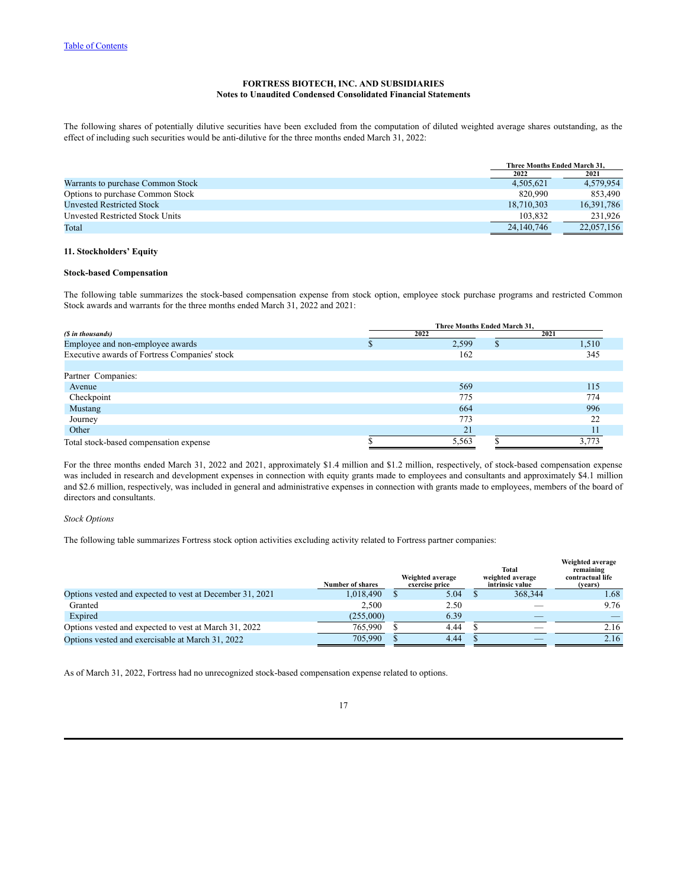Table of Contents

**FORTRESS BIOTECH, INC. AND SUBSIDIARIES**
**Notes to Unaudited Condensed Consolidated Financial Statements**

The following shares of potentially dilutive securities have been excluded from the computation of diluted weighted average shares outstanding, as the effect of including such securities would be anti-dilutive for the three months ended March 31, 2022:

| | Three Months Ended March 31, | |
|---|---|---|
| | 2022 | 2021 |
| Warrants to purchase Common Stock | 4,505,621 | 4,579,954 |
| Options to purchase Common Stock | 820,990 | 853,490 |
| Unvested Restricted Stock | 18,710,303 | 16,391,786 |
| Unvested Restricted Stock Units | 103,832 | 231,926 |
| Total | 24,140,746 | 22,057,156 |

### 11. Stockholders' Equity

#### Stock-based Compensation

The following table summarizes the stock-based compensation expense from stock option, employee stock purchase programs and restricted Common Stock awards and warrants for the three months ended March 31, 2022 and 2021:

| *($ in thousands)* | Three Months Ended March 31, | |
|---|---|---|
| | 2022 | 2021 |
| Employee and non-employee awards | $ 2,599 | $ 1,510 |
| Executive awards of Fortress Companies' stock | 162 | 345 |
| | | |
| Partner Companies: | | |
| Avenue | 569 | 115 |
| Checkpoint | 775 | 774 |
| Mustang | 664 | 996 |
| Journey | 773 | 22 |
| Other | 21 | 11 |
| Total stock-based compensation expense | $ 5,563 | $ 3,773 |

For the three months ended March 31, 2022 and 2021, approximately $1.4 million and $1.2 million, respectively, of stock-based compensation expense was included in research and development expenses in connection with equity grants made to employees and consultants and approximately $4.1 million and $2.6 million, respectively, was included in general and administrative expenses in connection with grants made to employees, members of the board of directors and consultants.

*Stock Options*

The following table summarizes Fortress stock option activities excluding activity related to Fortress partner companies:

| | Number of shares | Weighted average exercise price | Total weighted average intrinsic value | Weighted average remaining contractual life (years) |
|---|---|---|---|---|
| Options vested and expected to vest at December 31, 2021 | 1,018,490 | $ 5.04 | $ 368,344 | 1.68 |
| Granted | 2,500 | 2.50 | — | 9.76 |
| Expired | (255,000) | 6.39 | — | — |
| Options vested and expected to vest at March 31, 2022 | 765,990 | $ 4.44 | $ — | 2.16 |
| Options vested and exercisable at March 31, 2022 | 705,990 | $ 4.44 | $ — | 2.16 |

As of March 31, 2022, Fortress had no unrecognized stock-based compensation expense related to options.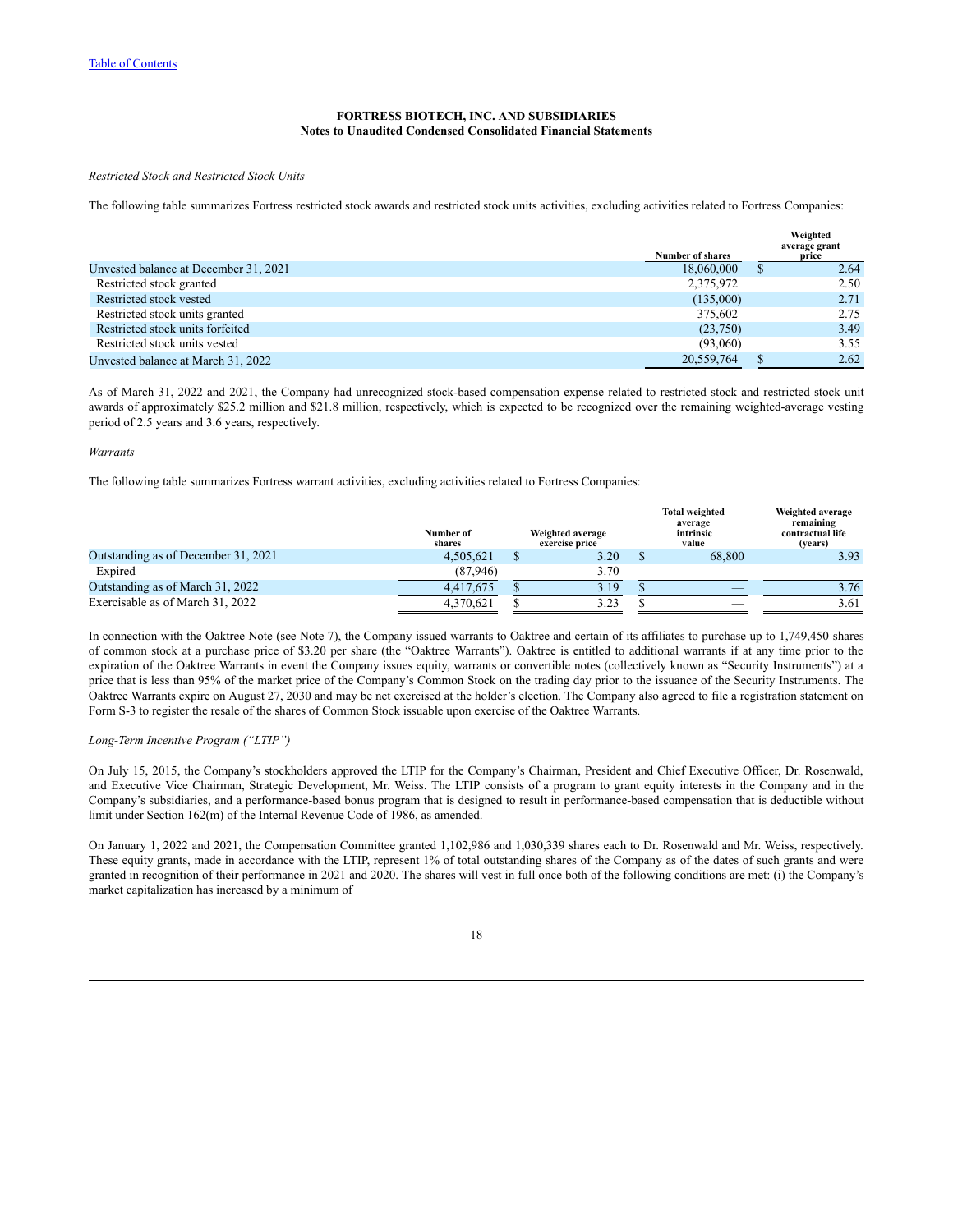Table of Contents

**FORTRESS BIOTECH, INC. AND SUBSIDIARIES**
**Notes to Unaudited Condensed Consolidated Financial Statements**

*Restricted Stock and Restricted Stock Units*

The following table summarizes Fortress restricted stock awards and restricted stock units activities, excluding activities related to Fortress Companies:

| | Number of shares | Weighted average grant price |
|---|---|---|
| Unvested balance at December 31, 2021 | 18,060,000 | $ 2.64 |
| Restricted stock granted | 2,375,972 | 2.50 |
| Restricted stock vested | (135,000) | 2.71 |
| Restricted stock units granted | 375,602 | 2.75 |
| Restricted stock units forfeited | (23,750) | 3.49 |
| Restricted stock units vested | (93,060) | 3.55 |
| Unvested balance at March 31, 2022 | 20,559,764 | $ 2.62 |

As of March 31, 2022 and 2021, the Company had unrecognized stock-based compensation expense related to restricted stock and restricted stock unit awards of approximately $25.2 million and $21.8 million, respectively, which is expected to be recognized over the remaining weighted-average vesting period of 2.5 years and 3.6 years, respectively.

*Warrants*

The following table summarizes Fortress warrant activities, excluding activities related to Fortress Companies:

| | Number of shares | Weighted average exercise price | Total weighted average intrinsic value | Weighted average remaining contractual life (years) |
|---|---|---|---|---|
| Outstanding as of December 31, 2021 | 4,505,621 | $ 3.20 | $ 68,800 | 3.93 |
| Expired | (87,946) | 3.70 | — | |
| Outstanding as of March 31, 2022 | 4,417,675 | $ 3.19 | $ — | 3.76 |
| Exercisable as of March 31, 2022 | 4,370,621 | $ 3.23 | $ — | 3.61 |

In connection with the Oaktree Note (see Note 7), the Company issued warrants to Oaktree and certain of its affiliates to purchase up to 1,749,450 shares of common stock at a purchase price of $3.20 per share (the "Oaktree Warrants"). Oaktree is entitled to additional warrants if at any time prior to the expiration of the Oaktree Warrants in event the Company issues equity, warrants or convertible notes (collectively known as "Security Instruments") at a price that is less than 95% of the market price of the Company's Common Stock on the trading day prior to the issuance of the Security Instruments. The Oaktree Warrants expire on August 27, 2030 and may be net exercised at the holder's election. The Company also agreed to file a registration statement on Form S-3 to register the resale of the shares of Common Stock issuable upon exercise of the Oaktree Warrants.

*Long-Term Incentive Program ("LTIP")*

On July 15, 2015, the Company's stockholders approved the LTIP for the Company's Chairman, President and Chief Executive Officer, Dr. Rosenwald, and Executive Vice Chairman, Strategic Development, Mr. Weiss. The LTIP consists of a program to grant equity interests in the Company and in the Company's subsidiaries, and a performance-based bonus program that is designed to result in performance-based compensation that is deductible without limit under Section 162(m) of the Internal Revenue Code of 1986, as amended.

On January 1, 2022 and 2021, the Compensation Committee granted 1,102,986 and 1,030,339 shares each to Dr. Rosenwald and Mr. Weiss, respectively. These equity grants, made in accordance with the LTIP, represent 1% of total outstanding shares of the Company as of the dates of such grants and were granted in recognition of their performance in 2021 and 2020. The shares will vest in full once both of the following conditions are met: (i) the Company's market capitalization has increased by a minimum of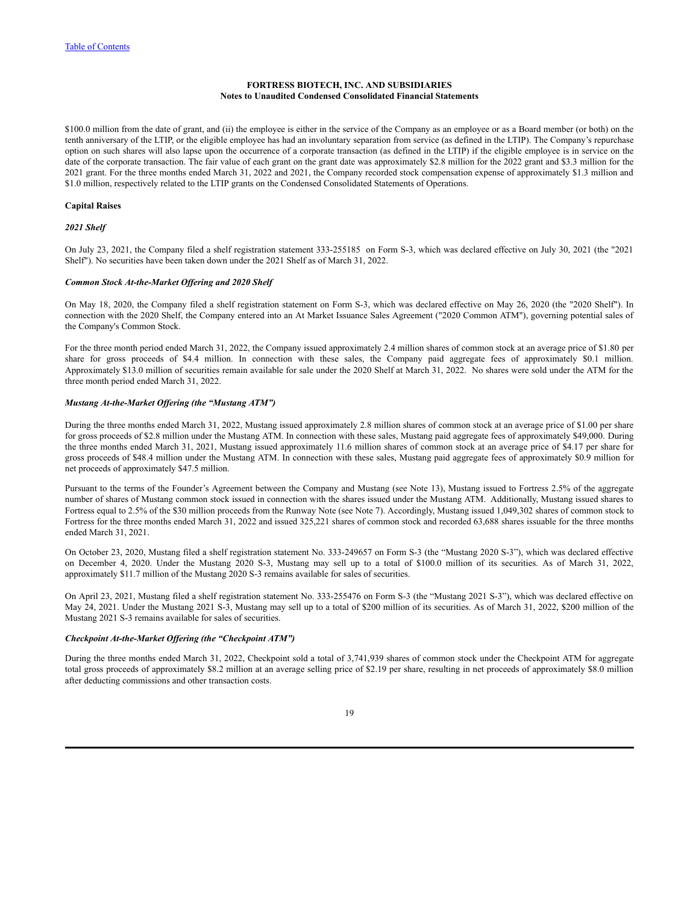$100.0 million from the date of grant, and (ii) the employee is either in the service of the Company as an employee or as a Board member (or both) on the tenth anniversary of the LTIP, or the eligible employee has had an involuntary separation from service (as defined in the LTIP). The Company's repurchase option on such shares will also lapse upon the occurrence of a corporate transaction (as defined in the LTIP) if the eligible employee is in service on the date of the corporate transaction. The fair value of each grant on the grant date was approximately $2.8 million for the 2022 grant and $3.3 million for the 2021 grant. For the three months ended March 31, 2022 and 2021, the Company recorded stock compensation expense of approximately $1.3 million and $1.0 million, respectively related to the LTIP grants on the Condensed Consolidated Statements of Operations.

**Capital Raises**

***2021 Shelf***

On July 23, 2021, the Company filed a shelf registration statement 333-255185 on Form S-3, which was declared effective on July 30, 2021 (the "2021 Shelf"). No securities have been taken down under the 2021 Shelf as of March 31, 2022.

***Common Stock At-the-Market Offering and 2020 Shelf***

On May 18, 2020, the Company filed a shelf registration statement on Form S-3, which was declared effective on May 26, 2020 (the "2020 Shelf"). In connection with the 2020 Shelf, the Company entered into an At Market Issuance Sales Agreement ("2020 Common ATM"), governing potential sales of the Company's Common Stock.

For the three month period ended March 31, 2022, the Company issued approximately 2.4 million shares of common stock at an average price of $1.80 per share for gross proceeds of $4.4 million. In connection with these sales, the Company paid aggregate fees of approximately $0.1 million. Approximately $13.0 million of securities remain available for sale under the 2020 Shelf at March 31, 2022. No shares were sold under the ATM for the three month period ended March 31, 2022.

***Mustang At-the-Market Offering (the "Mustang ATM")***

During the three months ended March 31, 2022, Mustang issued approximately 2.8 million shares of common stock at an average price of $1.00 per share for gross proceeds of $2.8 million under the Mustang ATM. In connection with these sales, Mustang paid aggregate fees of approximately $49,000. During the three months ended March 31, 2021, Mustang issued approximately 11.6 million shares of common stock at an average price of $4.17 per share for gross proceeds of $48.4 million under the Mustang ATM. In connection with these sales, Mustang paid aggregate fees of approximately $0.9 million for net proceeds of approximately $47.5 million.

Pursuant to the terms of the Founder's Agreement between the Company and Mustang (see Note 13), Mustang issued to Fortress 2.5% of the aggregate number of shares of Mustang common stock issued in connection with the shares issued under the Mustang ATM. Additionally, Mustang issued shares to Fortress equal to 2.5% of the $30 million proceeds from the Runway Note (see Note 7). Accordingly, Mustang issued 1,049,302 shares of common stock to Fortress for the three months ended March 31, 2022 and issued 325,221 shares of common stock and recorded 63,688 shares issuable for the three months ended March 31, 2021.

On October 23, 2020, Mustang filed a shelf registration statement No. 333-249657 on Form S-3 (the "Mustang 2020 S-3"), which was declared effective on December 4, 2020. Under the Mustang 2020 S-3, Mustang may sell up to a total of $100.0 million of its securities. As of March 31, 2022, approximately $11.7 million of the Mustang 2020 S-3 remains available for sales of securities.

On April 23, 2021, Mustang filed a shelf registration statement No. 333-255476 on Form S-3 (the "Mustang 2021 S-3"), which was declared effective on May 24, 2021. Under the Mustang 2021 S-3, Mustang may sell up to a total of $200 million of its securities. As of March 31, 2022, $200 million of the Mustang 2021 S-3 remains available for sales of securities.

***Checkpoint At-the-Market Offering (the "Checkpoint ATM")***

During the three months ended March 31, 2022, Checkpoint sold a total of 3,741,939 shares of common stock under the Checkpoint ATM for aggregate total gross proceeds of approximately $8.2 million at an average selling price of $2.19 per share, resulting in net proceeds of approximately $8.0 million after deducting commissions and other transaction costs.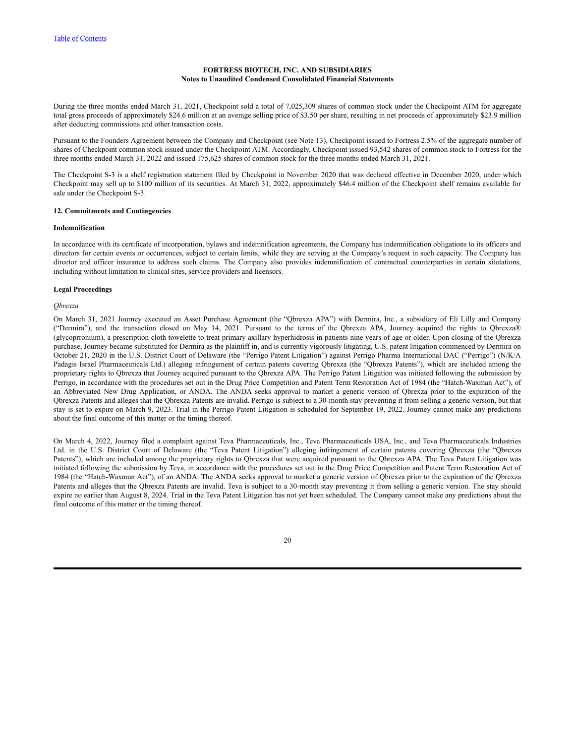During the three months ended March 31, 2021, Checkpoint sold a total of 7,025,309 shares of common stock under the Checkpoint ATM for aggregate total gross proceeds of approximately $24.6 million at an average selling price of $3.50 per share, resulting in net proceeds of approximately $23.9 million after deducting commissions and other transaction costs.

Pursuant to the Founders Agreement between the Company and Checkpoint (see Note 13), Checkpoint issued to Fortress 2.5% of the aggregate number of shares of Checkpoint common stock issued under the Checkpoint ATM. Accordingly, Checkpoint issued 93,542 shares of common stock to Fortress for the three months ended March 31, 2022 and issued 175,625 shares of common stock for the three months ended March 31, 2021.

The Checkpoint S-3 is a shelf registration statement filed by Checkpoint in November 2020 that was declared effective in December 2020, under which Checkpoint may sell up to $100 million of its securities. At March 31, 2022, approximately $46.4 million of the Checkpoint shelf remains available for sale under the Checkpoint S-3.

## 12. Commitments and Contingencies

### Indemnification

In accordance with its certificate of incorporation, bylaws and indemnification agreements, the Company has indemnification obligations to its officers and directors for certain events or occurrences, subject to certain limits, while they are serving at the Company's request in such capacity. The Company has director and officer insurance to address such claims. The Company also provides indemnification of contractual counterparties in certain situations, including without limitation to clinical sites, service providers and licensors.

### Legal Proceedings

*Qbrexza*

On March 31, 2021 Journey executed an Asset Purchase Agreement (the "Qbrexza APA") with Dermira, Inc., a subsidiary of Eli Lilly and Company ("Dermira"), and the transaction closed on May 14, 2021. Pursuant to the terms of the Qbrexza APA, Journey acquired the rights to Qbrexza® (glycoprronium), a prescription cloth towelette to treat primary axillary hyperhidrosis in patients nine years of age or older. Upon closing of the Qbrexza purchase, Journey became substituted for Dermira as the plaintiff in, and is currently vigorously litigating, U.S. patent litigation commenced by Dermira on October 21, 2020 in the U.S. District Court of Delaware (the "Perrigo Patent Litigation") against Perrigo Pharma International DAC ("Perrigo") (N/K/A Padagis Israel Pharmaceuticals Ltd.) alleging infringement of certain patents covering Qbrexza (the "Qbrexza Patents"), which are included among the proprietary rights to Qbrexza that Journey acquired pursuant to the Qbrexza APA. The Perrigo Patent Litigation was initiated following the submission by Perrigo, in accordance with the procedures set out in the Drug Price Competition and Patent Term Restoration Act of 1984 (the "Hatch-Waxman Act"), of an Abbreviated New Drug Application, or ANDA. The ANDA seeks approval to market a generic version of Qbrexza prior to the expiration of the Qbrexza Patents and alleges that the Qbrexza Patents are invalid. Perrigo is subject to a 30-month stay preventing it from selling a generic version, but that stay is set to expire on March 9, 2023. Trial in the Perrigo Patent Litigation is scheduled for September 19, 2022. Journey cannot make any predictions about the final outcome of this matter or the timing thereof.

On March 4, 2022, Journey filed a complaint against Teva Pharmaceuticals, Inc., Teva Pharmaceuticals USA, Inc., and Teva Pharmaceuticals Industries Ltd. in the U.S. District Court of Delaware (the "Teva Patent Litigation") alleging infringement of certain patents covering Qbrexza (the "Qbrexza Patents"), which are included among the proprietary rights to Qbrexza that were acquired pursuant to the Qbrexza APA. The Teva Patent Litigation was initiated following the submission by Teva, in accordance with the procedures set out in the Drug Price Competition and Patent Term Restoration Act of 1984 (the "Hatch-Waxman Act"), of an ANDA. The ANDA seeks approval to market a generic version of Qbrexza prior to the expiration of the Qbrexza Patents and alleges that the Qbrexza Patents are invalid. Teva is subject to a 30-month stay preventing it from selling a generic version. The stay should expire no earlier than August 8, 2024. Trial in the Teva Patent Litigation has not yet been scheduled. The Company cannot make any predictions about the final outcome of this matter or the timing thereof.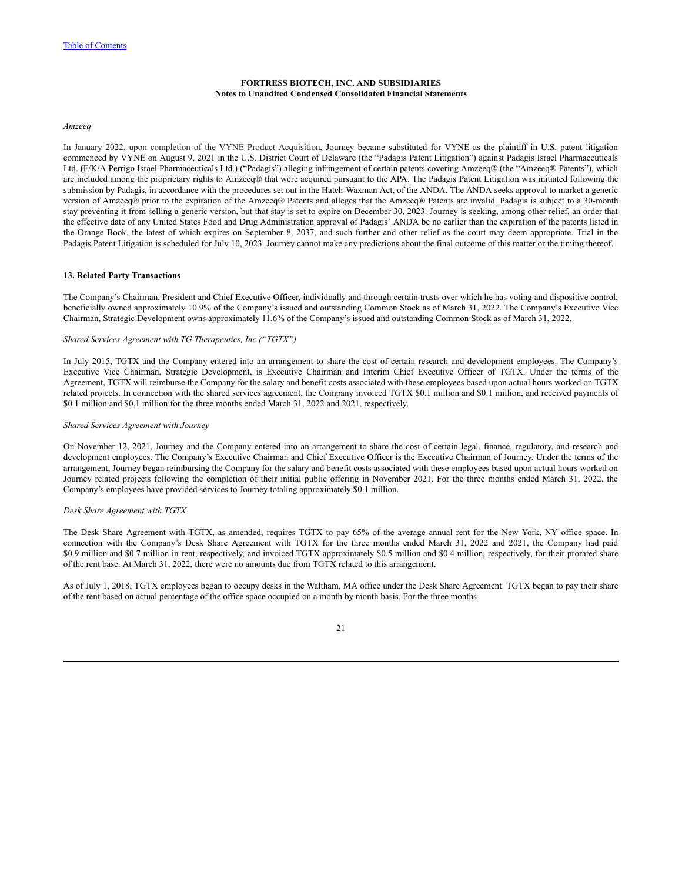*Amzeeq*

In January 2022, upon completion of the VYNE Product Acquisition, Journey became substituted for VYNE as the plaintiff in U.S. patent litigation commenced by VYNE on August 9, 2021 in the U.S. District Court of Delaware (the "Padagis Patent Litigation") against Padagis Israel Pharmaceuticals Ltd. (F/K/A Perrigo Israel Pharmaceuticals Ltd.) ("Padagis") alleging infringement of certain patents covering Amzeeq® (the "Amzeeq® Patents"), which are included among the proprietary rights to Amzeeq® that were acquired pursuant to the APA. The Padagis Patent Litigation was initiated following the submission by Padagis, in accordance with the procedures set out in the Hatch-Waxman Act, of the ANDA. The ANDA seeks approval to market a generic version of Amzeeq® prior to the expiration of the Amzeeq® Patents and alleges that the Amzeeq® Patents are invalid. Padagis is subject to a 30-month stay preventing it from selling a generic version, but that stay is set to expire on December 30, 2023. Journey is seeking, among other relief, an order that the effective date of any United States Food and Drug Administration approval of Padagis' ANDA be no earlier than the expiration of the patents listed in the Orange Book, the latest of which expires on September 8, 2037, and such further and other relief as the court may deem appropriate. Trial in the Padagis Patent Litigation is scheduled for July 10, 2023. Journey cannot make any predictions about the final outcome of this matter or the timing thereof.

**13. Related Party Transactions**

The Company's Chairman, President and Chief Executive Officer, individually and through certain trusts over which he has voting and dispositive control, beneficially owned approximately 10.9% of the Company's issued and outstanding Common Stock as of March 31, 2022. The Company's Executive Vice Chairman, Strategic Development owns approximately 11.6% of the Company's issued and outstanding Common Stock as of March 31, 2022.

*Shared Services Agreement with TG Therapeutics, Inc ("TGTX")*

In July 2015, TGTX and the Company entered into an arrangement to share the cost of certain research and development employees. The Company's Executive Vice Chairman, Strategic Development, is Executive Chairman and Interim Chief Executive Officer of TGTX. Under the terms of the Agreement, TGTX will reimburse the Company for the salary and benefit costs associated with these employees based upon actual hours worked on TGTX related projects. In connection with the shared services agreement, the Company invoiced TGTX \$0.1 million and \$0.1 million, and received payments of \$0.1 million and \$0.1 million for the three months ended March 31, 2022 and 2021, respectively.

*Shared Services Agreement with Journey*

On November 12, 2021, Journey and the Company entered into an arrangement to share the cost of certain legal, finance, regulatory, and research and development employees. The Company's Executive Chairman and Chief Executive Officer is the Executive Chairman of Journey. Under the terms of the arrangement, Journey began reimbursing the Company for the salary and benefit costs associated with these employees based upon actual hours worked on Journey related projects following the completion of their initial public offering in November 2021. For the three months ended March 31, 2022, the Company's employees have provided services to Journey totaling approximately \$0.1 million.

*Desk Share Agreement with TGTX*

The Desk Share Agreement with TGTX, as amended, requires TGTX to pay 65% of the average annual rent for the New York, NY office space. In connection with the Company's Desk Share Agreement with TGTX for the three months ended March 31, 2022 and 2021, the Company had paid \$0.9 million and \$0.7 million in rent, respectively, and invoiced TGTX approximately \$0.5 million and \$0.4 million, respectively, for their prorated share of the rent base. At March 31, 2022, there were no amounts due from TGTX related to this arrangement.

As of July 1, 2018, TGTX employees began to occupy desks in the Waltham, MA office under the Desk Share Agreement. TGTX began to pay their share of the rent based on actual percentage of the office space occupied on a month by month basis. For the three months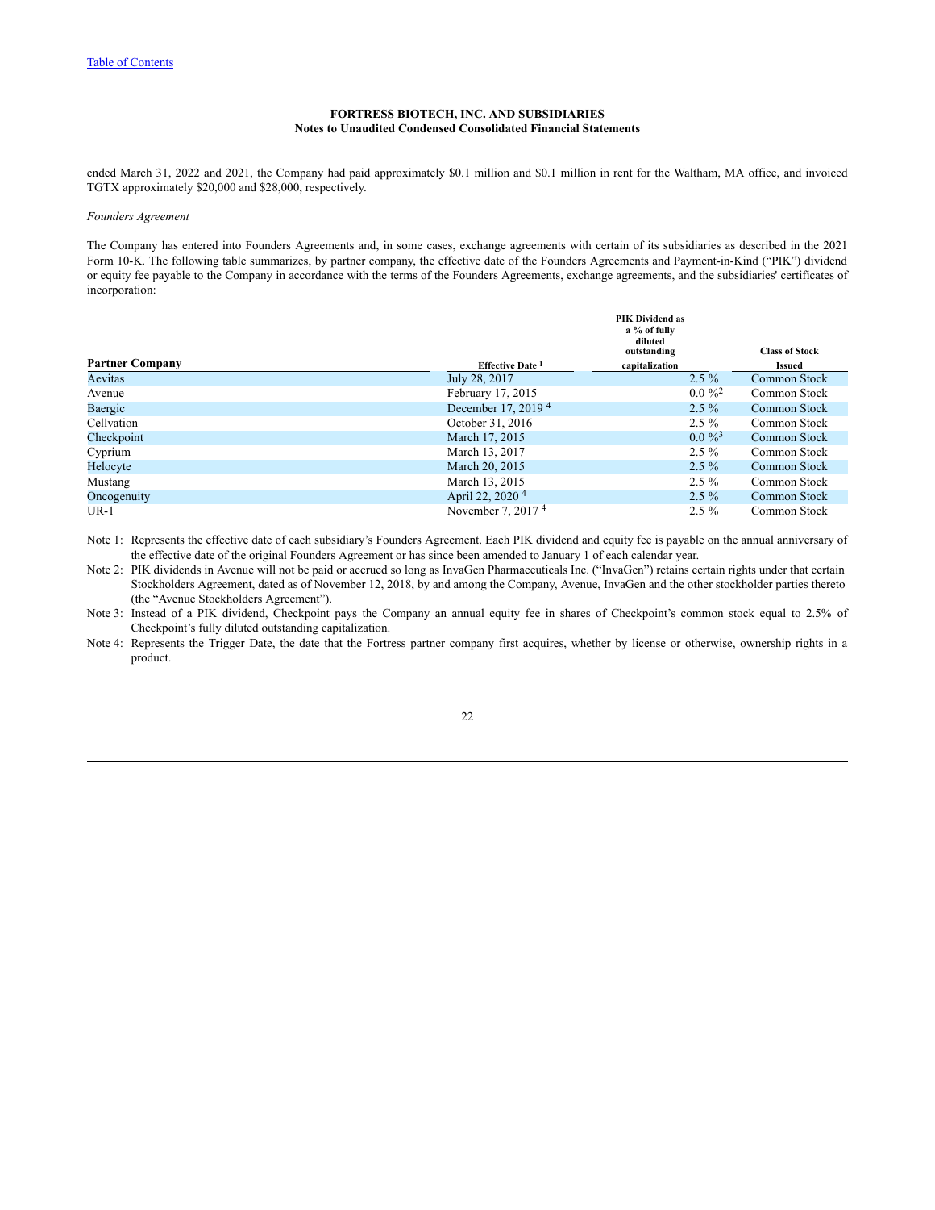ended March 31, 2022 and 2021, the Company had paid approximately $0.1 million and $0.1 million in rent for the Waltham, MA office, and invoiced TGTX approximately $20,000 and $28,000, respectively.

*Founders Agreement*

The Company has entered into Founders Agreements and, in some cases, exchange agreements with certain of its subsidiaries as described in the 2021 Form 10-K. The following table summarizes, by partner company, the effective date of the Founders Agreements and Payment-in-Kind ("PIK") dividend or equity fee payable to the Company in accordance with the terms of the Founders Agreements, exchange agreements, and the subsidiaries' certificates of incorporation:

| Partner Company | Effective Date [1] | PIK Dividend as a % of fully diluted outstanding capitalization | Class of Stock Issued |
|---|---|---|---|
| Aevitas | July 28, 2017 | 2.5 % | Common Stock |
| Avenue | February 17, 2015 | 0.0 %[2] | Common Stock |
| Baergic | December 17, 2019 [4] | 2.5 % | Common Stock |
| Cellvation | October 31, 2016 | 2.5 % | Common Stock |
| Checkpoint | March 17, 2015 | 0.0 %[3] | Common Stock |
| Cyprium | March 13, 2017 | 2.5 % | Common Stock |
| Helocyte | March 20, 2015 | 2.5 % | Common Stock |
| Mustang | March 13, 2015 | 2.5 % | Common Stock |
| Oncogenuity | April 22, 2020 [4] | 2.5 % | Common Stock |
| UR-1 | November 7, 2017 [4] | 2.5 % | Common Stock |

Note 1: Represents the effective date of each subsidiary's Founders Agreement. Each PIK dividend and equity fee is payable on the annual anniversary of the effective date of the original Founders Agreement or has since been amended to January 1 of each calendar year.

Note 2: PIK dividends in Avenue will not be paid or accrued so long as InvaGen Pharmaceuticals Inc. ("InvaGen") retains certain rights under that certain Stockholders Agreement, dated as of November 12, 2018, by and among the Company, Avenue, InvaGen and the other stockholder parties thereto (the "Avenue Stockholders Agreement").

Note 3: Instead of a PIK dividend, Checkpoint pays the Company an annual equity fee in shares of Checkpoint's common stock equal to 2.5% of Checkpoint's fully diluted outstanding capitalization.

Note 4: Represents the Trigger Date, the date that the Fortress partner company first acquires, whether by license or otherwise, ownership rights in a product.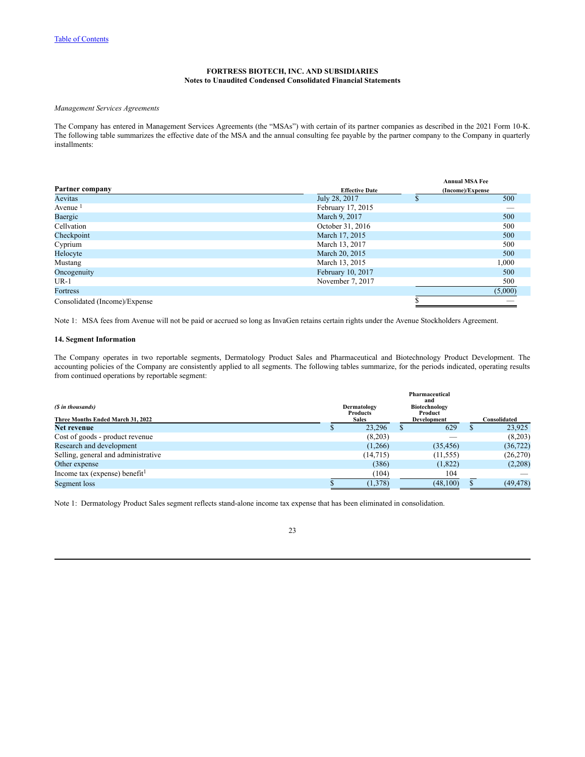**FORTRESS BIOTECH, INC. AND SUBSIDIARIES**
**Notes to Unaudited Condensed Consolidated Financial Statements**

*Management Services Agreements*

The Company has entered in Management Services Agreements (the "MSAs") with certain of its partner companies as described in the 2021 Form 10-K. The following table summarizes the effective date of the MSA and the annual consulting fee payable by the partner company to the Company in quarterly installments:

| Partner company | Effective Date | Annual MSA Fee (Income)/Expense |
|---|---|---|
| Aevitas | July 28, 2017 | $ 500 |
| Avenue [1] | February 17, 2015 | — |
| Baergic | March 9, 2017 | 500 |
| Cellvation | October 31, 2016 | 500 |
| Checkpoint | March 17, 2015 | 500 |
| Cyprium | March 13, 2017 | 500 |
| Helocyte | March 20, 2015 | 500 |
| Mustang | March 13, 2015 | 1,000 |
| Oncogenuity | February 10, 2017 | 500 |
| UR-1 | November 7, 2017 | 500 |
| Fortress | | (5,000) |
| Consolidated (Income)/Expense | | $ — |

Note 1: MSA fees from Avenue will not be paid or accrued so long as InvaGen retains certain rights under the Avenue Stockholders Agreement.

### 14. Segment Information

The Company operates in two reportable segments, Dermatology Product Sales and Pharmaceutical and Biotechnology Product Development. The accounting policies of the Company are consistently applied to all segments. The following tables summarize, for the periods indicated, operating results from continued operations by reportable segment:

| *($ in thousands)* Three Months Ended March 31, 2022 | Dermatology Products Sales | Pharmaceutical and Biotechnology Product Development | Consolidated |
|---|---|---|---|
| **Net revenue** | $ 23,296 | $ 629 | $ 23,925 |
| Cost of goods - product revenue | (8,203) | — | (8,203) |
| Research and development | (1,266) | (35,456) | (36,722) |
| Selling, general and administrative | (14,715) | (11,555) | (26,270) |
| Other expense | (386) | (1,822) | (2,208) |
| Income tax (expense) benefit[1] | (104) | 104 | — |
| Segment loss | $ (1,378) | (48,100) | $ (49,478) |

Note 1: Dermatology Product Sales segment reflects stand-alone income tax expense that has been eliminated in consolidation.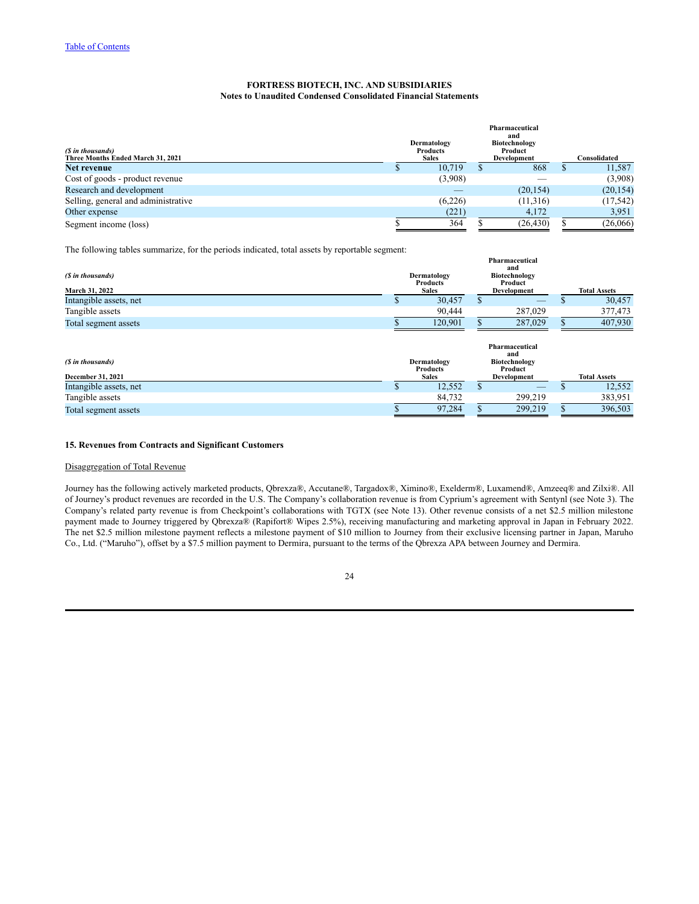**FORTRESS BIOTECH, INC. AND SUBSIDIARIES**
**Notes to Unaudited Condensed Consolidated Financial Statements**

| *($ in thousands)* **Three Months Ended March 31, 2021** | **Dermatology Products Sales** | **Pharmaceutical and Biotechnology Product Development** | **Consolidated** |
|---|---|---|---|
| **Net revenue** | $ 10,719 | $ 868 | $ 11,587 |
| Cost of goods - product revenue | (3,908) | — | (3,908) |
| Research and development | — | (20,154) | (20,154) |
| Selling, general and administrative | (6,226) | (11,316) | (17,542) |
| Other expense | (221) | 4,172 | 3,951 |
| Segment income (loss) | $ 364 | $ (26,430) | $ (26,066) |

The following tables summarize, for the periods indicated, total assets by reportable segment:

| *($ in thousands)* **March 31, 2022** | **Dermatology Products Sales** | **Pharmaceutical and Biotechnology Product Development** | **Total Assets** |
|---|---|---|---|
| Intangible assets, net | $ 30,457 | $ — | $ 30,457 |
| Tangible assets | 90,444 | 287,029 | 377,473 |
| Total segment assets | $ 120,901 | $ 287,029 | $ 407,930 |

| *($ in thousands)* **December 31, 2021** | **Dermatology Products Sales** | **Pharmaceutical and Biotechnology Product Development** | **Total Assets** |
|---|---|---|---|
| Intangible assets, net | $ 12,552 | $ — | $ 12,552 |
| Tangible assets | 84,732 | 299,219 | 383,951 |
| Total segment assets | $ 97,284 | $ 299,219 | $ 396,503 |

**15. Revenues from Contracts and Significant Customers**

Disaggregation of Total Revenue

Journey has the following actively marketed products, Qbrexza®, Accutane®, Targadox®, Ximino®, Exelderm®, Luxamend®, Amzeeq® and Zilxi®. All of Journey's product revenues are recorded in the U.S. The Company's collaboration revenue is from Cyprium's agreement with Sentynl (see Note 3). The Company's related party revenue is from Checkpoint's collaborations with TGTX (see Note 13). Other revenue consists of a net $2.5 million milestone payment made to Journey triggered by Qbrexza® (Rapifort® Wipes 2.5%), receiving manufacturing and marketing approval in Japan in February 2022. The net $2.5 million milestone payment reflects a milestone payment of $10 million to Journey from their exclusive licensing partner in Japan, Maruho Co., Ltd. ("Maruho"), offset by a $7.5 million payment to Dermira, pursuant to the terms of the Qbrexza APA between Journey and Dermira.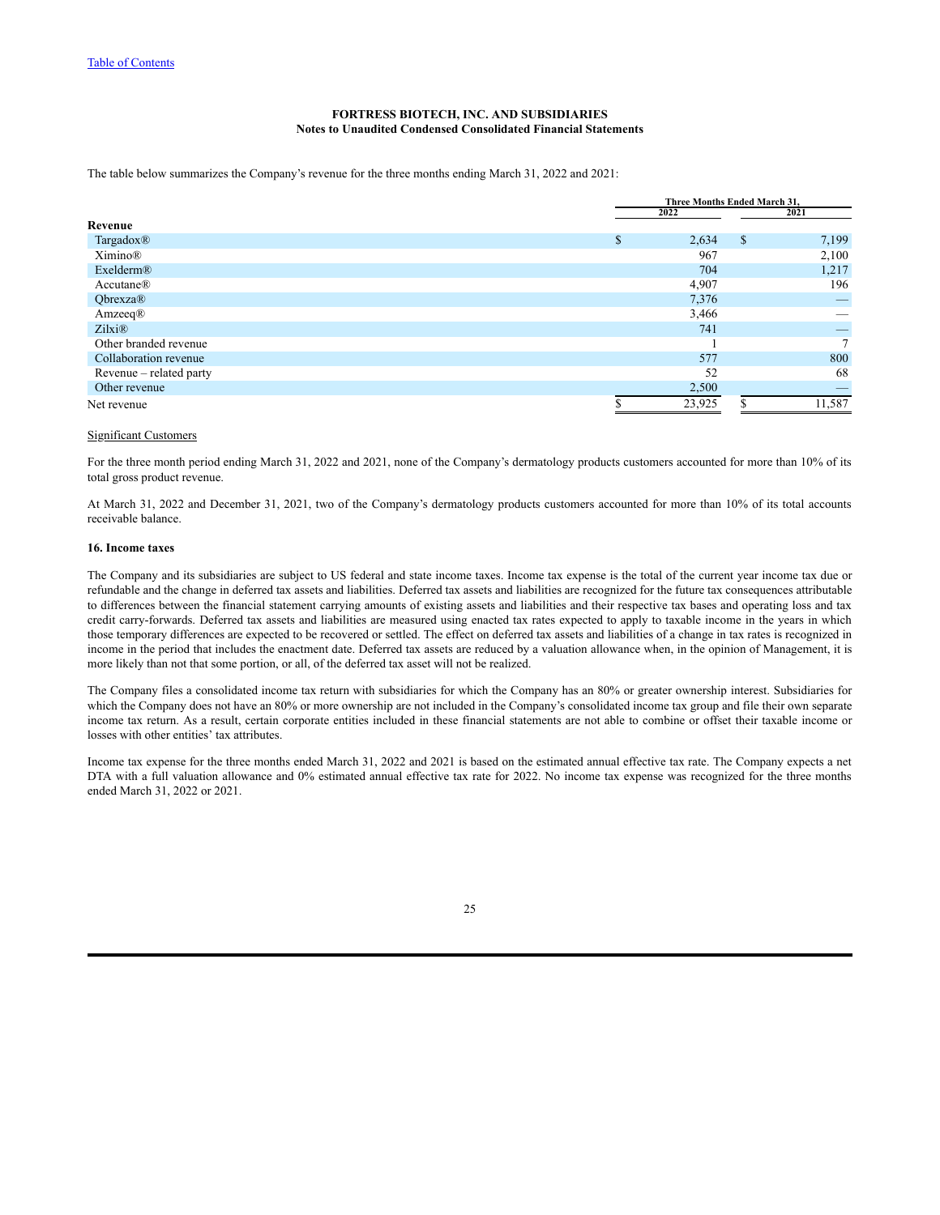FORTRESS BIOTECH, INC. AND SUBSIDIARIES
Notes to Unaudited Condensed Consolidated Financial Statements

The table below summarizes the Company's revenue for the three months ending March 31, 2022 and 2021:

| | Three Months Ended March 31, | |
|---|---|---|
| | 2022 | 2021 |
| **Revenue** | | |
| Targadox® | $ 2,634 | $ 7,199 |
| Ximino® | 967 | 2,100 |
| Exelderm® | 704 | 1,217 |
| Accutane® | 4,907 | 196 |
| Qbrexza® | 7,376 | — |
| Amzeeq® | 3,466 | — |
| Zilxi® | 741 | — |
| Other branded revenue | 1 | 7 |
| Collaboration revenue | 577 | 800 |
| Revenue – related party | 52 | 68 |
| Other revenue | 2,500 | — |
| Net revenue | $ 23,925 | $ 11,587 |

Significant Customers

For the three month period ending March 31, 2022 and 2021, none of the Company's dermatology products customers accounted for more than 10% of its total gross product revenue.

At March 31, 2022 and December 31, 2021, two of the Company's dermatology products customers accounted for more than 10% of its total accounts receivable balance.

**16. Income taxes**

The Company and its subsidiaries are subject to US federal and state income taxes. Income tax expense is the total of the current year income tax due or refundable and the change in deferred tax assets and liabilities. Deferred tax assets and liabilities are recognized for the future tax consequences attributable to differences between the financial statement carrying amounts of existing assets and liabilities and their respective tax bases and operating loss and tax credit carry-forwards. Deferred tax assets and liabilities are measured using enacted tax rates expected to apply to taxable income in the years in which those temporary differences are expected to be recovered or settled. The effect on deferred tax assets and liabilities of a change in tax rates is recognized in income in the period that includes the enactment date. Deferred tax assets are reduced by a valuation allowance when, in the opinion of Management, it is more likely than not that some portion, or all, of the deferred tax asset will not be realized.

The Company files a consolidated income tax return with subsidiaries for which the Company has an 80% or greater ownership interest. Subsidiaries for which the Company does not have an 80% or more ownership are not included in the Company's consolidated income tax group and file their own separate income tax return. As a result, certain corporate entities included in these financial statements are not able to combine or offset their taxable income or losses with other entities' tax attributes.

Income tax expense for the three months ended March 31, 2022 and 2021 is based on the estimated annual effective tax rate. The Company expects a net DTA with a full valuation allowance and 0% estimated annual effective tax rate for 2022. No income tax expense was recognized for the three months ended March 31, 2022 or 2021.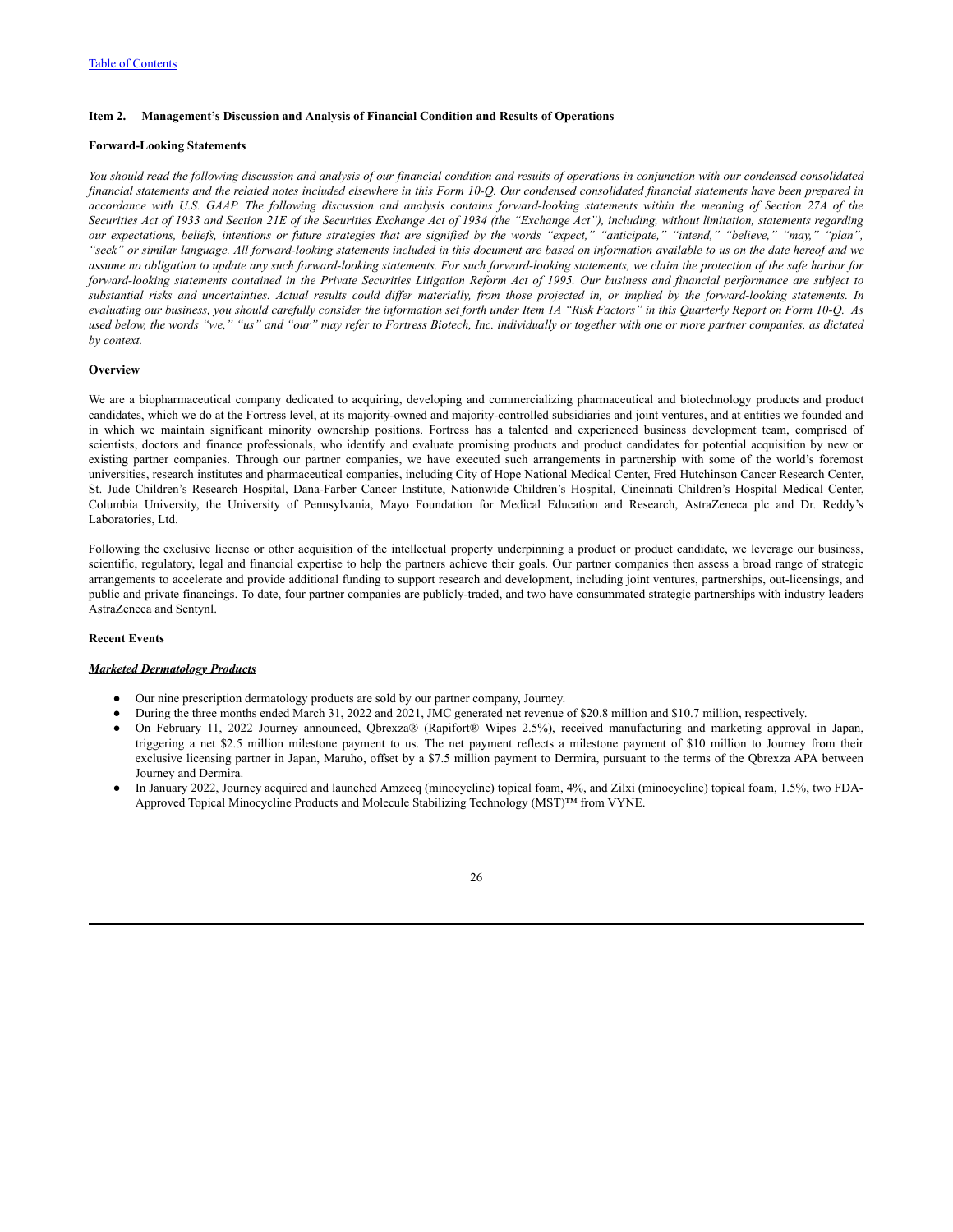## Item 2. Management's Discussion and Analysis of Financial Condition and Results of Operations

**Forward-Looking Statements**

*You should read the following discussion and analysis of our financial condition and results of operations in conjunction with our condensed consolidated financial statements and the related notes included elsewhere in this Form 10-Q. Our condensed consolidated financial statements have been prepared in accordance with U.S. GAAP. The following discussion and analysis contains forward-looking statements within the meaning of Section 27A of the Securities Act of 1933 and Section 21E of the Securities Exchange Act of 1934 (the "Exchange Act"), including, without limitation, statements regarding our expectations, beliefs, intentions or future strategies that are signified by the words "expect," "anticipate," "intend," "believe," "may," "plan", "seek" or similar language. All forward-looking statements included in this document are based on information available to us on the date hereof and we assume no obligation to update any such forward-looking statements. For such forward-looking statements, we claim the protection of the safe harbor for forward-looking statements contained in the Private Securities Litigation Reform Act of 1995. Our business and financial performance are subject to substantial risks and uncertainties. Actual results could differ materially, from those projected in, or implied by the forward-looking statements. In evaluating our business, you should carefully consider the information set forth under Item 1A "Risk Factors" in this Quarterly Report on Form 10-Q. As used below, the words "we," "us" and "our" may refer to Fortress Biotech, Inc. individually or together with one or more partner companies, as dictated by context.*

**Overview**

We are a biopharmaceutical company dedicated to acquiring, developing and commercializing pharmaceutical and biotechnology products and product candidates, which we do at the Fortress level, at its majority-owned and majority-controlled subsidiaries and joint ventures, and at entities we founded and in which we maintain significant minority ownership positions. Fortress has a talented and experienced business development team, comprised of scientists, doctors and finance professionals, who identify and evaluate promising products and product candidates for potential acquisition by new or existing partner companies. Through our partner companies, we have executed such arrangements in partnership with some of the world's foremost universities, research institutes and pharmaceutical companies, including City of Hope National Medical Center, Fred Hutchinson Cancer Research Center, St. Jude Children's Research Hospital, Dana-Farber Cancer Institute, Nationwide Children's Hospital, Cincinnati Children's Hospital Medical Center, Columbia University, the University of Pennsylvania, Mayo Foundation for Medical Education and Research, AstraZeneca plc and Dr. Reddy's Laboratories, Ltd.

Following the exclusive license or other acquisition of the intellectual property underpinning a product or product candidate, we leverage our business, scientific, regulatory, legal and financial expertise to help the partners achieve their goals. Our partner companies then assess a broad range of strategic arrangements to accelerate and provide additional funding to support research and development, including joint ventures, partnerships, out-licensings, and public and private financings. To date, four partner companies are publicly-traded, and two have consummated strategic partnerships with industry leaders AstraZeneca and Sentynl.

**Recent Events**

***Marketed Dermatology Products***

- Our nine prescription dermatology products are sold by our partner company, Journey.
- During the three months ended March 31, 2022 and 2021, JMC generated net revenue of $20.8 million and $10.7 million, respectively.
- On February 11, 2022 Journey announced, Qbrexza® (Rapifort® Wipes 2.5%), received manufacturing and marketing approval in Japan, triggering a net $2.5 million milestone payment to us. The net payment reflects a milestone payment of $10 million to Journey from their exclusive licensing partner in Japan, Maruho, offset by a $7.5 million payment to Dermira, pursuant to the terms of the Qbrexza APA between Journey and Dermira.
- In January 2022, Journey acquired and launched Amzeeq (minocycline) topical foam, 4%, and Zilxi (minocycline) topical foam, 1.5%, two FDA-Approved Topical Minocycline Products and Molecule Stabilizing Technology (MST)™ from VYNE.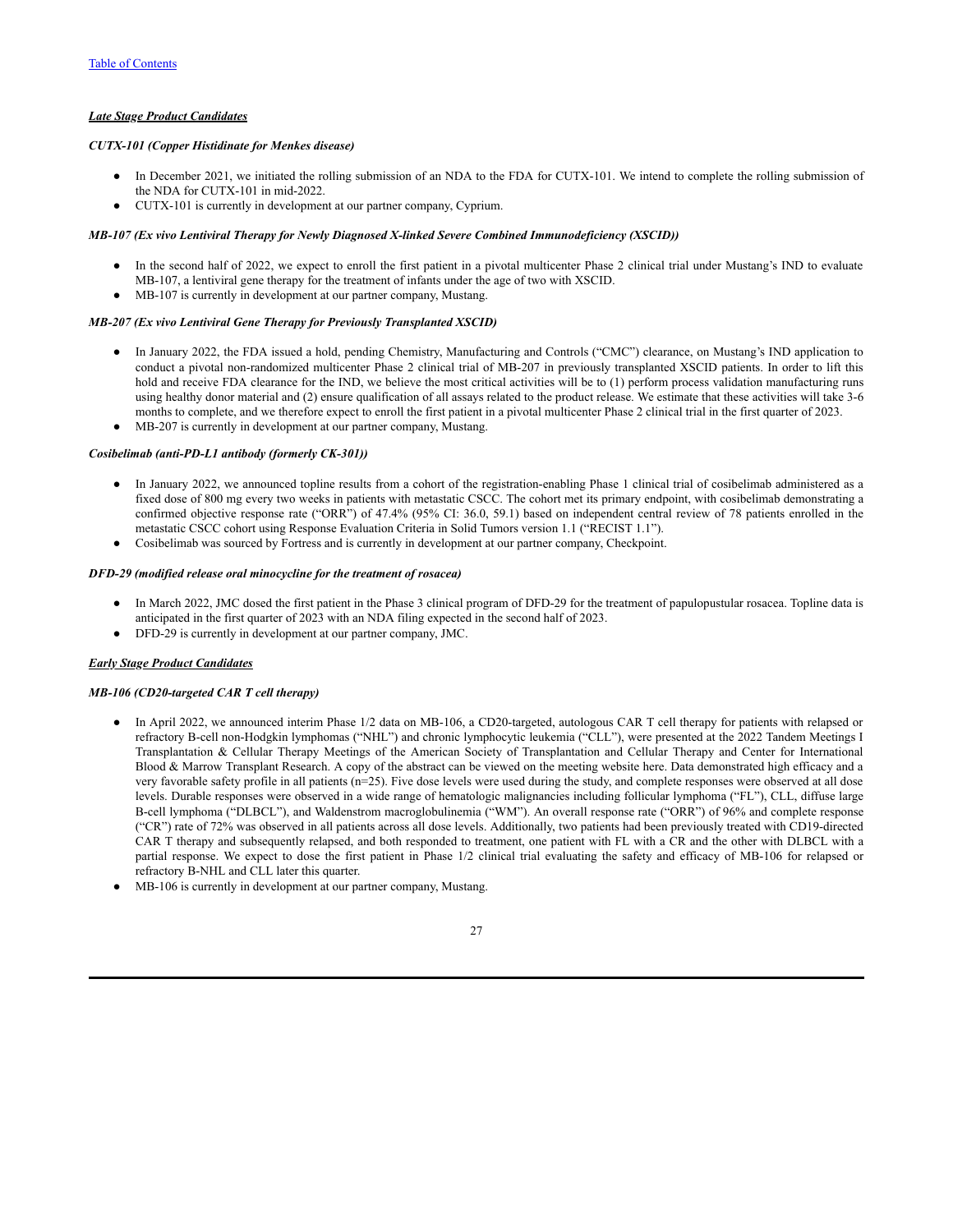***Late Stage Product Candidates***

***CUTX-101 (Copper Histidinate for Menkes disease)***

- In December 2021, we initiated the rolling submission of an NDA to the FDA for CUTX-101. We intend to complete the rolling submission of the NDA for CUTX-101 in mid-2022.
- CUTX-101 is currently in development at our partner company, Cyprium.

***MB-107 (Ex vivo Lentiviral Therapy for Newly Diagnosed X-linked Severe Combined Immunodeficiency (XSCID))***

- In the second half of 2022, we expect to enroll the first patient in a pivotal multicenter Phase 2 clinical trial under Mustang's IND to evaluate MB-107, a lentiviral gene therapy for the treatment of infants under the age of two with XSCID.
- MB-107 is currently in development at our partner company, Mustang.

***MB-207 (Ex vivo Lentiviral Gene Therapy for Previously Transplanted XSCID)***

- In January 2022, the FDA issued a hold, pending Chemistry, Manufacturing and Controls ("CMC") clearance, on Mustang's IND application to conduct a pivotal non-randomized multicenter Phase 2 clinical trial of MB-207 in previously transplanted XSCID patients. In order to lift this hold and receive FDA clearance for the IND, we believe the most critical activities will be to (1) perform process validation manufacturing runs using healthy donor material and (2) ensure qualification of all assays related to the product release. We estimate that these activities will take 3-6 months to complete, and we therefore expect to enroll the first patient in a pivotal multicenter Phase 2 clinical trial in the first quarter of 2023.
- MB-207 is currently in development at our partner company, Mustang.

***Cosibelimab (anti-PD-L1 antibody (formerly CK-301))***

- In January 2022, we announced topline results from a cohort of the registration-enabling Phase 1 clinical trial of cosibelimab administered as a fixed dose of 800 mg every two weeks in patients with metastatic CSCC. The cohort met its primary endpoint, with cosibelimab demonstrating a confirmed objective response rate ("ORR") of 47.4% (95% CI: 36.0, 59.1) based on independent central review of 78 patients enrolled in the metastatic CSCC cohort using Response Evaluation Criteria in Solid Tumors version 1.1 ("RECIST 1.1").
- Cosibelimab was sourced by Fortress and is currently in development at our partner company, Checkpoint.

***DFD-29 (modified release oral minocycline for the treatment of rosacea)***

- In March 2022, JMC dosed the first patient in the Phase 3 clinical program of DFD-29 for the treatment of papulopustular rosacea. Topline data is anticipated in the first quarter of 2023 with an NDA filing expected in the second half of 2023.
- DFD-29 is currently in development at our partner company, JMC.

***Early Stage Product Candidates***

***MB-106 (CD20-targeted CAR T cell therapy)***

- In April 2022, we announced interim Phase 1/2 data on MB-106, a CD20-targeted, autologous CAR T cell therapy for patients with relapsed or refractory B-cell non-Hodgkin lymphomas ("NHL") and chronic lymphocytic leukemia ("CLL"), were presented at the 2022 Tandem Meetings I Transplantation & Cellular Therapy Meetings of the American Society of Transplantation and Cellular Therapy and Center for International Blood & Marrow Transplant Research. A copy of the abstract can be viewed on the meeting website here. Data demonstrated high efficacy and a very favorable safety profile in all patients (n=25). Five dose levels were used during the study, and complete responses were observed at all dose levels. Durable responses were observed in a wide range of hematologic malignancies including follicular lymphoma ("FL"), CLL, diffuse large B-cell lymphoma ("DLBCL"), and Waldenstrom macroglobulinemia ("WM"). An overall response rate ("ORR") of 96% and complete response ("CR") rate of 72% was observed in all patients across all dose levels. Additionally, two patients had been previously treated with CD19-directed CAR T therapy and subsequently relapsed, and both responded to treatment, one patient with FL with a CR and the other with DLBCL with a partial response. We expect to dose the first patient in Phase 1/2 clinical trial evaluating the safety and efficacy of MB-106 for relapsed or refractory B-NHL and CLL later this quarter.
- MB-106 is currently in development at our partner company, Mustang.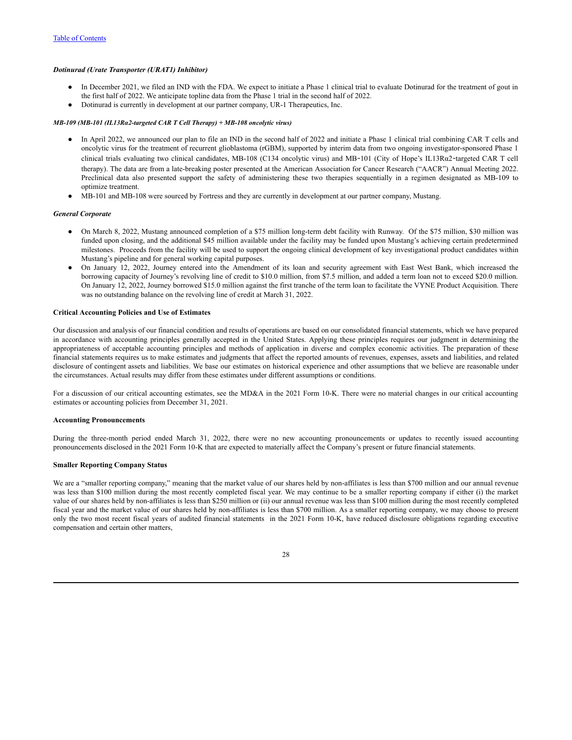***Dotinurad (Urate Transporter (URAT1) Inhibitor)***

- In December 2021, we filed an IND with the FDA. We expect to initiate a Phase 1 clinical trial to evaluate Dotinurad for the treatment of gout in the first half of 2022. We anticipate topline data from the Phase 1 trial in the second half of 2022.
- Dotinurad is currently in development at our partner company, UR-1 Therapeutics, Inc.

***MB-109 (MB-101 (IL13Rα2-targeted CAR T Cell Therapy) + MB-108 oncolytic virus)***

- In April 2022, we announced our plan to file an IND in the second half of 2022 and initiate a Phase 1 clinical trial combining CAR T cells and oncolytic virus for the treatment of recurrent glioblastoma (rGBM), supported by interim data from two ongoing investigator-sponsored Phase 1 clinical trials evaluating two clinical candidates, MB-108 (C134 oncolytic virus) and MB-101 (City of Hope's IL13Rα2-targeted CAR T cell therapy). The data are from a late-breaking poster presented at the American Association for Cancer Research ("AACR") Annual Meeting 2022. Preclinical data also presented support the safety of administering these two therapies sequentially in a regimen designated as MB-109 to optimize treatment.
- MB-101 and MB-108 were sourced by Fortress and they are currently in development at our partner company, Mustang.

***General Corporate***

- On March 8, 2022, Mustang announced completion of a $75 million long-term debt facility with Runway. Of the $75 million, $30 million was funded upon closing, and the additional $45 million available under the facility may be funded upon Mustang's achieving certain predetermined milestones. Proceeds from the facility will be used to support the ongoing clinical development of key investigational product candidates within Mustang's pipeline and for general working capital purposes.
- On January 12, 2022, Journey entered into the Amendment of its loan and security agreement with East West Bank, which increased the borrowing capacity of Journey's revolving line of credit to $10.0 million, from $7.5 million, and added a term loan not to exceed $20.0 million. On January 12, 2022, Journey borrowed $15.0 million against the first tranche of the term loan to facilitate the VYNE Product Acquisition. There was no outstanding balance on the revolving line of credit at March 31, 2022.

**Critical Accounting Policies and Use of Estimates**

Our discussion and analysis of our financial condition and results of operations are based on our consolidated financial statements, which we have prepared in accordance with accounting principles generally accepted in the United States. Applying these principles requires our judgment in determining the appropriateness of acceptable accounting principles and methods of application in diverse and complex economic activities. The preparation of these financial statements requires us to make estimates and judgments that affect the reported amounts of revenues, expenses, assets and liabilities, and related disclosure of contingent assets and liabilities. We base our estimates on historical experience and other assumptions that we believe are reasonable under the circumstances. Actual results may differ from these estimates under different assumptions or conditions.

For a discussion of our critical accounting estimates, see the MD&A in the 2021 Form 10-K. There were no material changes in our critical accounting estimates or accounting policies from December 31, 2021.

**Accounting Pronouncements**

During the three-month period ended March 31, 2022, there were no new accounting pronouncements or updates to recently issued accounting pronouncements disclosed in the 2021 Form 10-K that are expected to materially affect the Company's present or future financial statements.

**Smaller Reporting Company Status**

We are a "smaller reporting company," meaning that the market value of our shares held by non-affiliates is less than $700 million and our annual revenue was less than $100 million during the most recently completed fiscal year. We may continue to be a smaller reporting company if either (i) the market value of our shares held by non-affiliates is less than $250 million or (ii) our annual revenue was less than $100 million during the most recently completed fiscal year and the market value of our shares held by non-affiliates is less than $700 million. As a smaller reporting company, we may choose to present only the two most recent fiscal years of audited financial statements in the 2021 Form 10-K, have reduced disclosure obligations regarding executive compensation and certain other matters,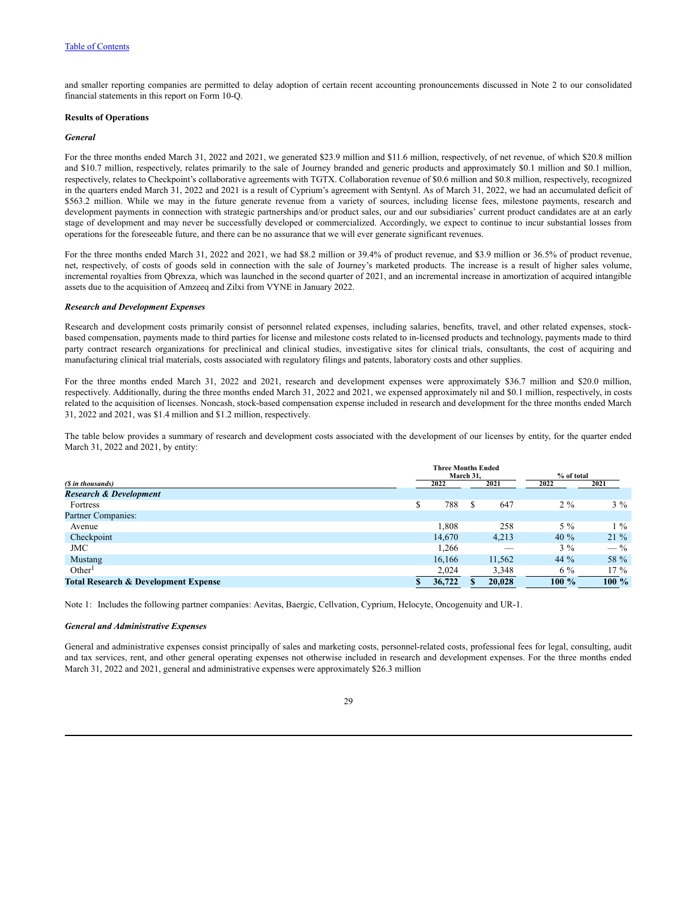and smaller reporting companies are permitted to delay adoption of certain recent accounting pronouncements discussed in Note 2 to our consolidated financial statements in this report on Form 10-Q.

**Results of Operations**

***General***

For the three months ended March 31, 2022 and 2021, we generated $23.9 million and $11.6 million, respectively, of net revenue, of which $20.8 million and $10.7 million, respectively, relates primarily to the sale of Journey branded and generic products and approximately $0.1 million and $0.1 million, respectively, relates to Checkpoint's collaborative agreements with TGTX. Collaboration revenue of $0.6 million and $0.8 million, respectively, recognized in the quarters ended March 31, 2022 and 2021 is a result of Cyprium's agreement with Sentynl. As of March 31, 2022, we had an accumulated deficit of $563.2 million. While we may in the future generate revenue from a variety of sources, including license fees, milestone payments, research and development payments in connection with strategic partnerships and/or product sales, our and our subsidiaries' current product candidates are at an early stage of development and may never be successfully developed or commercialized. Accordingly, we expect to continue to incur substantial losses from operations for the foreseeable future, and there can be no assurance that we will ever generate significant revenues.

For the three months ended March 31, 2022 and 2021, we had $8.2 million or 39.4% of product revenue, and $3.9 million or 36.5% of product revenue, net, respectively, of costs of goods sold in connection with the sale of Journey's marketed products. The increase is a result of higher sales volume, incremental royalties from Qbrexza, which was launched in the second quarter of 2021, and an incremental increase in amortization of acquired intangible assets due to the acquisition of Amzeeq and Zilxi from VYNE in January 2022.

***Research and Development Expenses***

Research and development costs primarily consist of personnel related expenses, including salaries, benefits, travel, and other related expenses, stock-based compensation, payments made to third parties for license and milestone costs related to in-licensed products and technology, payments made to third party contract research organizations for preclinical and clinical studies, investigative sites for clinical trials, consultants, the cost of acquiring and manufacturing clinical trial materials, costs associated with regulatory filings and patents, laboratory costs and other supplies.

For the three months ended March 31, 2022 and 2021, research and development expenses were approximately $36.7 million and $20.0 million, respectively. Additionally, during the three months ended March 31, 2022 and 2021, we expensed approximately nil and $0.1 million, respectively, in costs related to the acquisition of licenses. Noncash, stock-based compensation expense included in research and development for the three months ended March 31, 2022 and 2021, was $1.4 million and $1.2 million, respectively.

The table below provides a summary of research and development costs associated with the development of our licenses by entity, for the quarter ended March 31, 2022 and 2021, by entity:

| | Three Months Ended March 31, | | % of total | |
|---|---|---|---|---|
| *($ in thousands)* | 2022 | 2021 | 2022 | 2021 |
| ***Research & Development*** | | | | |
| Fortress | $ 788 | $ 647 | 2 % | 3 % |
| Partner Companies: | | | | |
| Avenue | 1,808 | 258 | 5 % | 1 % |
| Checkpoint | 14,670 | 4,213 | 40 % | 21 % |
| JMC | 1,266 | — | 3 % | — % |
| Mustang | 16,166 | 11,562 | 44 % | 58 % |
| Other[1] | 2,024 | 3,348 | 6 % | 17 % |
| **Total Research & Development Expense** | **$ 36,722** | **$ 20,028** | **100 %** | **100 %** |

Note 1: Includes the following partner companies: Aevitas, Baergic, Cellvation, Cyprium, Helocyte, Oncogenuity and UR-1.

***General and Administrative Expenses***

General and administrative expenses consist principally of sales and marketing costs, personnel-related costs, professional fees for legal, consulting, audit and tax services, rent, and other general operating expenses not otherwise included in research and development expenses. For the three months ended March 31, 2022 and 2021, general and administrative expenses were approximately $26.3 million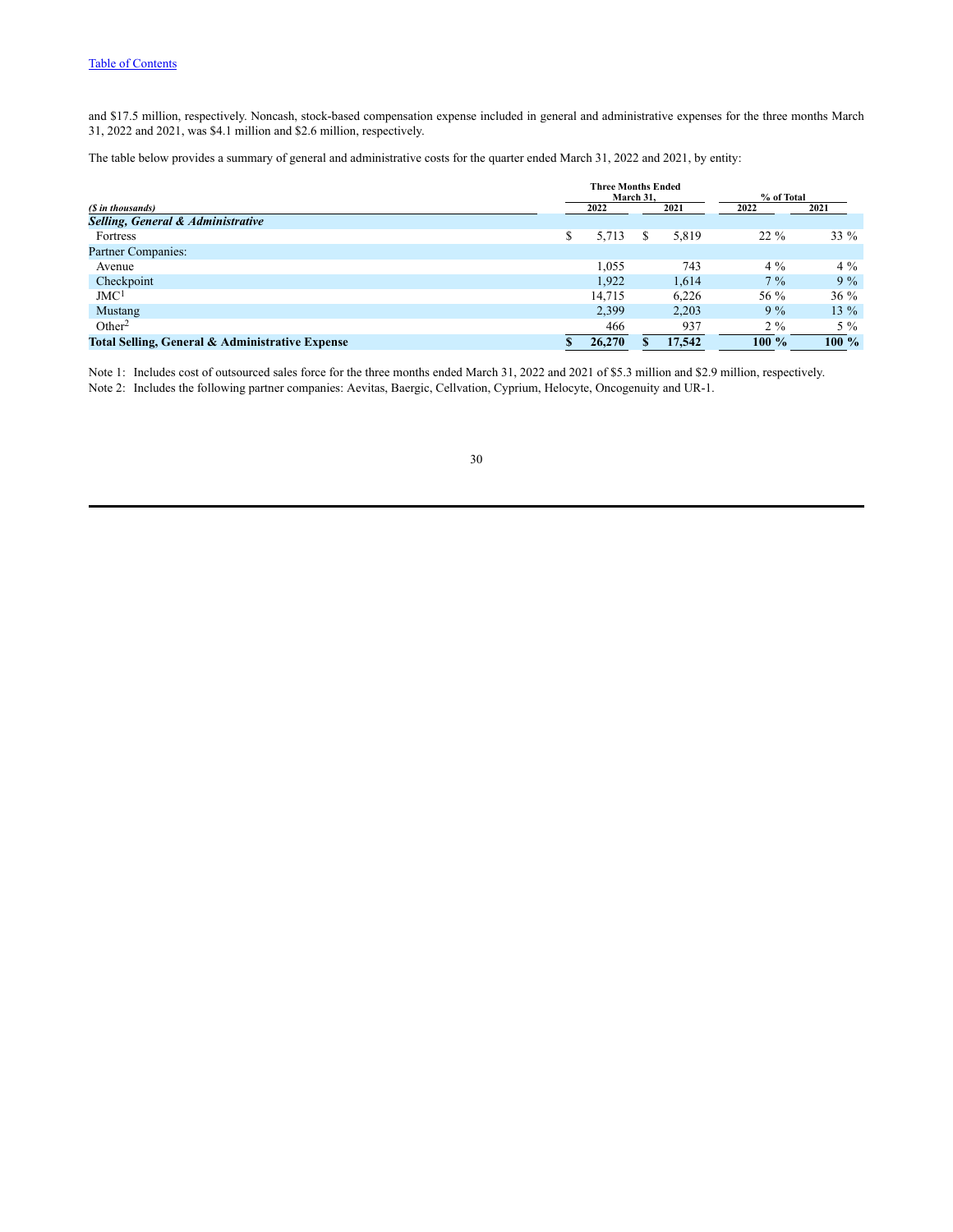and $17.5 million, respectively. Noncash, stock-based compensation expense included in general and administrative expenses for the three months March 31, 2022 and 2021, was $4.1 million and $2.6 million, respectively.

The table below provides a summary of general and administrative costs for the quarter ended March 31, 2022 and 2021, by entity:

| ($ in thousands) | Three Months Ended March 31, 2022 | Three Months Ended March 31, 2021 | % of Total 2022 | % of Total 2021 |
|---|---|---|---|---|
| ***Selling, General & Administrative*** | | | | |
| Fortress | $ 5,713 | $ 5,819 | 22 % | 33 % |
| Partner Companies: | | | | |
| Avenue | 1,055 | 743 | 4 % | 4 % |
| Checkpoint | 1,922 | 1,614 | 7 % | 9 % |
| JMC[1] | 14,715 | 6,226 | 56 % | 36 % |
| Mustang | 2,399 | 2,203 | 9 % | 13 % |
| Other[2] | 466 | 937 | 2 % | 5 % |
| **Total Selling, General & Administrative Expense** | **$ 26,270** | **$ 17,542** | **100 %** | **100 %** |

Note 1: Includes cost of outsourced sales force for the three months ended March 31, 2022 and 2021 of $5.3 million and $2.9 million, respectively.

Note 2: Includes the following partner companies: Aevitas, Baergic, Cellvation, Cyprium, Helocyte, Oncogenuity and UR-1.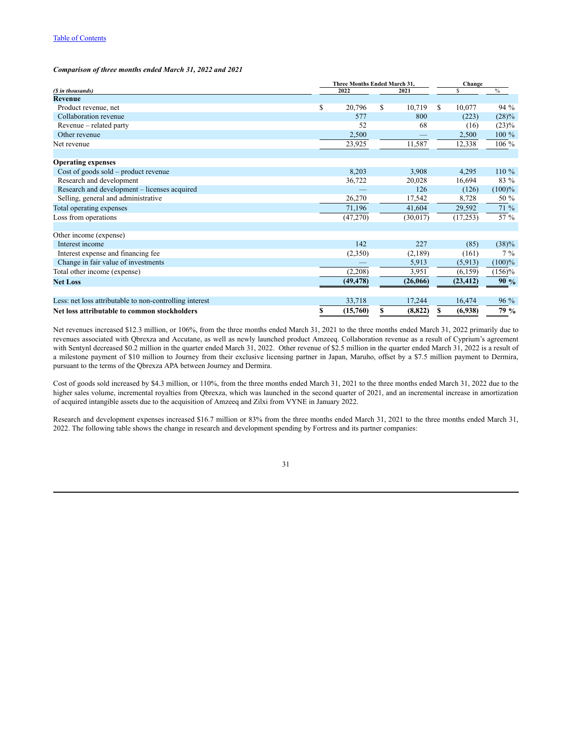*Comparison of three months ended March 31, 2022 and 2021*

| *($ in thousands)* | Three Months Ended March 31, 2022 | 2021 | Change $ | % |
|---|---|---|---|---|
| **Revenue** | | | | |
| Product revenue, net | $ 20,796 | $ 10,719 | $ 10,077 | 94 % |
| Collaboration revenue | 577 | 800 | (223) | (28)% |
| Revenue – related party | 52 | 68 | (16) | (23)% |
| Other revenue | 2,500 | — | 2,500 | 100 % |
| Net revenue | 23,925 | 11,587 | 12,338 | 106 % |
| | | | | |
| **Operating expenses** | | | | |
| Cost of goods sold – product revenue | 8,203 | 3,908 | 4,295 | 110 % |
| Research and development | 36,722 | 20,028 | 16,694 | 83 % |
| Research and development – licenses acquired | — | 126 | (126) | (100)% |
| Selling, general and administrative | 26,270 | 17,542 | 8,728 | 50 % |
| Total operating expenses | 71,196 | 41,604 | 29,592 | 71 % |
| Loss from operations | (47,270) | (30,017) | (17,253) | 57 % |
| | | | | |
| Other income (expense) | | | | |
| Interest income | 142 | 227 | (85) | (38)% |
| Interest expense and financing fee | (2,350) | (2,189) | (161) | 7 % |
| Change in fair value of investments | — | 5,913 | (5,913) | (100)% |
| Total other income (expense) | (2,208) | 3,951 | (6,159) | (156)% |
| **Net Loss** | **(49,478)** | **(26,066)** | **(23,412)** | **90 %** |
| | | | | |
| Less: net loss attributable to non-controlling interest | 33,718 | 17,244 | 16,474 | 96 % |
| **Net loss attributable to common stockholders** | **$ (15,760)** | **$ (8,822)** | **$ (6,938)** | **79 %** |

Net revenues increased $12.3 million, or 106%, from the three months ended March 31, 2021 to the three months ended March 31, 2022 primarily due to revenues associated with Qbrexza and Accutane, as well as newly launched product Amzeeq. Collaboration revenue as a result of Cyprium's agreement with Sentynl decreased $0.2 million in the quarter ended March 31, 2022. Other revenue of $2.5 million in the quarter ended March 31, 2022 is a result of a milestone payment of $10 million to Journey from their exclusive licensing partner in Japan, Maruho, offset by a $7.5 million payment to Dermira, pursuant to the terms of the Qbrexza APA between Journey and Dermira.

Cost of goods sold increased by $4.3 million, or 110%, from the three months ended March 31, 2021 to the three months ended March 31, 2022 due to the higher sales volume, incremental royalties from Qbrexza, which was launched in the second quarter of 2021, and an incremental increase in amortization of acquired intangible assets due to the acquisition of Amzeeq and Zilxi from VYNE in January 2022.

Research and development expenses increased $16.7 million or 83% from the three months ended March 31, 2021 to the three months ended March 31, 2022. The following table shows the change in research and development spending by Fortress and its partner companies: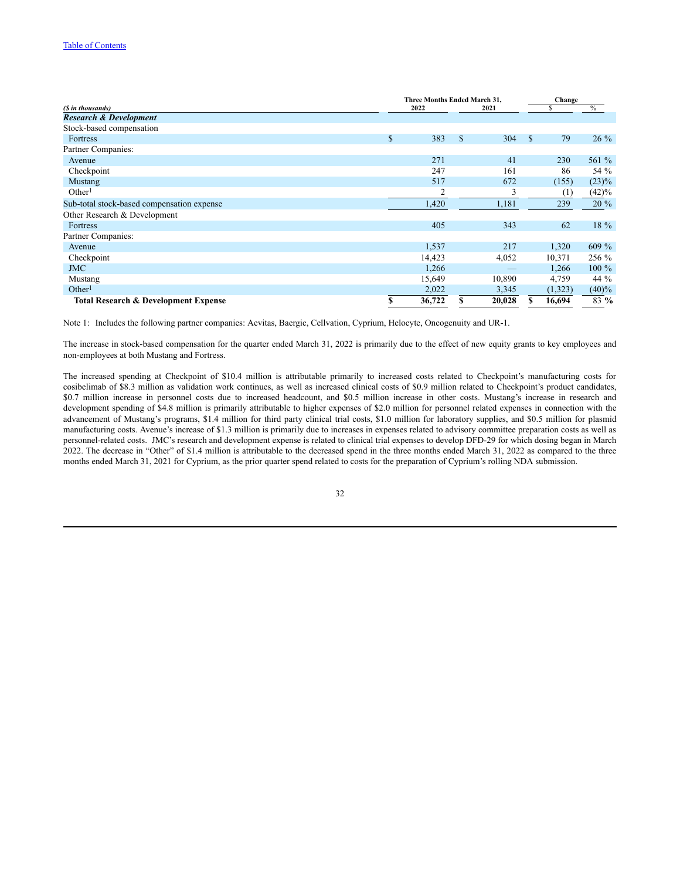| ($ in thousands) | Three Months Ended March 31, 2022 | 2021 | Change $ | % |
|---|---|---|---|---|
| ***Research & Development*** | | | | |
| Stock-based compensation | | | | |
| Fortress | $ 383 | $ 304 | $ 79 | 26 % |
| Partner Companies: | | | | |
| Avenue | 271 | 41 | 230 | 561 % |
| Checkpoint | 247 | 161 | 86 | 54 % |
| Mustang | 517 | 672 | (155) | (23)% |
| Other[1] | 2 | 3 | (1) | (42)% |
| Sub-total stock-based compensation expense | 1,420 | 1,181 | 239 | 20 % |
| Other Research & Development | | | | |
| Fortress | 405 | 343 | 62 | 18 % |
| Partner Companies: | | | | |
| Avenue | 1,537 | 217 | 1,320 | 609 % |
| Checkpoint | 14,423 | 4,052 | 10,371 | 256 % |
| JMC | 1,266 | — | 1,266 | 100 % |
| Mustang | 15,649 | 10,890 | 4,759 | 44 % |
| Other[1] | 2,022 | 3,345 | (1,323) | (40)% |
| **Total Research & Development Expense** | **$ 36,722** | **$ 20,028** | **$ 16,694** | **83 %** |

Note 1: Includes the following partner companies: Aevitas, Baergic, Cellvation, Cyprium, Helocyte, Oncogenuity and UR-1.

The increase in stock-based compensation for the quarter ended March 31, 2022 is primarily due to the effect of new equity grants to key employees and non-employees at both Mustang and Fortress.

The increased spending at Checkpoint of $10.4 million is attributable primarily to increased costs related to Checkpoint's manufacturing costs for cosibelimab of $8.3 million as validation work continues, as well as increased clinical costs of $0.9 million related to Checkpoint's product candidates, $0.7 million increase in personnel costs due to increased headcount, and $0.5 million increase in other costs. Mustang's increase in research and development spending of $4.8 million is primarily attributable to higher expenses of $2.0 million for personnel related expenses in connection with the advancement of Mustang's programs, $1.4 million for third party clinical trial costs, $1.0 million for laboratory supplies, and $0.5 million for plasmid manufacturing costs. Avenue's increase of $1.3 million is primarily due to increases in expenses related to advisory committee preparation costs as well as personnel-related costs. JMC's research and development expense is related to clinical trial expenses to develop DFD-29 for which dosing began in March 2022. The decrease in "Other" of $1.4 million is attributable to the decreased spend in the three months ended March 31, 2022 as compared to the three months ended March 31, 2021 for Cyprium, as the prior quarter spend related to costs for the preparation of Cyprium's rolling NDA submission.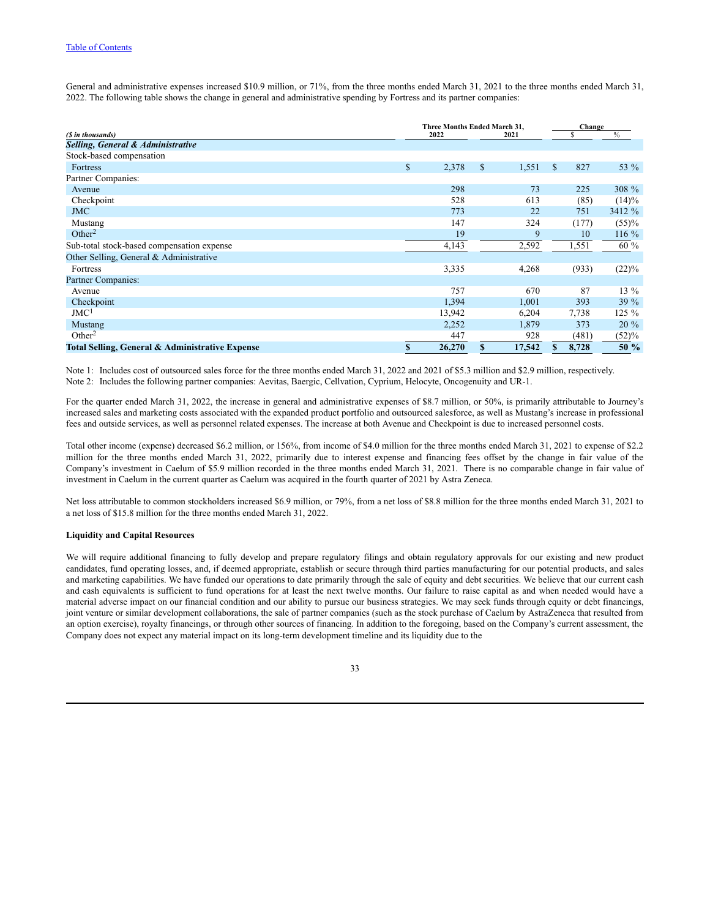General and administrative expenses increased $10.9 million, or 71%, from the three months ended March 31, 2021 to the three months ended March 31, 2022. The following table shows the change in general and administrative spending by Fortress and its partner companies:

| ($ in thousands) | Three Months Ended March 31, 2022 | Three Months Ended March 31, 2021 | Change $ | Change % |
|---|---|---|---|---|
| ***Selling, General & Administrative*** | | | | |
| Stock-based compensation | | | | |
| Fortress | $ 2,378 | $ 1,551 | $ 827 | 53 % |
| Partner Companies: | | | | |
| Avenue | 298 | 73 | 225 | 308 % |
| Checkpoint | 528 | 613 | (85) | (14)% |
| JMC | 773 | 22 | 751 | 3412 % |
| Mustang | 147 | 324 | (177) | (55)% |
| Other[2] | 19 | 9 | 10 | 116 % |
| Sub-total stock-based compensation expense | 4,143 | 2,592 | 1,551 | 60 % |
| Other Selling, General & Administrative | | | | |
| Fortress | 3,335 | 4,268 | (933) | (22)% |
| Partner Companies: | | | | |
| Avenue | 757 | 670 | 87 | 13 % |
| Checkpoint | 1,394 | 1,001 | 393 | 39 % |
| JMC[1] | 13,942 | 6,204 | 7,738 | 125 % |
| Mustang | 2,252 | 1,879 | 373 | 20 % |
| Other[2] | 447 | 928 | (481) | (52)% |
| **Total Selling, General & Administrative Expense** | **$ 26,270** | **$ 17,542** | **$ 8,728** | **50 %** |

Note 1: Includes cost of outsourced sales force for the three months ended March 31, 2022 and 2021 of $5.3 million and $2.9 million, respectively.

Note 2: Includes the following partner companies: Aevitas, Baergic, Cellvation, Cyprium, Helocyte, Oncogenuity and UR-1.

For the quarter ended March 31, 2022, the increase in general and administrative expenses of $8.7 million, or 50%, is primarily attributable to Journey's increased sales and marketing costs associated with the expanded product portfolio and outsourced salesforce, as well as Mustang's increase in professional fees and outside services, as well as personnel related expenses. The increase at both Avenue and Checkpoint is due to increased personnel costs.

Total other income (expense) decreased $6.2 million, or 156%, from income of $4.0 million for the three months ended March 31, 2021 to expense of $2.2 million for the three months ended March 31, 2022, primarily due to interest expense and financing fees offset by the change in fair value of the Company's investment in Caelum of $5.9 million recorded in the three months ended March 31, 2021. There is no comparable change in fair value of investment in Caelum in the current quarter as Caelum was acquired in the fourth quarter of 2021 by Astra Zeneca.

Net loss attributable to common stockholders increased $6.9 million, or 79%, from a net loss of $8.8 million for the three months ended March 31, 2021 to a net loss of $15.8 million for the three months ended March 31, 2022.

**Liquidity and Capital Resources**

We will require additional financing to fully develop and prepare regulatory filings and obtain regulatory approvals for our existing and new product candidates, fund operating losses, and, if deemed appropriate, establish or secure through third parties manufacturing for our potential products, and sales and marketing capabilities. We have funded our operations to date primarily through the sale of equity and debt securities. We believe that our current cash and cash equivalents is sufficient to fund operations for at least the next twelve months. Our failure to raise capital as and when needed would have a material adverse impact on our financial condition and our ability to pursue our business strategies. We may seek funds through equity or debt financings, joint venture or similar development collaborations, the sale of partner companies (such as the stock purchase of Caelum by AstraZeneca that resulted from an option exercise), royalty financings, or through other sources of financing. In addition to the foregoing, based on the Company's current assessment, the Company does not expect any material impact on its long-term development timeline and its liquidity due to the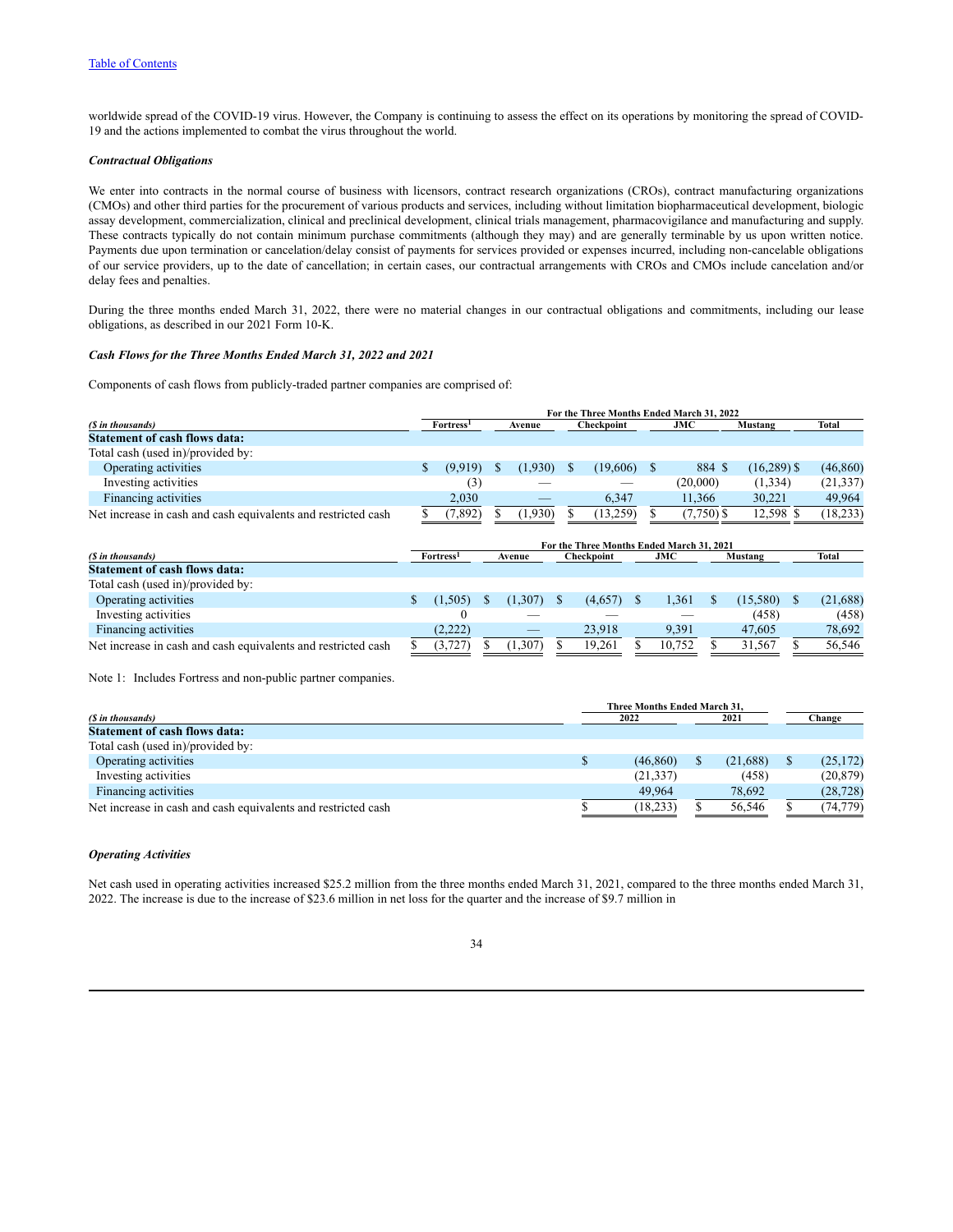[Table of Contents](#)

worldwide spread of the COVID-19 virus. However, the Company is continuing to assess the effect on its operations by monitoring the spread of COVID-19 and the actions implemented to combat the virus throughout the world.

***Contractual Obligations***

We enter into contracts in the normal course of business with licensors, contract research organizations (CROs), contract manufacturing organizations (CMOs) and other third parties for the procurement of various products and services, including without limitation biopharmaceutical development, biologic assay development, commercialization, clinical and preclinical development, clinical trials management, pharmacovigilance and manufacturing and supply. These contracts typically do not contain minimum purchase commitments (although they may) and are generally terminable by us upon written notice. Payments due upon termination or cancelation/delay consist of payments for services provided or expenses incurred, including non-cancelable obligations of our service providers, up to the date of cancellation; in certain cases, our contractual arrangements with CROs and CMOs include cancelation and/or delay fees and penalties.

During the three months ended March 31, 2022, there were no material changes in our contractual obligations and commitments, including our lease obligations, as described in our 2021 Form 10-K.

***Cash Flows for the Three Months Ended March 31, 2022 and 2021***

Components of cash flows from publicly-traded partner companies are comprised of:

| ($ in thousands) | For the Three Months Ended March 31, 2022 | | | | | |
|---|---|---|---|---|---|---|
| | Fortress[1] | Avenue | Checkpoint | JMC | Mustang | Total |
| **Statement of cash flows data:** | | | | | | |
| Total cash (used in)/provided by: | | | | | | |
| Operating activities | $ (9,919) | $ (1,930) | $ (19,606) | $ 884 | $ (16,289) | $ (46,860) |
| Investing activities | (3) | — | — | (20,000) | (1,334) | (21,337) |
| Financing activities | 2,030 | — | 6,347 | 11,366 | 30,221 | 49,964 |
| Net increase in cash and cash equivalents and restricted cash | $ (7,892) | $ (1,930) | $ (13,259) | $ (7,750) | $ 12,598 | $ (18,233) |

| ($ in thousands) | For the Three Months Ended March 31, 2021 | | | | | |
|---|---|---|---|---|---|---|
| | Fortress[1] | Avenue | Checkpoint | JMC | Mustang | Total |
| **Statement of cash flows data:** | | | | | | |
| Total cash (used in)/provided by: | | | | | | |
| Operating activities | $ (1,505) | $ (1,307) | $ (4,657) | $ 1,361 | $ (15,580) | $ (21,688) |
| Investing activities | 0 | — | — | — | (458) | (458) |
| Financing activities | (2,222) | — | 23,918 | 9,391 | 47,605 | 78,692 |
| Net increase in cash and cash equivalents and restricted cash | $ (3,727) | $ (1,307) | $ 19,261 | $ 10,752 | $ 31,567 | $ 56,546 |

Note 1: Includes Fortress and non-public partner companies.

| ($ in thousands) | Three Months Ended March 31, | | |
|---|---|---|---|
| | 2022 | 2021 | Change |
| **Statement of cash flows data:** | | | |
| Total cash (used in)/provided by: | | | |
| Operating activities | $ (46,860) | $ (21,688) | $ (25,172) |
| Investing activities | (21,337) | (458) | (20,879) |
| Financing activities | 49,964 | 78,692 | (28,728) |
| Net increase in cash and cash equivalents and restricted cash | $ (18,233) | $ 56,546 | $ (74,779) |

***Operating Activities***

Net cash used in operating activities increased $25.2 million from the three months ended March 31, 2021, compared to the three months ended March 31, 2022. The increase is due to the increase of $23.6 million in net loss for the quarter and the increase of $9.7 million in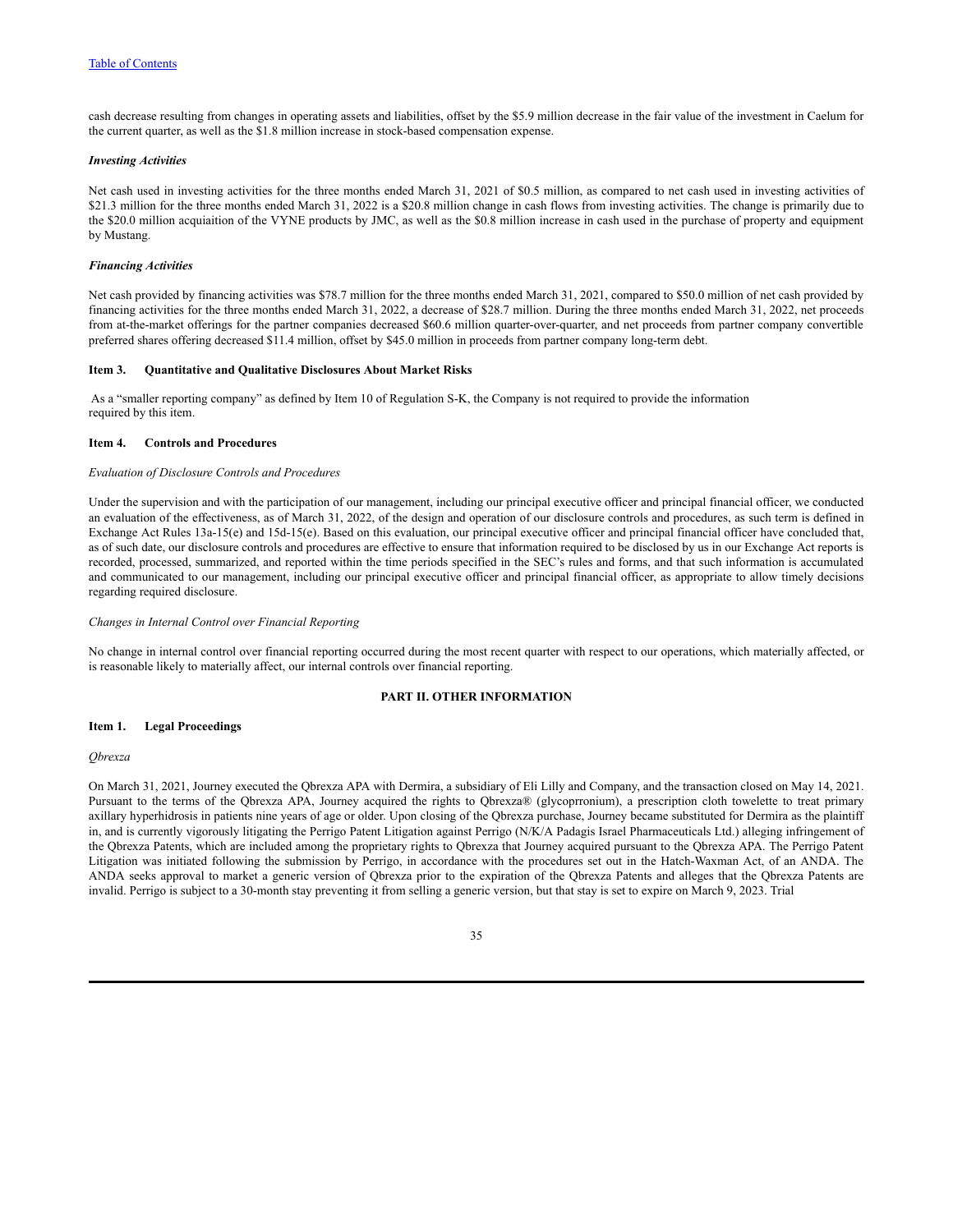cash decrease resulting from changes in operating assets and liabilities, offset by the $5.9 million decrease in the fair value of the investment in Caelum for the current quarter, as well as the $1.8 million increase in stock-based compensation expense.

***Investing Activities***

Net cash used in investing activities for the three months ended March 31, 2021 of $0.5 million, as compared to net cash used in investing activities of $21.3 million for the three months ended March 31, 2022 is a $20.8 million change in cash flows from investing activities. The change is primarily due to the $20.0 million acquiaition of the VYNE products by JMC, as well as the $0.8 million increase in cash used in the purchase of property and equipment by Mustang.

***Financing Activities***

Net cash provided by financing activities was $78.7 million for the three months ended March 31, 2021, compared to $50.0 million of net cash provided by financing activities for the three months ended March 31, 2022, a decrease of $28.7 million. During the three months ended March 31, 2022, net proceeds from at-the-market offerings for the partner companies decreased $60.6 million quarter-over-quarter, and net proceeds from partner company convertible preferred shares offering decreased $11.4 million, offset by $45.0 million in proceeds from partner company long-term debt.

**Item 3. Quantitative and Qualitative Disclosures About Market Risks**

As a “smaller reporting company” as defined by Item 10 of Regulation S-K, the Company is not required to provide the information required by this item.

**Item 4. Controls and Procedures**

*Evaluation of Disclosure Controls and Procedures*

Under the supervision and with the participation of our management, including our principal executive officer and principal financial officer, we conducted an evaluation of the effectiveness, as of March 31, 2022, of the design and operation of our disclosure controls and procedures, as such term is defined in Exchange Act Rules 13a-15(e) and 15d-15(e). Based on this evaluation, our principal executive officer and principal financial officer have concluded that, as of such date, our disclosure controls and procedures are effective to ensure that information required to be disclosed by us in our Exchange Act reports is recorded, processed, summarized, and reported within the time periods specified in the SEC’s rules and forms, and that such information is accumulated and communicated to our management, including our principal executive officer and principal financial officer, as appropriate to allow timely decisions regarding required disclosure.

*Changes in Internal Control over Financial Reporting*

No change in internal control over financial reporting occurred during the most recent quarter with respect to our operations, which materially affected, or is reasonable likely to materially affect, our internal controls over financial reporting.

**PART II. OTHER INFORMATION**

**Item 1. Legal Proceedings**

*Qbrexza*

On March 31, 2021, Journey executed the Qbrexza APA with Dermira, a subsidiary of Eli Lilly and Company, and the transaction closed on May 14, 2021. Pursuant to the terms of the Qbrexza APA, Journey acquired the rights to Qbrexza® (glycoprronium), a prescription cloth towelette to treat primary axillary hyperhidrosis in patients nine years of age or older. Upon closing of the Qbrexza purchase, Journey became substituted for Dermira as the plaintiff in, and is currently vigorously litigating the Perrigo Patent Litigation against Perrigo (N/K/A Padagis Israel Pharmaceuticals Ltd.) alleging infringement of the Qbrexza Patents, which are included among the proprietary rights to Qbrexza that Journey acquired pursuant to the Qbrexza APA. The Perrigo Patent Litigation was initiated following the submission by Perrigo, in accordance with the procedures set out in the Hatch-Waxman Act, of an ANDA. The ANDA seeks approval to market a generic version of Qbrexza prior to the expiration of the Qbrexza Patents and alleges that the Qbrexza Patents are invalid. Perrigo is subject to a 30-month stay preventing it from selling a generic version, but that stay is set to expire on March 9, 2023. Trial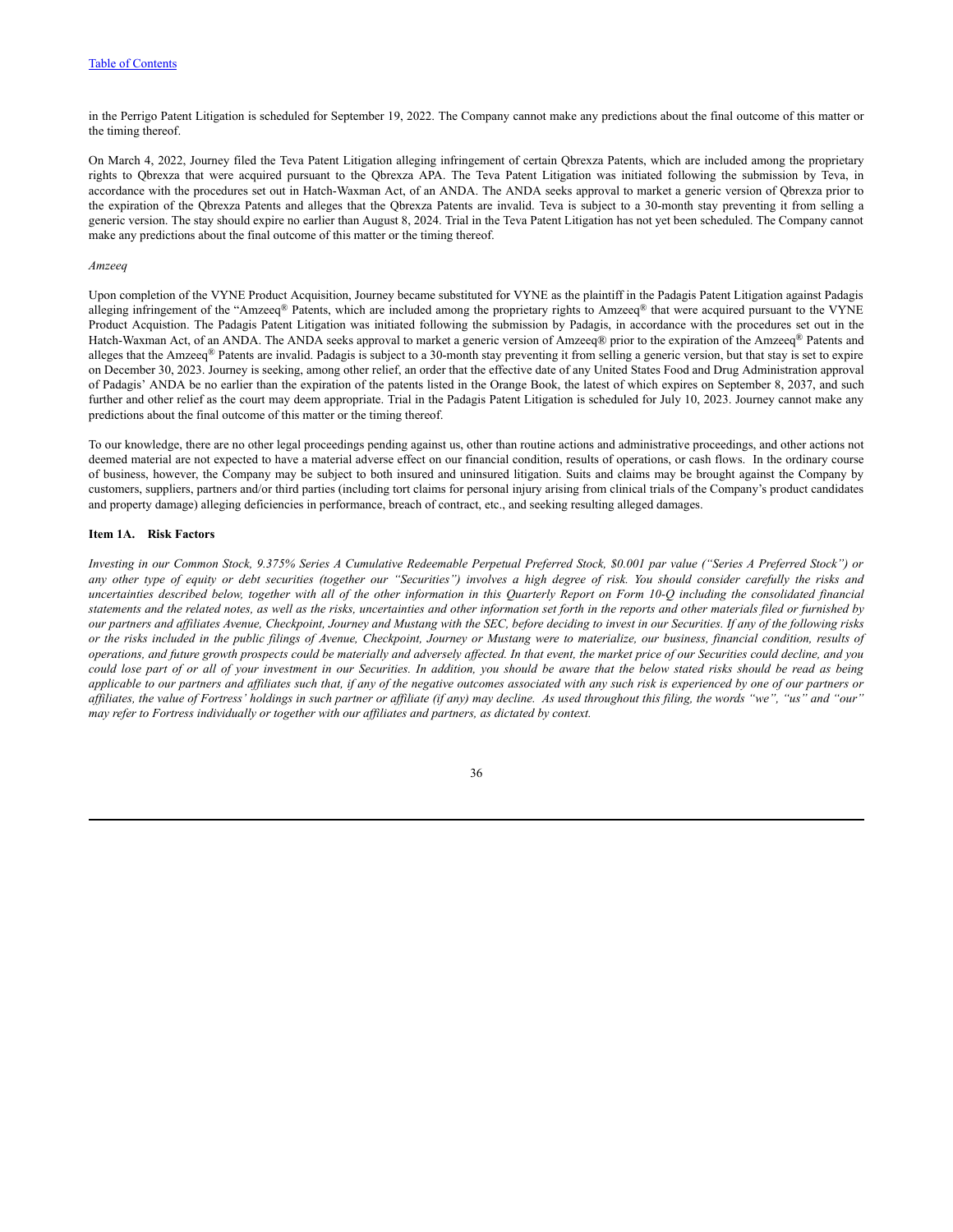in the Perrigo Patent Litigation is scheduled for September 19, 2022. The Company cannot make any predictions about the final outcome of this matter or the timing thereof.

On March 4, 2022, Journey filed the Teva Patent Litigation alleging infringement of certain Qbrexza Patents, which are included among the proprietary rights to Qbrexza that were acquired pursuant to the Qbrexza APA. The Teva Patent Litigation was initiated following the submission by Teva, in accordance with the procedures set out in Hatch-Waxman Act, of an ANDA. The ANDA seeks approval to market a generic version of Qbrexza prior to the expiration of the Qbrexza Patents and alleges that the Qbrexza Patents are invalid. Teva is subject to a 30-month stay preventing it from selling a generic version. The stay should expire no earlier than August 8, 2024. Trial in the Teva Patent Litigation has not yet been scheduled. The Company cannot make any predictions about the final outcome of this matter or the timing thereof.

*Amzeeq*

Upon completion of the VYNE Product Acquisition, Journey became substituted for VYNE as the plaintiff in the Padagis Patent Litigation against Padagis alleging infringement of the "Amzeeq® Patents, which are included among the proprietary rights to Amzeeq® that were acquired pursuant to the VYNE Product Acquistion. The Padagis Patent Litigation was initiated following the submission by Padagis, in accordance with the procedures set out in the Hatch-Waxman Act, of an ANDA. The ANDA seeks approval to market a generic version of Amzeeq® prior to the expiration of the Amzeeq® Patents and alleges that the Amzeeq® Patents are invalid. Padagis is subject to a 30-month stay preventing it from selling a generic version, but that stay is set to expire on December 30, 2023. Journey is seeking, among other relief, an order that the effective date of any United States Food and Drug Administration approval of Padagis' ANDA be no earlier than the expiration of the patents listed in the Orange Book, the latest of which expires on September 8, 2037, and such further and other relief as the court may deem appropriate. Trial in the Padagis Patent Litigation is scheduled for July 10, 2023. Journey cannot make any predictions about the final outcome of this matter or the timing thereof.

To our knowledge, there are no other legal proceedings pending against us, other than routine actions and administrative proceedings, and other actions not deemed material are not expected to have a material adverse effect on our financial condition, results of operations, or cash flows. In the ordinary course of business, however, the Company may be subject to both insured and uninsured litigation. Suits and claims may be brought against the Company by customers, suppliers, partners and/or third parties (including tort claims for personal injury arising from clinical trials of the Company's product candidates and property damage) alleging deficiencies in performance, breach of contract, etc., and seeking resulting alleged damages.

## Item 1A. Risk Factors

*Investing in our Common Stock, 9.375% Series A Cumulative Redeemable Perpetual Preferred Stock, $0.001 par value ("Series A Preferred Stock") or any other type of equity or debt securities (together our "Securities") involves a high degree of risk. You should consider carefully the risks and uncertainties described below, together with all of the other information in this Quarterly Report on Form 10-Q including the consolidated financial statements and the related notes, as well as the risks, uncertainties and other information set forth in the reports and other materials filed or furnished by our partners and affiliates Avenue, Checkpoint, Journey and Mustang with the SEC, before deciding to invest in our Securities. If any of the following risks or the risks included in the public filings of Avenue, Checkpoint, Journey or Mustang were to materialize, our business, financial condition, results of operations, and future growth prospects could be materially and adversely affected. In that event, the market price of our Securities could decline, and you could lose part of or all of your investment in our Securities. In addition, you should be aware that the below stated risks should be read as being applicable to our partners and affiliates such that, if any of the negative outcomes associated with any such risk is experienced by one of our partners or affiliates, the value of Fortress' holdings in such partner or affiliate (if any) may decline. As used throughout this filing, the words "we", "us" and "our" may refer to Fortress individually or together with our affiliates and partners, as dictated by context.*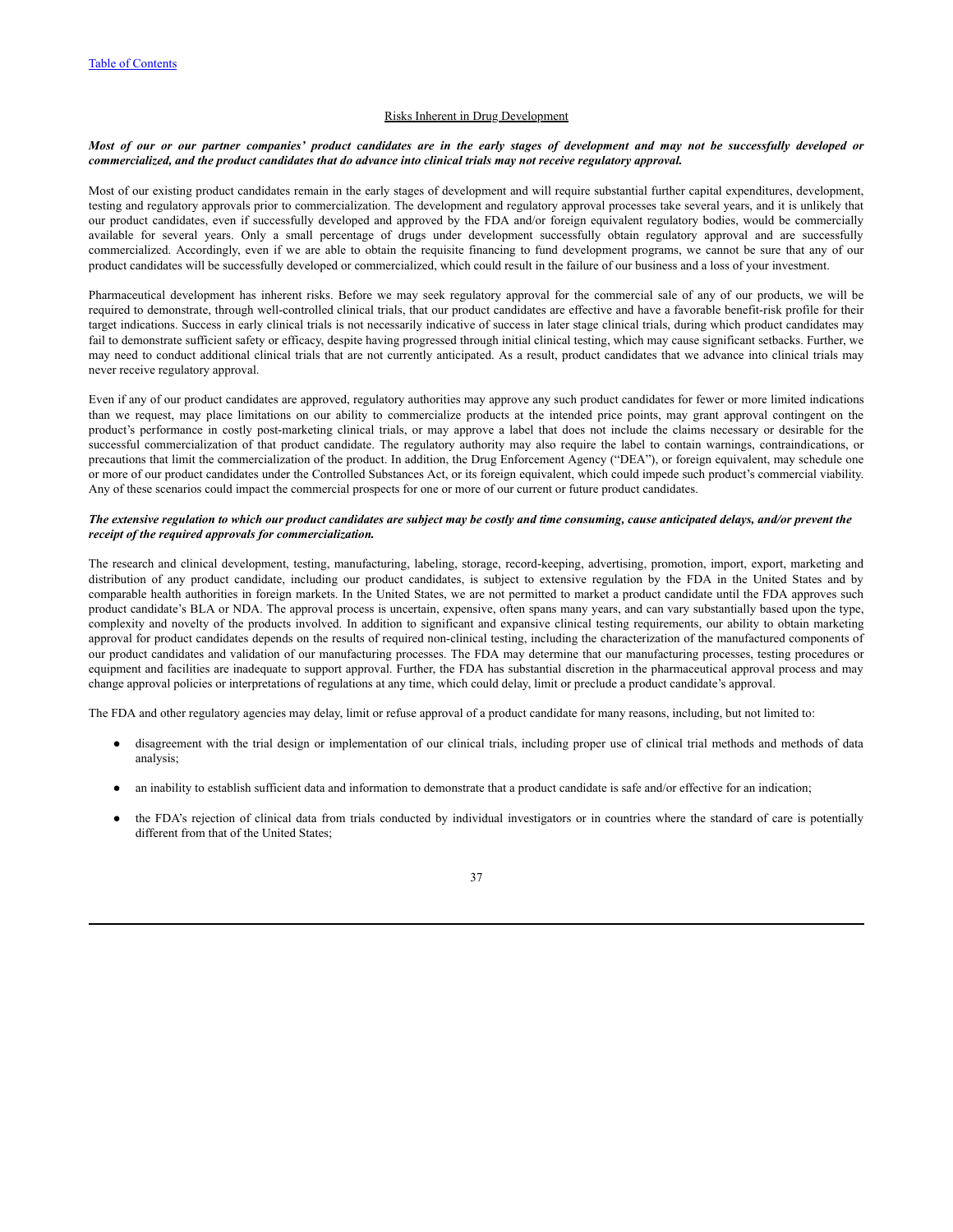Risks Inherent in Drug Development

***Most of our or our partner companies' product candidates are in the early stages of development and may not be successfully developed or commercialized, and the product candidates that do advance into clinical trials may not receive regulatory approval.***

Most of our existing product candidates remain in the early stages of development and will require substantial further capital expenditures, development, testing and regulatory approvals prior to commercialization. The development and regulatory approval processes take several years, and it is unlikely that our product candidates, even if successfully developed and approved by the FDA and/or foreign equivalent regulatory bodies, would be commercially available for several years. Only a small percentage of drugs under development successfully obtain regulatory approval and are successfully commercialized. Accordingly, even if we are able to obtain the requisite financing to fund development programs, we cannot be sure that any of our product candidates will be successfully developed or commercialized, which could result in the failure of our business and a loss of your investment.

Pharmaceutical development has inherent risks. Before we may seek regulatory approval for the commercial sale of any of our products, we will be required to demonstrate, through well-controlled clinical trials, that our product candidates are effective and have a favorable benefit-risk profile for their target indications. Success in early clinical trials is not necessarily indicative of success in later stage clinical trials, during which product candidates may fail to demonstrate sufficient safety or efficacy, despite having progressed through initial clinical testing, which may cause significant setbacks. Further, we may need to conduct additional clinical trials that are not currently anticipated. As a result, product candidates that we advance into clinical trials may never receive regulatory approval.

Even if any of our product candidates are approved, regulatory authorities may approve any such product candidates for fewer or more limited indications than we request, may place limitations on our ability to commercialize products at the intended price points, may grant approval contingent on the product's performance in costly post-marketing clinical trials, or may approve a label that does not include the claims necessary or desirable for the successful commercialization of that product candidate. The regulatory authority may also require the label to contain warnings, contraindications, or precautions that limit the commercialization of the product. In addition, the Drug Enforcement Agency ("DEA"), or foreign equivalent, may schedule one or more of our product candidates under the Controlled Substances Act, or its foreign equivalent, which could impede such product's commercial viability. Any of these scenarios could impact the commercial prospects for one or more of our current or future product candidates.

***The extensive regulation to which our product candidates are subject may be costly and time consuming, cause anticipated delays, and/or prevent the receipt of the required approvals for commercialization.***

The research and clinical development, testing, manufacturing, labeling, storage, record-keeping, advertising, promotion, import, export, marketing and distribution of any product candidate, including our product candidates, is subject to extensive regulation by the FDA in the United States and by comparable health authorities in foreign markets. In the United States, we are not permitted to market a product candidate until the FDA approves such product candidate's BLA or NDA. The approval process is uncertain, expensive, often spans many years, and can vary substantially based upon the type, complexity and novelty of the products involved. In addition to significant and expansive clinical testing requirements, our ability to obtain marketing approval for product candidates depends on the results of required non-clinical testing, including the characterization of the manufactured components of our product candidates and validation of our manufacturing processes. The FDA may determine that our manufacturing processes, testing procedures or equipment and facilities are inadequate to support approval. Further, the FDA has substantial discretion in the pharmaceutical approval process and may change approval policies or interpretations of regulations at any time, which could delay, limit or preclude a product candidate's approval.

The FDA and other regulatory agencies may delay, limit or refuse approval of a product candidate for many reasons, including, but not limited to:

- disagreement with the trial design or implementation of our clinical trials, including proper use of clinical trial methods and methods of data analysis;
- an inability to establish sufficient data and information to demonstrate that a product candidate is safe and/or effective for an indication;
- the FDA's rejection of clinical data from trials conducted by individual investigators or in countries where the standard of care is potentially different from that of the United States;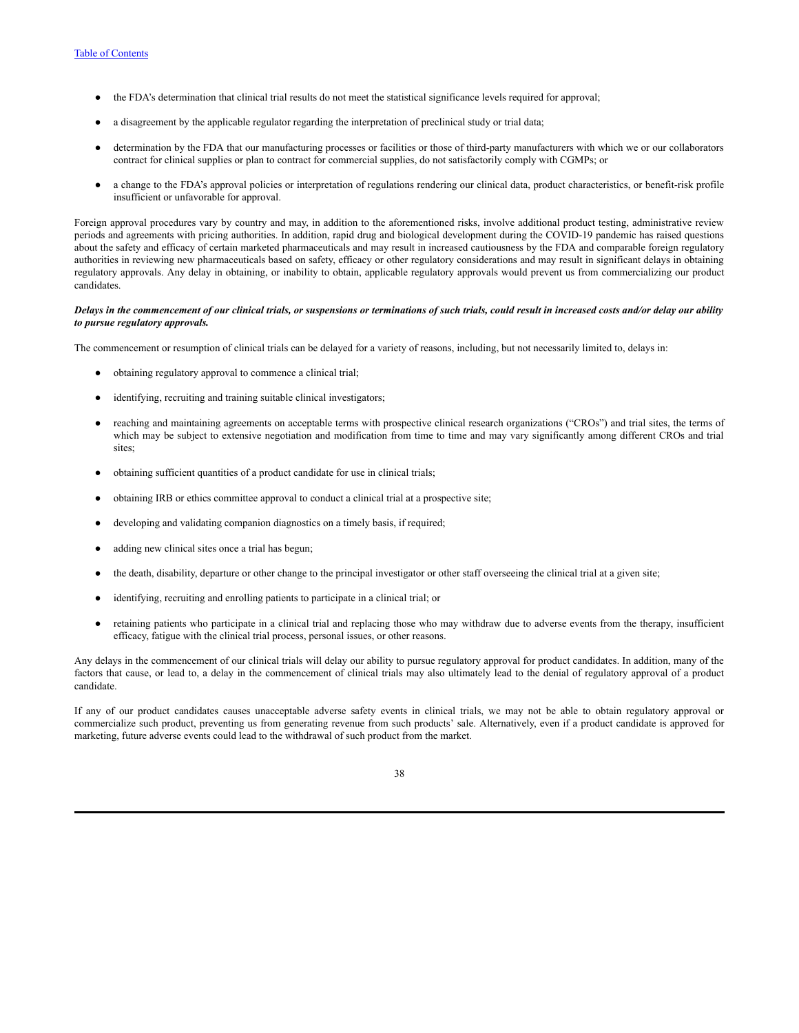- the FDA's determination that clinical trial results do not meet the statistical significance levels required for approval;
- a disagreement by the applicable regulator regarding the interpretation of preclinical study or trial data;
- determination by the FDA that our manufacturing processes or facilities or those of third-party manufacturers with which we or our collaborators contract for clinical supplies or plan to contract for commercial supplies, do not satisfactorily comply with CGMPs; or
- a change to the FDA's approval policies or interpretation of regulations rendering our clinical data, product characteristics, or benefit-risk profile insufficient or unfavorable for approval.

Foreign approval procedures vary by country and may, in addition to the aforementioned risks, involve additional product testing, administrative review periods and agreements with pricing authorities. In addition, rapid drug and biological development during the COVID-19 pandemic has raised questions about the safety and efficacy of certain marketed pharmaceuticals and may result in increased cautiousness by the FDA and comparable foreign regulatory authorities in reviewing new pharmaceuticals based on safety, efficacy or other regulatory considerations and may result in significant delays in obtaining regulatory approvals. Any delay in obtaining, or inability to obtain, applicable regulatory approvals would prevent us from commercializing our product candidates.

***Delays in the commencement of our clinical trials, or suspensions or terminations of such trials, could result in increased costs and/or delay our ability to pursue regulatory approvals.***

The commencement or resumption of clinical trials can be delayed for a variety of reasons, including, but not necessarily limited to, delays in:

- obtaining regulatory approval to commence a clinical trial;
- identifying, recruiting and training suitable clinical investigators;
- reaching and maintaining agreements on acceptable terms with prospective clinical research organizations ("CROs") and trial sites, the terms of which may be subject to extensive negotiation and modification from time to time and may vary significantly among different CROs and trial sites;
- obtaining sufficient quantities of a product candidate for use in clinical trials;
- obtaining IRB or ethics committee approval to conduct a clinical trial at a prospective site;
- developing and validating companion diagnostics on a timely basis, if required;
- adding new clinical sites once a trial has begun;
- the death, disability, departure or other change to the principal investigator or other staff overseeing the clinical trial at a given site;
- identifying, recruiting and enrolling patients to participate in a clinical trial; or
- retaining patients who participate in a clinical trial and replacing those who may withdraw due to adverse events from the therapy, insufficient efficacy, fatigue with the clinical trial process, personal issues, or other reasons.

Any delays in the commencement of our clinical trials will delay our ability to pursue regulatory approval for product candidates. In addition, many of the factors that cause, or lead to, a delay in the commencement of clinical trials may also ultimately lead to the denial of regulatory approval of a product candidate.

If any of our product candidates causes unacceptable adverse safety events in clinical trials, we may not be able to obtain regulatory approval or commercialize such product, preventing us from generating revenue from such products' sale. Alternatively, even if a product candidate is approved for marketing, future adverse events could lead to the withdrawal of such product from the market.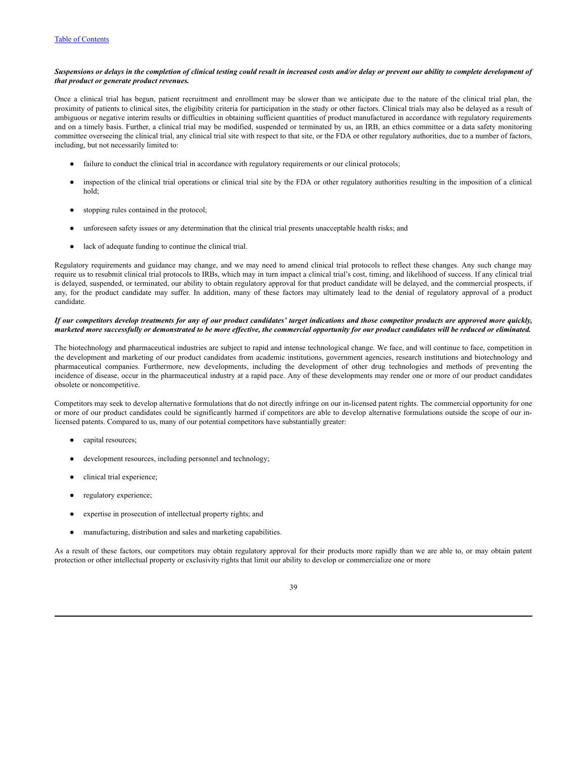***Suspensions or delays in the completion of clinical testing could result in increased costs and/or delay or prevent our ability to complete development of that product or generate product revenues.***

Once a clinical trial has begun, patient recruitment and enrollment may be slower than we anticipate due to the nature of the clinical trial plan, the proximity of patients to clinical sites, the eligibility criteria for participation in the study or other factors. Clinical trials may also be delayed as a result of ambiguous or negative interim results or difficulties in obtaining sufficient quantities of product manufactured in accordance with regulatory requirements and on a timely basis. Further, a clinical trial may be modified, suspended or terminated by us, an IRB, an ethics committee or a data safety monitoring committee overseeing the clinical trial, any clinical trial site with respect to that site, or the FDA or other regulatory authorities, due to a number of factors, including, but not necessarily limited to:

- failure to conduct the clinical trial in accordance with regulatory requirements or our clinical protocols;
- inspection of the clinical trial operations or clinical trial site by the FDA or other regulatory authorities resulting in the imposition of a clinical hold;
- stopping rules contained in the protocol;
- unforeseen safety issues or any determination that the clinical trial presents unacceptable health risks; and
- lack of adequate funding to continue the clinical trial.

Regulatory requirements and guidance may change, and we may need to amend clinical trial protocols to reflect these changes. Any such change may require us to resubmit clinical trial protocols to IRBs, which may in turn impact a clinical trial's cost, timing, and likelihood of success. If any clinical trial is delayed, suspended, or terminated, our ability to obtain regulatory approval for that product candidate will be delayed, and the commercial prospects, if any, for the product candidate may suffer. In addition, many of these factors may ultimately lead to the denial of regulatory approval of a product candidate.

***If our competitors develop treatments for any of our product candidates' target indications and those competitor products are approved more quickly, marketed more successfully or demonstrated to be more effective, the commercial opportunity for our product candidates will be reduced or eliminated.***

The biotechnology and pharmaceutical industries are subject to rapid and intense technological change. We face, and will continue to face, competition in the development and marketing of our product candidates from academic institutions, government agencies, research institutions and biotechnology and pharmaceutical companies. Furthermore, new developments, including the development of other drug technologies and methods of preventing the incidence of disease, occur in the pharmaceutical industry at a rapid pace. Any of these developments may render one or more of our product candidates obsolete or noncompetitive.

Competitors may seek to develop alternative formulations that do not directly infringe on our in-licensed patent rights. The commercial opportunity for one or more of our product candidates could be significantly harmed if competitors are able to develop alternative formulations outside the scope of our in-licensed patents. Compared to us, many of our potential competitors have substantially greater:

- capital resources;
- development resources, including personnel and technology;
- clinical trial experience;
- regulatory experience;
- expertise in prosecution of intellectual property rights; and
- manufacturing, distribution and sales and marketing capabilities.

As a result of these factors, our competitors may obtain regulatory approval for their products more rapidly than we are able to, or may obtain patent protection or other intellectual property or exclusivity rights that limit our ability to develop or commercialize one or more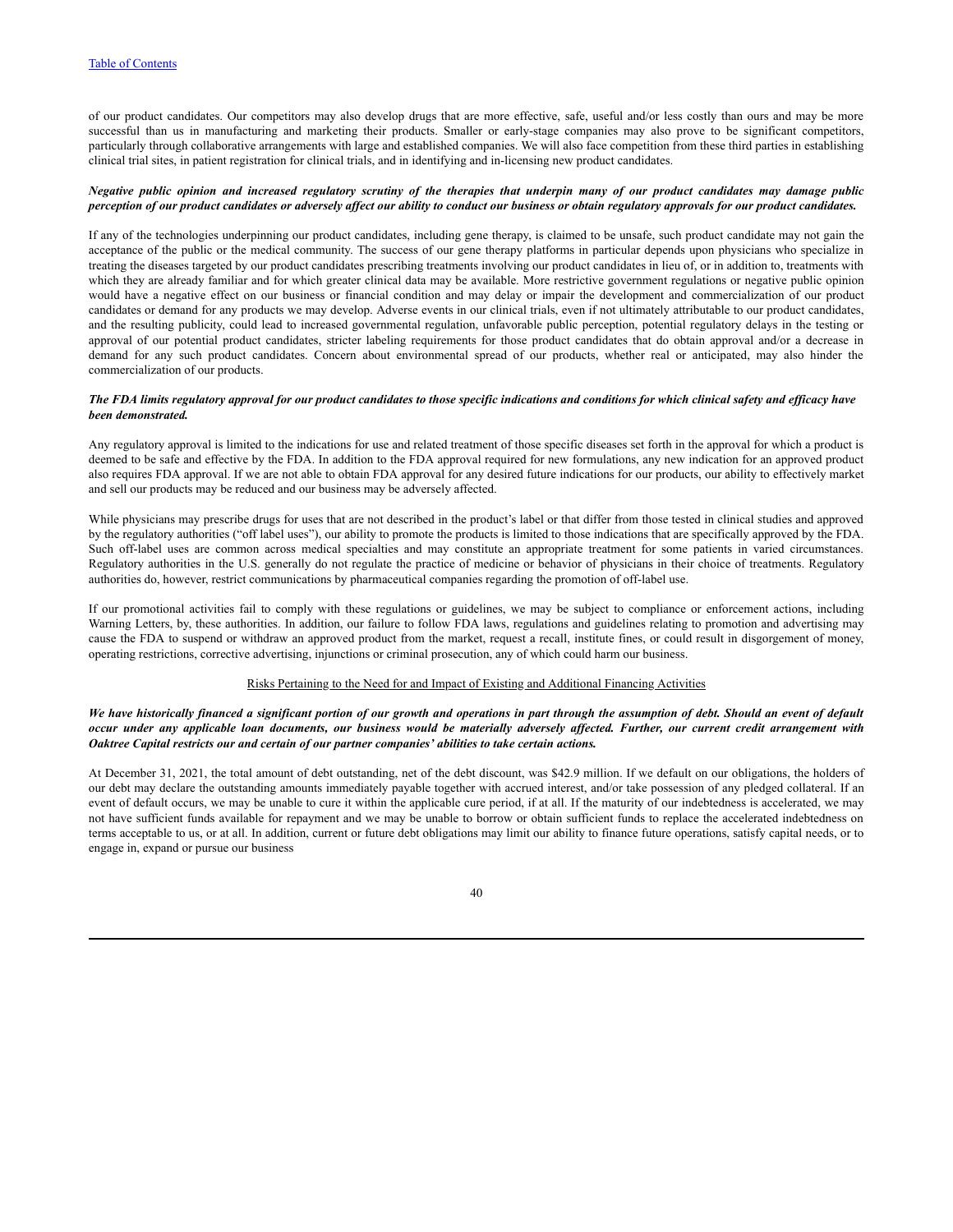of our product candidates. Our competitors may also develop drugs that are more effective, safe, useful and/or less costly than ours and may be more successful than us in manufacturing and marketing their products. Smaller or early-stage companies may also prove to be significant competitors, particularly through collaborative arrangements with large and established companies. We will also face competition from these third parties in establishing clinical trial sites, in patient registration for clinical trials, and in identifying and in-licensing new product candidates.

***Negative public opinion and increased regulatory scrutiny of the therapies that underpin many of our product candidates may damage public perception of our product candidates or adversely affect our ability to conduct our business or obtain regulatory approvals for our product candidates.***

If any of the technologies underpinning our product candidates, including gene therapy, is claimed to be unsafe, such product candidate may not gain the acceptance of the public or the medical community. The success of our gene therapy platforms in particular depends upon physicians who specialize in treating the diseases targeted by our product candidates prescribing treatments involving our product candidates in lieu of, or in addition to, treatments with which they are already familiar and for which greater clinical data may be available. More restrictive government regulations or negative public opinion would have a negative effect on our business or financial condition and may delay or impair the development and commercialization of our product candidates or demand for any products we may develop. Adverse events in our clinical trials, even if not ultimately attributable to our product candidates, and the resulting publicity, could lead to increased governmental regulation, unfavorable public perception, potential regulatory delays in the testing or approval of our potential product candidates, stricter labeling requirements for those product candidates that do obtain approval and/or a decrease in demand for any such product candidates. Concern about environmental spread of our products, whether real or anticipated, may also hinder the commercialization of our products.

***The FDA limits regulatory approval for our product candidates to those specific indications and conditions for which clinical safety and efficacy have been demonstrated.***

Any regulatory approval is limited to the indications for use and related treatment of those specific diseases set forth in the approval for which a product is deemed to be safe and effective by the FDA. In addition to the FDA approval required for new formulations, any new indication for an approved product also requires FDA approval. If we are not able to obtain FDA approval for any desired future indications for our products, our ability to effectively market and sell our products may be reduced and our business may be adversely affected.

While physicians may prescribe drugs for uses that are not described in the product's label or that differ from those tested in clinical studies and approved by the regulatory authorities ("off label uses"), our ability to promote the products is limited to those indications that are specifically approved by the FDA. Such off-label uses are common across medical specialties and may constitute an appropriate treatment for some patients in varied circumstances. Regulatory authorities in the U.S. generally do not regulate the practice of medicine or behavior of physicians in their choice of treatments. Regulatory authorities do, however, restrict communications by pharmaceutical companies regarding the promotion of off-label use.

If our promotional activities fail to comply with these regulations or guidelines, we may be subject to compliance or enforcement actions, including Warning Letters, by, these authorities. In addition, our failure to follow FDA laws, regulations and guidelines relating to promotion and advertising may cause the FDA to suspend or withdraw an approved product from the market, request a recall, institute fines, or could result in disgorgement of money, operating restrictions, corrective advertising, injunctions or criminal prosecution, any of which could harm our business.

Risks Pertaining to the Need for and Impact of Existing and Additional Financing Activities

***We have historically financed a significant portion of our growth and operations in part through the assumption of debt. Should an event of default occur under any applicable loan documents, our business would be materially adversely affected. Further, our current credit arrangement with Oaktree Capital restricts our and certain of our partner companies' abilities to take certain actions.***

At December 31, 2021, the total amount of debt outstanding, net of the debt discount, was $42.9 million. If we default on our obligations, the holders of our debt may declare the outstanding amounts immediately payable together with accrued interest, and/or take possession of any pledged collateral. If an event of default occurs, we may be unable to cure it within the applicable cure period, if at all. If the maturity of our indebtedness is accelerated, we may not have sufficient funds available for repayment and we may be unable to borrow or obtain sufficient funds to replace the accelerated indebtedness on terms acceptable to us, or at all. In addition, current or future debt obligations may limit our ability to finance future operations, satisfy capital needs, or to engage in, expand or pursue our business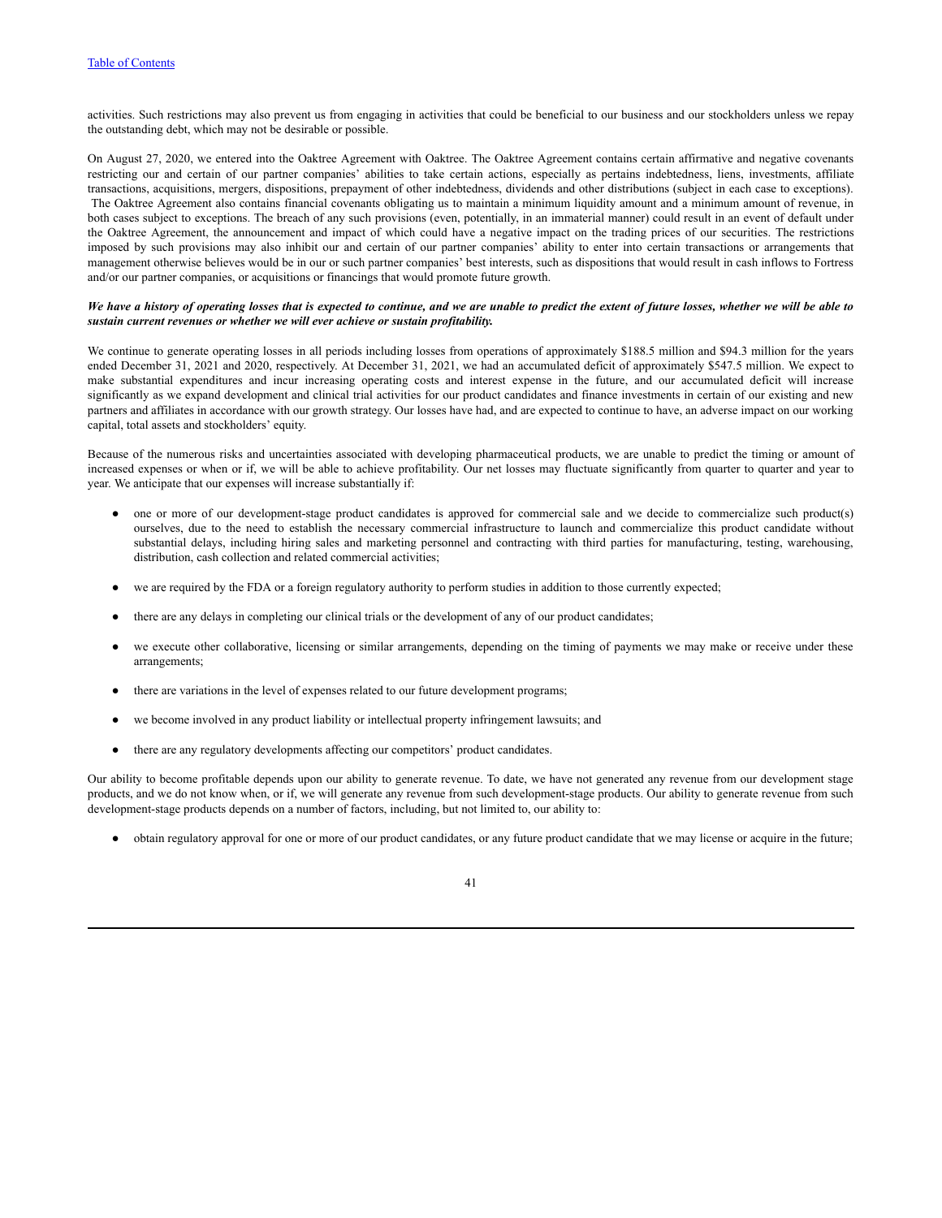activities. Such restrictions may also prevent us from engaging in activities that could be beneficial to our business and our stockholders unless we repay the outstanding debt, which may not be desirable or possible.

On August 27, 2020, we entered into the Oaktree Agreement with Oaktree. The Oaktree Agreement contains certain affirmative and negative covenants restricting our and certain of our partner companies' abilities to take certain actions, especially as pertains indebtedness, liens, investments, affiliate transactions, acquisitions, mergers, dispositions, prepayment of other indebtedness, dividends and other distributions (subject in each case to exceptions). The Oaktree Agreement also contains financial covenants obligating us to maintain a minimum liquidity amount and a minimum amount of revenue, in both cases subject to exceptions. The breach of any such provisions (even, potentially, in an immaterial manner) could result in an event of default under the Oaktree Agreement, the announcement and impact of which could have a negative impact on the trading prices of our securities. The restrictions imposed by such provisions may also inhibit our and certain of our partner companies' ability to enter into certain transactions or arrangements that management otherwise believes would be in our or such partner companies' best interests, such as dispositions that would result in cash inflows to Fortress and/or our partner companies, or acquisitions or financings that would promote future growth.

***We have a history of operating losses that is expected to continue, and we are unable to predict the extent of future losses, whether we will be able to sustain current revenues or whether we will ever achieve or sustain profitability.***

We continue to generate operating losses in all periods including losses from operations of approximately $188.5 million and $94.3 million for the years ended December 31, 2021 and 2020, respectively. At December 31, 2021, we had an accumulated deficit of approximately $547.5 million. We expect to make substantial expenditures and incur increasing operating costs and interest expense in the future, and our accumulated deficit will increase significantly as we expand development and clinical trial activities for our product candidates and finance investments in certain of our existing and new partners and affiliates in accordance with our growth strategy. Our losses have had, and are expected to continue to have, an adverse impact on our working capital, total assets and stockholders' equity.

Because of the numerous risks and uncertainties associated with developing pharmaceutical products, we are unable to predict the timing or amount of increased expenses or when or if, we will be able to achieve profitability. Our net losses may fluctuate significantly from quarter to quarter and year to year. We anticipate that our expenses will increase substantially if:

- one or more of our development-stage product candidates is approved for commercial sale and we decide to commercialize such product(s) ourselves, due to the need to establish the necessary commercial infrastructure to launch and commercialize this product candidate without substantial delays, including hiring sales and marketing personnel and contracting with third parties for manufacturing, testing, warehousing, distribution, cash collection and related commercial activities;
- we are required by the FDA or a foreign regulatory authority to perform studies in addition to those currently expected;
- there are any delays in completing our clinical trials or the development of any of our product candidates;
- we execute other collaborative, licensing or similar arrangements, depending on the timing of payments we may make or receive under these arrangements;
- there are variations in the level of expenses related to our future development programs;
- we become involved in any product liability or intellectual property infringement lawsuits; and
- there are any regulatory developments affecting our competitors' product candidates.

Our ability to become profitable depends upon our ability to generate revenue. To date, we have not generated any revenue from our development stage products, and we do not know when, or if, we will generate any revenue from such development-stage products. Our ability to generate revenue from such development-stage products depends on a number of factors, including, but not limited to, our ability to:

- obtain regulatory approval for one or more of our product candidates, or any future product candidate that we may license or acquire in the future;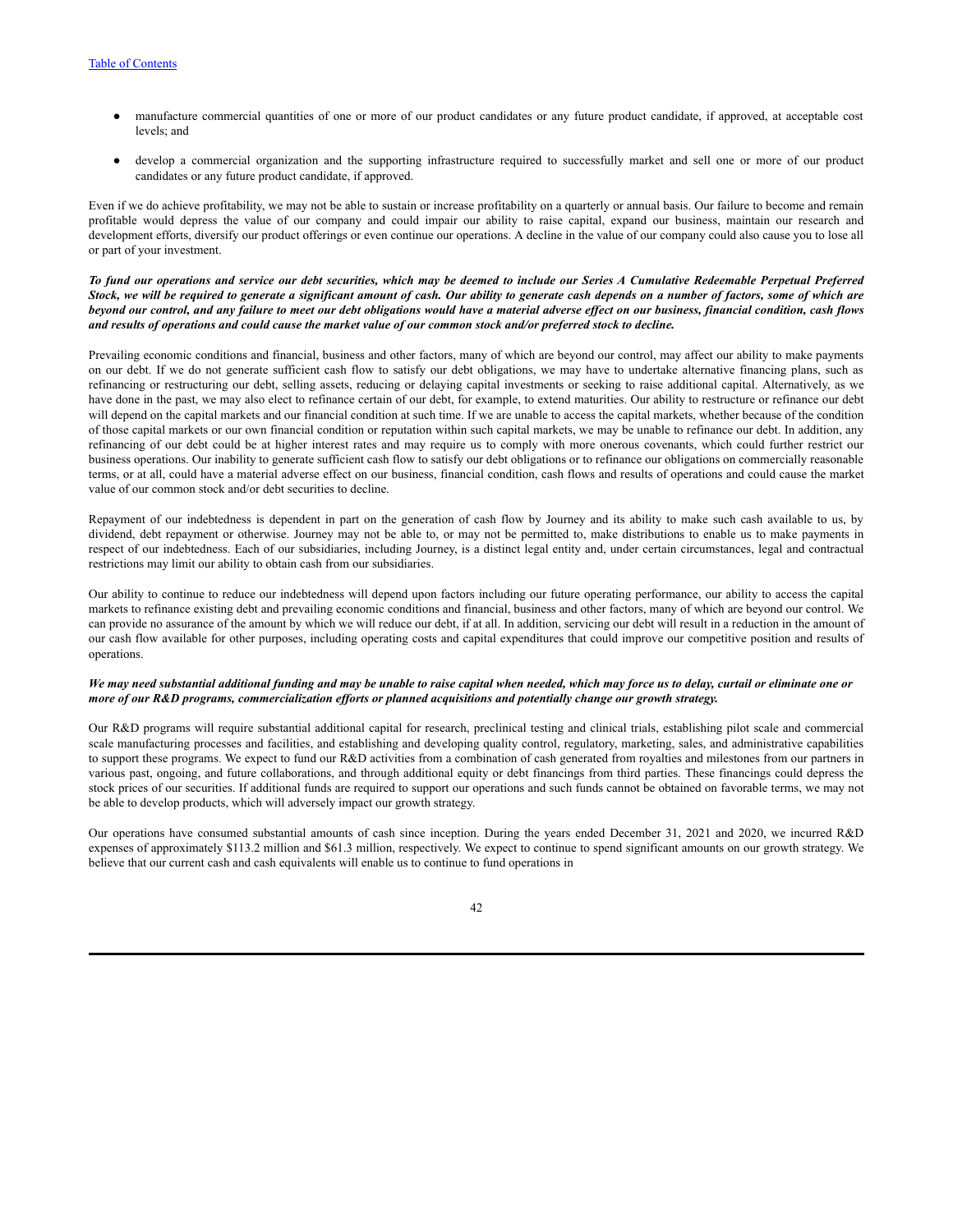- manufacture commercial quantities of one or more of our product candidates or any future product candidate, if approved, at acceptable cost levels; and
- develop a commercial organization and the supporting infrastructure required to successfully market and sell one or more of our product candidates or any future product candidate, if approved.

Even if we do achieve profitability, we may not be able to sustain or increase profitability on a quarterly or annual basis. Our failure to become and remain profitable would depress the value of our company and could impair our ability to raise capital, expand our business, maintain our research and development efforts, diversify our product offerings or even continue our operations. A decline in the value of our company could also cause you to lose all or part of your investment.

***To fund our operations and service our debt securities, which may be deemed to include our Series A Cumulative Redeemable Perpetual Preferred Stock, we will be required to generate a significant amount of cash. Our ability to generate cash depends on a number of factors, some of which are beyond our control, and any failure to meet our debt obligations would have a material adverse effect on our business, financial condition, cash flows and results of operations and could cause the market value of our common stock and/or preferred stock to decline.***

Prevailing economic conditions and financial, business and other factors, many of which are beyond our control, may affect our ability to make payments on our debt. If we do not generate sufficient cash flow to satisfy our debt obligations, we may have to undertake alternative financing plans, such as refinancing or restructuring our debt, selling assets, reducing or delaying capital investments or seeking to raise additional capital. Alternatively, as we have done in the past, we may also elect to refinance certain of our debt, for example, to extend maturities. Our ability to restructure or refinance our debt will depend on the capital markets and our financial condition at such time. If we are unable to access the capital markets, whether because of the condition of those capital markets or our own financial condition or reputation within such capital markets, we may be unable to refinance our debt. In addition, any refinancing of our debt could be at higher interest rates and may require us to comply with more onerous covenants, which could further restrict our business operations. Our inability to generate sufficient cash flow to satisfy our debt obligations or to refinance our obligations on commercially reasonable terms, or at all, could have a material adverse effect on our business, financial condition, cash flows and results of operations and could cause the market value of our common stock and/or debt securities to decline.

Repayment of our indebtedness is dependent in part on the generation of cash flow by Journey and its ability to make such cash available to us, by dividend, debt repayment or otherwise. Journey may not be able to, or may not be permitted to, make distributions to enable us to make payments in respect of our indebtedness. Each of our subsidiaries, including Journey, is a distinct legal entity and, under certain circumstances, legal and contractual restrictions may limit our ability to obtain cash from our subsidiaries.

Our ability to continue to reduce our indebtedness will depend upon factors including our future operating performance, our ability to access the capital markets to refinance existing debt and prevailing economic conditions and financial, business and other factors, many of which are beyond our control. We can provide no assurance of the amount by which we will reduce our debt, if at all. In addition, servicing our debt will result in a reduction in the amount of our cash flow available for other purposes, including operating costs and capital expenditures that could improve our competitive position and results of operations.

***We may need substantial additional funding and may be unable to raise capital when needed, which may force us to delay, curtail or eliminate one or more of our R&D programs, commercialization efforts or planned acquisitions and potentially change our growth strategy.***

Our R&D programs will require substantial additional capital for research, preclinical testing and clinical trials, establishing pilot scale and commercial scale manufacturing processes and facilities, and establishing and developing quality control, regulatory, marketing, sales, and administrative capabilities to support these programs. We expect to fund our R&D activities from a combination of cash generated from royalties and milestones from our partners in various past, ongoing, and future collaborations, and through additional equity or debt financings from third parties. These financings could depress the stock prices of our securities. If additional funds are required to support our operations and such funds cannot be obtained on favorable terms, we may not be able to develop products, which will adversely impact our growth strategy.

Our operations have consumed substantial amounts of cash since inception. During the years ended December 31, 2021 and 2020, we incurred R&D expenses of approximately $113.2 million and $61.3 million, respectively. We expect to continue to spend significant amounts on our growth strategy. We believe that our current cash and cash equivalents will enable us to continue to fund operations in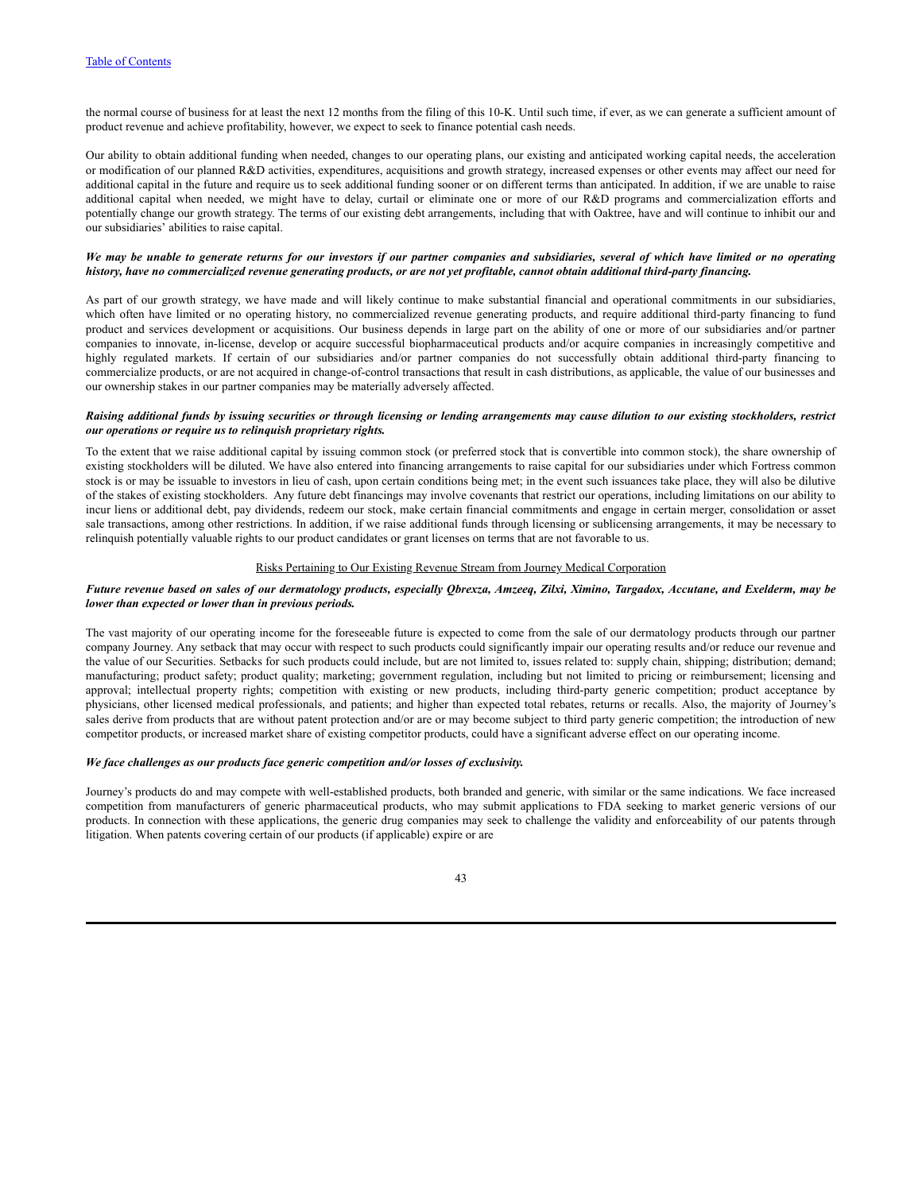the normal course of business for at least the next 12 months from the filing of this 10-K. Until such time, if ever, as we can generate a sufficient amount of product revenue and achieve profitability, however, we expect to seek to finance potential cash needs.

Our ability to obtain additional funding when needed, changes to our operating plans, our existing and anticipated working capital needs, the acceleration or modification of our planned R&D activities, expenditures, acquisitions and growth strategy, increased expenses or other events may affect our need for additional capital in the future and require us to seek additional funding sooner or on different terms than anticipated. In addition, if we are unable to raise additional capital when needed, we might have to delay, curtail or eliminate one or more of our R&D programs and commercialization efforts and potentially change our growth strategy. The terms of our existing debt arrangements, including that with Oaktree, have and will continue to inhibit our and our subsidiaries' abilities to raise capital.

***We may be unable to generate returns for our investors if our partner companies and subsidiaries, several of which have limited or no operating history, have no commercialized revenue generating products, or are not yet profitable, cannot obtain additional third-party financing.***

As part of our growth strategy, we have made and will likely continue to make substantial financial and operational commitments in our subsidiaries, which often have limited or no operating history, no commercialized revenue generating products, and require additional third-party financing to fund product and services development or acquisitions. Our business depends in large part on the ability of one or more of our subsidiaries and/or partner companies to innovate, in-license, develop or acquire successful biopharmaceutical products and/or acquire companies in increasingly competitive and highly regulated markets. If certain of our subsidiaries and/or partner companies do not successfully obtain additional third-party financing to commercialize products, or are not acquired in change-of-control transactions that result in cash distributions, as applicable, the value of our businesses and our ownership stakes in our partner companies may be materially adversely affected.

***Raising additional funds by issuing securities or through licensing or lending arrangements may cause dilution to our existing stockholders, restrict our operations or require us to relinquish proprietary rights.***

To the extent that we raise additional capital by issuing common stock (or preferred stock that is convertible into common stock), the share ownership of existing stockholders will be diluted. We have also entered into financing arrangements to raise capital for our subsidiaries under which Fortress common stock is or may be issuable to investors in lieu of cash, upon certain conditions being met; in the event such issuances take place, they will also be dilutive of the stakes of existing stockholders. Any future debt financings may involve covenants that restrict our operations, including limitations on our ability to incur liens or additional debt, pay dividends, redeem our stock, make certain financial commitments and engage in certain merger, consolidation or asset sale transactions, among other restrictions. In addition, if we raise additional funds through licensing or sublicensing arrangements, it may be necessary to relinquish potentially valuable rights to our product candidates or grant licenses on terms that are not favorable to us.

Risks Pertaining to Our Existing Revenue Stream from Journey Medical Corporation

***Future revenue based on sales of our dermatology products, especially Qbrexza, Amzeeq, Zilxi, Ximino, Targadox, Accutane, and Exelderm, may be lower than expected or lower than in previous periods.***

The vast majority of our operating income for the foreseeable future is expected to come from the sale of our dermatology products through our partner company Journey. Any setback that may occur with respect to such products could significantly impair our operating results and/or reduce our revenue and the value of our Securities. Setbacks for such products could include, but are not limited to, issues related to: supply chain, shipping; distribution; demand; manufacturing; product safety; product quality; marketing; government regulation, including but not limited to pricing or reimbursement; licensing and approval; intellectual property rights; competition with existing or new products, including third-party generic competition; product acceptance by physicians, other licensed medical professionals, and patients; and higher than expected total rebates, returns or recalls. Also, the majority of Journey's sales derive from products that are without patent protection and/or are or may become subject to third party generic competition; the introduction of new competitor products, or increased market share of existing competitor products, could have a significant adverse effect on our operating income.

***We face challenges as our products face generic competition and/or losses of exclusivity.***

Journey's products do and may compete with well-established products, both branded and generic, with similar or the same indications. We face increased competition from manufacturers of generic pharmaceutical products, who may submit applications to FDA seeking to market generic versions of our products. In connection with these applications, the generic drug companies may seek to challenge the validity and enforceability of our patents through litigation. When patents covering certain of our products (if applicable) expire or are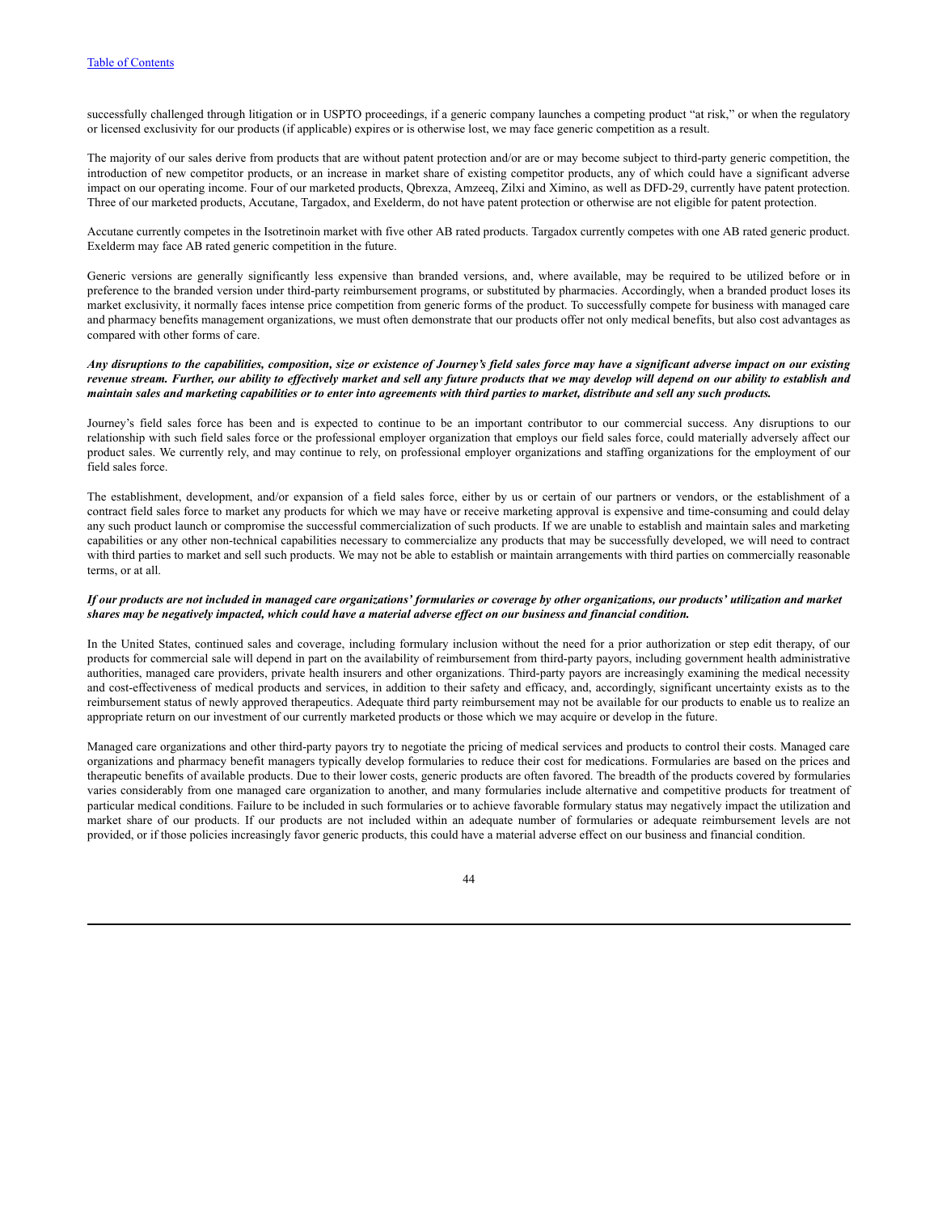successfully challenged through litigation or in USPTO proceedings, if a generic company launches a competing product "at risk," or when the regulatory or licensed exclusivity for our products (if applicable) expires or is otherwise lost, we may face generic competition as a result.

The majority of our sales derive from products that are without patent protection and/or are or may become subject to third-party generic competition, the introduction of new competitor products, or an increase in market share of existing competitor products, any of which could have a significant adverse impact on our operating income. Four of our marketed products, Qbrexza, Amzeeq, Zilxi and Ximino, as well as DFD-29, currently have patent protection. Three of our marketed products, Accutane, Targadox, and Exelderm, do not have patent protection or otherwise are not eligible for patent protection.

Accutane currently competes in the Isotretinoin market with five other AB rated products. Targadox currently competes with one AB rated generic product. Exelderm may face AB rated generic competition in the future.

Generic versions are generally significantly less expensive than branded versions, and, where available, may be required to be utilized before or in preference to the branded version under third-party reimbursement programs, or substituted by pharmacies. Accordingly, when a branded product loses its market exclusivity, it normally faces intense price competition from generic forms of the product. To successfully compete for business with managed care and pharmacy benefits management organizations, we must often demonstrate that our products offer not only medical benefits, but also cost advantages as compared with other forms of care.

***Any disruptions to the capabilities, composition, size or existence of Journey's field sales force may have a significant adverse impact on our existing revenue stream. Further, our ability to effectively market and sell any future products that we may develop will depend on our ability to establish and maintain sales and marketing capabilities or to enter into agreements with third parties to market, distribute and sell any such products.***

Journey's field sales force has been and is expected to continue to be an important contributor to our commercial success. Any disruptions to our relationship with such field sales force or the professional employer organization that employs our field sales force, could materially adversely affect our product sales. We currently rely, and may continue to rely, on professional employer organizations and staffing organizations for the employment of our field sales force.

The establishment, development, and/or expansion of a field sales force, either by us or certain of our partners or vendors, or the establishment of a contract field sales force to market any products for which we may have or receive marketing approval is expensive and time-consuming and could delay any such product launch or compromise the successful commercialization of such products. If we are unable to establish and maintain sales and marketing capabilities or any other non-technical capabilities necessary to commercialize any products that may be successfully developed, we will need to contract with third parties to market and sell such products. We may not be able to establish or maintain arrangements with third parties on commercially reasonable terms, or at all.

***If our products are not included in managed care organizations' formularies or coverage by other organizations, our products' utilization and market shares may be negatively impacted, which could have a material adverse effect on our business and financial condition.***

In the United States, continued sales and coverage, including formulary inclusion without the need for a prior authorization or step edit therapy, of our products for commercial sale will depend in part on the availability of reimbursement from third-party payors, including government health administrative authorities, managed care providers, private health insurers and other organizations. Third-party payors are increasingly examining the medical necessity and cost-effectiveness of medical products and services, in addition to their safety and efficacy, and, accordingly, significant uncertainty exists as to the reimbursement status of newly approved therapeutics. Adequate third party reimbursement may not be available for our products to enable us to realize an appropriate return on our investment of our currently marketed products or those which we may acquire or develop in the future.

Managed care organizations and other third-party payors try to negotiate the pricing of medical services and products to control their costs. Managed care organizations and pharmacy benefit managers typically develop formularies to reduce their cost for medications. Formularies are based on the prices and therapeutic benefits of available products. Due to their lower costs, generic products are often favored. The breadth of the products covered by formularies varies considerably from one managed care organization to another, and many formularies include alternative and competitive products for treatment of particular medical conditions. Failure to be included in such formularies or to achieve favorable formulary status may negatively impact the utilization and market share of our products. If our products are not included within an adequate number of formularies or adequate reimbursement levels are not provided, or if those policies increasingly favor generic products, this could have a material adverse effect on our business and financial condition.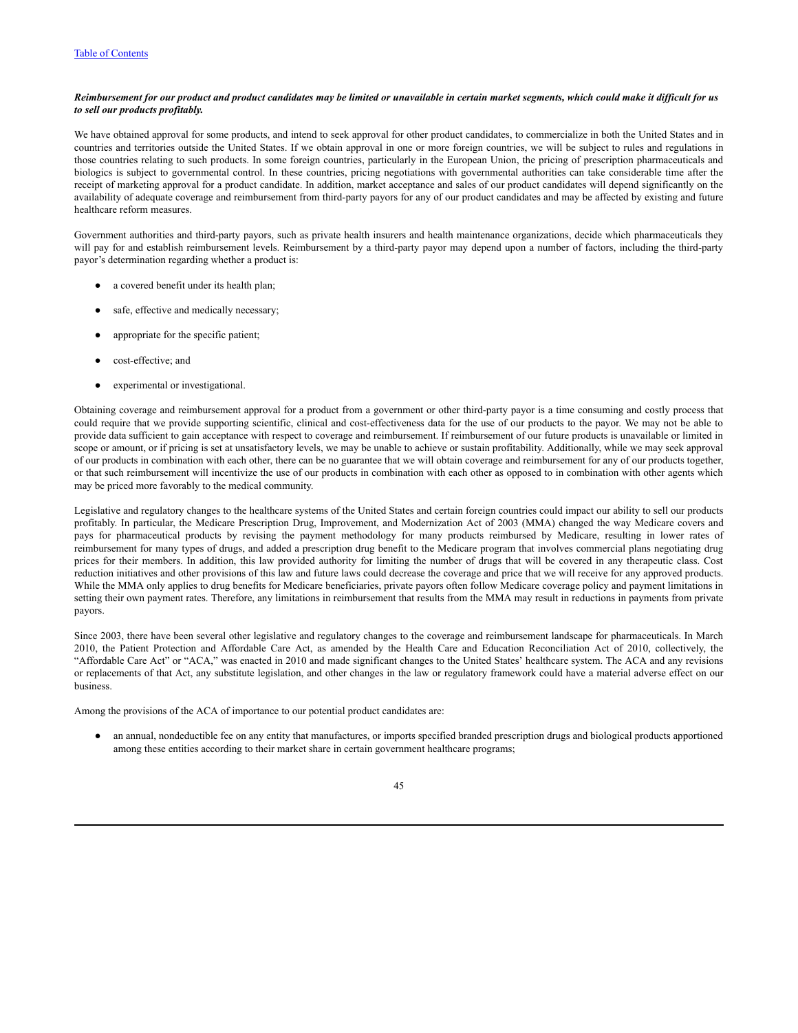***Reimbursement for our product and product candidates may be limited or unavailable in certain market segments, which could make it difficult for us to sell our products profitably.***

We have obtained approval for some products, and intend to seek approval for other product candidates, to commercialize in both the United States and in countries and territories outside the United States. If we obtain approval in one or more foreign countries, we will be subject to rules and regulations in those countries relating to such products. In some foreign countries, particularly in the European Union, the pricing of prescription pharmaceuticals and biologics is subject to governmental control. In these countries, pricing negotiations with governmental authorities can take considerable time after the receipt of marketing approval for a product candidate. In addition, market acceptance and sales of our product candidates will depend significantly on the availability of adequate coverage and reimbursement from third-party payors for any of our product candidates and may be affected by existing and future healthcare reform measures.

Government authorities and third-party payors, such as private health insurers and health maintenance organizations, decide which pharmaceuticals they will pay for and establish reimbursement levels. Reimbursement by a third-party payor may depend upon a number of factors, including the third-party payor's determination regarding whether a product is:

- a covered benefit under its health plan;
- safe, effective and medically necessary;
- appropriate for the specific patient;
- cost-effective; and
- experimental or investigational.

Obtaining coverage and reimbursement approval for a product from a government or other third-party payor is a time consuming and costly process that could require that we provide supporting scientific, clinical and cost-effectiveness data for the use of our products to the payor. We may not be able to provide data sufficient to gain acceptance with respect to coverage and reimbursement. If reimbursement of our future products is unavailable or limited in scope or amount, or if pricing is set at unsatisfactory levels, we may be unable to achieve or sustain profitability. Additionally, while we may seek approval of our products in combination with each other, there can be no guarantee that we will obtain coverage and reimbursement for any of our products together, or that such reimbursement will incentivize the use of our products in combination with each other as opposed to in combination with other agents which may be priced more favorably to the medical community.

Legislative and regulatory changes to the healthcare systems of the United States and certain foreign countries could impact our ability to sell our products profitably. In particular, the Medicare Prescription Drug, Improvement, and Modernization Act of 2003 (MMA) changed the way Medicare covers and pays for pharmaceutical products by revising the payment methodology for many products reimbursed by Medicare, resulting in lower rates of reimbursement for many types of drugs, and added a prescription drug benefit to the Medicare program that involves commercial plans negotiating drug prices for their members. In addition, this law provided authority for limiting the number of drugs that will be covered in any therapeutic class. Cost reduction initiatives and other provisions of this law and future laws could decrease the coverage and price that we will receive for any approved products. While the MMA only applies to drug benefits for Medicare beneficiaries, private payors often follow Medicare coverage policy and payment limitations in setting their own payment rates. Therefore, any limitations in reimbursement that results from the MMA may result in reductions in payments from private payors.

Since 2003, there have been several other legislative and regulatory changes to the coverage and reimbursement landscape for pharmaceuticals. In March 2010, the Patient Protection and Affordable Care Act, as amended by the Health Care and Education Reconciliation Act of 2010, collectively, the "Affordable Care Act" or "ACA," was enacted in 2010 and made significant changes to the United States' healthcare system. The ACA and any revisions or replacements of that Act, any substitute legislation, and other changes in the law or regulatory framework could have a material adverse effect on our business.

Among the provisions of the ACA of importance to our potential product candidates are:

- an annual, nondeductible fee on any entity that manufactures, or imports specified branded prescription drugs and biological products apportioned among these entities according to their market share in certain government healthcare programs;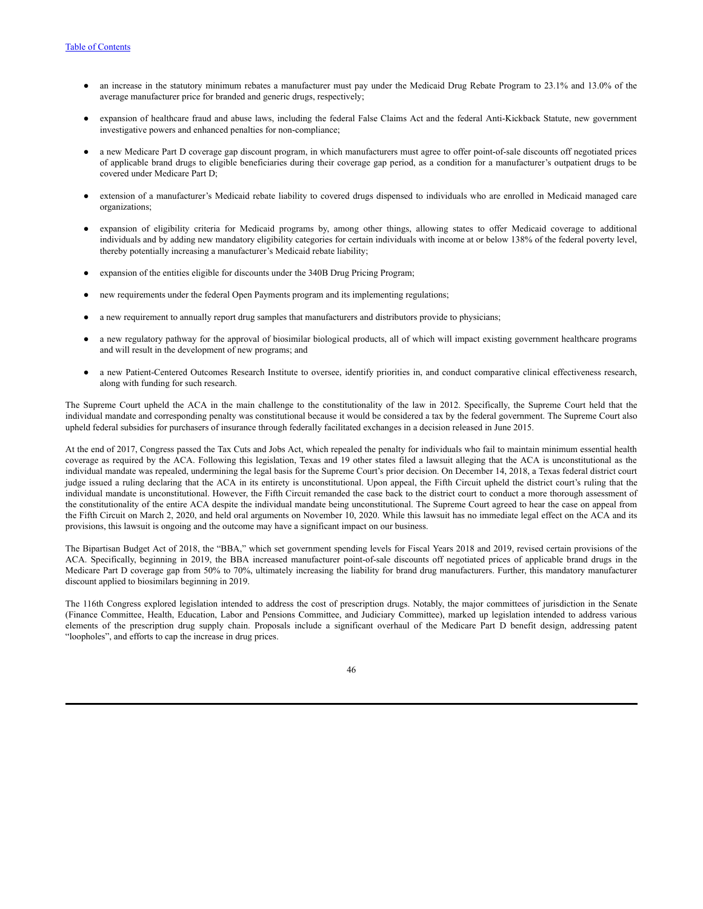- an increase in the statutory minimum rebates a manufacturer must pay under the Medicaid Drug Rebate Program to 23.1% and 13.0% of the average manufacturer price for branded and generic drugs, respectively;

- expansion of healthcare fraud and abuse laws, including the federal False Claims Act and the federal Anti-Kickback Statute, new government investigative powers and enhanced penalties for non-compliance;

- a new Medicare Part D coverage gap discount program, in which manufacturers must agree to offer point-of-sale discounts off negotiated prices of applicable brand drugs to eligible beneficiaries during their coverage gap period, as a condition for a manufacturer's outpatient drugs to be covered under Medicare Part D;

- extension of a manufacturer's Medicaid rebate liability to covered drugs dispensed to individuals who are enrolled in Medicaid managed care organizations;

- expansion of eligibility criteria for Medicaid programs by, among other things, allowing states to offer Medicaid coverage to additional individuals and by adding new mandatory eligibility categories for certain individuals with income at or below 138% of the federal poverty level, thereby potentially increasing a manufacturer's Medicaid rebate liability;

- expansion of the entities eligible for discounts under the 340B Drug Pricing Program;

- new requirements under the federal Open Payments program and its implementing regulations;

- a new requirement to annually report drug samples that manufacturers and distributors provide to physicians;

- a new regulatory pathway for the approval of biosimilar biological products, all of which will impact existing government healthcare programs and will result in the development of new programs; and

- a new Patient-Centered Outcomes Research Institute to oversee, identify priorities in, and conduct comparative clinical effectiveness research, along with funding for such research.

The Supreme Court upheld the ACA in the main challenge to the constitutionality of the law in 2012. Specifically, the Supreme Court held that the individual mandate and corresponding penalty was constitutional because it would be considered a tax by the federal government. The Supreme Court also upheld federal subsidies for purchasers of insurance through federally facilitated exchanges in a decision released in June 2015.

At the end of 2017, Congress passed the Tax Cuts and Jobs Act, which repealed the penalty for individuals who fail to maintain minimum essential health coverage as required by the ACA. Following this legislation, Texas and 19 other states filed a lawsuit alleging that the ACA is unconstitutional as the individual mandate was repealed, undermining the legal basis for the Supreme Court's prior decision. On December 14, 2018, a Texas federal district court judge issued a ruling declaring that the ACA in its entirety is unconstitutional. Upon appeal, the Fifth Circuit upheld the district court's ruling that the individual mandate is unconstitutional. However, the Fifth Circuit remanded the case back to the district court to conduct a more thorough assessment of the constitutionality of the entire ACA despite the individual mandate being unconstitutional. The Supreme Court agreed to hear the case on appeal from the Fifth Circuit on March 2, 2020, and held oral arguments on November 10, 2020. While this lawsuit has no immediate legal effect on the ACA and its provisions, this lawsuit is ongoing and the outcome may have a significant impact on our business.

The Bipartisan Budget Act of 2018, the "BBA," which set government spending levels for Fiscal Years 2018 and 2019, revised certain provisions of the ACA. Specifically, beginning in 2019, the BBA increased manufacturer point-of-sale discounts off negotiated prices of applicable brand drugs in the Medicare Part D coverage gap from 50% to 70%, ultimately increasing the liability for brand drug manufacturers. Further, this mandatory manufacturer discount applied to biosimilars beginning in 2019.

The 116th Congress explored legislation intended to address the cost of prescription drugs. Notably, the major committees of jurisdiction in the Senate (Finance Committee, Health, Education, Labor and Pensions Committee, and Judiciary Committee), marked up legislation intended to address various elements of the prescription drug supply chain. Proposals include a significant overhaul of the Medicare Part D benefit design, addressing patent "loopholes", and efforts to cap the increase in drug prices.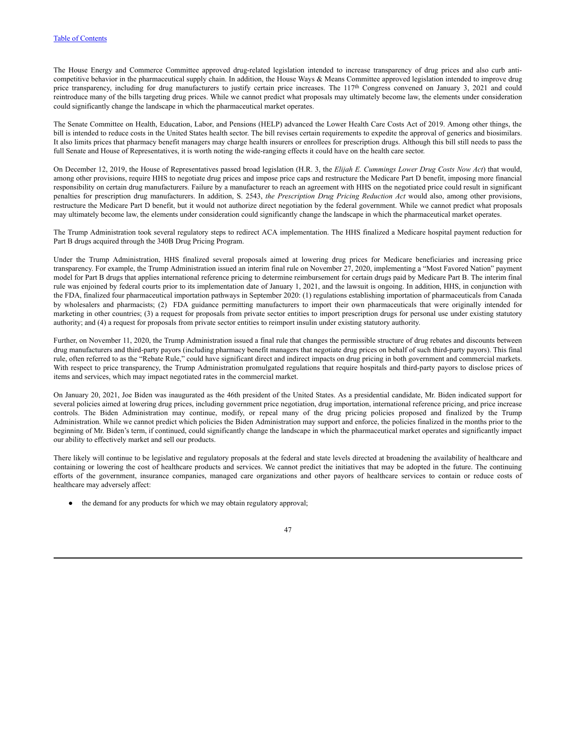The House Energy and Commerce Committee approved drug-related legislation intended to increase transparency of drug prices and also curb anti-competitive behavior in the pharmaceutical supply chain. In addition, the House Ways & Means Committee approved legislation intended to improve drug price transparency, including for drug manufacturers to justify certain price increases. The 117th Congress convened on January 3, 2021 and could reintroduce many of the bills targeting drug prices. While we cannot predict what proposals may ultimately become law, the elements under consideration could significantly change the landscape in which the pharmaceutical market operates.

The Senate Committee on Health, Education, Labor, and Pensions (HELP) advanced the Lower Health Care Costs Act of 2019. Among other things, the bill is intended to reduce costs in the United States health sector. The bill revises certain requirements to expedite the approval of generics and biosimilars. It also limits prices that pharmacy benefit managers may charge health insurers or enrollees for prescription drugs. Although this bill still needs to pass the full Senate and House of Representatives, it is worth noting the wide-ranging effects it could have on the health care sector.

On December 12, 2019, the House of Representatives passed broad legislation (H.R. 3, the *Elijah E. Cummings Lower Drug Costs Now Act*) that would, among other provisions, require HHS to negotiate drug prices and impose price caps and restructure the Medicare Part D benefit, imposing more financial responsibility on certain drug manufacturers. Failure by a manufacturer to reach an agreement with HHS on the negotiated price could result in significant penalties for prescription drug manufacturers. In addition, S. 2543, *the Prescription Drug Pricing Reduction Act* would also, among other provisions, restructure the Medicare Part D benefit, but it would not authorize direct negotiation by the federal government. While we cannot predict what proposals may ultimately become law, the elements under consideration could significantly change the landscape in which the pharmaceutical market operates.

The Trump Administration took several regulatory steps to redirect ACA implementation. The HHS finalized a Medicare hospital payment reduction for Part B drugs acquired through the 340B Drug Pricing Program.

Under the Trump Administration, HHS finalized several proposals aimed at lowering drug prices for Medicare beneficiaries and increasing price transparency. For example, the Trump Administration issued an interim final rule on November 27, 2020, implementing a "Most Favored Nation" payment model for Part B drugs that applies international reference pricing to determine reimbursement for certain drugs paid by Medicare Part B. The interim final rule was enjoined by federal courts prior to its implementation date of January 1, 2021, and the lawsuit is ongoing. In addition, HHS, in conjunction with the FDA, finalized four pharmaceutical importation pathways in September 2020: (1) regulations establishing importation of pharmaceuticals from Canada by wholesalers and pharmacists; (2) FDA guidance permitting manufacturers to import their own pharmaceuticals that were originally intended for marketing in other countries; (3) a request for proposals from private sector entities to import prescription drugs for personal use under existing statutory authority; and (4) a request for proposals from private sector entities to reimport insulin under existing statutory authority.

Further, on November 11, 2020, the Trump Administration issued a final rule that changes the permissible structure of drug rebates and discounts between drug manufacturers and third-party payors (including pharmacy benefit managers that negotiate drug prices on behalf of such third-party payors). This final rule, often referred to as the "Rebate Rule," could have significant direct and indirect impacts on drug pricing in both government and commercial markets. With respect to price transparency, the Trump Administration promulgated regulations that require hospitals and third-party payors to disclose prices of items and services, which may impact negotiated rates in the commercial market.

On January 20, 2021, Joe Biden was inaugurated as the 46th president of the United States. As a presidential candidate, Mr. Biden indicated support for several policies aimed at lowering drug prices, including government price negotiation, drug importation, international reference pricing, and price increase controls. The Biden Administration may continue, modify, or repeal many of the drug pricing policies proposed and finalized by the Trump Administration. While we cannot predict which policies the Biden Administration may support and enforce, the policies finalized in the months prior to the beginning of Mr. Biden's term, if continued, could significantly change the landscape in which the pharmaceutical market operates and significantly impact our ability to effectively market and sell our products.

There likely will continue to be legislative and regulatory proposals at the federal and state levels directed at broadening the availability of healthcare and containing or lowering the cost of healthcare products and services. We cannot predict the initiatives that may be adopted in the future. The continuing efforts of the government, insurance companies, managed care organizations and other payors of healthcare services to contain or reduce costs of healthcare may adversely affect:

- the demand for any products for which we may obtain regulatory approval;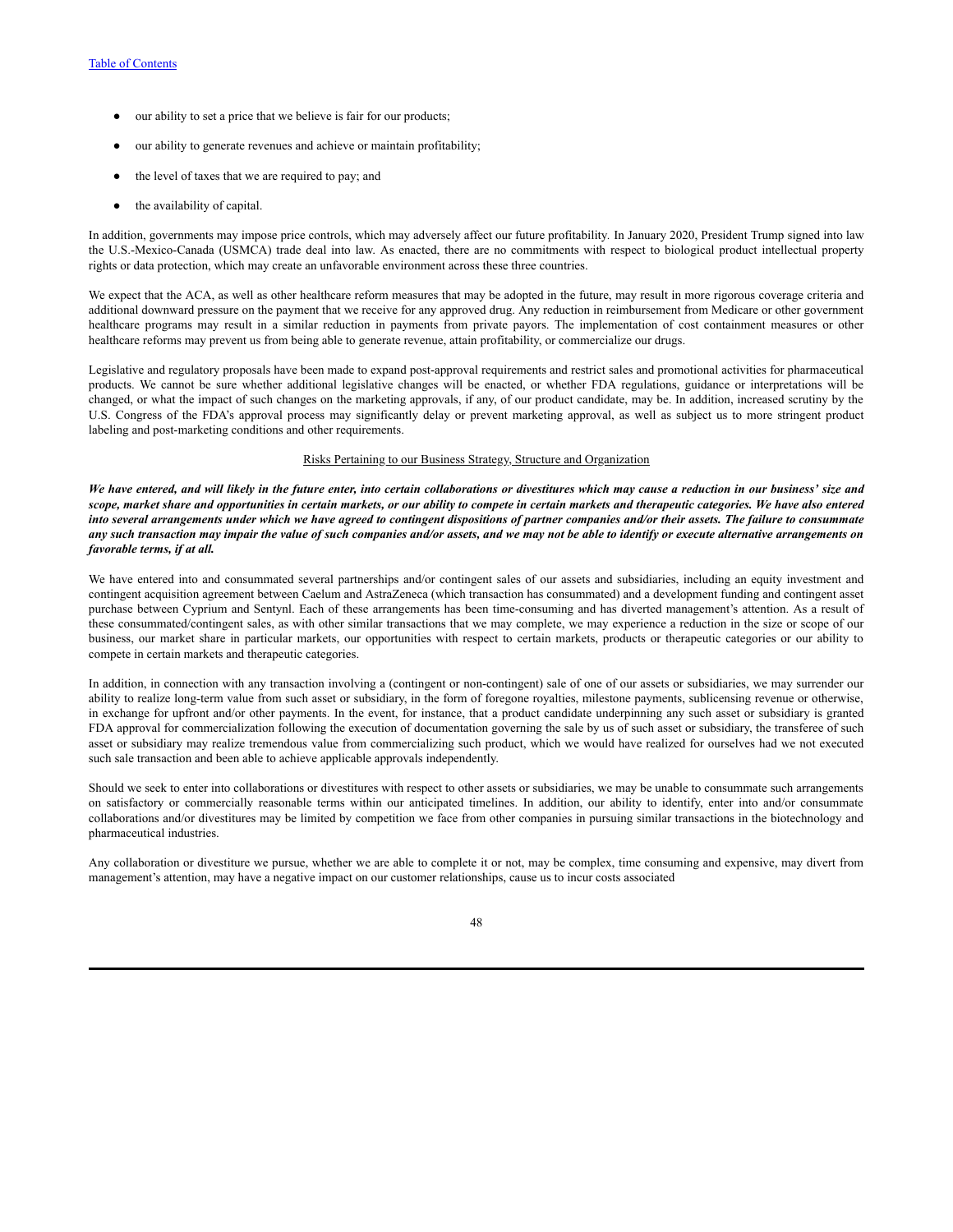- our ability to set a price that we believe is fair for our products;
- our ability to generate revenues and achieve or maintain profitability;
- the level of taxes that we are required to pay; and
- the availability of capital.

In addition, governments may impose price controls, which may adversely affect our future profitability. In January 2020, President Trump signed into law the U.S.-Mexico-Canada (USMCA) trade deal into law. As enacted, there are no commitments with respect to biological product intellectual property rights or data protection, which may create an unfavorable environment across these three countries.

We expect that the ACA, as well as other healthcare reform measures that may be adopted in the future, may result in more rigorous coverage criteria and additional downward pressure on the payment that we receive for any approved drug. Any reduction in reimbursement from Medicare or other government healthcare programs may result in a similar reduction in payments from private payors. The implementation of cost containment measures or other healthcare reforms may prevent us from being able to generate revenue, attain profitability, or commercialize our drugs.

Legislative and regulatory proposals have been made to expand post-approval requirements and restrict sales and promotional activities for pharmaceutical products. We cannot be sure whether additional legislative changes will be enacted, or whether FDA regulations, guidance or interpretations will be changed, or what the impact of such changes on the marketing approvals, if any, of our product candidate, may be. In addition, increased scrutiny by the U.S. Congress of the FDA's approval process may significantly delay or prevent marketing approval, as well as subject us to more stringent product labeling and post-marketing conditions and other requirements.

## Risks Pertaining to our Business Strategy, Structure and Organization

***We have entered, and will likely in the future enter, into certain collaborations or divestitures which may cause a reduction in our business' size and scope, market share and opportunities in certain markets, or our ability to compete in certain markets and therapeutic categories. We have also entered into several arrangements under which we have agreed to contingent dispositions of partner companies and/or their assets. The failure to consummate any such transaction may impair the value of such companies and/or assets, and we may not be able to identify or execute alternative arrangements on favorable terms, if at all.***

We have entered into and consummated several partnerships and/or contingent sales of our assets and subsidiaries, including an equity investment and contingent acquisition agreement between Caelum and AstraZeneca (which transaction has consummated) and a development funding and contingent asset purchase between Cyprium and Sentynl. Each of these arrangements has been time-consuming and has diverted management's attention. As a result of these consummated/contingent sales, as with other similar transactions that we may complete, we may experience a reduction in the size or scope of our business, our market share in particular markets, our opportunities with respect to certain markets, products or therapeutic categories or our ability to compete in certain markets and therapeutic categories.

In addition, in connection with any transaction involving a (contingent or non-contingent) sale of one of our assets or subsidiaries, we may surrender our ability to realize long-term value from such asset or subsidiary, in the form of foregone royalties, milestone payments, sublicensing revenue or otherwise, in exchange for upfront and/or other payments. In the event, for instance, that a product candidate underpinning any such asset or subsidiary is granted FDA approval for commercialization following the execution of documentation governing the sale by us of such asset or subsidiary, the transferee of such asset or subsidiary may realize tremendous value from commercializing such product, which we would have realized for ourselves had we not executed such sale transaction and been able to achieve applicable approvals independently.

Should we seek to enter into collaborations or divestitures with respect to other assets or subsidiaries, we may be unable to consummate such arrangements on satisfactory or commercially reasonable terms within our anticipated timelines. In addition, our ability to identify, enter into and/or consummate collaborations and/or divestitures may be limited by competition we face from other companies in pursuing similar transactions in the biotechnology and pharmaceutical industries.

Any collaboration or divestiture we pursue, whether we are able to complete it or not, may be complex, time consuming and expensive, may divert from management's attention, may have a negative impact on our customer relationships, cause us to incur costs associated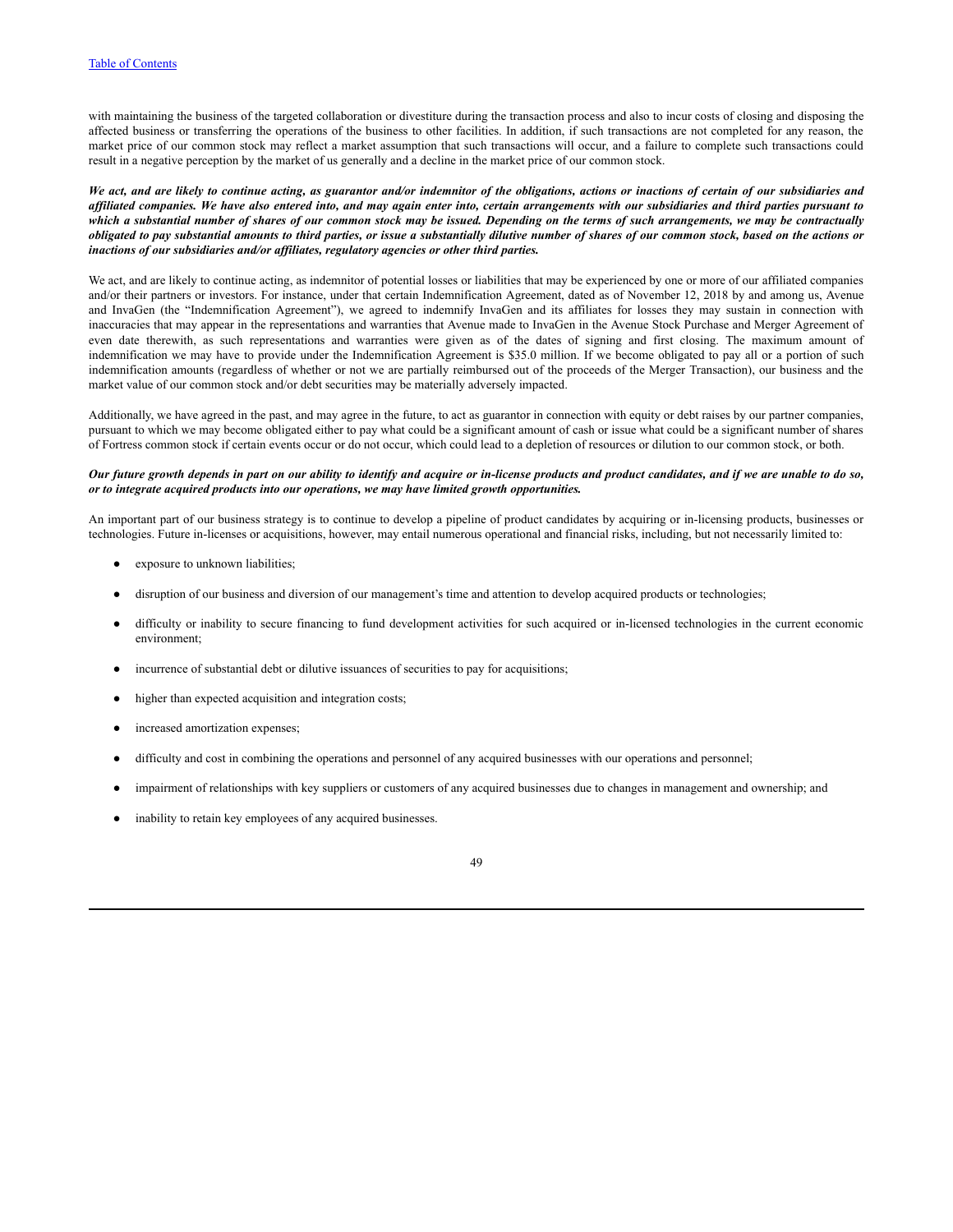with maintaining the business of the targeted collaboration or divestiture during the transaction process and also to incur costs of closing and disposing the affected business or transferring the operations of the business to other facilities. In addition, if such transactions are not completed for any reason, the market price of our common stock may reflect a market assumption that such transactions will occur, and a failure to complete such transactions could result in a negative perception by the market of us generally and a decline in the market price of our common stock.

***We act, and are likely to continue acting, as guarantor and/or indemnitor of the obligations, actions or inactions of certain of our subsidiaries and affiliated companies. We have also entered into, and may again enter into, certain arrangements with our subsidiaries and third parties pursuant to which a substantial number of shares of our common stock may be issued. Depending on the terms of such arrangements, we may be contractually obligated to pay substantial amounts to third parties, or issue a substantially dilutive number of shares of our common stock, based on the actions or inactions of our subsidiaries and/or affiliates, regulatory agencies or other third parties.***

We act, and are likely to continue acting, as indemnitor of potential losses or liabilities that may be experienced by one or more of our affiliated companies and/or their partners or investors. For instance, under that certain Indemnification Agreement, dated as of November 12, 2018 by and among us, Avenue and InvaGen (the "Indemnification Agreement"), we agreed to indemnify InvaGen and its affiliates for losses they may sustain in connection with inaccuracies that may appear in the representations and warranties that Avenue made to InvaGen in the Avenue Stock Purchase and Merger Agreement of even date therewith, as such representations and warranties were given as of the dates of signing and first closing. The maximum amount of indemnification we may have to provide under the Indemnification Agreement is $35.0 million. If we become obligated to pay all or a portion of such indemnification amounts (regardless of whether or not we are partially reimbursed out of the proceeds of the Merger Transaction), our business and the market value of our common stock and/or debt securities may be materially adversely impacted.

Additionally, we have agreed in the past, and may agree in the future, to act as guarantor in connection with equity or debt raises by our partner companies, pursuant to which we may become obligated either to pay what could be a significant amount of cash or issue what could be a significant number of shares of Fortress common stock if certain events occur or do not occur, which could lead to a depletion of resources or dilution to our common stock, or both.

***Our future growth depends in part on our ability to identify and acquire or in-license products and product candidates, and if we are unable to do so, or to integrate acquired products into our operations, we may have limited growth opportunities.***

An important part of our business strategy is to continue to develop a pipeline of product candidates by acquiring or in-licensing products, businesses or technologies. Future in-licenses or acquisitions, however, may entail numerous operational and financial risks, including, but not necessarily limited to:

- exposure to unknown liabilities;
- disruption of our business and diversion of our management's time and attention to develop acquired products or technologies;
- difficulty or inability to secure financing to fund development activities for such acquired or in-licensed technologies in the current economic environment;
- incurrence of substantial debt or dilutive issuances of securities to pay for acquisitions;
- higher than expected acquisition and integration costs;
- increased amortization expenses;
- difficulty and cost in combining the operations and personnel of any acquired businesses with our operations and personnel;
- impairment of relationships with key suppliers or customers of any acquired businesses due to changes in management and ownership; and
- inability to retain key employees of any acquired businesses.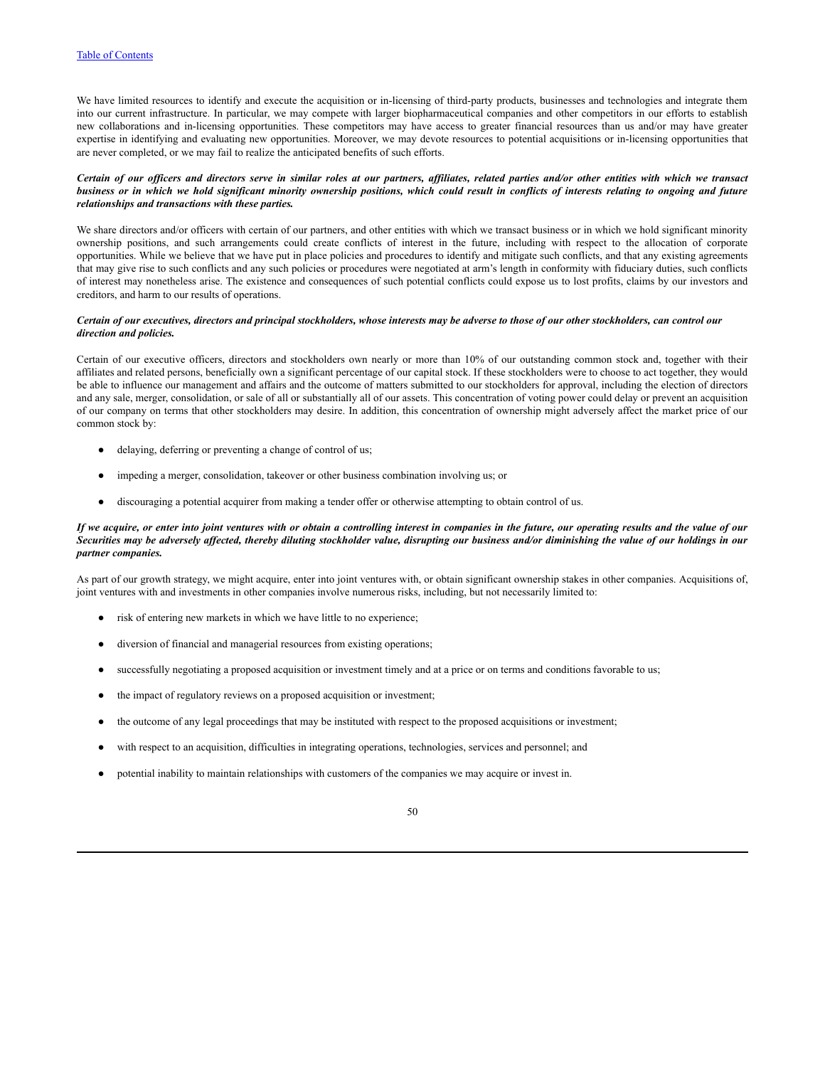We have limited resources to identify and execute the acquisition or in-licensing of third-party products, businesses and technologies and integrate them into our current infrastructure. In particular, we may compete with larger biopharmaceutical companies and other competitors in our efforts to establish new collaborations and in-licensing opportunities. These competitors may have access to greater financial resources than us and/or may have greater expertise in identifying and evaluating new opportunities. Moreover, we may devote resources to potential acquisitions or in-licensing opportunities that are never completed, or we may fail to realize the anticipated benefits of such efforts.

***Certain of our officers and directors serve in similar roles at our partners, affiliates, related parties and/or other entities with which we transact business or in which we hold significant minority ownership positions, which could result in conflicts of interests relating to ongoing and future relationships and transactions with these parties.***

We share directors and/or officers with certain of our partners, and other entities with which we transact business or in which we hold significant minority ownership positions, and such arrangements could create conflicts of interest in the future, including with respect to the allocation of corporate opportunities. While we believe that we have put in place policies and procedures to identify and mitigate such conflicts, and that any existing agreements that may give rise to such conflicts and any such policies or procedures were negotiated at arm's length in conformity with fiduciary duties, such conflicts of interest may nonetheless arise. The existence and consequences of such potential conflicts could expose us to lost profits, claims by our investors and creditors, and harm to our results of operations.

***Certain of our executives, directors and principal stockholders, whose interests may be adverse to those of our other stockholders, can control our direction and policies.***

Certain of our executive officers, directors and stockholders own nearly or more than 10% of our outstanding common stock and, together with their affiliates and related persons, beneficially own a significant percentage of our capital stock. If these stockholders were to choose to act together, they would be able to influence our management and affairs and the outcome of matters submitted to our stockholders for approval, including the election of directors and any sale, merger, consolidation, or sale of all or substantially all of our assets. This concentration of voting power could delay or prevent an acquisition of our company on terms that other stockholders may desire. In addition, this concentration of ownership might adversely affect the market price of our common stock by:

- delaying, deferring or preventing a change of control of us;
- impeding a merger, consolidation, takeover or other business combination involving us; or
- discouraging a potential acquirer from making a tender offer or otherwise attempting to obtain control of us.

***If we acquire, or enter into joint ventures with or obtain a controlling interest in companies in the future, our operating results and the value of our Securities may be adversely affected, thereby diluting stockholder value, disrupting our business and/or diminishing the value of our holdings in our partner companies.***

As part of our growth strategy, we might acquire, enter into joint ventures with, or obtain significant ownership stakes in other companies. Acquisitions of, joint ventures with and investments in other companies involve numerous risks, including, but not necessarily limited to:

- risk of entering new markets in which we have little to no experience;
- diversion of financial and managerial resources from existing operations;
- successfully negotiating a proposed acquisition or investment timely and at a price or on terms and conditions favorable to us;
- the impact of regulatory reviews on a proposed acquisition or investment;
- the outcome of any legal proceedings that may be instituted with respect to the proposed acquisitions or investment;
- with respect to an acquisition, difficulties in integrating operations, technologies, services and personnel; and
- potential inability to maintain relationships with customers of the companies we may acquire or invest in.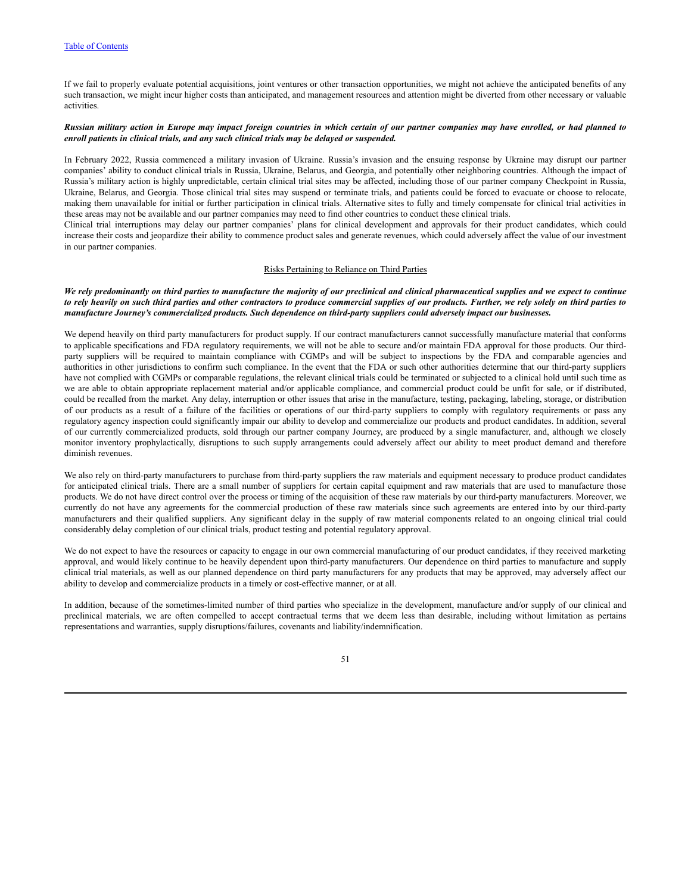If we fail to properly evaluate potential acquisitions, joint ventures or other transaction opportunities, we might not achieve the anticipated benefits of any such transaction, we might incur higher costs than anticipated, and management resources and attention might be diverted from other necessary or valuable activities.

***Russian military action in Europe may impact foreign countries in which certain of our partner companies may have enrolled, or had planned to enroll patients in clinical trials, and any such clinical trials may be delayed or suspended.***

In February 2022, Russia commenced a military invasion of Ukraine. Russia's invasion and the ensuing response by Ukraine may disrupt our partner companies' ability to conduct clinical trials in Russia, Ukraine, Belarus, and Georgia, and potentially other neighboring countries. Although the impact of Russia's military action is highly unpredictable, certain clinical trial sites may be affected, including those of our partner company Checkpoint in Russia, Ukraine, Belarus, and Georgia. Those clinical trial sites may suspend or terminate trials, and patients could be forced to evacuate or choose to relocate, making them unavailable for initial or further participation in clinical trials. Alternative sites to fully and timely compensate for clinical trial activities in these areas may not be available and our partner companies may need to find other countries to conduct these clinical trials.
Clinical trial interruptions may delay our partner companies' plans for clinical development and approvals for their product candidates, which could increase their costs and jeopardize their ability to commence product sales and generate revenues, which could adversely affect the value of our investment in our partner companies.

## Risks Pertaining to Reliance on Third Parties

***We rely predominantly on third parties to manufacture the majority of our preclinical and clinical pharmaceutical supplies and we expect to continue to rely heavily on such third parties and other contractors to produce commercial supplies of our products. Further, we rely solely on third parties to manufacture Journey's commercialized products. Such dependence on third-party suppliers could adversely impact our businesses.***

We depend heavily on third party manufacturers for product supply. If our contract manufacturers cannot successfully manufacture material that conforms to applicable specifications and FDA regulatory requirements, we will not be able to secure and/or maintain FDA approval for those products. Our third-party suppliers will be required to maintain compliance with CGMPs and will be subject to inspections by the FDA and comparable agencies and authorities in other jurisdictions to confirm such compliance. In the event that the FDA or such other authorities determine that our third-party suppliers have not complied with CGMPs or comparable regulations, the relevant clinical trials could be terminated or subjected to a clinical hold until such time as we are able to obtain appropriate replacement material and/or applicable compliance, and commercial product could be unfit for sale, or if distributed, could be recalled from the market. Any delay, interruption or other issues that arise in the manufacture, testing, packaging, labeling, storage, or distribution of our products as a result of a failure of the facilities or operations of our third-party suppliers to comply with regulatory requirements or pass any regulatory agency inspection could significantly impair our ability to develop and commercialize our products and product candidates. In addition, several of our currently commercialized products, sold through our partner company Journey, are produced by a single manufacturer, and, although we closely monitor inventory prophylactically, disruptions to such supply arrangements could adversely affect our ability to meet product demand and therefore diminish revenues.

We also rely on third-party manufacturers to purchase from third-party suppliers the raw materials and equipment necessary to produce product candidates for anticipated clinical trials. There are a small number of suppliers for certain capital equipment and raw materials that are used to manufacture those products. We do not have direct control over the process or timing of the acquisition of these raw materials by our third-party manufacturers. Moreover, we currently do not have any agreements for the commercial production of these raw materials since such agreements are entered into by our third-party manufacturers and their qualified suppliers. Any significant delay in the supply of raw material components related to an ongoing clinical trial could considerably delay completion of our clinical trials, product testing and potential regulatory approval.

We do not expect to have the resources or capacity to engage in our own commercial manufacturing of our product candidates, if they received marketing approval, and would likely continue to be heavily dependent upon third-party manufacturers. Our dependence on third parties to manufacture and supply clinical trial materials, as well as our planned dependence on third party manufacturers for any products that may be approved, may adversely affect our ability to develop and commercialize products in a timely or cost-effective manner, or at all.

In addition, because of the sometimes-limited number of third parties who specialize in the development, manufacture and/or supply of our clinical and preclinical materials, we are often compelled to accept contractual terms that we deem less than desirable, including without limitation as pertains representations and warranties, supply disruptions/failures, covenants and liability/indemnification.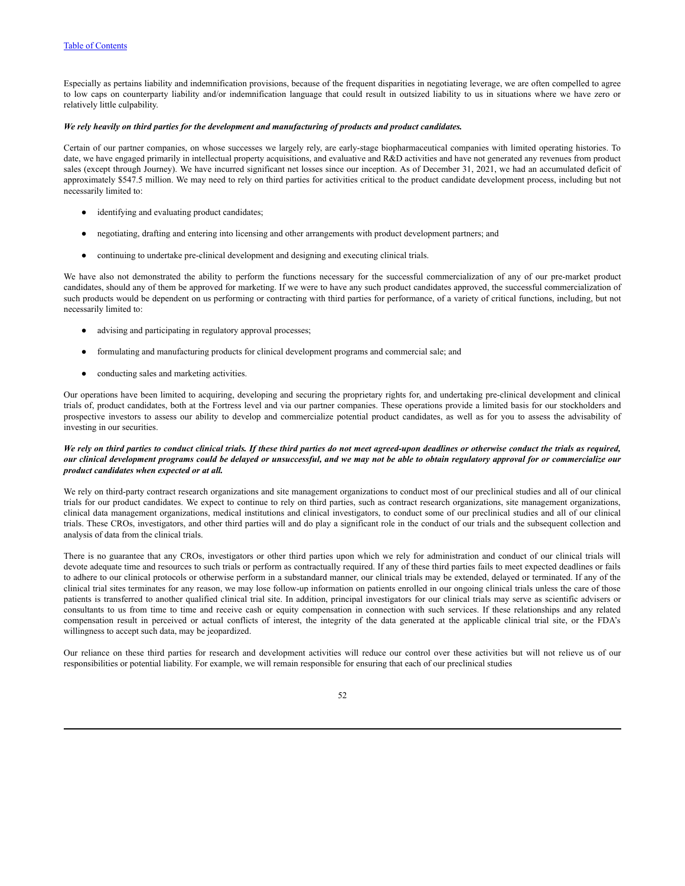Especially as pertains liability and indemnification provisions, because of the frequent disparities in negotiating leverage, we are often compelled to agree to low caps on counterparty liability and/or indemnification language that could result in outsized liability to us in situations where we have zero or relatively little culpability.

***We rely heavily on third parties for the development and manufacturing of products and product candidates.***

Certain of our partner companies, on whose successes we largely rely, are early-stage biopharmaceutical companies with limited operating histories. To date, we have engaged primarily in intellectual property acquisitions, and evaluative and R&D activities and have not generated any revenues from product sales (except through Journey). We have incurred significant net losses since our inception. As of December 31, 2021, we had an accumulated deficit of approximately $547.5 million. We may need to rely on third parties for activities critical to the product candidate development process, including but not necessarily limited to:

- identifying and evaluating product candidates;
- negotiating, drafting and entering into licensing and other arrangements with product development partners; and
- continuing to undertake pre-clinical development and designing and executing clinical trials.

We have also not demonstrated the ability to perform the functions necessary for the successful commercialization of any of our pre-market product candidates, should any of them be approved for marketing. If we were to have any such product candidates approved, the successful commercialization of such products would be dependent on us performing or contracting with third parties for performance, of a variety of critical functions, including, but not necessarily limited to:

- advising and participating in regulatory approval processes;
- formulating and manufacturing products for clinical development programs and commercial sale; and
- conducting sales and marketing activities.

Our operations have been limited to acquiring, developing and securing the proprietary rights for, and undertaking pre-clinical development and clinical trials of, product candidates, both at the Fortress level and via our partner companies. These operations provide a limited basis for our stockholders and prospective investors to assess our ability to develop and commercialize potential product candidates, as well as for you to assess the advisability of investing in our securities.

***We rely on third parties to conduct clinical trials. If these third parties do not meet agreed-upon deadlines or otherwise conduct the trials as required, our clinical development programs could be delayed or unsuccessful, and we may not be able to obtain regulatory approval for or commercialize our product candidates when expected or at all.***

We rely on third-party contract research organizations and site management organizations to conduct most of our preclinical studies and all of our clinical trials for our product candidates. We expect to continue to rely on third parties, such as contract research organizations, site management organizations, clinical data management organizations, medical institutions and clinical investigators, to conduct some of our preclinical studies and all of our clinical trials. These CROs, investigators, and other third parties will and do play a significant role in the conduct of our trials and the subsequent collection and analysis of data from the clinical trials.

There is no guarantee that any CROs, investigators or other third parties upon which we rely for administration and conduct of our clinical trials will devote adequate time and resources to such trials or perform as contractually required. If any of these third parties fails to meet expected deadlines or fails to adhere to our clinical protocols or otherwise perform in a substandard manner, our clinical trials may be extended, delayed or terminated. If any of the clinical trial sites terminates for any reason, we may lose follow-up information on patients enrolled in our ongoing clinical trials unless the care of those patients is transferred to another qualified clinical trial site. In addition, principal investigators for our clinical trials may serve as scientific advisers or consultants to us from time to time and receive cash or equity compensation in connection with such services. If these relationships and any related compensation result in perceived or actual conflicts of interest, the integrity of the data generated at the applicable clinical trial site, or the FDA's willingness to accept such data, may be jeopardized.

Our reliance on these third parties for research and development activities will reduce our control over these activities but will not relieve us of our responsibilities or potential liability. For example, we will remain responsible for ensuring that each of our preclinical studies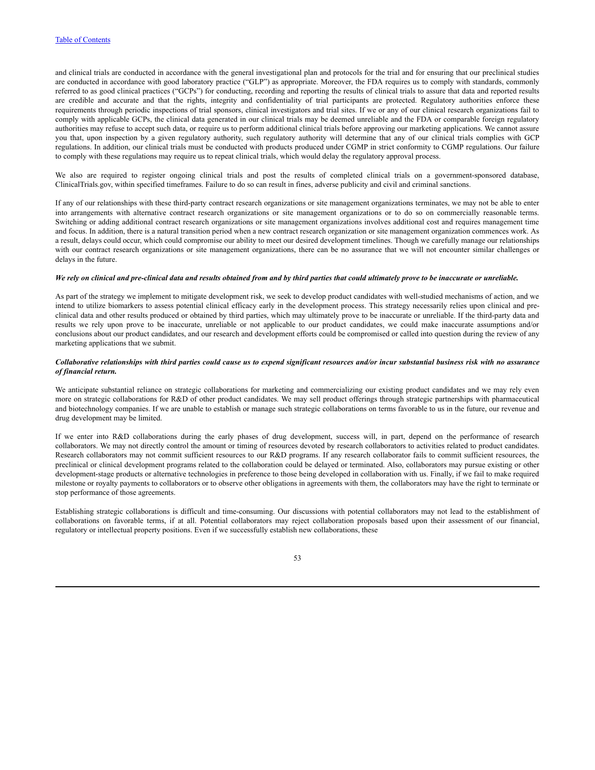and clinical trials are conducted in accordance with the general investigational plan and protocols for the trial and for ensuring that our preclinical studies are conducted in accordance with good laboratory practice ("GLP") as appropriate. Moreover, the FDA requires us to comply with standards, commonly referred to as good clinical practices ("GCPs") for conducting, recording and reporting the results of clinical trials to assure that data and reported results are credible and accurate and that the rights, integrity and confidentiality of trial participants are protected. Regulatory authorities enforce these requirements through periodic inspections of trial sponsors, clinical investigators and trial sites. If we or any of our clinical research organizations fail to comply with applicable GCPs, the clinical data generated in our clinical trials may be deemed unreliable and the FDA or comparable foreign regulatory authorities may refuse to accept such data, or require us to perform additional clinical trials before approving our marketing applications. We cannot assure you that, upon inspection by a given regulatory authority, such regulatory authority will determine that any of our clinical trials complies with GCP regulations. In addition, our clinical trials must be conducted with products produced under CGMP in strict conformity to CGMP regulations. Our failure to comply with these regulations may require us to repeat clinical trials, which would delay the regulatory approval process.

We also are required to register ongoing clinical trials and post the results of completed clinical trials on a government-sponsored database, ClinicalTrials.gov, within specified timeframes. Failure to do so can result in fines, adverse publicity and civil and criminal sanctions.

If any of our relationships with these third-party contract research organizations or site management organizations terminates, we may not be able to enter into arrangements with alternative contract research organizations or site management organizations or to do so on commercially reasonable terms. Switching or adding additional contract research organizations or site management organizations involves additional cost and requires management time and focus. In addition, there is a natural transition period when a new contract research organization or site management organization commences work. As a result, delays could occur, which could compromise our ability to meet our desired development timelines. Though we carefully manage our relationships with our contract research organizations or site management organizations, there can be no assurance that we will not encounter similar challenges or delays in the future.

***We rely on clinical and pre-clinical data and results obtained from and by third parties that could ultimately prove to be inaccurate or unreliable.***

As part of the strategy we implement to mitigate development risk, we seek to develop product candidates with well-studied mechanisms of action, and we intend to utilize biomarkers to assess potential clinical efficacy early in the development process. This strategy necessarily relies upon clinical and pre-clinical data and other results produced or obtained by third parties, which may ultimately prove to be inaccurate or unreliable. If the third-party data and results we rely upon prove to be inaccurate, unreliable or not applicable to our product candidates, we could make inaccurate assumptions and/or conclusions about our product candidates, and our research and development efforts could be compromised or called into question during the review of any marketing applications that we submit.

***Collaborative relationships with third parties could cause us to expend significant resources and/or incur substantial business risk with no assurance of financial return.***

We anticipate substantial reliance on strategic collaborations for marketing and commercializing our existing product candidates and we may rely even more on strategic collaborations for R&D of other product candidates. We may sell product offerings through strategic partnerships with pharmaceutical and biotechnology companies. If we are unable to establish or manage such strategic collaborations on terms favorable to us in the future, our revenue and drug development may be limited.

If we enter into R&D collaborations during the early phases of drug development, success will, in part, depend on the performance of research collaborators. We may not directly control the amount or timing of resources devoted by research collaborators to activities related to product candidates. Research collaborators may not commit sufficient resources to our R&D programs. If any research collaborator fails to commit sufficient resources, the preclinical or clinical development programs related to the collaboration could be delayed or terminated. Also, collaborators may pursue existing or other development-stage products or alternative technologies in preference to those being developed in collaboration with us. Finally, if we fail to make required milestone or royalty payments to collaborators or to observe other obligations in agreements with them, the collaborators may have the right to terminate or stop performance of those agreements.

Establishing strategic collaborations is difficult and time-consuming. Our discussions with potential collaborators may not lead to the establishment of collaborations on favorable terms, if at all. Potential collaborators may reject collaboration proposals based upon their assessment of our financial, regulatory or intellectual property positions. Even if we successfully establish new collaborations, these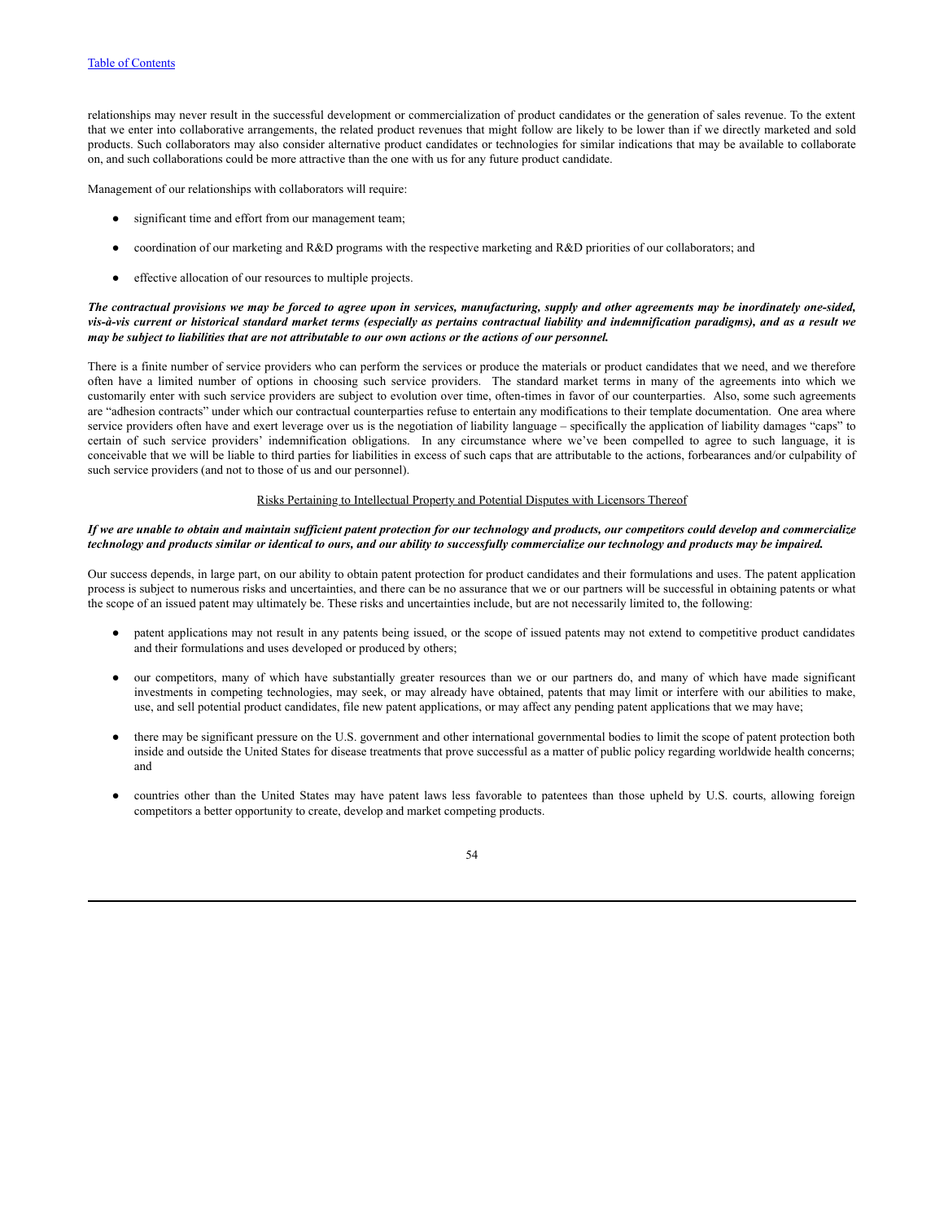relationships may never result in the successful development or commercialization of product candidates or the generation of sales revenue. To the extent that we enter into collaborative arrangements, the related product revenues that might follow are likely to be lower than if we directly marketed and sold products. Such collaborators may also consider alternative product candidates or technologies for similar indications that may be available to collaborate on, and such collaborations could be more attractive than the one with us for any future product candidate.

Management of our relationships with collaborators will require:

- significant time and effort from our management team;
- coordination of our marketing and R&D programs with the respective marketing and R&D priorities of our collaborators; and
- effective allocation of our resources to multiple projects.

***The contractual provisions we may be forced to agree upon in services, manufacturing, supply and other agreements may be inordinately one-sided, vis-à-vis current or historical standard market terms (especially as pertains contractual liability and indemnification paradigms), and as a result we may be subject to liabilities that are not attributable to our own actions or the actions of our personnel.***

There is a finite number of service providers who can perform the services or produce the materials or product candidates that we need, and we therefore often have a limited number of options in choosing such service providers. The standard market terms in many of the agreements into which we customarily enter with such service providers are subject to evolution over time, often-times in favor of our counterparties. Also, some such agreements are "adhesion contracts" under which our contractual counterparties refuse to entertain any modifications to their template documentation. One area where service providers often have and exert leverage over us is the negotiation of liability language – specifically the application of liability damages "caps" to certain of such service providers' indemnification obligations. In any circumstance where we've been compelled to agree to such language, it is conceivable that we will be liable to third parties for liabilities in excess of such caps that are attributable to the actions, forbearances and/or culpability of such service providers (and not to those of us and our personnel).

## Risks Pertaining to Intellectual Property and Potential Disputes with Licensors Thereof

***If we are unable to obtain and maintain sufficient patent protection for our technology and products, our competitors could develop and commercialize technology and products similar or identical to ours, and our ability to successfully commercialize our technology and products may be impaired.***

Our success depends, in large part, on our ability to obtain patent protection for product candidates and their formulations and uses. The patent application process is subject to numerous risks and uncertainties, and there can be no assurance that we or our partners will be successful in obtaining patents or what the scope of an issued patent may ultimately be. These risks and uncertainties include, but are not necessarily limited to, the following:

- patent applications may not result in any patents being issued, or the scope of issued patents may not extend to competitive product candidates and their formulations and uses developed or produced by others;
- our competitors, many of which have substantially greater resources than we or our partners do, and many of which have made significant investments in competing technologies, may seek, or may already have obtained, patents that may limit or interfere with our abilities to make, use, and sell potential product candidates, file new patent applications, or may affect any pending patent applications that we may have;
- there may be significant pressure on the U.S. government and other international governmental bodies to limit the scope of patent protection both inside and outside the United States for disease treatments that prove successful as a matter of public policy regarding worldwide health concerns; and
- countries other than the United States may have patent laws less favorable to patentees than those upheld by U.S. courts, allowing foreign competitors a better opportunity to create, develop and market competing products.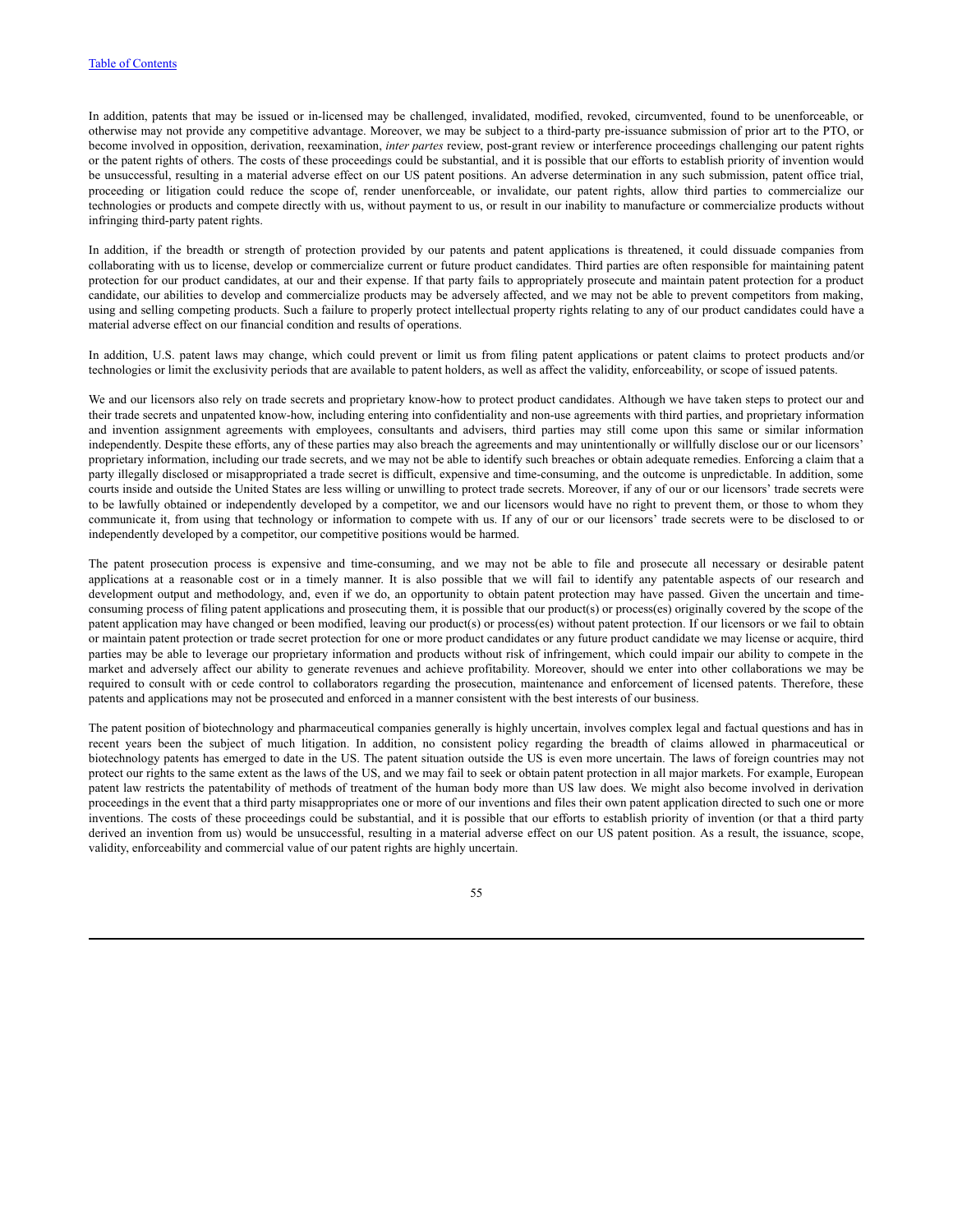In addition, patents that may be issued or in-licensed may be challenged, invalidated, modified, revoked, circumvented, found to be unenforceable, or otherwise may not provide any competitive advantage. Moreover, we may be subject to a third-party pre-issuance submission of prior art to the PTO, or become involved in opposition, derivation, reexamination, *inter partes* review, post-grant review or interference proceedings challenging our patent rights or the patent rights of others. The costs of these proceedings could be substantial, and it is possible that our efforts to establish priority of invention would be unsuccessful, resulting in a material adverse effect on our US patent positions. An adverse determination in any such submission, patent office trial, proceeding or litigation could reduce the scope of, render unenforceable, or invalidate, our patent rights, allow third parties to commercialize our technologies or products and compete directly with us, without payment to us, or result in our inability to manufacture or commercialize products without infringing third-party patent rights.

In addition, if the breadth or strength of protection provided by our patents and patent applications is threatened, it could dissuade companies from collaborating with us to license, develop or commercialize current or future product candidates. Third parties are often responsible for maintaining patent protection for our product candidates, at our and their expense. If that party fails to appropriately prosecute and maintain patent protection for a product candidate, our abilities to develop and commercialize products may be adversely affected, and we may not be able to prevent competitors from making, using and selling competing products. Such a failure to properly protect intellectual property rights relating to any of our product candidates could have a material adverse effect on our financial condition and results of operations.

In addition, U.S. patent laws may change, which could prevent or limit us from filing patent applications or patent claims to protect products and/or technologies or limit the exclusivity periods that are available to patent holders, as well as affect the validity, enforceability, or scope of issued patents.

We and our licensors also rely on trade secrets and proprietary know-how to protect product candidates. Although we have taken steps to protect our and their trade secrets and unpatented know-how, including entering into confidentiality and non-use agreements with third parties, and proprietary information and invention assignment agreements with employees, consultants and advisers, third parties may still come upon this same or similar information independently. Despite these efforts, any of these parties may also breach the agreements and may unintentionally or willfully disclose our or our licensors' proprietary information, including our trade secrets, and we may not be able to identify such breaches or obtain adequate remedies. Enforcing a claim that a party illegally disclosed or misappropriated a trade secret is difficult, expensive and time-consuming, and the outcome is unpredictable. In addition, some courts inside and outside the United States are less willing or unwilling to protect trade secrets. Moreover, if any of our or our licensors' trade secrets were to be lawfully obtained or independently developed by a competitor, we and our licensors would have no right to prevent them, or those to whom they communicate it, from using that technology or information to compete with us. If any of our or our licensors' trade secrets were to be disclosed to or independently developed by a competitor, our competitive positions would be harmed.

The patent prosecution process is expensive and time-consuming, and we may not be able to file and prosecute all necessary or desirable patent applications at a reasonable cost or in a timely manner. It is also possible that we will fail to identify any patentable aspects of our research and development output and methodology, and, even if we do, an opportunity to obtain patent protection may have passed. Given the uncertain and time-consuming process of filing patent applications and prosecuting them, it is possible that our product(s) or process(es) originally covered by the scope of the patent application may have changed or been modified, leaving our product(s) or process(es) without patent protection. If our licensors or we fail to obtain or maintain patent protection or trade secret protection for one or more product candidates or any future product candidate we may license or acquire, third parties may be able to leverage our proprietary information and products without risk of infringement, which could impair our ability to compete in the market and adversely affect our ability to generate revenues and achieve profitability. Moreover, should we enter into other collaborations we may be required to consult with or cede control to collaborators regarding the prosecution, maintenance and enforcement of licensed patents. Therefore, these patents and applications may not be prosecuted and enforced in a manner consistent with the best interests of our business.

The patent position of biotechnology and pharmaceutical companies generally is highly uncertain, involves complex legal and factual questions and has in recent years been the subject of much litigation. In addition, no consistent policy regarding the breadth of claims allowed in pharmaceutical or biotechnology patents has emerged to date in the US. The patent situation outside the US is even more uncertain. The laws of foreign countries may not protect our rights to the same extent as the laws of the US, and we may fail to seek or obtain patent protection in all major markets. For example, European patent law restricts the patentability of methods of treatment of the human body more than US law does. We might also become involved in derivation proceedings in the event that a third party misappropriates one or more of our inventions and files their own patent application directed to such one or more inventions. The costs of these proceedings could be substantial, and it is possible that our efforts to establish priority of invention (or that a third party derived an invention from us) would be unsuccessful, resulting in a material adverse effect on our US patent position. As a result, the issuance, scope, validity, enforceability and commercial value of our patent rights are highly uncertain.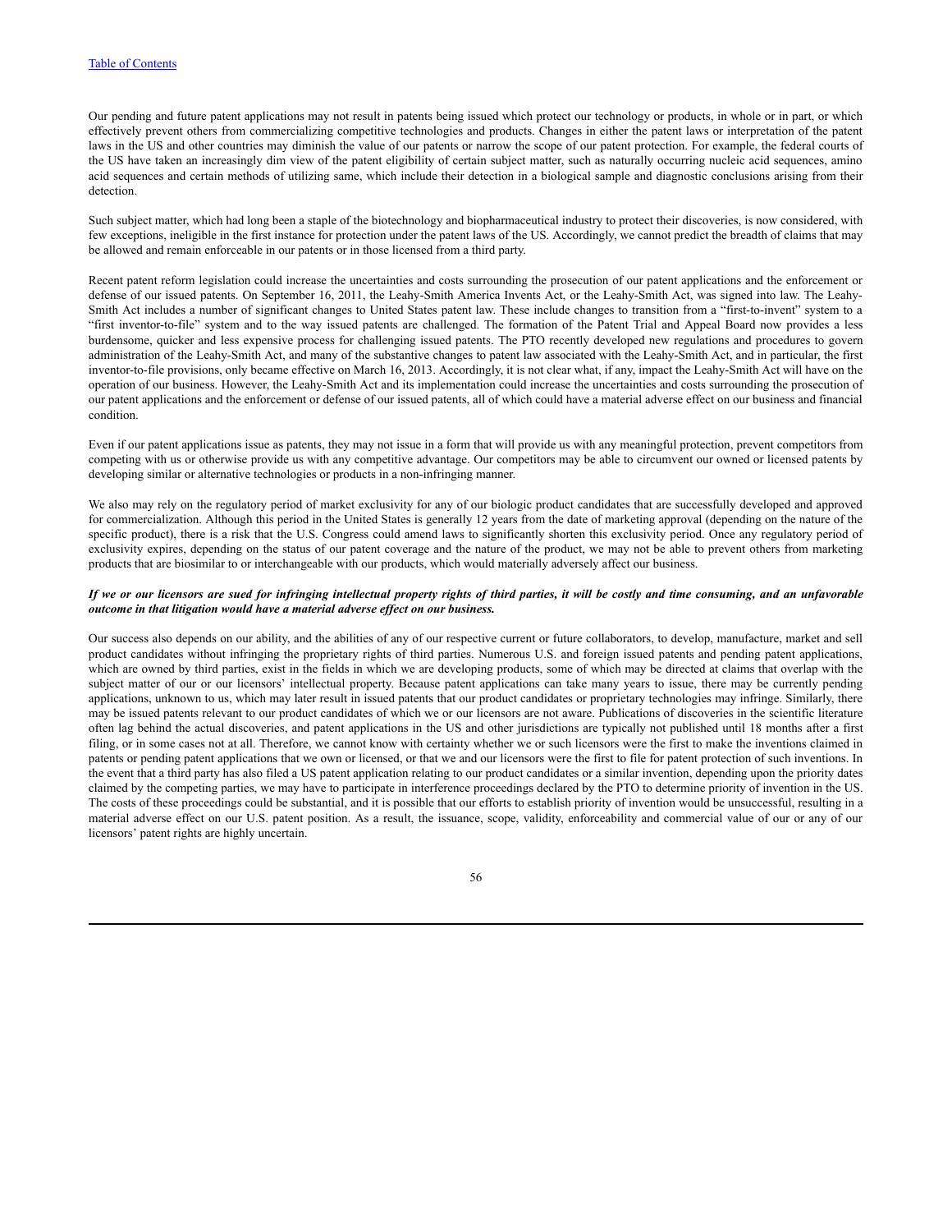Our pending and future patent applications may not result in patents being issued which protect our technology or products, in whole or in part, or which effectively prevent others from commercializing competitive technologies and products. Changes in either the patent laws or interpretation of the patent laws in the US and other countries may diminish the value of our patents or narrow the scope of our patent protection. For example, the federal courts of the US have taken an increasingly dim view of the patent eligibility of certain subject matter, such as naturally occurring nucleic acid sequences, amino acid sequences and certain methods of utilizing same, which include their detection in a biological sample and diagnostic conclusions arising from their detection.

Such subject matter, which had long been a staple of the biotechnology and biopharmaceutical industry to protect their discoveries, is now considered, with few exceptions, ineligible in the first instance for protection under the patent laws of the US. Accordingly, we cannot predict the breadth of claims that may be allowed and remain enforceable in our patents or in those licensed from a third party.

Recent patent reform legislation could increase the uncertainties and costs surrounding the prosecution of our patent applications and the enforcement or defense of our issued patents. On September 16, 2011, the Leahy-Smith America Invents Act, or the Leahy-Smith Act, was signed into law. The Leahy-Smith Act includes a number of significant changes to United States patent law. These include changes to transition from a "first-to-invent" system to a "first inventor-to-file" system and to the way issued patents are challenged. The formation of the Patent Trial and Appeal Board now provides a less burdensome, quicker and less expensive process for challenging issued patents. The PTO recently developed new regulations and procedures to govern administration of the Leahy-Smith Act, and many of the substantive changes to patent law associated with the Leahy-Smith Act, and in particular, the first inventor-to-file provisions, only became effective on March 16, 2013. Accordingly, it is not clear what, if any, impact the Leahy-Smith Act will have on the operation of our business. However, the Leahy-Smith Act and its implementation could increase the uncertainties and costs surrounding the prosecution of our patent applications and the enforcement or defense of our issued patents, all of which could have a material adverse effect on our business and financial condition.

Even if our patent applications issue as patents, they may not issue in a form that will provide us with any meaningful protection, prevent competitors from competing with us or otherwise provide us with any competitive advantage. Our competitors may be able to circumvent our owned or licensed patents by developing similar or alternative technologies or products in a non-infringing manner.

We also may rely on the regulatory period of market exclusivity for any of our biologic product candidates that are successfully developed and approved for commercialization. Although this period in the United States is generally 12 years from the date of marketing approval (depending on the nature of the specific product), there is a risk that the U.S. Congress could amend laws to significantly shorten this exclusivity period. Once any regulatory period of exclusivity expires, depending on the status of our patent coverage and the nature of the product, we may not be able to prevent others from marketing products that are biosimilar to or interchangeable with our products, which would materially adversely affect our business.

***If we or our licensors are sued for infringing intellectual property rights of third parties, it will be costly and time consuming, and an unfavorable outcome in that litigation would have a material adverse effect on our business.***

Our success also depends on our ability, and the abilities of any of our respective current or future collaborators, to develop, manufacture, market and sell product candidates without infringing the proprietary rights of third parties. Numerous U.S. and foreign issued patents and pending patent applications, which are owned by third parties, exist in the fields in which we are developing products, some of which may be directed at claims that overlap with the subject matter of our or our licensors' intellectual property. Because patent applications can take many years to issue, there may be currently pending applications, unknown to us, which may later result in issued patents that our product candidates or proprietary technologies may infringe. Similarly, there may be issued patents relevant to our product candidates of which we or our licensors are not aware. Publications of discoveries in the scientific literature often lag behind the actual discoveries, and patent applications in the US and other jurisdictions are typically not published until 18 months after a first filing, or in some cases not at all. Therefore, we cannot know with certainty whether we or such licensors were the first to make the inventions claimed in patents or pending patent applications that we own or licensed, or that we and our licensors were the first to file for patent protection of such inventions. In the event that a third party has also filed a US patent application relating to our product candidates or a similar invention, depending upon the priority dates claimed by the competing parties, we may have to participate in interference proceedings declared by the PTO to determine priority of invention in the US. The costs of these proceedings could be substantial, and it is possible that our efforts to establish priority of invention would be unsuccessful, resulting in a material adverse effect on our U.S. patent position. As a result, the issuance, scope, validity, enforceability and commercial value of our or any of our licensors' patent rights are highly uncertain.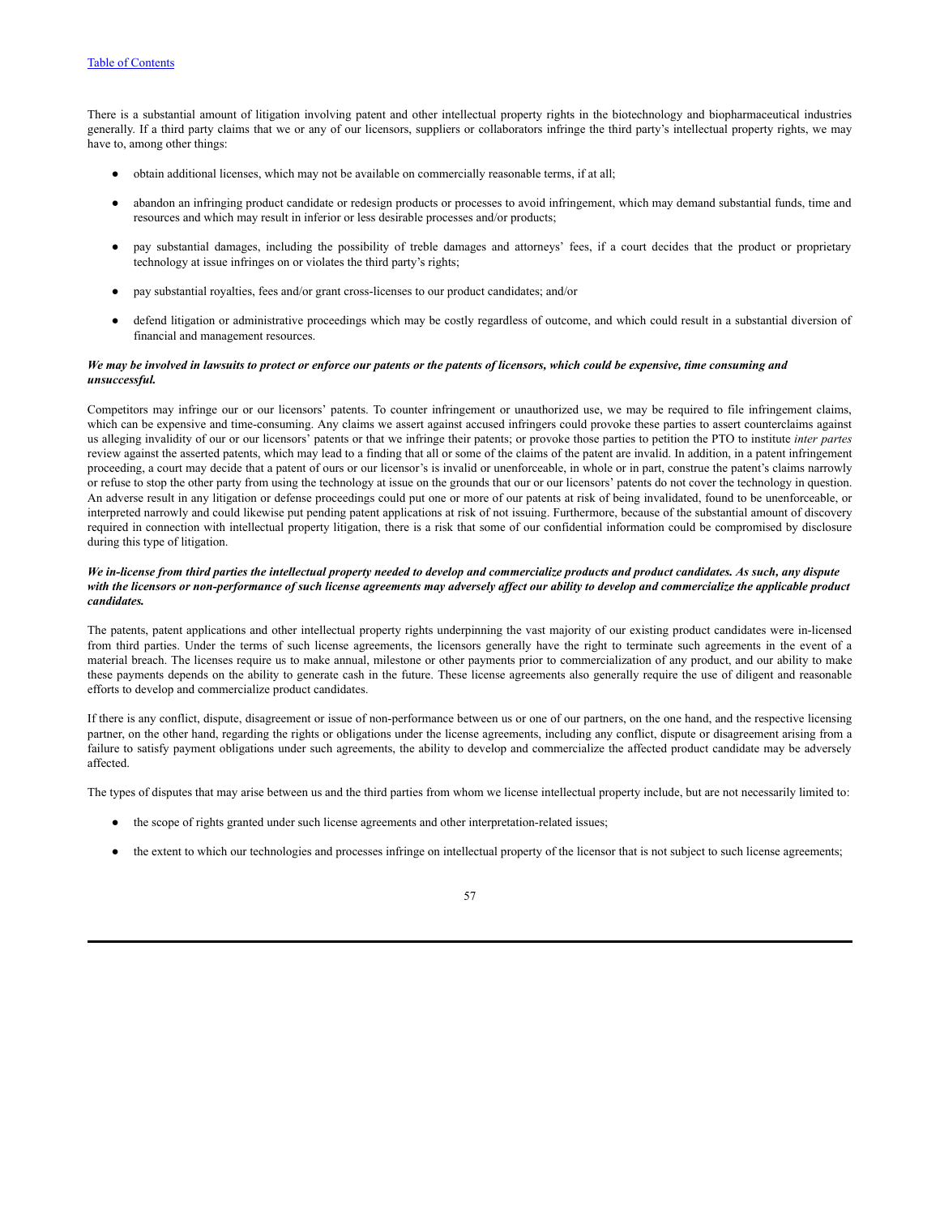There is a substantial amount of litigation involving patent and other intellectual property rights in the biotechnology and biopharmaceutical industries generally. If a third party claims that we or any of our licensors, suppliers or collaborators infringe the third party's intellectual property rights, we may have to, among other things:

- obtain additional licenses, which may not be available on commercially reasonable terms, if at all;
- abandon an infringing product candidate or redesign products or processes to avoid infringement, which may demand substantial funds, time and resources and which may result in inferior or less desirable processes and/or products;
- pay substantial damages, including the possibility of treble damages and attorneys' fees, if a court decides that the product or proprietary technology at issue infringes on or violates the third party's rights;
- pay substantial royalties, fees and/or grant cross-licenses to our product candidates; and/or
- defend litigation or administrative proceedings which may be costly regardless of outcome, and which could result in a substantial diversion of financial and management resources.

***We may be involved in lawsuits to protect or enforce our patents or the patents of licensors, which could be expensive, time consuming and unsuccessful.***

Competitors may infringe our or our licensors' patents. To counter infringement or unauthorized use, we may be required to file infringement claims, which can be expensive and time-consuming. Any claims we assert against accused infringers could provoke these parties to assert counterclaims against us alleging invalidity of our or our licensors' patents or that we infringe their patents; or provoke those parties to petition the PTO to institute *inter partes* review against the asserted patents, which may lead to a finding that all or some of the claims of the patent are invalid. In addition, in a patent infringement proceeding, a court may decide that a patent of ours or our licensor's is invalid or unenforceable, in whole or in part, construe the patent's claims narrowly or refuse to stop the other party from using the technology at issue on the grounds that our or our licensors' patents do not cover the technology in question. An adverse result in any litigation or defense proceedings could put one or more of our patents at risk of being invalidated, found to be unenforceable, or interpreted narrowly and could likewise put pending patent applications at risk of not issuing. Furthermore, because of the substantial amount of discovery required in connection with intellectual property litigation, there is a risk that some of our confidential information could be compromised by disclosure during this type of litigation.

***We in-license from third parties the intellectual property needed to develop and commercialize products and product candidates. As such, any dispute with the licensors or non-performance of such license agreements may adversely affect our ability to develop and commercialize the applicable product candidates.***

The patents, patent applications and other intellectual property rights underpinning the vast majority of our existing product candidates were in-licensed from third parties. Under the terms of such license agreements, the licensors generally have the right to terminate such agreements in the event of a material breach. The licenses require us to make annual, milestone or other payments prior to commercialization of any product, and our ability to make these payments depends on the ability to generate cash in the future. These license agreements also generally require the use of diligent and reasonable efforts to develop and commercialize product candidates.

If there is any conflict, dispute, disagreement or issue of non-performance between us or one of our partners, on the one hand, and the respective licensing partner, on the other hand, regarding the rights or obligations under the license agreements, including any conflict, dispute or disagreement arising from a failure to satisfy payment obligations under such agreements, the ability to develop and commercialize the affected product candidate may be adversely affected.

The types of disputes that may arise between us and the third parties from whom we license intellectual property include, but are not necessarily limited to:

- the scope of rights granted under such license agreements and other interpretation-related issues;
- the extent to which our technologies and processes infringe on intellectual property of the licensor that is not subject to such license agreements;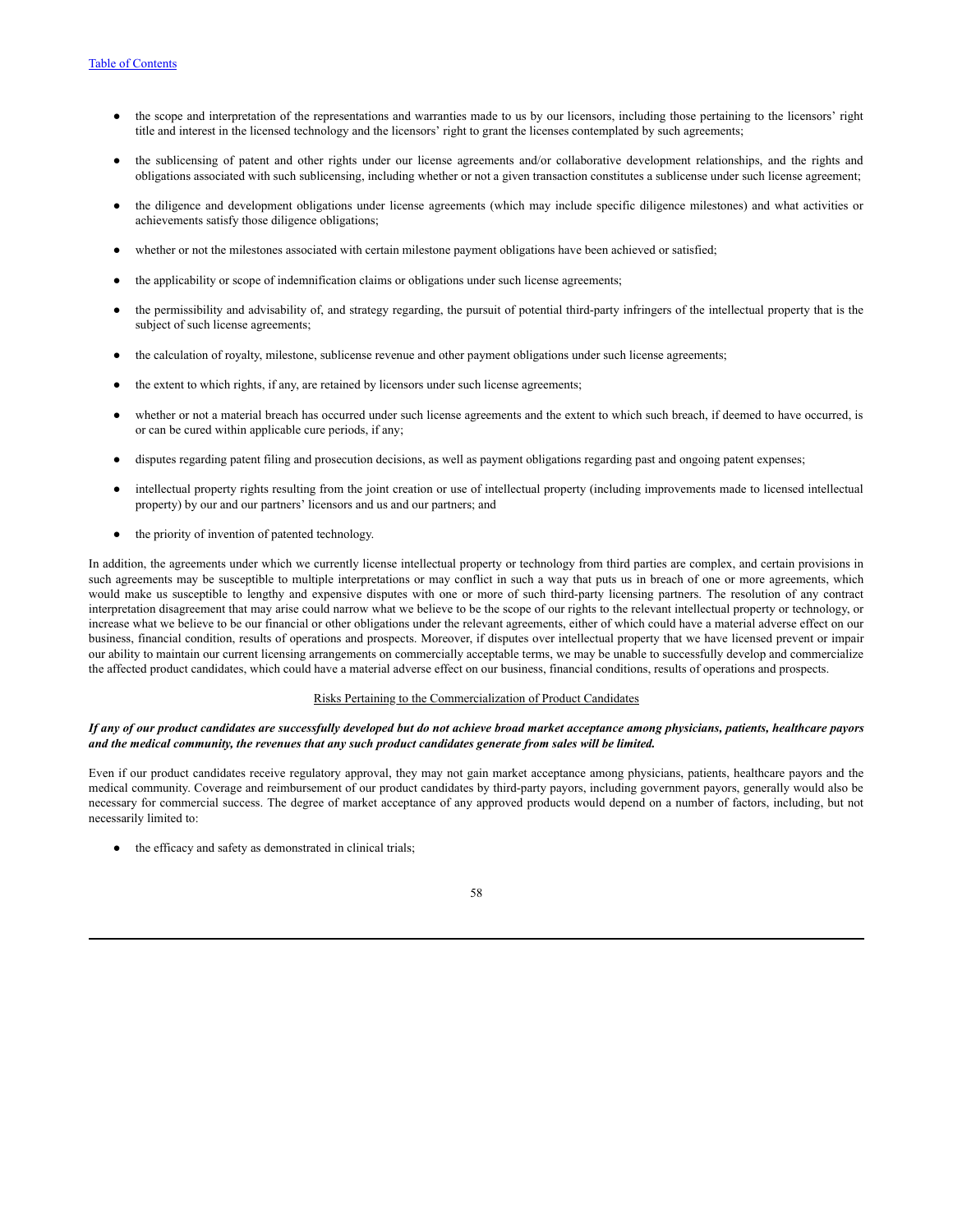- the scope and interpretation of the representations and warranties made to us by our licensors, including those pertaining to the licensors' right title and interest in the licensed technology and the licensors' right to grant the licenses contemplated by such agreements;
- the sublicensing of patent and other rights under our license agreements and/or collaborative development relationships, and the rights and obligations associated with such sublicensing, including whether or not a given transaction constitutes a sublicense under such license agreement;
- the diligence and development obligations under license agreements (which may include specific diligence milestones) and what activities or achievements satisfy those diligence obligations;
- whether or not the milestones associated with certain milestone payment obligations have been achieved or satisfied;
- the applicability or scope of indemnification claims or obligations under such license agreements;
- the permissibility and advisability of, and strategy regarding, the pursuit of potential third-party infringers of the intellectual property that is the subject of such license agreements;
- the calculation of royalty, milestone, sublicense revenue and other payment obligations under such license agreements;
- the extent to which rights, if any, are retained by licensors under such license agreements;
- whether or not a material breach has occurred under such license agreements and the extent to which such breach, if deemed to have occurred, is or can be cured within applicable cure periods, if any;
- disputes regarding patent filing and prosecution decisions, as well as payment obligations regarding past and ongoing patent expenses;
- intellectual property rights resulting from the joint creation or use of intellectual property (including improvements made to licensed intellectual property) by our and our partners' licensors and us and our partners; and
- the priority of invention of patented technology.

In addition, the agreements under which we currently license intellectual property or technology from third parties are complex, and certain provisions in such agreements may be susceptible to multiple interpretations or may conflict in such a way that puts us in breach of one or more agreements, which would make us susceptible to lengthy and expensive disputes with one or more of such third-party licensing partners. The resolution of any contract interpretation disagreement that may arise could narrow what we believe to be the scope of our rights to the relevant intellectual property or technology, or increase what we believe to be our financial or other obligations under the relevant agreements, either of which could have a material adverse effect on our business, financial condition, results of operations and prospects. Moreover, if disputes over intellectual property that we have licensed prevent or impair our ability to maintain our current licensing arrangements on commercially acceptable terms, we may be unable to successfully develop and commercialize the affected product candidates, which could have a material adverse effect on our business, financial conditions, results of operations and prospects.

## Risks Pertaining to the Commercialization of Product Candidates

***If any of our product candidates are successfully developed but do not achieve broad market acceptance among physicians, patients, healthcare payors and the medical community, the revenues that any such product candidates generate from sales will be limited.***

Even if our product candidates receive regulatory approval, they may not gain market acceptance among physicians, patients, healthcare payors and the medical community. Coverage and reimbursement of our product candidates by third-party payors, including government payors, generally would also be necessary for commercial success. The degree of market acceptance of any approved products would depend on a number of factors, including, but not necessarily limited to:

- the efficacy and safety as demonstrated in clinical trials;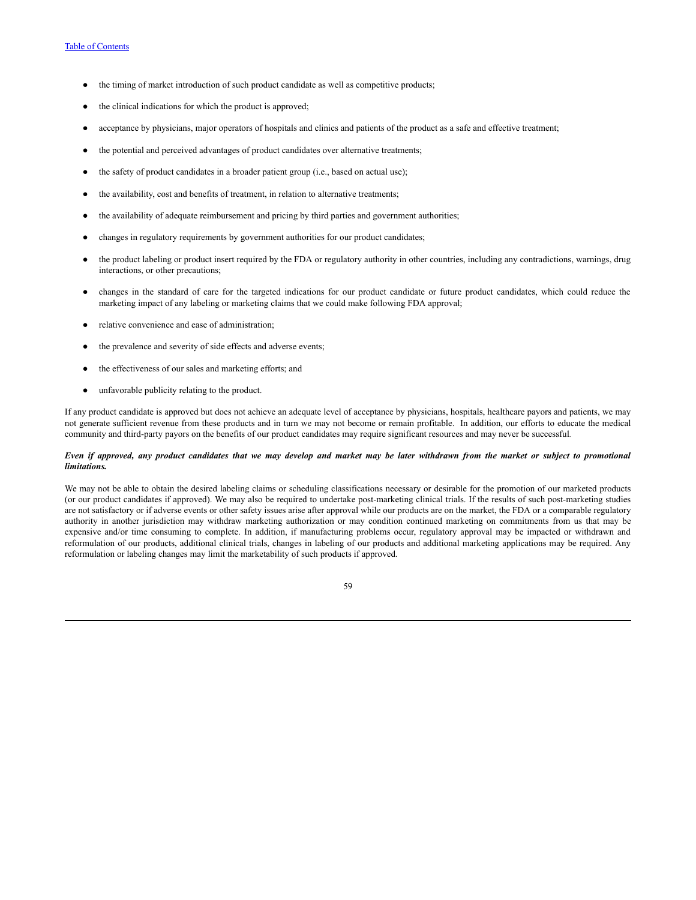- the timing of market introduction of such product candidate as well as competitive products;
- the clinical indications for which the product is approved;
- acceptance by physicians, major operators of hospitals and clinics and patients of the product as a safe and effective treatment;
- the potential and perceived advantages of product candidates over alternative treatments;
- the safety of product candidates in a broader patient group (i.e., based on actual use);
- the availability, cost and benefits of treatment, in relation to alternative treatments;
- the availability of adequate reimbursement and pricing by third parties and government authorities;
- changes in regulatory requirements by government authorities for our product candidates;
- the product labeling or product insert required by the FDA or regulatory authority in other countries, including any contradictions, warnings, drug interactions, or other precautions;
- changes in the standard of care for the targeted indications for our product candidate or future product candidates, which could reduce the marketing impact of any labeling or marketing claims that we could make following FDA approval;
- relative convenience and ease of administration;
- the prevalence and severity of side effects and adverse events;
- the effectiveness of our sales and marketing efforts; and
- unfavorable publicity relating to the product.

If any product candidate is approved but does not achieve an adequate level of acceptance by physicians, hospitals, healthcare payors and patients, we may not generate sufficient revenue from these products and in turn we may not become or remain profitable. In addition, our efforts to educate the medical community and third-party payors on the benefits of our product candidates may require significant resources and may never be successful.

***Even if approved, any product candidates that we may develop and market may be later withdrawn from the market or subject to promotional limitations.***

We may not be able to obtain the desired labeling claims or scheduling classifications necessary or desirable for the promotion of our marketed products (or our product candidates if approved). We may also be required to undertake post-marketing clinical trials. If the results of such post-marketing studies are not satisfactory or if adverse events or other safety issues arise after approval while our products are on the market, the FDA or a comparable regulatory authority in another jurisdiction may withdraw marketing authorization or may condition continued marketing on commitments from us that may be expensive and/or time consuming to complete. In addition, if manufacturing problems occur, regulatory approval may be impacted or withdrawn and reformulation of our products, additional clinical trials, changes in labeling of our products and additional marketing applications may be required. Any reformulation or labeling changes may limit the marketability of such products if approved.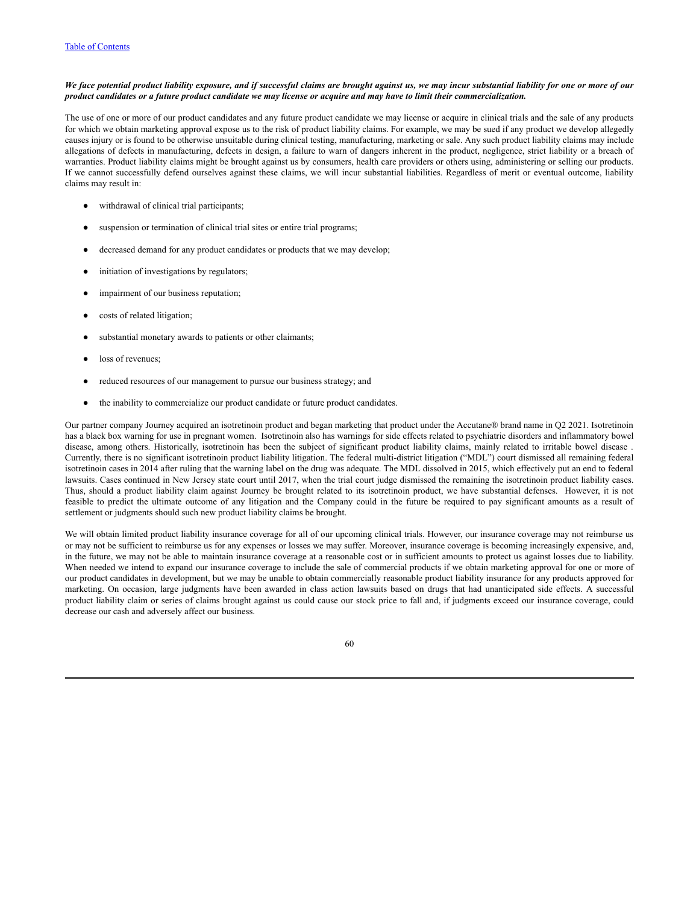***We face potential product liability exposure, and if successful claims are brought against us, we may incur substantial liability for one or more of our product candidates or a future product candidate we may license or acquire and may have to limit their commercialization.***

The use of one or more of our product candidates and any future product candidate we may license or acquire in clinical trials and the sale of any products for which we obtain marketing approval expose us to the risk of product liability claims. For example, we may be sued if any product we develop allegedly causes injury or is found to be otherwise unsuitable during clinical testing, manufacturing, marketing or sale. Any such product liability claims may include allegations of defects in manufacturing, defects in design, a failure to warn of dangers inherent in the product, negligence, strict liability or a breach of warranties. Product liability claims might be brought against us by consumers, health care providers or others using, administering or selling our products. If we cannot successfully defend ourselves against these claims, we will incur substantial liabilities. Regardless of merit or eventual outcome, liability claims may result in:

- withdrawal of clinical trial participants;
- suspension or termination of clinical trial sites or entire trial programs;
- decreased demand for any product candidates or products that we may develop;
- initiation of investigations by regulators;
- impairment of our business reputation;
- costs of related litigation;
- substantial monetary awards to patients or other claimants;
- loss of revenues;
- reduced resources of our management to pursue our business strategy; and
- the inability to commercialize our product candidate or future product candidates.

Our partner company Journey acquired an isotretinoin product and began marketing that product under the Accutane® brand name in Q2 2021. Isotretinoin has a black box warning for use in pregnant women. Isotretinoin also has warnings for side effects related to psychiatric disorders and inflammatory bowel disease, among others. Historically, isotretinoin has been the subject of significant product liability claims, mainly related to irritable bowel disease . Currently, there is no significant isotretinoin product liability litigation. The federal multi-district litigation ("MDL") court dismissed all remaining federal isotretinoin cases in 2014 after ruling that the warning label on the drug was adequate. The MDL dissolved in 2015, which effectively put an end to federal lawsuits. Cases continued in New Jersey state court until 2017, when the trial court judge dismissed the remaining the isotretinoin product liability cases. Thus, should a product liability claim against Journey be brought related to its isotretinoin product, we have substantial defenses. However, it is not feasible to predict the ultimate outcome of any litigation and the Company could in the future be required to pay significant amounts as a result of settlement or judgments should such new product liability claims be brought.

We will obtain limited product liability insurance coverage for all of our upcoming clinical trials. However, our insurance coverage may not reimburse us or may not be sufficient to reimburse us for any expenses or losses we may suffer. Moreover, insurance coverage is becoming increasingly expensive, and, in the future, we may not be able to maintain insurance coverage at a reasonable cost or in sufficient amounts to protect us against losses due to liability. When needed we intend to expand our insurance coverage to include the sale of commercial products if we obtain marketing approval for one or more of our product candidates in development, but we may be unable to obtain commercially reasonable product liability insurance for any products approved for marketing. On occasion, large judgments have been awarded in class action lawsuits based on drugs that had unanticipated side effects. A successful product liability claim or series of claims brought against us could cause our stock price to fall and, if judgments exceed our insurance coverage, could decrease our cash and adversely affect our business.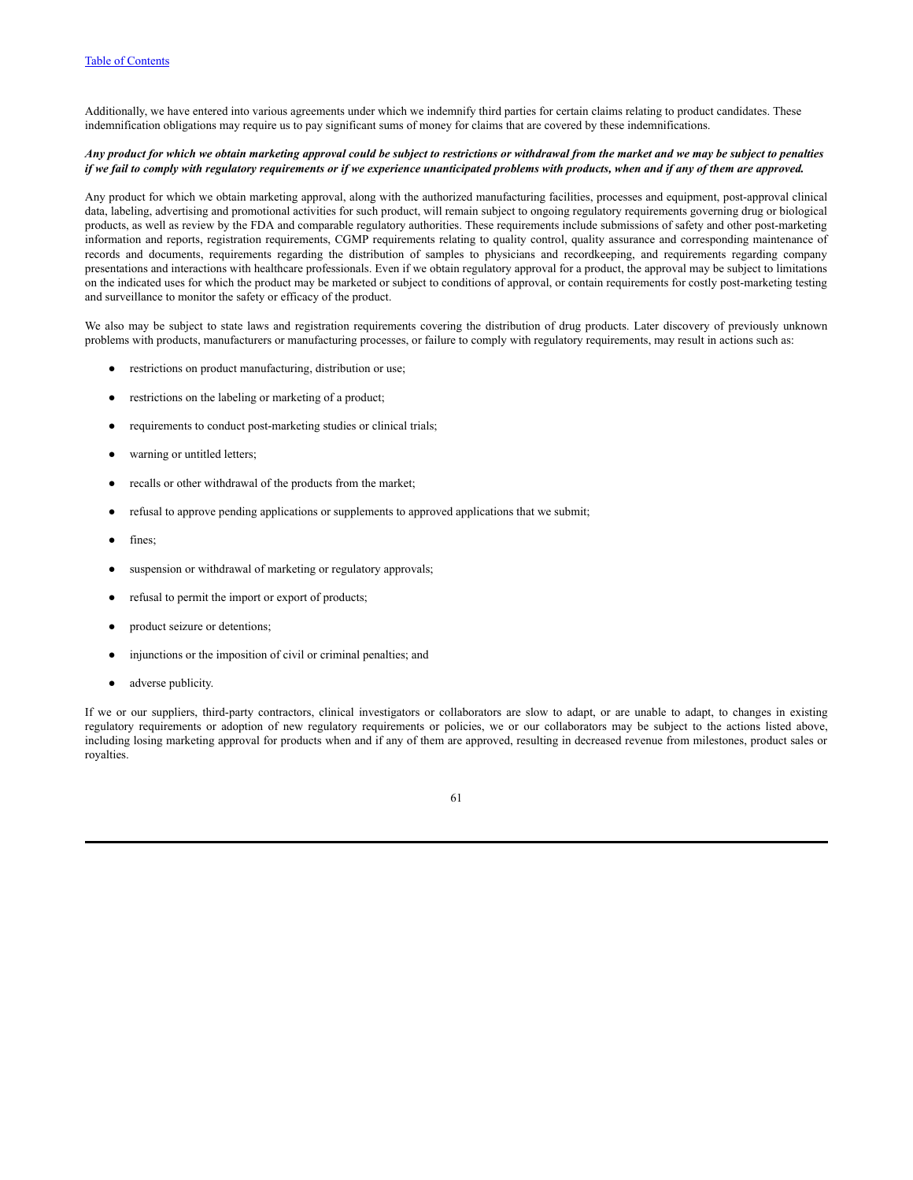Additionally, we have entered into various agreements under which we indemnify third parties for certain claims relating to product candidates. These indemnification obligations may require us to pay significant sums of money for claims that are covered by these indemnifications.

***Any product for which we obtain marketing approval could be subject to restrictions or withdrawal from the market and we may be subject to penalties if we fail to comply with regulatory requirements or if we experience unanticipated problems with products, when and if any of them are approved.***

Any product for which we obtain marketing approval, along with the authorized manufacturing facilities, processes and equipment, post-approval clinical data, labeling, advertising and promotional activities for such product, will remain subject to ongoing regulatory requirements governing drug or biological products, as well as review by the FDA and comparable regulatory authorities. These requirements include submissions of safety and other post-marketing information and reports, registration requirements, CGMP requirements relating to quality control, quality assurance and corresponding maintenance of records and documents, requirements regarding the distribution of samples to physicians and recordkeeping, and requirements regarding company presentations and interactions with healthcare professionals. Even if we obtain regulatory approval for a product, the approval may be subject to limitations on the indicated uses for which the product may be marketed or subject to conditions of approval, or contain requirements for costly post-marketing testing and surveillance to monitor the safety or efficacy of the product.

We also may be subject to state laws and registration requirements covering the distribution of drug products. Later discovery of previously unknown problems with products, manufacturers or manufacturing processes, or failure to comply with regulatory requirements, may result in actions such as:

- restrictions on product manufacturing, distribution or use;
- restrictions on the labeling or marketing of a product;
- requirements to conduct post-marketing studies or clinical trials;
- warning or untitled letters;
- recalls or other withdrawal of the products from the market;
- refusal to approve pending applications or supplements to approved applications that we submit;
- fines;
- suspension or withdrawal of marketing or regulatory approvals;
- refusal to permit the import or export of products;
- product seizure or detentions;
- injunctions or the imposition of civil or criminal penalties; and
- adverse publicity.

If we or our suppliers, third-party contractors, clinical investigators or collaborators are slow to adapt, or are unable to adapt, to changes in existing regulatory requirements or adoption of new regulatory requirements or policies, we or our collaborators may be subject to the actions listed above, including losing marketing approval for products when and if any of them are approved, resulting in decreased revenue from milestones, product sales or royalties.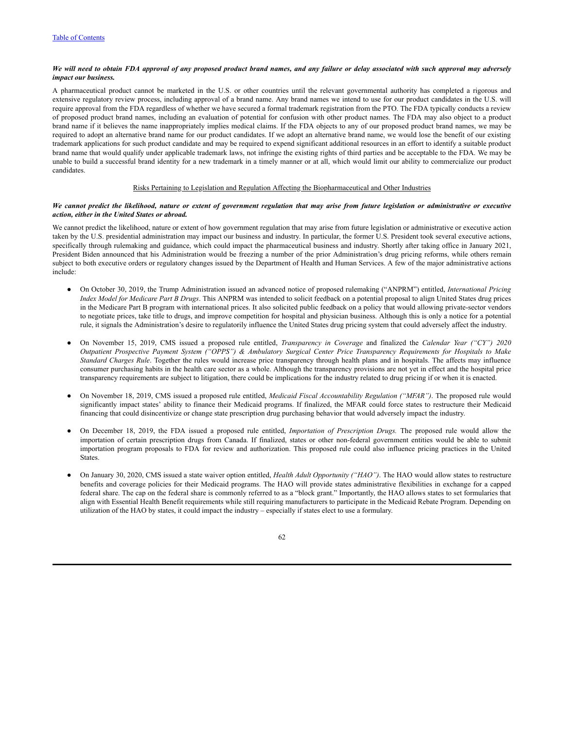***We will need to obtain FDA approval of any proposed product brand names, and any failure or delay associated with such approval may adversely impact our business.***

A pharmaceutical product cannot be marketed in the U.S. or other countries until the relevant governmental authority has completed a rigorous and extensive regulatory review process, including approval of a brand name. Any brand names we intend to use for our product candidates in the U.S. will require approval from the FDA regardless of whether we have secured a formal trademark registration from the PTO. The FDA typically conducts a review of proposed product brand names, including an evaluation of potential for confusion with other product names. The FDA may also object to a product brand name if it believes the name inappropriately implies medical claims. If the FDA objects to any of our proposed product brand names, we may be required to adopt an alternative brand name for our product candidates. If we adopt an alternative brand name, we would lose the benefit of our existing trademark applications for such product candidate and may be required to expend significant additional resources in an effort to identify a suitable product brand name that would qualify under applicable trademark laws, not infringe the existing rights of third parties and be acceptable to the FDA. We may be unable to build a successful brand identity for a new trademark in a timely manner or at all, which would limit our ability to commercialize our product candidates.

Risks Pertaining to Legislation and Regulation Affecting the Biopharmaceutical and Other Industries

***We cannot predict the likelihood, nature or extent of government regulation that may arise from future legislation or administrative or executive action, either in the United States or abroad.***

We cannot predict the likelihood, nature or extent of how government regulation that may arise from future legislation or administrative or executive action taken by the U.S. presidential administration may impact our business and industry. In particular, the former U.S. President took several executive actions, specifically through rulemaking and guidance, which could impact the pharmaceutical business and industry. Shortly after taking office in January 2021, President Biden announced that his Administration would be freezing a number of the prior Administration's drug pricing reforms, while others remain subject to both executive orders or regulatory changes issued by the Department of Health and Human Services. A few of the major administrative actions include:

- On October 30, 2019, the Trump Administration issued an advanced notice of proposed rulemaking ("ANPRM") entitled, *International Pricing Index Model for Medicare Part B Drugs*. This ANPRM was intended to solicit feedback on a potential proposal to align United States drug prices in the Medicare Part B program with international prices. It also solicited public feedback on a policy that would allowing private-sector vendors to negotiate prices, take title to drugs, and improve competition for hospital and physician business. Although this is only a notice for a potential rule, it signals the Administration's desire to regulatorily influence the United States drug pricing system that could adversely affect the industry.

- On November 15, 2019, CMS issued a proposed rule entitled, *Transparency in Coverage* and finalized the *Calendar Year ("CY") 2020 Outpatient Prospective Payment System ("OPPS") & Ambulatory Surgical Center Price Transparency Requirements for Hospitals to Make Standard Charges Rule*. Together the rules would increase price transparency through health plans and in hospitals. The affects may influence consumer purchasing habits in the health care sector as a whole. Although the transparency provisions are not yet in effect and the hospital price transparency requirements are subject to litigation, there could be implications for the industry related to drug pricing if or when it is enacted.

- On November 18, 2019, CMS issued a proposed rule entitled, *Medicaid Fiscal Accountability Regulation ("MFAR")*. The proposed rule would significantly impact states' ability to finance their Medicaid programs. If finalized, the MFAR could force states to restructure their Medicaid financing that could disincentivize or change state prescription drug purchasing behavior that would adversely impact the industry.

- On December 18, 2019, the FDA issued a proposed rule entitled, *Importation of Prescription Drugs.* The proposed rule would allow the importation of certain prescription drugs from Canada. If finalized, states or other non-federal government entities would be able to submit importation program proposals to FDA for review and authorization. This proposed rule could also influence pricing practices in the United States.

- On January 30, 2020, CMS issued a state waiver option entitled, *Health Adult Opportunity ("HAO")*. The HAO would allow states to restructure benefits and coverage policies for their Medicaid programs. The HAO will provide states administrative flexibilities in exchange for a capped federal share. The cap on the federal share is commonly referred to as a "block grant." Importantly, the HAO allows states to set formularies that align with Essential Health Benefit requirements while still requiring manufacturers to participate in the Medicaid Rebate Program. Depending on utilization of the HAO by states, it could impact the industry – especially if states elect to use a formulary.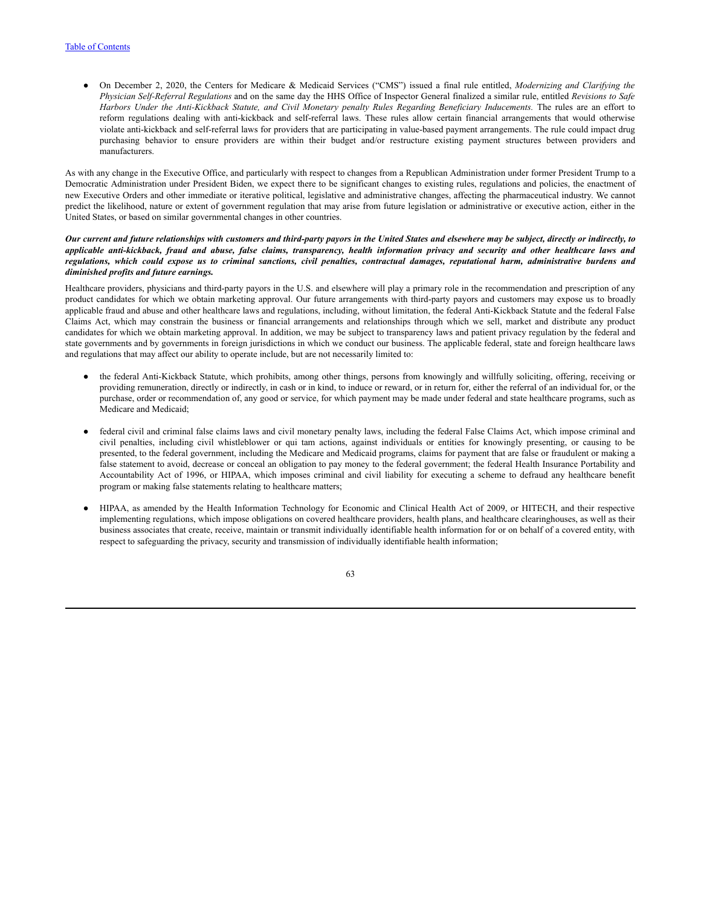- On December 2, 2020, the Centers for Medicare & Medicaid Services ("CMS") issued a final rule entitled, *Modernizing and Clarifying the Physician Self-Referral Regulations* and on the same day the HHS Office of Inspector General finalized a similar rule, entitled *Revisions to Safe Harbors Under the Anti-Kickback Statute, and Civil Monetary penalty Rules Regarding Beneficiary Inducements.* The rules are an effort to reform regulations dealing with anti-kickback and self-referral laws. These rules allow certain financial arrangements that would otherwise violate anti-kickback and self-referral laws for providers that are participating in value-based payment arrangements. The rule could impact drug purchasing behavior to ensure providers are within their budget and/or restructure existing payment structures between providers and manufacturers.

As with any change in the Executive Office, and particularly with respect to changes from a Republican Administration under former President Trump to a Democratic Administration under President Biden, we expect there to be significant changes to existing rules, regulations and policies, the enactment of new Executive Orders and other immediate or iterative political, legislative and administrative changes, affecting the pharmaceutical industry. We cannot predict the likelihood, nature or extent of government regulation that may arise from future legislation or administrative or executive action, either in the United States, or based on similar governmental changes in other countries.

***Our current and future relationships with customers and third-party payors in the United States and elsewhere may be subject, directly or indirectly, to applicable anti-kickback, fraud and abuse, false claims, transparency, health information privacy and security and other healthcare laws and regulations, which could expose us to criminal sanctions, civil penalties, contractual damages, reputational harm, administrative burdens and diminished profits and future earnings.***

Healthcare providers, physicians and third-party payors in the U.S. and elsewhere will play a primary role in the recommendation and prescription of any product candidates for which we obtain marketing approval. Our future arrangements with third-party payors and customers may expose us to broadly applicable fraud and abuse and other healthcare laws and regulations, including, without limitation, the federal Anti-Kickback Statute and the federal False Claims Act, which may constrain the business or financial arrangements and relationships through which we sell, market and distribute any product candidates for which we obtain marketing approval. In addition, we may be subject to transparency laws and patient privacy regulation by the federal and state governments and by governments in foreign jurisdictions in which we conduct our business. The applicable federal, state and foreign healthcare laws and regulations that may affect our ability to operate include, but are not necessarily limited to:

- the federal Anti-Kickback Statute, which prohibits, among other things, persons from knowingly and willfully soliciting, offering, receiving or providing remuneration, directly or indirectly, in cash or in kind, to induce or reward, or in return for, either the referral of an individual for, or the purchase, order or recommendation of, any good or service, for which payment may be made under federal and state healthcare programs, such as Medicare and Medicaid;

- federal civil and criminal false claims laws and civil monetary penalty laws, including the federal False Claims Act, which impose criminal and civil penalties, including civil whistleblower or qui tam actions, against individuals or entities for knowingly presenting, or causing to be presented, to the federal government, including the Medicare and Medicaid programs, claims for payment that are false or fraudulent or making a false statement to avoid, decrease or conceal an obligation to pay money to the federal government; the federal Health Insurance Portability and Accountability Act of 1996, or HIPAA, which imposes criminal and civil liability for executing a scheme to defraud any healthcare benefit program or making false statements relating to healthcare matters;

- HIPAA, as amended by the Health Information Technology for Economic and Clinical Health Act of 2009, or HITECH, and their respective implementing regulations, which impose obligations on covered healthcare providers, health plans, and healthcare clearinghouses, as well as their business associates that create, receive, maintain or transmit individually identifiable health information for or on behalf of a covered entity, with respect to safeguarding the privacy, security and transmission of individually identifiable health information;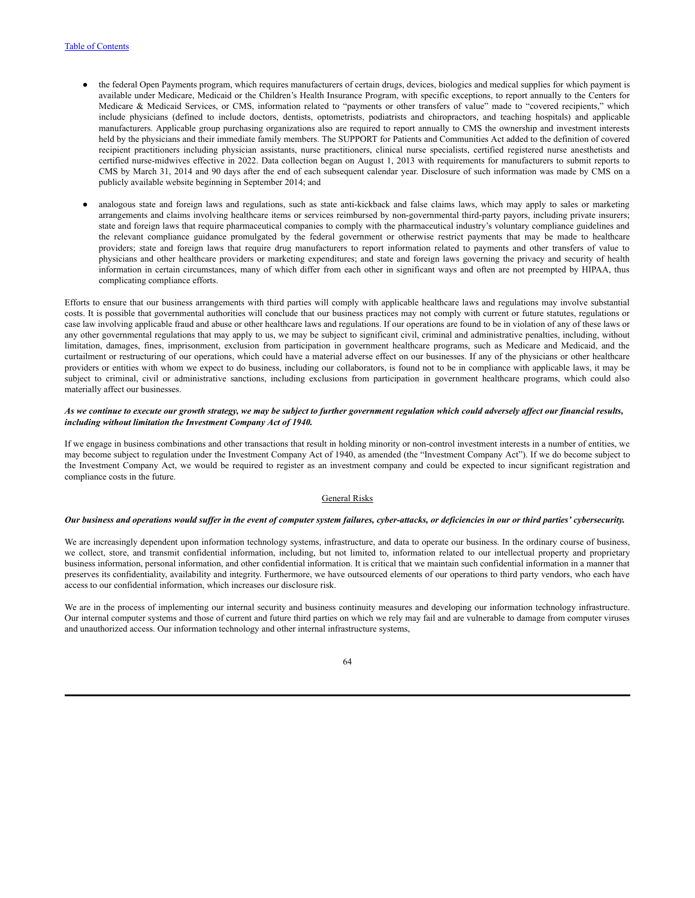- the federal Open Payments program, which requires manufacturers of certain drugs, devices, biologics and medical supplies for which payment is available under Medicare, Medicaid or the Children's Health Insurance Program, with specific exceptions, to report annually to the Centers for Medicare & Medicaid Services, or CMS, information related to "payments or other transfers of value" made to "covered recipients," which include physicians (defined to include doctors, dentists, optometrists, podiatrists and chiropractors, and teaching hospitals) and applicable manufacturers. Applicable group purchasing organizations also are required to report annually to CMS the ownership and investment interests held by the physicians and their immediate family members. The SUPPORT for Patients and Communities Act added to the definition of covered recipient practitioners including physician assistants, nurse practitioners, clinical nurse specialists, certified registered nurse anesthetists and certified nurse-midwives effective in 2022. Data collection began on August 1, 2013 with requirements for manufacturers to submit reports to CMS by March 31, 2014 and 90 days after the end of each subsequent calendar year. Disclosure of such information was made by CMS on a publicly available website beginning in September 2014; and
- analogous state and foreign laws and regulations, such as state anti-kickback and false claims laws, which may apply to sales or marketing arrangements and claims involving healthcare items or services reimbursed by non-governmental third-party payors, including private insurers; state and foreign laws that require pharmaceutical companies to comply with the pharmaceutical industry's voluntary compliance guidelines and the relevant compliance guidance promulgated by the federal government or otherwise restrict payments that may be made to healthcare providers; state and foreign laws that require drug manufacturers to report information related to payments and other transfers of value to physicians and other healthcare providers or marketing expenditures; and state and foreign laws governing the privacy and security of health information in certain circumstances, many of which differ from each other in significant ways and often are not preempted by HIPAA, thus complicating compliance efforts.

Efforts to ensure that our business arrangements with third parties will comply with applicable healthcare laws and regulations may involve substantial costs. It is possible that governmental authorities will conclude that our business practices may not comply with current or future statutes, regulations or case law involving applicable fraud and abuse or other healthcare laws and regulations. If our operations are found to be in violation of any of these laws or any other governmental regulations that may apply to us, we may be subject to significant civil, criminal and administrative penalties, including, without limitation, damages, fines, imprisonment, exclusion from participation in government healthcare programs, such as Medicare and Medicaid, and the curtailment or restructuring of our operations, which could have a material adverse effect on our businesses. If any of the physicians or other healthcare providers or entities with whom we expect to do business, including our collaborators, is found not to be in compliance with applicable laws, it may be subject to criminal, civil or administrative sanctions, including exclusions from participation in government healthcare programs, which could also materially affect our businesses.

***As we continue to execute our growth strategy, we may be subject to further government regulation which could adversely affect our financial results, including without limitation the Investment Company Act of 1940.***

If we engage in business combinations and other transactions that result in holding minority or non-control investment interests in a number of entities, we may become subject to regulation under the Investment Company Act of 1940, as amended (the "Investment Company Act"). If we do become subject to the Investment Company Act, we would be required to register as an investment company and could be expected to incur significant registration and compliance costs in the future.

## General Risks

***Our business and operations would suffer in the event of computer system failures, cyber-attacks, or deficiencies in our or third parties' cybersecurity.***

We are increasingly dependent upon information technology systems, infrastructure, and data to operate our business. In the ordinary course of business, we collect, store, and transmit confidential information, including, but not limited to, information related to our intellectual property and proprietary business information, personal information, and other confidential information. It is critical that we maintain such confidential information in a manner that preserves its confidentiality, availability and integrity. Furthermore, we have outsourced elements of our operations to third party vendors, who each have access to our confidential information, which increases our disclosure risk.

We are in the process of implementing our internal security and business continuity measures and developing our information technology infrastructure. Our internal computer systems and those of current and future third parties on which we rely may fail and are vulnerable to damage from computer viruses and unauthorized access. Our information technology and other internal infrastructure systems,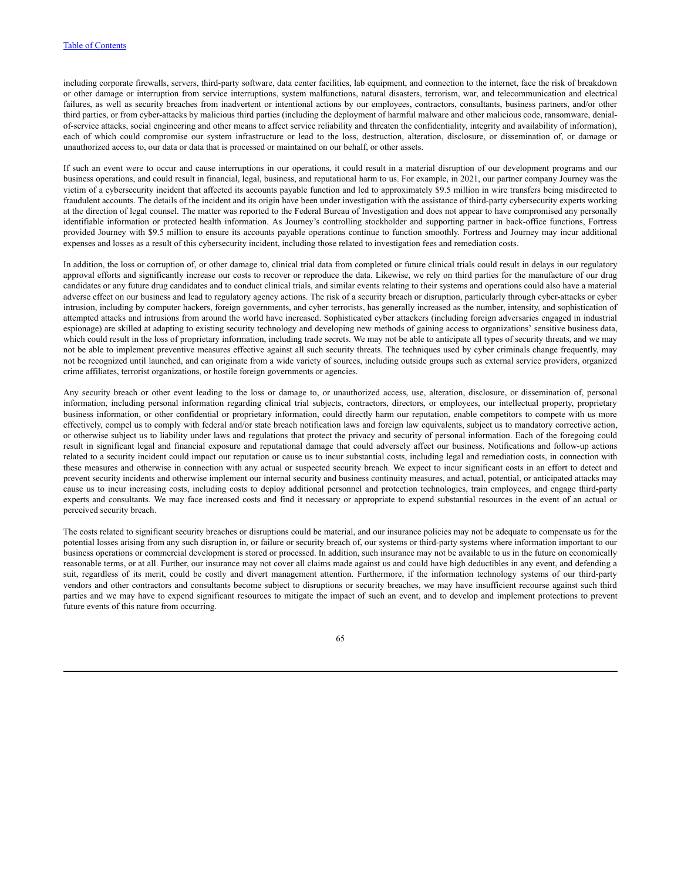including corporate firewalls, servers, third-party software, data center facilities, lab equipment, and connection to the internet, face the risk of breakdown or other damage or interruption from service interruptions, system malfunctions, natural disasters, terrorism, war, and telecommunication and electrical failures, as well as security breaches from inadvertent or intentional actions by our employees, contractors, consultants, business partners, and/or other third parties, or from cyber-attacks by malicious third parties (including the deployment of harmful malware and other malicious code, ransomware, denial-of-service attacks, social engineering and other means to affect service reliability and threaten the confidentiality, integrity and availability of information), each of which could compromise our system infrastructure or lead to the loss, destruction, alteration, disclosure, or dissemination of, or damage or unauthorized access to, our data or data that is processed or maintained on our behalf, or other assets.

If such an event were to occur and cause interruptions in our operations, it could result in a material disruption of our development programs and our business operations, and could result in financial, legal, business, and reputational harm to us. For example, in 2021, our partner company Journey was the victim of a cybersecurity incident that affected its accounts payable function and led to approximately $9.5 million in wire transfers being misdirected to fraudulent accounts. The details of the incident and its origin have been under investigation with the assistance of third-party cybersecurity experts working at the direction of legal counsel. The matter was reported to the Federal Bureau of Investigation and does not appear to have compromised any personally identifiable information or protected health information. As Journey's controlling stockholder and supporting partner in back-office functions, Fortress provided Journey with $9.5 million to ensure its accounts payable operations continue to function smoothly. Fortress and Journey may incur additional expenses and losses as a result of this cybersecurity incident, including those related to investigation fees and remediation costs.

In addition, the loss or corruption of, or other damage to, clinical trial data from completed or future clinical trials could result in delays in our regulatory approval efforts and significantly increase our costs to recover or reproduce the data. Likewise, we rely on third parties for the manufacture of our drug candidates or any future drug candidates and to conduct clinical trials, and similar events relating to their systems and operations could also have a material adverse effect on our business and lead to regulatory agency actions. The risk of a security breach or disruption, particularly through cyber-attacks or cyber intrusion, including by computer hackers, foreign governments, and cyber terrorists, has generally increased as the number, intensity, and sophistication of attempted attacks and intrusions from around the world have increased. Sophisticated cyber attackers (including foreign adversaries engaged in industrial espionage) are skilled at adapting to existing security technology and developing new methods of gaining access to organizations' sensitive business data, which could result in the loss of proprietary information, including trade secrets. We may not be able to anticipate all types of security threats, and we may not be able to implement preventive measures effective against all such security threats. The techniques used by cyber criminals change frequently, may not be recognized until launched, and can originate from a wide variety of sources, including outside groups such as external service providers, organized crime affiliates, terrorist organizations, or hostile foreign governments or agencies.

Any security breach or other event leading to the loss or damage to, or unauthorized access, use, alteration, disclosure, or dissemination of, personal information, including personal information regarding clinical trial subjects, contractors, directors, or employees, our intellectual property, proprietary business information, or other confidential or proprietary information, could directly harm our reputation, enable competitors to compete with us more effectively, compel us to comply with federal and/or state breach notification laws and foreign law equivalents, subject us to mandatory corrective action, or otherwise subject us to liability under laws and regulations that protect the privacy and security of personal information. Each of the foregoing could result in significant legal and financial exposure and reputational damage that could adversely affect our business. Notifications and follow-up actions related to a security incident could impact our reputation or cause us to incur substantial costs, including legal and remediation costs, in connection with these measures and otherwise in connection with any actual or suspected security breach. We expect to incur significant costs in an effort to detect and prevent security incidents and otherwise implement our internal security and business continuity measures, and actual, potential, or anticipated attacks may cause us to incur increasing costs, including costs to deploy additional personnel and protection technologies, train employees, and engage third-party experts and consultants. We may face increased costs and find it necessary or appropriate to expend substantial resources in the event of an actual or perceived security breach.

The costs related to significant security breaches or disruptions could be material, and our insurance policies may not be adequate to compensate us for the potential losses arising from any such disruption in, or failure or security breach of, our systems or third-party systems where information important to our business operations or commercial development is stored or processed. In addition, such insurance may not be available to us in the future on economically reasonable terms, or at all. Further, our insurance may not cover all claims made against us and could have high deductibles in any event, and defending a suit, regardless of its merit, could be costly and divert management attention. Furthermore, if the information technology systems of our third-party vendors and other contractors and consultants become subject to disruptions or security breaches, we may have insufficient recourse against such third parties and we may have to expend significant resources to mitigate the impact of such an event, and to develop and implement protections to prevent future events of this nature from occurring.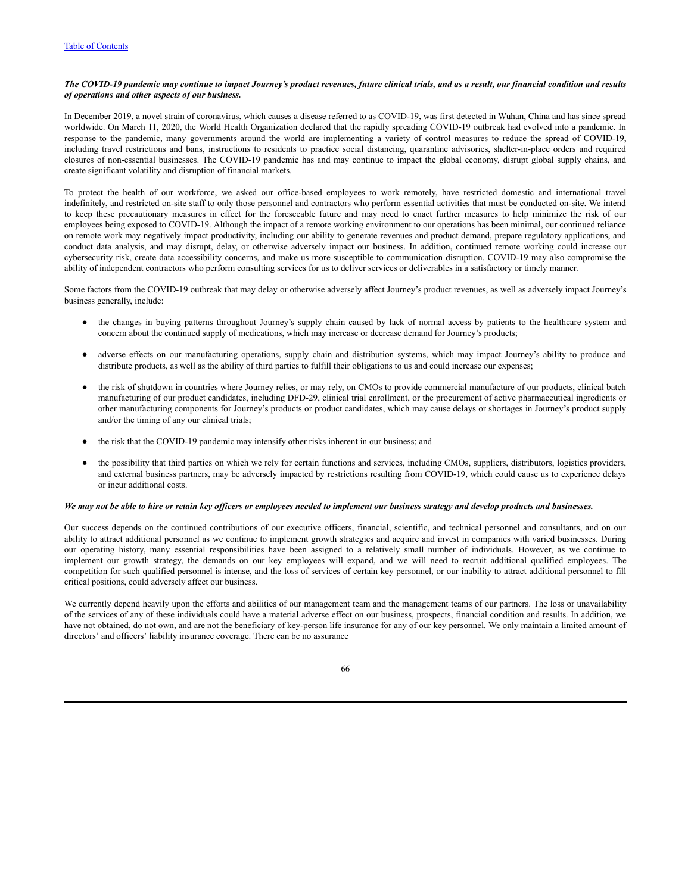***The COVID-19 pandemic may continue to impact Journey's product revenues, future clinical trials, and as a result, our financial condition and results of operations and other aspects of our business.***

In December 2019, a novel strain of coronavirus, which causes a disease referred to as COVID-19, was first detected in Wuhan, China and has since spread worldwide. On March 11, 2020, the World Health Organization declared that the rapidly spreading COVID-19 outbreak had evolved into a pandemic. In response to the pandemic, many governments around the world are implementing a variety of control measures to reduce the spread of COVID-19, including travel restrictions and bans, instructions to residents to practice social distancing, quarantine advisories, shelter-in-place orders and required closures of non-essential businesses. The COVID-19 pandemic has and may continue to impact the global economy, disrupt global supply chains, and create significant volatility and disruption of financial markets.

To protect the health of our workforce, we asked our office-based employees to work remotely, have restricted domestic and international travel indefinitely, and restricted on-site staff to only those personnel and contractors who perform essential activities that must be conducted on-site. We intend to keep these precautionary measures in effect for the foreseeable future and may need to enact further measures to help minimize the risk of our employees being exposed to COVID-19. Although the impact of a remote working environment to our operations has been minimal, our continued reliance on remote work may negatively impact productivity, including our ability to generate revenues and product demand, prepare regulatory applications, and conduct data analysis, and may disrupt, delay, or otherwise adversely impact our business. In addition, continued remote working could increase our cybersecurity risk, create data accessibility concerns, and make us more susceptible to communication disruption. COVID-19 may also compromise the ability of independent contractors who perform consulting services for us to deliver services or deliverables in a satisfactory or timely manner.

Some factors from the COVID-19 outbreak that may delay or otherwise adversely affect Journey's product revenues, as well as adversely impact Journey's business generally, include:

- the changes in buying patterns throughout Journey's supply chain caused by lack of normal access by patients to the healthcare system and concern about the continued supply of medications, which may increase or decrease demand for Journey's products;
- adverse effects on our manufacturing operations, supply chain and distribution systems, which may impact Journey's ability to produce and distribute products, as well as the ability of third parties to fulfill their obligations to us and could increase our expenses;
- the risk of shutdown in countries where Journey relies, or may rely, on CMOs to provide commercial manufacture of our products, clinical batch manufacturing of our product candidates, including DFD-29, clinical trial enrollment, or the procurement of active pharmaceutical ingredients or other manufacturing components for Journey's products or product candidates, which may cause delays or shortages in Journey's product supply and/or the timing of any our clinical trials;
- the risk that the COVID-19 pandemic may intensify other risks inherent in our business; and
- the possibility that third parties on which we rely for certain functions and services, including CMOs, suppliers, distributors, logistics providers, and external business partners, may be adversely impacted by restrictions resulting from COVID-19, which could cause us to experience delays or incur additional costs.

***We may not be able to hire or retain key officers or employees needed to implement our business strategy and develop products and businesses.***

Our success depends on the continued contributions of our executive officers, financial, scientific, and technical personnel and consultants, and on our ability to attract additional personnel as we continue to implement growth strategies and acquire and invest in companies with varied businesses. During our operating history, many essential responsibilities have been assigned to a relatively small number of individuals. However, as we continue to implement our growth strategy, the demands on our key employees will expand, and we will need to recruit additional qualified employees. The competition for such qualified personnel is intense, and the loss of services of certain key personnel, or our inability to attract additional personnel to fill critical positions, could adversely affect our business.

We currently depend heavily upon the efforts and abilities of our management team and the management teams of our partners. The loss or unavailability of the services of any of these individuals could have a material adverse effect on our business, prospects, financial condition and results. In addition, we have not obtained, do not own, and are not the beneficiary of key-person life insurance for any of our key personnel. We only maintain a limited amount of directors' and officers' liability insurance coverage. There can be no assurance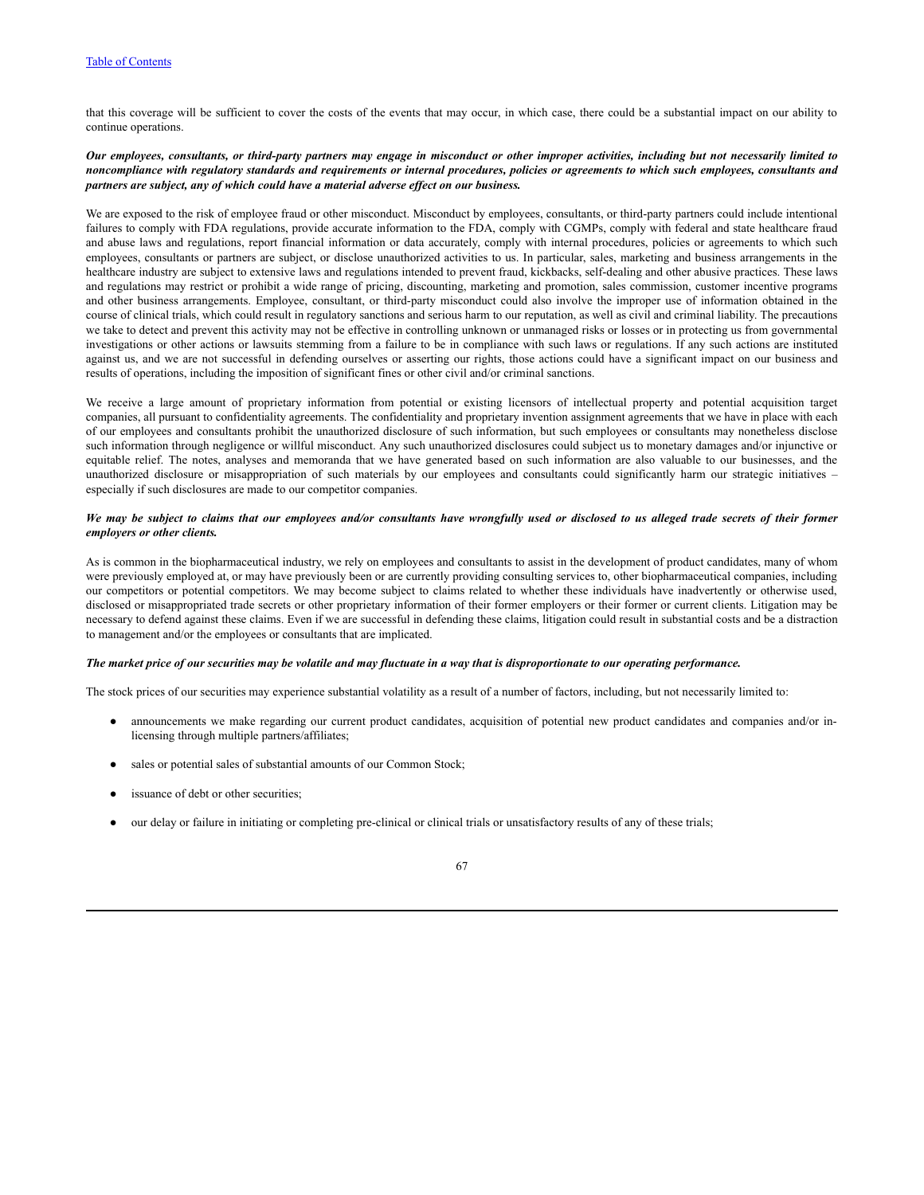that this coverage will be sufficient to cover the costs of the events that may occur, in which case, there could be a substantial impact on our ability to continue operations.

***Our employees, consultants, or third-party partners may engage in misconduct or other improper activities, including but not necessarily limited to noncompliance with regulatory standards and requirements or internal procedures, policies or agreements to which such employees, consultants and partners are subject, any of which could have a material adverse effect on our business.***

We are exposed to the risk of employee fraud or other misconduct. Misconduct by employees, consultants, or third-party partners could include intentional failures to comply with FDA regulations, provide accurate information to the FDA, comply with CGMPs, comply with federal and state healthcare fraud and abuse laws and regulations, report financial information or data accurately, comply with internal procedures, policies or agreements to which such employees, consultants or partners are subject, or disclose unauthorized activities to us. In particular, sales, marketing and business arrangements in the healthcare industry are subject to extensive laws and regulations intended to prevent fraud, kickbacks, self-dealing and other abusive practices. These laws and regulations may restrict or prohibit a wide range of pricing, discounting, marketing and promotion, sales commission, customer incentive programs and other business arrangements. Employee, consultant, or third-party misconduct could also involve the improper use of information obtained in the course of clinical trials, which could result in regulatory sanctions and serious harm to our reputation, as well as civil and criminal liability. The precautions we take to detect and prevent this activity may not be effective in controlling unknown or unmanaged risks or losses or in protecting us from governmental investigations or other actions or lawsuits stemming from a failure to be in compliance with such laws or regulations. If any such actions are instituted against us, and we are not successful in defending ourselves or asserting our rights, those actions could have a significant impact on our business and results of operations, including the imposition of significant fines or other civil and/or criminal sanctions.

We receive a large amount of proprietary information from potential or existing licensors of intellectual property and potential acquisition target companies, all pursuant to confidentiality agreements. The confidentiality and proprietary invention assignment agreements that we have in place with each of our employees and consultants prohibit the unauthorized disclosure of such information, but such employees or consultants may nonetheless disclose such information through negligence or willful misconduct. Any such unauthorized disclosures could subject us to monetary damages and/or injunctive or equitable relief. The notes, analyses and memoranda that we have generated based on such information are also valuable to our businesses, and the unauthorized disclosure or misappropriation of such materials by our employees and consultants could significantly harm our strategic initiatives – especially if such disclosures are made to our competitor companies.

***We may be subject to claims that our employees and/or consultants have wrongfully used or disclosed to us alleged trade secrets of their former employers or other clients.***

As is common in the biopharmaceutical industry, we rely on employees and consultants to assist in the development of product candidates, many of whom were previously employed at, or may have previously been or are currently providing consulting services to, other biopharmaceutical companies, including our competitors or potential competitors. We may become subject to claims related to whether these individuals have inadvertently or otherwise used, disclosed or misappropriated trade secrets or other proprietary information of their former employers or their former or current clients. Litigation may be necessary to defend against these claims. Even if we are successful in defending these claims, litigation could result in substantial costs and be a distraction to management and/or the employees or consultants that are implicated.

***The market price of our securities may be volatile and may fluctuate in a way that is disproportionate to our operating performance.***

The stock prices of our securities may experience substantial volatility as a result of a number of factors, including, but not necessarily limited to:

- announcements we make regarding our current product candidates, acquisition of potential new product candidates and companies and/or in-licensing through multiple partners/affiliates;
- sales or potential sales of substantial amounts of our Common Stock;
- issuance of debt or other securities;
- our delay or failure in initiating or completing pre-clinical or clinical trials or unsatisfactory results of any of these trials;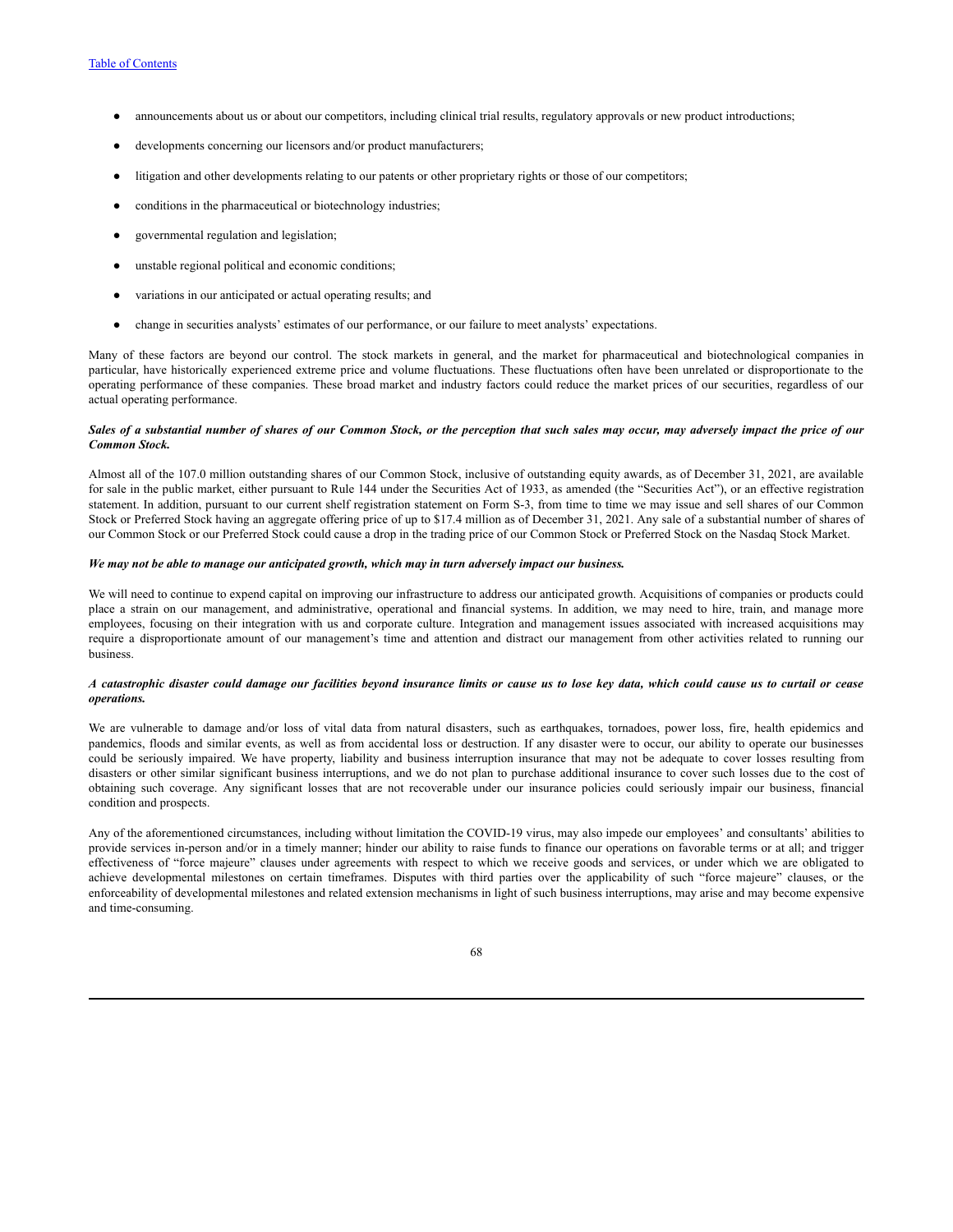- announcements about us or about our competitors, including clinical trial results, regulatory approvals or new product introductions;
- developments concerning our licensors and/or product manufacturers;
- litigation and other developments relating to our patents or other proprietary rights or those of our competitors;
- conditions in the pharmaceutical or biotechnology industries;
- governmental regulation and legislation;
- unstable regional political and economic conditions;
- variations in our anticipated or actual operating results; and
- change in securities analysts' estimates of our performance, or our failure to meet analysts' expectations.

Many of these factors are beyond our control. The stock markets in general, and the market for pharmaceutical and biotechnological companies in particular, have historically experienced extreme price and volume fluctuations. These fluctuations often have been unrelated or disproportionate to the operating performance of these companies. These broad market and industry factors could reduce the market prices of our securities, regardless of our actual operating performance.

***Sales of a substantial number of shares of our Common Stock, or the perception that such sales may occur, may adversely impact the price of our Common Stock.***

Almost all of the 107.0 million outstanding shares of our Common Stock, inclusive of outstanding equity awards, as of December 31, 2021, are available for sale in the public market, either pursuant to Rule 144 under the Securities Act of 1933, as amended (the "Securities Act"), or an effective registration statement. In addition, pursuant to our current shelf registration statement on Form S-3, from time to time we may issue and sell shares of our Common Stock or Preferred Stock having an aggregate offering price of up to $17.4 million as of December 31, 2021. Any sale of a substantial number of shares of our Common Stock or our Preferred Stock could cause a drop in the trading price of our Common Stock or Preferred Stock on the Nasdaq Stock Market.

***We may not be able to manage our anticipated growth, which may in turn adversely impact our business.***

We will need to continue to expend capital on improving our infrastructure to address our anticipated growth. Acquisitions of companies or products could place a strain on our management, and administrative, operational and financial systems. In addition, we may need to hire, train, and manage more employees, focusing on their integration with us and corporate culture. Integration and management issues associated with increased acquisitions may require a disproportionate amount of our management's time and attention and distract our management from other activities related to running our business.

***A catastrophic disaster could damage our facilities beyond insurance limits or cause us to lose key data, which could cause us to curtail or cease operations.***

We are vulnerable to damage and/or loss of vital data from natural disasters, such as earthquakes, tornadoes, power loss, fire, health epidemics and pandemics, floods and similar events, as well as from accidental loss or destruction. If any disaster were to occur, our ability to operate our businesses could be seriously impaired. We have property, liability and business interruption insurance that may not be adequate to cover losses resulting from disasters or other similar significant business interruptions, and we do not plan to purchase additional insurance to cover such losses due to the cost of obtaining such coverage. Any significant losses that are not recoverable under our insurance policies could seriously impair our business, financial condition and prospects.

Any of the aforementioned circumstances, including without limitation the COVID-19 virus, may also impede our employees' and consultants' abilities to provide services in-person and/or in a timely manner; hinder our ability to raise funds to finance our operations on favorable terms or at all; and trigger effectiveness of "force majeure" clauses under agreements with respect to which we receive goods and services, or under which we are obligated to achieve developmental milestones on certain timeframes. Disputes with third parties over the applicability of such "force majeure" clauses, or the enforceability of developmental milestones and related extension mechanisms in light of such business interruptions, may arise and may become expensive and time-consuming.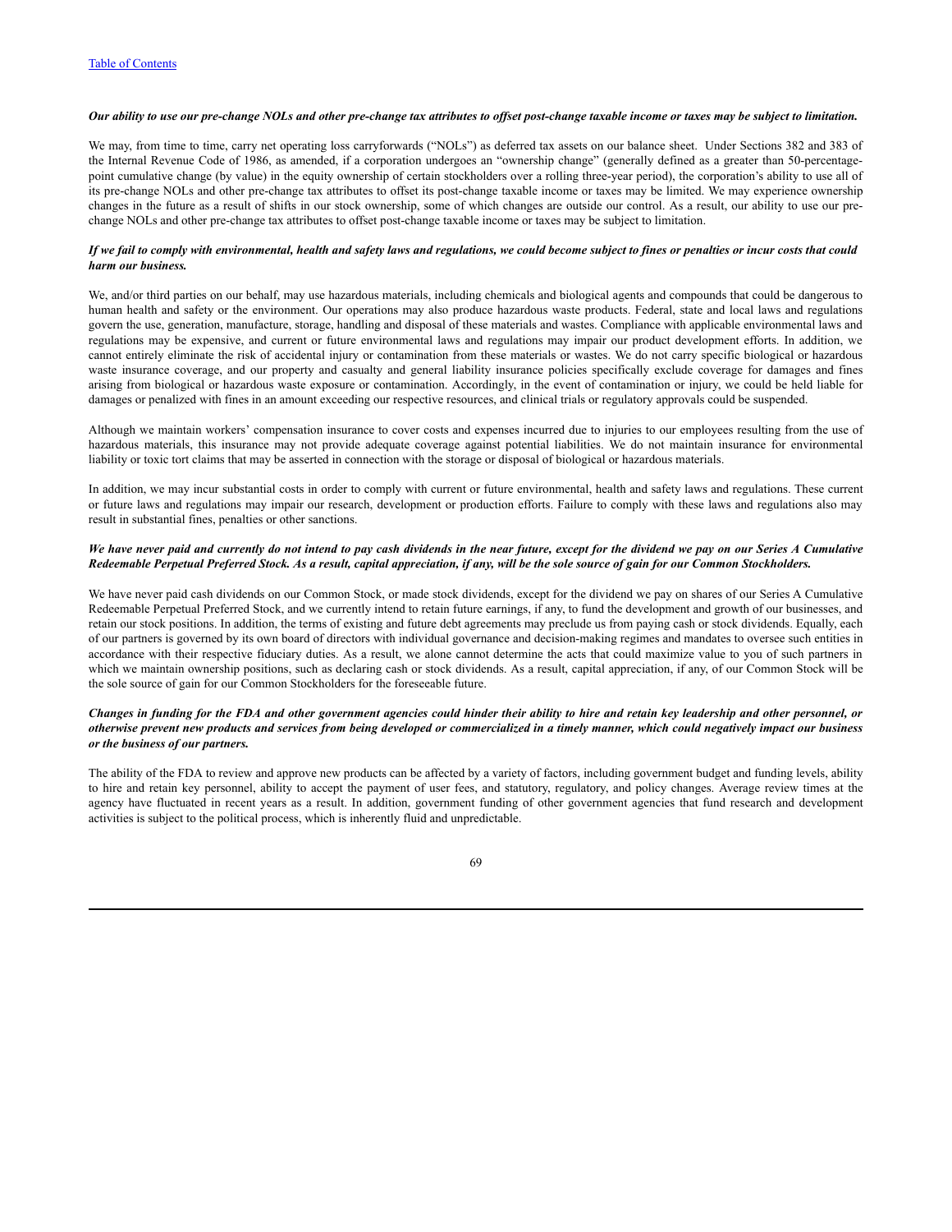***Our ability to use our pre-change NOLs and other pre-change tax attributes to offset post-change taxable income or taxes may be subject to limitation.***

We may, from time to time, carry net operating loss carryforwards ("NOLs") as deferred tax assets on our balance sheet. Under Sections 382 and 383 of the Internal Revenue Code of 1986, as amended, if a corporation undergoes an "ownership change" (generally defined as a greater than 50-percentage-point cumulative change (by value) in the equity ownership of certain stockholders over a rolling three-year period), the corporation's ability to use all of its pre-change NOLs and other pre-change tax attributes to offset its post-change taxable income or taxes may be limited. We may experience ownership changes in the future as a result of shifts in our stock ownership, some of which changes are outside our control. As a result, our ability to use our pre-change NOLs and other pre-change tax attributes to offset post-change taxable income or taxes may be subject to limitation.

***If we fail to comply with environmental, health and safety laws and regulations, we could become subject to fines or penalties or incur costs that could harm our business.***

We, and/or third parties on our behalf, may use hazardous materials, including chemicals and biological agents and compounds that could be dangerous to human health and safety or the environment. Our operations may also produce hazardous waste products. Federal, state and local laws and regulations govern the use, generation, manufacture, storage, handling and disposal of these materials and wastes. Compliance with applicable environmental laws and regulations may be expensive, and current or future environmental laws and regulations may impair our product development efforts. In addition, we cannot entirely eliminate the risk of accidental injury or contamination from these materials or wastes. We do not carry specific biological or hazardous waste insurance coverage, and our property and casualty and general liability insurance policies specifically exclude coverage for damages and fines arising from biological or hazardous waste exposure or contamination. Accordingly, in the event of contamination or injury, we could be held liable for damages or penalized with fines in an amount exceeding our respective resources, and clinical trials or regulatory approvals could be suspended.

Although we maintain workers' compensation insurance to cover costs and expenses incurred due to injuries to our employees resulting from the use of hazardous materials, this insurance may not provide adequate coverage against potential liabilities. We do not maintain insurance for environmental liability or toxic tort claims that may be asserted in connection with the storage or disposal of biological or hazardous materials.

In addition, we may incur substantial costs in order to comply with current or future environmental, health and safety laws and regulations. These current or future laws and regulations may impair our research, development or production efforts. Failure to comply with these laws and regulations also may result in substantial fines, penalties or other sanctions.

***We have never paid and currently do not intend to pay cash dividends in the near future, except for the dividend we pay on our Series A Cumulative Redeemable Perpetual Preferred Stock. As a result, capital appreciation, if any, will be the sole source of gain for our Common Stockholders.***

We have never paid cash dividends on our Common Stock, or made stock dividends, except for the dividend we pay on shares of our Series A Cumulative Redeemable Perpetual Preferred Stock, and we currently intend to retain future earnings, if any, to fund the development and growth of our businesses, and retain our stock positions. In addition, the terms of existing and future debt agreements may preclude us from paying cash or stock dividends. Equally, each of our partners is governed by its own board of directors with individual governance and decision-making regimes and mandates to oversee such entities in accordance with their respective fiduciary duties. As a result, we alone cannot determine the acts that could maximize value to you of such partners in which we maintain ownership positions, such as declaring cash or stock dividends. As a result, capital appreciation, if any, of our Common Stock will be the sole source of gain for our Common Stockholders for the foreseeable future.

***Changes in funding for the FDA and other government agencies could hinder their ability to hire and retain key leadership and other personnel, or otherwise prevent new products and services from being developed or commercialized in a timely manner, which could negatively impact our business or the business of our partners.***

The ability of the FDA to review and approve new products can be affected by a variety of factors, including government budget and funding levels, ability to hire and retain key personnel, ability to accept the payment of user fees, and statutory, regulatory, and policy changes. Average review times at the agency have fluctuated in recent years as a result. In addition, government funding of other government agencies that fund research and development activities is subject to the political process, which is inherently fluid and unpredictable.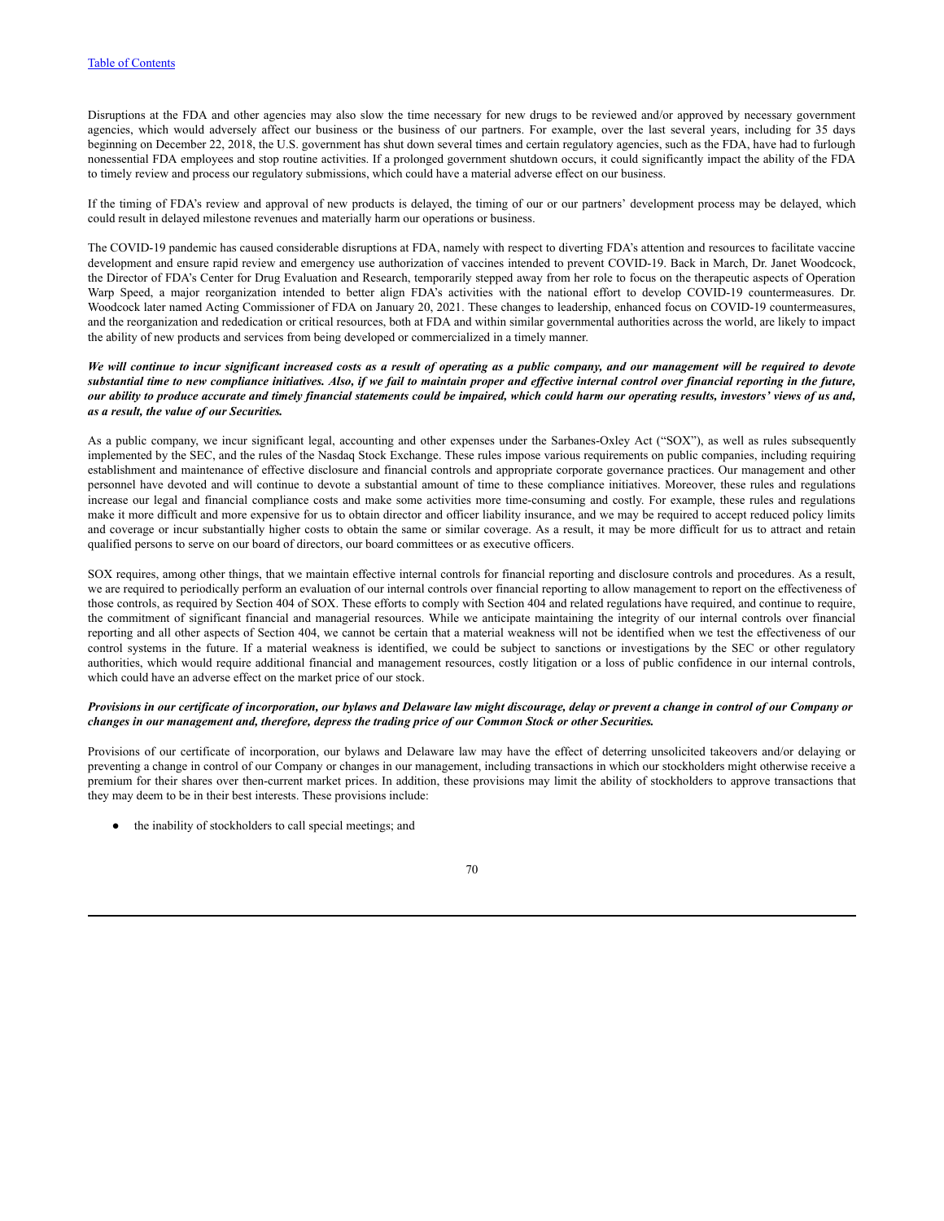Disruptions at the FDA and other agencies may also slow the time necessary for new drugs to be reviewed and/or approved by necessary government agencies, which would adversely affect our business or the business of our partners. For example, over the last several years, including for 35 days beginning on December 22, 2018, the U.S. government has shut down several times and certain regulatory agencies, such as the FDA, have had to furlough nonessential FDA employees and stop routine activities. If a prolonged government shutdown occurs, it could significantly impact the ability of the FDA to timely review and process our regulatory submissions, which could have a material adverse effect on our business.

If the timing of FDA's review and approval of new products is delayed, the timing of our or our partners' development process may be delayed, which could result in delayed milestone revenues and materially harm our operations or business.

The COVID-19 pandemic has caused considerable disruptions at FDA, namely with respect to diverting FDA's attention and resources to facilitate vaccine development and ensure rapid review and emergency use authorization of vaccines intended to prevent COVID-19. Back in March, Dr. Janet Woodcock, the Director of FDA's Center for Drug Evaluation and Research, temporarily stepped away from her role to focus on the therapeutic aspects of Operation Warp Speed, a major reorganization intended to better align FDA's activities with the national effort to develop COVID-19 countermeasures. Dr. Woodcock later named Acting Commissioner of FDA on January 20, 2021. These changes to leadership, enhanced focus on COVID-19 countermeasures, and the reorganization and rededication or critical resources, both at FDA and within similar governmental authorities across the world, are likely to impact the ability of new products and services from being developed or commercialized in a timely manner.

***We will continue to incur significant increased costs as a result of operating as a public company, and our management will be required to devote substantial time to new compliance initiatives. Also, if we fail to maintain proper and effective internal control over financial reporting in the future, our ability to produce accurate and timely financial statements could be impaired, which could harm our operating results, investors' views of us and, as a result, the value of our Securities.***

As a public company, we incur significant legal, accounting and other expenses under the Sarbanes-Oxley Act ("SOX"), as well as rules subsequently implemented by the SEC, and the rules of the Nasdaq Stock Exchange. These rules impose various requirements on public companies, including requiring establishment and maintenance of effective disclosure and financial controls and appropriate corporate governance practices. Our management and other personnel have devoted and will continue to devote a substantial amount of time to these compliance initiatives. Moreover, these rules and regulations increase our legal and financial compliance costs and make some activities more time-consuming and costly. For example, these rules and regulations make it more difficult and more expensive for us to obtain director and officer liability insurance, and we may be required to accept reduced policy limits and coverage or incur substantially higher costs to obtain the same or similar coverage. As a result, it may be more difficult for us to attract and retain qualified persons to serve on our board of directors, our board committees or as executive officers.

SOX requires, among other things, that we maintain effective internal controls for financial reporting and disclosure controls and procedures. As a result, we are required to periodically perform an evaluation of our internal controls over financial reporting to allow management to report on the effectiveness of those controls, as required by Section 404 of SOX. These efforts to comply with Section 404 and related regulations have required, and continue to require, the commitment of significant financial and managerial resources. While we anticipate maintaining the integrity of our internal controls over financial reporting and all other aspects of Section 404, we cannot be certain that a material weakness will not be identified when we test the effectiveness of our control systems in the future. If a material weakness is identified, we could be subject to sanctions or investigations by the SEC or other regulatory authorities, which would require additional financial and management resources, costly litigation or a loss of public confidence in our internal controls, which could have an adverse effect on the market price of our stock.

***Provisions in our certificate of incorporation, our bylaws and Delaware law might discourage, delay or prevent a change in control of our Company or changes in our management and, therefore, depress the trading price of our Common Stock or other Securities.***

Provisions of our certificate of incorporation, our bylaws and Delaware law may have the effect of deterring unsolicited takeovers and/or delaying or preventing a change in control of our Company or changes in our management, including transactions in which our stockholders might otherwise receive a premium for their shares over then-current market prices. In addition, these provisions may limit the ability of stockholders to approve transactions that they may deem to be in their best interests. These provisions include:

- the inability of stockholders to call special meetings; and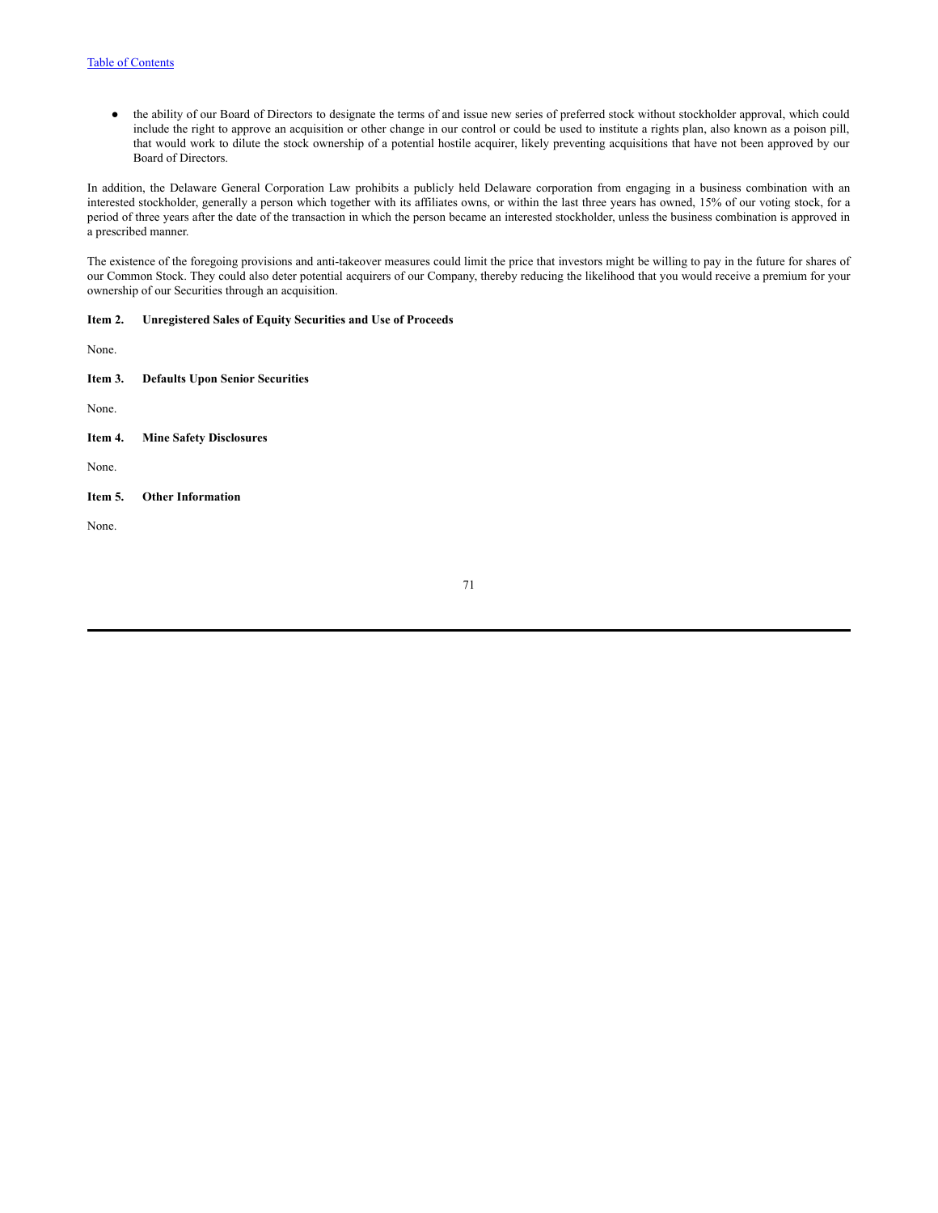- the ability of our Board of Directors to designate the terms of and issue new series of preferred stock without stockholder approval, which could include the right to approve an acquisition or other change in our control or could be used to institute a rights plan, also known as a poison pill, that would work to dilute the stock ownership of a potential hostile acquirer, likely preventing acquisitions that have not been approved by our Board of Directors.

In addition, the Delaware General Corporation Law prohibits a publicly held Delaware corporation from engaging in a business combination with an interested stockholder, generally a person which together with its affiliates owns, or within the last three years has owned, 15% of our voting stock, for a period of three years after the date of the transaction in which the person became an interested stockholder, unless the business combination is approved in a prescribed manner.

The existence of the foregoing provisions and anti-takeover measures could limit the price that investors might be willing to pay in the future for shares of our Common Stock. They could also deter potential acquirers of our Company, thereby reducing the likelihood that you would receive a premium for your ownership of our Securities through an acquisition.

**Item 2. Unregistered Sales of Equity Securities and Use of Proceeds**

None.

**Item 3. Defaults Upon Senior Securities**

None.

**Item 4. Mine Safety Disclosures**

None.

**Item 5. Other Information**

None.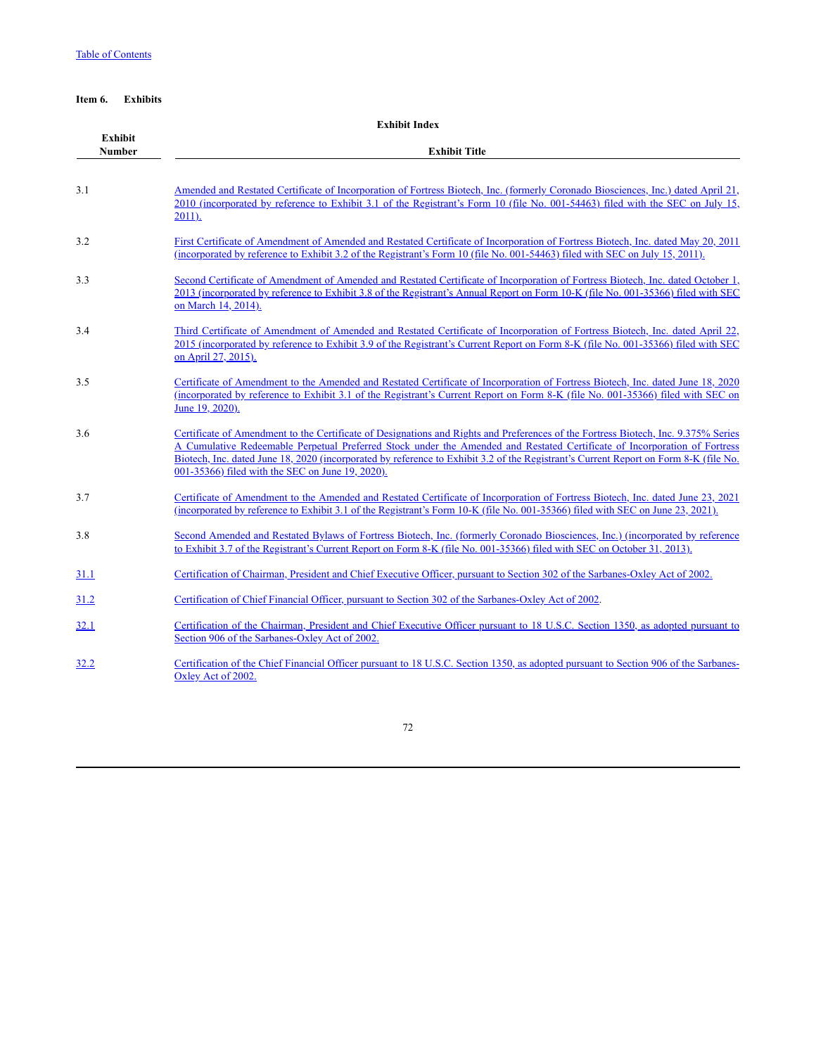[Table of Contents]

**Item 6. Exhibits**

**Exhibit Index**

| Exhibit Number | Exhibit Title |
|---|---|
| 3.1 | Amended and Restated Certificate of Incorporation of Fortress Biotech, Inc. (formerly Coronado Biosciences, Inc.) dated April 21, 2010 (incorporated by reference to Exhibit 3.1 of the Registrant's Form 10 (file No. 001-54463) filed with the SEC on July 15, 2011). |
| 3.2 | First Certificate of Amendment of Amended and Restated Certificate of Incorporation of Fortress Biotech, Inc. dated May 20, 2011 (incorporated by reference to Exhibit 3.2 of the Registrant's Form 10 (file No. 001-54463) filed with SEC on July 15, 2011). |
| 3.3 | Second Certificate of Amendment of Amended and Restated Certificate of Incorporation of Fortress Biotech, Inc. dated October 1, 2013 (incorporated by reference to Exhibit 3.8 of the Registrant's Annual Report on Form 10-K (file No. 001-35366) filed with SEC on March 14, 2014). |
| 3.4 | Third Certificate of Amendment of Amended and Restated Certificate of Incorporation of Fortress Biotech, Inc. dated April 22, 2015 (incorporated by reference to Exhibit 3.9 of the Registrant's Current Report on Form 8-K (file No. 001-35366) filed with SEC on April 27, 2015). |
| 3.5 | Certificate of Amendment to the Amended and Restated Certificate of Incorporation of Fortress Biotech, Inc. dated June 18, 2020 (incorporated by reference to Exhibit 3.1 of the Registrant's Current Report on Form 8-K (file No. 001-35366) filed with SEC on June 19, 2020). |
| 3.6 | Certificate of Amendment to the Certificate of Designations and Rights and Preferences of the Fortress Biotech, Inc. 9.375% Series A Cumulative Redeemable Perpetual Preferred Stock under the Amended and Restated Certificate of Incorporation of Fortress Biotech, Inc. dated June 18, 2020 (incorporated by reference to Exhibit 3.2 of the Registrant's Current Report on Form 8-K (file No. 001-35366) filed with the SEC on June 19, 2020). |
| 3.7 | Certificate of Amendment to the Amended and Restated Certificate of Incorporation of Fortress Biotech, Inc. dated June 23, 2021 (incorporated by reference to Exhibit 3.1 of the Registrant's Form 10-K (file No. 001-35366) filed with SEC on June 23, 2021). |
| 3.8 | Second Amended and Restated Bylaws of Fortress Biotech, Inc. (formerly Coronado Biosciences, Inc.) (incorporated by reference to Exhibit 3.7 of the Registrant's Current Report on Form 8-K (file No. 001-35366) filed with SEC on October 31, 2013). |
| 31.1 | Certification of Chairman, President and Chief Executive Officer, pursuant to Section 302 of the Sarbanes-Oxley Act of 2002. |
| 31.2 | Certification of Chief Financial Officer, pursuant to Section 302 of the Sarbanes-Oxley Act of 2002. |
| 32.1 | Certification of the Chairman, President and Chief Executive Officer pursuant to 18 U.S.C. Section 1350, as adopted pursuant to Section 906 of the Sarbanes-Oxley Act of 2002. |
| 32.2 | Certification of the Chief Financial Officer pursuant to 18 U.S.C. Section 1350, as adopted pursuant to Section 906 of the Sarbanes-Oxley Act of 2002. |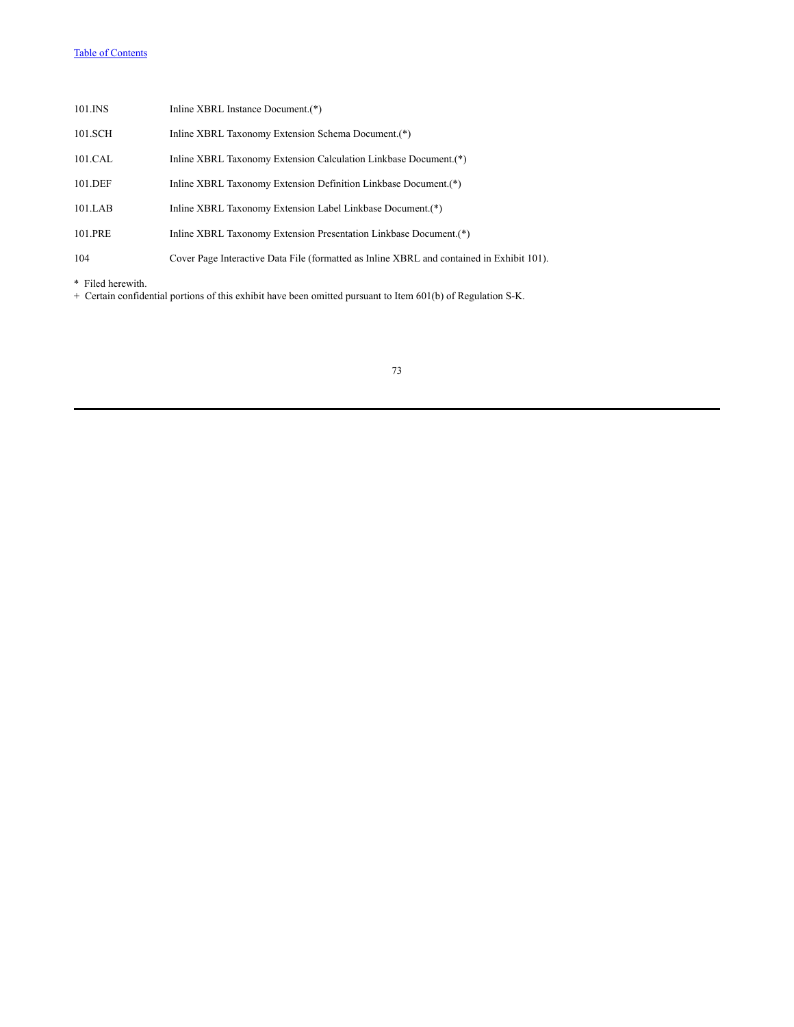| | |
|---|---|
| 101.INS | Inline XBRL Instance Document.(*) |
| 101.SCH | Inline XBRL Taxonomy Extension Schema Document.(*) |
| 101.CAL | Inline XBRL Taxonomy Extension Calculation Linkbase Document.(*) |
| 101.DEF | Inline XBRL Taxonomy Extension Definition Linkbase Document.(*) |
| 101.LAB | Inline XBRL Taxonomy Extension Label Linkbase Document.(*) |
| 101.PRE | Inline XBRL Taxonomy Extension Presentation Linkbase Document.(*) |
| 104 | Cover Page Interactive Data File (formatted as Inline XBRL and contained in Exhibit 101). |

\* Filed herewith.
\+ Certain confidential portions of this exhibit have been omitted pursuant to Item 601(b) of Regulation S-K.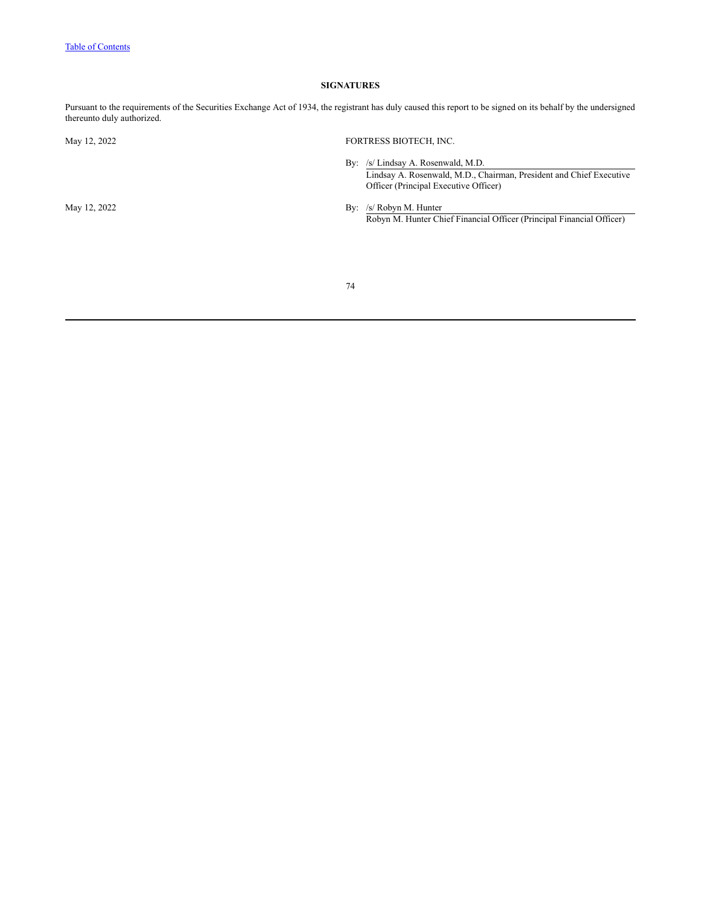**SIGNATURES**

Pursuant to the requirements of the Securities Exchange Act of 1934, the registrant has duly caused this report to be signed on its behalf by the undersigned thereunto duly authorized.

May 12, 2022

FORTRESS BIOTECH, INC.

By: /s/ Lindsay A. Rosenwald, M.D.
Lindsay A. Rosenwald, M.D., Chairman, President and Chief Executive Officer (Principal Executive Officer)

May 12, 2022

By: /s/ Robyn M. Hunter
Robyn M. Hunter Chief Financial Officer (Principal Financial Officer)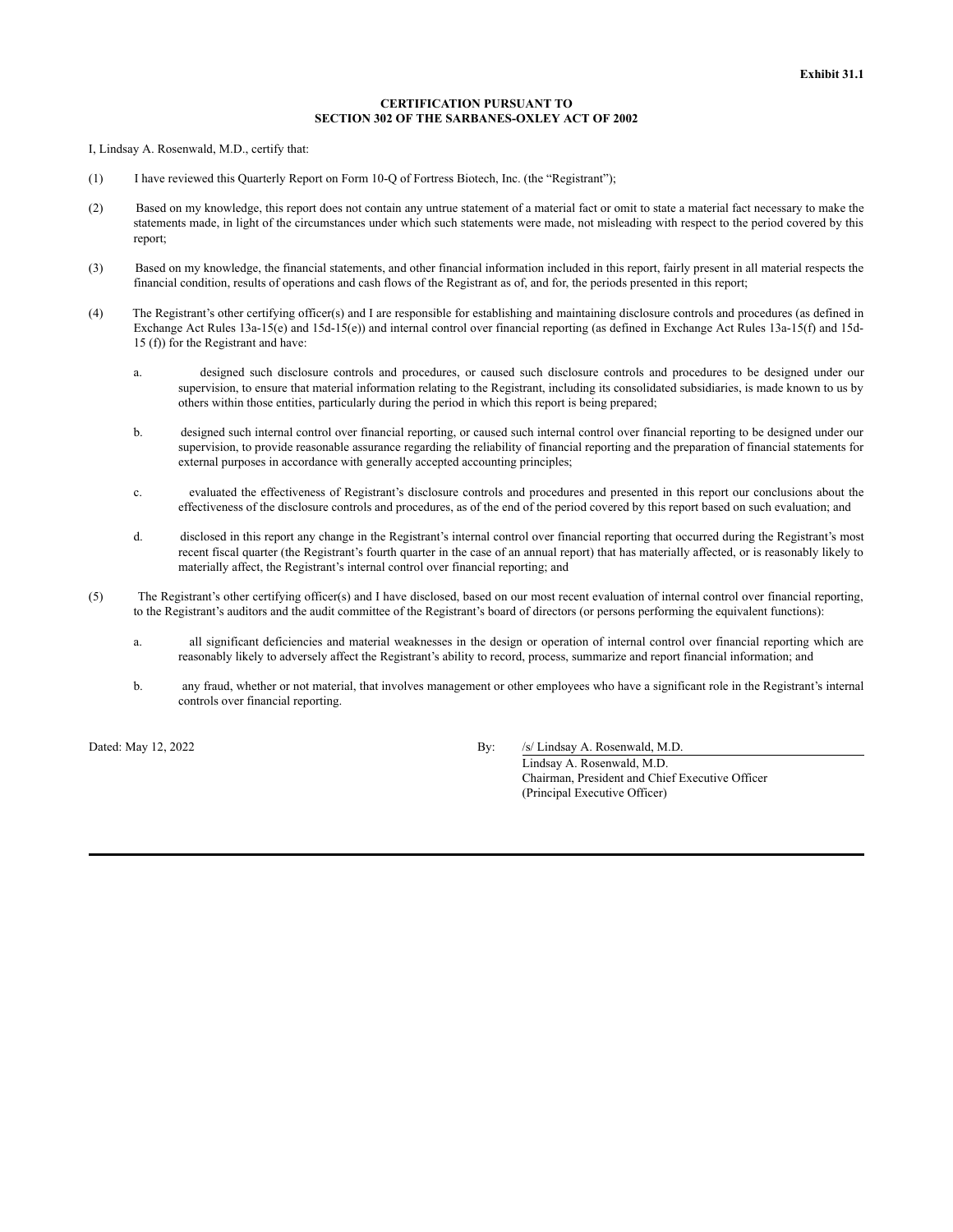**Exhibit 31.1**

**CERTIFICATION PURSUANT TO SECTION 302 OF THE SARBANES-OXLEY ACT OF 2002**

I, Lindsay A. Rosenwald, M.D., certify that:

(1) I have reviewed this Quarterly Report on Form 10-Q of Fortress Biotech, Inc. (the "Registrant");

(2) Based on my knowledge, this report does not contain any untrue statement of a material fact or omit to state a material fact necessary to make the statements made, in light of the circumstances under which such statements were made, not misleading with respect to the period covered by this report;

(3) Based on my knowledge, the financial statements, and other financial information included in this report, fairly present in all material respects the financial condition, results of operations and cash flows of the Registrant as of, and for, the periods presented in this report;

(4) The Registrant's other certifying officer(s) and I are responsible for establishing and maintaining disclosure controls and procedures (as defined in Exchange Act Rules 13a-15(e) and 15d-15(e)) and internal control over financial reporting (as defined in Exchange Act Rules 13a-15(f) and 15d-15 (f)) for the Registrant and have:

a. designed such disclosure controls and procedures, or caused such disclosure controls and procedures to be designed under our supervision, to ensure that material information relating to the Registrant, including its consolidated subsidiaries, is made known to us by others within those entities, particularly during the period in which this report is being prepared;

b. designed such internal control over financial reporting, or caused such internal control over financial reporting to be designed under our supervision, to provide reasonable assurance regarding the reliability of financial reporting and the preparation of financial statements for external purposes in accordance with generally accepted accounting principles;

c. evaluated the effectiveness of Registrant's disclosure controls and procedures and presented in this report our conclusions about the effectiveness of the disclosure controls and procedures, as of the end of the period covered by this report based on such evaluation; and

d. disclosed in this report any change in the Registrant's internal control over financial reporting that occurred during the Registrant's most recent fiscal quarter (the Registrant's fourth quarter in the case of an annual report) that has materially affected, or is reasonably likely to materially affect, the Registrant's internal control over financial reporting; and

(5) The Registrant's other certifying officer(s) and I have disclosed, based on our most recent evaluation of internal control over financial reporting, to the Registrant's auditors and the audit committee of the Registrant's board of directors (or persons performing the equivalent functions):

a. all significant deficiencies and material weaknesses in the design or operation of internal control over financial reporting which are reasonably likely to adversely affect the Registrant's ability to record, process, summarize and report financial information; and

b. any fraud, whether or not material, that involves management or other employees who have a significant role in the Registrant's internal controls over financial reporting.

Dated: May 12, 2022

By: /s/ Lindsay A. Rosenwald, M.D.
Lindsay A. Rosenwald, M.D.
Chairman, President and Chief Executive Officer
(Principal Executive Officer)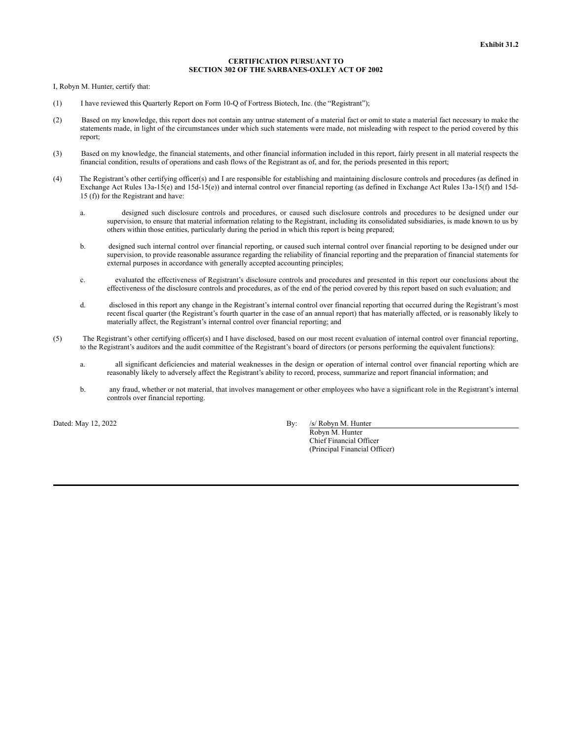**Exhibit 31.2**

**CERTIFICATION PURSUANT TO**
**SECTION 302 OF THE SARBANES-OXLEY ACT OF 2002**

I, Robyn M. Hunter, certify that:

(1) I have reviewed this Quarterly Report on Form 10-Q of Fortress Biotech, Inc. (the "Registrant");

(2) Based on my knowledge, this report does not contain any untrue statement of a material fact or omit to state a material fact necessary to make the statements made, in light of the circumstances under which such statements were made, not misleading with respect to the period covered by this report;

(3) Based on my knowledge, the financial statements, and other financial information included in this report, fairly present in all material respects the financial condition, results of operations and cash flows of the Registrant as of, and for, the periods presented in this report;

(4) The Registrant's other certifying officer(s) and I are responsible for establishing and maintaining disclosure controls and procedures (as defined in Exchange Act Rules 13a-15(e) and 15d-15(e)) and internal control over financial reporting (as defined in Exchange Act Rules 13a-15(f) and 15d-15 (f)) for the Registrant and have:

a. designed such disclosure controls and procedures, or caused such disclosure controls and procedures to be designed under our supervision, to ensure that material information relating to the Registrant, including its consolidated subsidiaries, is made known to us by others within those entities, particularly during the period in which this report is being prepared;

b. designed such internal control over financial reporting, or caused such internal control over financial reporting to be designed under our supervision, to provide reasonable assurance regarding the reliability of financial reporting and the preparation of financial statements for external purposes in accordance with generally accepted accounting principles;

c. evaluated the effectiveness of Registrant's disclosure controls and procedures and presented in this report our conclusions about the effectiveness of the disclosure controls and procedures, as of the end of the period covered by this report based on such evaluation; and

d. disclosed in this report any change in the Registrant's internal control over financial reporting that occurred during the Registrant's most recent fiscal quarter (the Registrant's fourth quarter in the case of an annual report) that has materially affected, or is reasonably likely to materially affect, the Registrant's internal control over financial reporting; and

(5) The Registrant's other certifying officer(s) and I have disclosed, based on our most recent evaluation of internal control over financial reporting, to the Registrant's auditors and the audit committee of the Registrant's board of directors (or persons performing the equivalent functions):

a. all significant deficiencies and material weaknesses in the design or operation of internal control over financial reporting which are reasonably likely to adversely affect the Registrant's ability to record, process, summarize and report financial information; and

b. any fraud, whether or not material, that involves management or other employees who have a significant role in the Registrant's internal controls over financial reporting.

Dated: May 12, 2022

By: /s/ Robyn M. Hunter
Robyn M. Hunter
Chief Financial Officer
(Principal Financial Officer)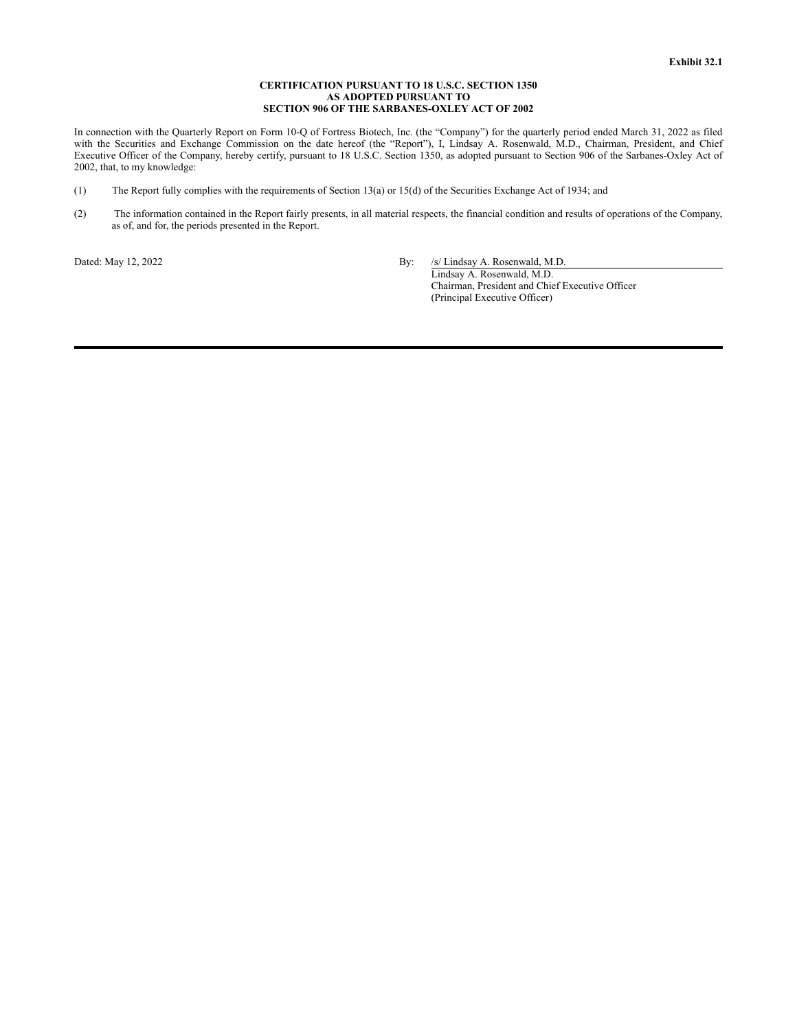**Exhibit 32.1**

**CERTIFICATION PURSUANT TO 18 U.S.C. SECTION 1350
AS ADOPTED PURSUANT TO
SECTION 906 OF THE SARBANES-OXLEY ACT OF 2002**

In connection with the Quarterly Report on Form 10-Q of Fortress Biotech, Inc. (the "Company") for the quarterly period ended March 31, 2022 as filed with the Securities and Exchange Commission on the date hereof (the "Report"), I, Lindsay A. Rosenwald, M.D., Chairman, President, and Chief Executive Officer of the Company, hereby certify, pursuant to 18 U.S.C. Section 1350, as adopted pursuant to Section 906 of the Sarbanes-Oxley Act of 2002, that, to my knowledge:

(1) The Report fully complies with the requirements of Section 13(a) or 15(d) of the Securities Exchange Act of 1934; and

(2) The information contained in the Report fairly presents, in all material respects, the financial condition and results of operations of the Company, as of, and for, the periods presented in the Report.

Dated: May 12, 2022

By: /s/ Lindsay A. Rosenwald, M.D.
Lindsay A. Rosenwald, M.D.
Chairman, President and Chief Executive Officer
(Principal Executive Officer)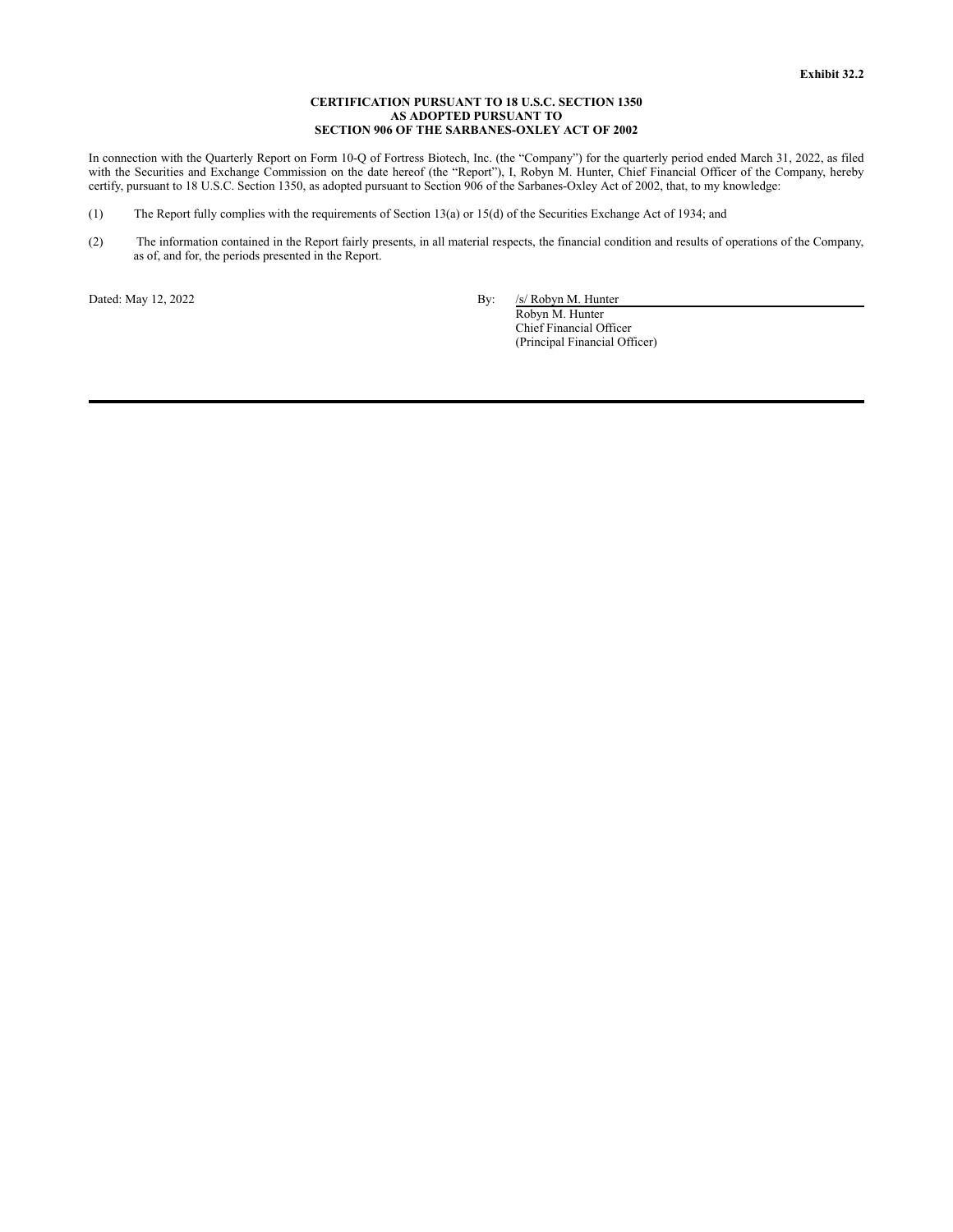**Exhibit 32.2**

**CERTIFICATION PURSUANT TO 18 U.S.C. SECTION 1350**
**AS ADOPTED PURSUANT TO**
**SECTION 906 OF THE SARBANES-OXLEY ACT OF 2002**

In connection with the Quarterly Report on Form 10-Q of Fortress Biotech, Inc. (the "Company") for the quarterly period ended March 31, 2022, as filed with the Securities and Exchange Commission on the date hereof (the "Report"), I, Robyn M. Hunter, Chief Financial Officer of the Company, hereby certify, pursuant to 18 U.S.C. Section 1350, as adopted pursuant to Section 906 of the Sarbanes-Oxley Act of 2002, that, to my knowledge:

(1) The Report fully complies with the requirements of Section 13(a) or 15(d) of the Securities Exchange Act of 1934; and

(2) The information contained in the Report fairly presents, in all material respects, the financial condition and results of operations of the Company, as of, and for, the periods presented in the Report.

Dated: May 12, 2022

By: /s/ Robyn M. Hunter
Robyn M. Hunter
Chief Financial Officer
(Principal Financial Officer)